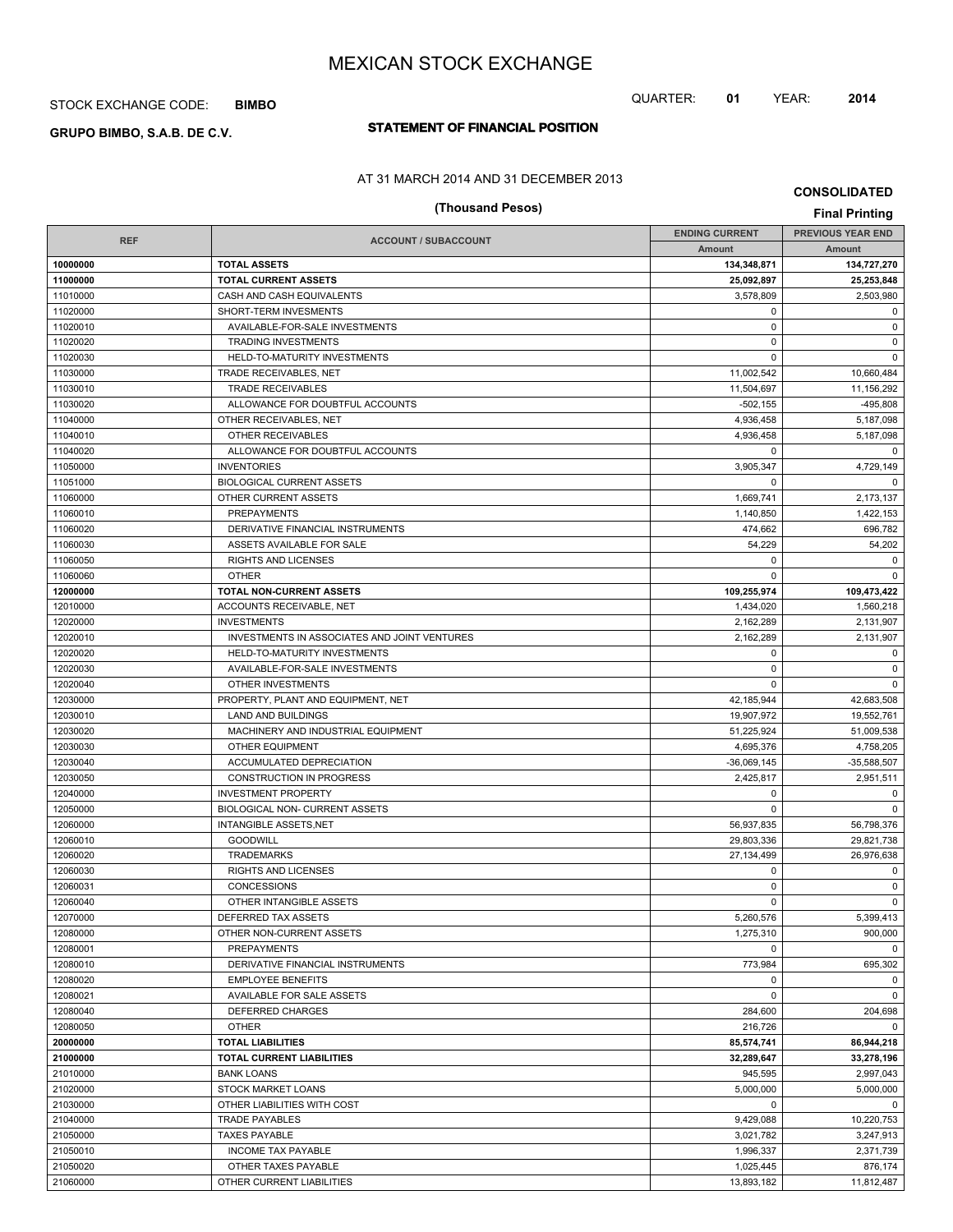# MEXICAN STOCK EXCHANGE

STOCK EXCHANGE CODE: **BIMBO**

QUARTER: **01** YEAR: **2014**

**GRUPO BIMBO, S.A.B. DE C.V.**

## STATEMENT OF FINANCIAL POSITION

AT 31 MARCH 2014 AND 31 DECEMBER 2013

**(Thousand Pesos)**

**CONSOLIDATED**

**Final Printing**

| REF | ACCOUNT / SUBACCOUNT | ENDING CURRENT | PREVIOUS YEAR END |
|---|---|---|---|
| | | Amount | Amount |
| **10000000** | **TOTAL ASSETS** | **134,348,871** | **134,727,270** |
| **11000000** | **TOTAL CURRENT ASSETS** | **25,092,897** | **25,253,848** |
| 11010000 | CASH AND CASH EQUIVALENTS | 3,578,809 | 2,503,980 |
| 11020000 | SHORT-TERM INVESMENTS | 0 | 0 |
| 11020010 | AVAILABLE-FOR-SALE INVESTMENTS | 0 | 0 |
| 11020020 | TRADING INVESTMENTS | 0 | 0 |
| 11020030 | HELD-TO-MATURITY INVESTMENTS | 0 | 0 |
| 11030000 | TRADE RECEIVABLES, NET | 11,002,542 | 10,660,484 |
| 11030010 | TRADE RECEIVABLES | 11,504,697 | 11,156,292 |
| 11030020 | ALLOWANCE FOR DOUBTFUL ACCOUNTS | -502,155 | -495,808 |
| 11040000 | OTHER RECEIVABLES, NET | 4,936,458 | 5,187,098 |
| 11040010 | OTHER RECEIVABLES | 4,936,458 | 5,187,098 |
| 11040020 | ALLOWANCE FOR DOUBTFUL ACCOUNTS | 0 | 0 |
| 11050000 | INVENTORIES | 3,905,347 | 4,729,149 |
| 11051000 | BIOLOGICAL CURRENT ASSETS | 0 | 0 |
| 11060000 | OTHER CURRENT ASSETS | 1,669,741 | 2,173,137 |
| 11060010 | PREPAYMENTS | 1,140,850 | 1,422,153 |
| 11060020 | DERIVATIVE FINANCIAL INSTRUMENTS | 474,662 | 696,782 |
| 11060030 | ASSETS AVAILABLE FOR SALE | 54,229 | 54,202 |
| 11060050 | RIGHTS AND LICENSES | 0 | 0 |
| 11060060 | OTHER | 0 | 0 |
| **12000000** | **TOTAL NON-CURRENT ASSETS** | **109,255,974** | **109,473,422** |
| 12010000 | ACCOUNTS RECEIVABLE, NET | 1,434,020 | 1,560,218 |
| 12020000 | INVESTMENTS | 2,162,289 | 2,131,907 |
| 12020010 | INVESTMENTS IN ASSOCIATES AND JOINT VENTURES | 2,162,289 | 2,131,907 |
| 12020020 | HELD-TO-MATURITY INVESTMENTS | 0 | 0 |
| 12020030 | AVAILABLE-FOR-SALE INVESTMENTS | 0 | 0 |
| 12020040 | OTHER INVESTMENTS | 0 | 0 |
| 12030000 | PROPERTY, PLANT AND EQUIPMENT, NET | 42,185,944 | 42,683,508 |
| 12030010 | LAND AND BUILDINGS | 19,907,972 | 19,552,761 |
| 12030020 | MACHINERY AND INDUSTRIAL EQUIPMENT | 51,225,924 | 51,009,538 |
| 12030030 | OTHER EQUIPMENT | 4,695,376 | 4,758,205 |
| 12030040 | ACCUMULATED DEPRECIATION | -36,069,145 | -35,588,507 |
| 12030050 | CONSTRUCTION IN PROGRESS | 2,425,817 | 2,951,511 |
| 12040000 | INVESTMENT PROPERTY | 0 | 0 |
| 12050000 | BIOLOGICAL NON- CURRENT ASSETS | 0 | 0 |
| 12060000 | INTANGIBLE ASSETS,NET | 56,937,835 | 56,798,376 |
| 12060010 | GOODWILL | 29,803,336 | 29,821,738 |
| 12060020 | TRADEMARKS | 27,134,499 | 26,976,638 |
| 12060030 | RIGHTS AND LICENSES | 0 | 0 |
| 12060031 | CONCESSIONS | 0 | 0 |
| 12060040 | OTHER INTANGIBLE ASSETS | 0 | 0 |
| 12070000 | DEFERRED TAX ASSETS | 5,260,576 | 5,399,413 |
| 12080000 | OTHER NON-CURRENT ASSETS | 1,275,310 | 900,000 |
| 12080001 | PREPAYMENTS | 0 | 0 |
| 12080010 | DERIVATIVE FINANCIAL INSTRUMENTS | 773,984 | 695,302 |
| 12080020 | EMPLOYEE BENEFITS | 0 | 0 |
| 12080021 | AVAILABLE FOR SALE ASSETS | 0 | 0 |
| 12080040 | DEFERRED CHARGES | 284,600 | 204,698 |
| 12080050 | OTHER | 216,726 | 0 |
| **20000000** | **TOTAL LIABILITIES** | **85,574,741** | **86,944,218** |
| **21000000** | **TOTAL CURRENT LIABILITIES** | **32,289,647** | **33,278,196** |
| 21010000 | BANK LOANS | 945,595 | 2,997,043 |
| 21020000 | STOCK MARKET LOANS | 5,000,000 | 5,000,000 |
| 21030000 | OTHER LIABILITIES WITH COST | 0 | 0 |
| 21040000 | TRADE PAYABLES | 9,429,088 | 10,220,753 |
| 21050000 | TAXES PAYABLE | 3,021,782 | 3,247,913 |
| 21050010 | INCOME TAX PAYABLE | 1,996,337 | 2,371,739 |
| 21050020 | OTHER TAXES PAYABLE | 1,025,445 | 876,174 |
| 21060000 | OTHER CURRENT LIABILITIES | 13,893,182 | 11,812,487 |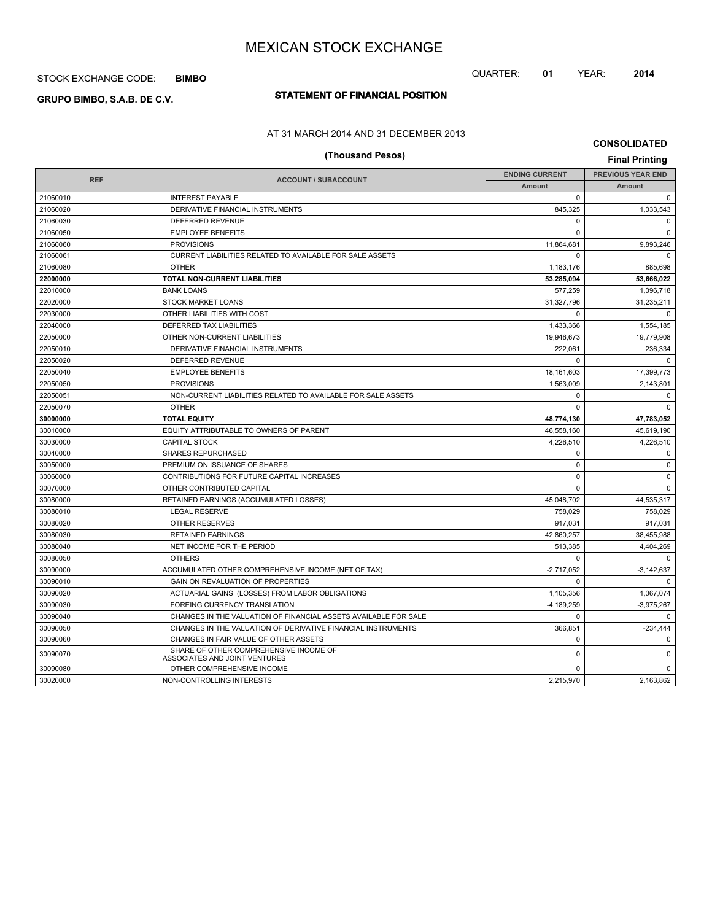# MEXICAN STOCK EXCHANGE

STOCK EXCHANGE CODE: **BIMBO**

QUARTER: **01** YEAR: **2014**

**GRUPO BIMBO, S.A.B. DE C.V.**

## STATEMENT OF FINANCIAL POSITION

AT 31 MARCH 2014 AND 31 DECEMBER 2013

**CONSOLIDATED**

**(Thousand Pesos)**

**Final Printing**

| REF | ACCOUNT / SUBACCOUNT | ENDING CURRENT | PREVIOUS YEAR END |
|---|---|---|---|
| | | Amount | Amount |
| 21060010 | INTEREST PAYABLE | 0 | 0 |
| 21060020 | DERIVATIVE FINANCIAL INSTRUMENTS | 845,325 | 1,033,543 |
| 21060030 | DEFERRED REVENUE | 0 | 0 |
| 21060050 | EMPLOYEE BENEFITS | 0 | 0 |
| 21060060 | PROVISIONS | 11,864,681 | 9,893,246 |
| 21060061 | CURRENT LIABILITIES RELATED TO AVAILABLE FOR SALE ASSETS | 0 | 0 |
| 21060080 | OTHER | 1,183,176 | 885,698 |
| **22000000** | **TOTAL NON-CURRENT LIABILITIES** | **53,285,094** | **53,666,022** |
| 22010000 | BANK LOANS | 577,259 | 1,096,718 |
| 22020000 | STOCK MARKET LOANS | 31,327,796 | 31,235,211 |
| 22030000 | OTHER LIABILITIES WITH COST | 0 | 0 |
| 22040000 | DEFERRED TAX LIABILITIES | 1,433,366 | 1,554,185 |
| 22050000 | OTHER NON-CURRENT LIABILITIES | 19,946,673 | 19,779,908 |
| 22050010 | DERIVATIVE FINANCIAL INSTRUMENTS | 222,061 | 236,334 |
| 22050020 | DEFERRED REVENUE | 0 | 0 |
| 22050040 | EMPLOYEE BENEFITS | 18,161,603 | 17,399,773 |
| 22050050 | PROVISIONS | 1,563,009 | 2,143,801 |
| 22050051 | NON-CURRENT LIABILITIES RELATED TO AVAILABLE FOR SALE ASSETS | 0 | 0 |
| 22050070 | OTHER | 0 | 0 |
| **30000000** | **TOTAL EQUITY** | **48,774,130** | **47,783,052** |
| 30010000 | EQUITY ATTRIBUTABLE TO OWNERS OF PARENT | 46,558,160 | 45,619,190 |
| 30030000 | CAPITAL STOCK | 4,226,510 | 4,226,510 |
| 30040000 | SHARES REPURCHASED | 0 | 0 |
| 30050000 | PREMIUM ON ISSUANCE OF SHARES | 0 | 0 |
| 30060000 | CONTRIBUTIONS FOR FUTURE CAPITAL INCREASES | 0 | 0 |
| 30070000 | OTHER CONTRIBUTED CAPITAL | 0 | 0 |
| 30080000 | RETAINED EARNINGS (ACCUMULATED LOSSES) | 45,048,702 | 44,535,317 |
| 30080010 | LEGAL RESERVE | 758,029 | 758,029 |
| 30080020 | OTHER RESERVES | 917,031 | 917,031 |
| 30080030 | RETAINED EARNINGS | 42,860,257 | 38,455,988 |
| 30080040 | NET INCOME FOR THE PERIOD | 513,385 | 4,404,269 |
| 30080050 | OTHERS | 0 | 0 |
| 30090000 | ACCUMULATED OTHER COMPREHENSIVE INCOME (NET OF TAX) | -2,717,052 | -3,142,637 |
| 30090010 | GAIN ON REVALUATION OF PROPERTIES | 0 | 0 |
| 30090020 | ACTUARIAL GAINS (LOSSES) FROM LABOR OBLIGATIONS | 1,105,356 | 1,067,074 |
| 30090030 | FOREING CURRENCY TRANSLATION | -4,189,259 | -3,975,267 |
| 30090040 | CHANGES IN THE VALUATION OF FINANCIAL ASSETS AVAILABLE FOR SALE | 0 | 0 |
| 30090050 | CHANGES IN THE VALUATION OF DERIVATIVE FINANCIAL INSTRUMENTS | 366,851 | -234,444 |
| 30090060 | CHANGES IN FAIR VALUE OF OTHER ASSETS | 0 | 0 |
| 30090070 | SHARE OF OTHER COMPREHENSIVE INCOME OF ASSOCIATES AND JOINT VENTURES | 0 | 0 |
| 30090080 | OTHER COMPREHENSIVE INCOME | 0 | 0 |
| 30020000 | NON-CONTROLLING INTERESTS | 2,215,970 | 2,163,862 |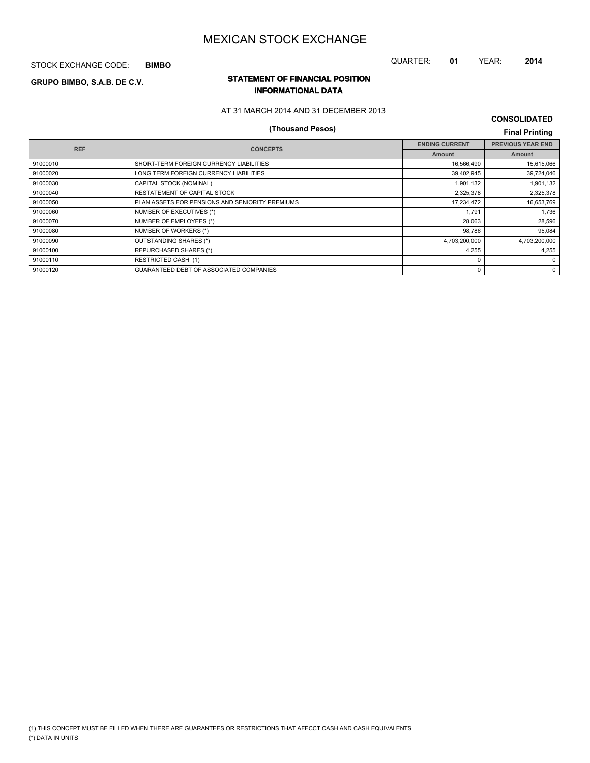# MEXICAN STOCK EXCHANGE

STOCK EXCHANGE CODE: **BIMBO**

QUARTER: **01** YEAR: **2014**

**GRUPO BIMBO, S.A.B. DE C.V.**

## STATEMENT OF FINANCIAL POSITION
## INFORMATIONAL DATA

AT 31 MARCH 2014 AND 31 DECEMBER 2013

**(Thousand Pesos)**

**CONSOLIDATED**

**Final Printing**

| REF | CONCEPTS | ENDING CURRENT | PREVIOUS YEAR END |
|---|---|---|---|
| | | Amount | Amount |
| 91000010 | SHORT-TERM FOREIGN CURRENCY LIABILITIES | 16,566,490 | 15,615,066 |
| 91000020 | LONG TERM FOREIGN CURRENCY LIABILITIES | 39,402,945 | 39,724,046 |
| 91000030 | CAPITAL STOCK (NOMINAL) | 1,901,132 | 1,901,132 |
| 91000040 | RESTATEMENT OF CAPITAL STOCK | 2,325,378 | 2,325,378 |
| 91000050 | PLAN ASSETS FOR PENSIONS AND SENIORITY PREMIUMS | 17,234,472 | 16,653,769 |
| 91000060 | NUMBER OF EXECUTIVES (*) | 1,791 | 1,736 |
| 91000070 | NUMBER OF EMPLOYEES (*) | 28,063 | 28,596 |
| 91000080 | NUMBER OF WORKERS (*) | 98,786 | 95,084 |
| 91000090 | OUTSTANDING SHARES (*) | 4,703,200,000 | 4,703,200,000 |
| 91000100 | REPURCHASED SHARES (*) | 4,255 | 4,255 |
| 91000110 | RESTRICTED CASH (1) | 0 | 0 |
| 91000120 | GUARANTEED DEBT OF ASSOCIATED COMPANIES | 0 | 0 |

(1) THIS CONCEPT MUST BE FILLED WHEN THERE ARE GUARANTEES OR RESTRICTIONS THAT AFECCT CASH AND CASH EQUIVALENTS

(*) DATA IN UNITS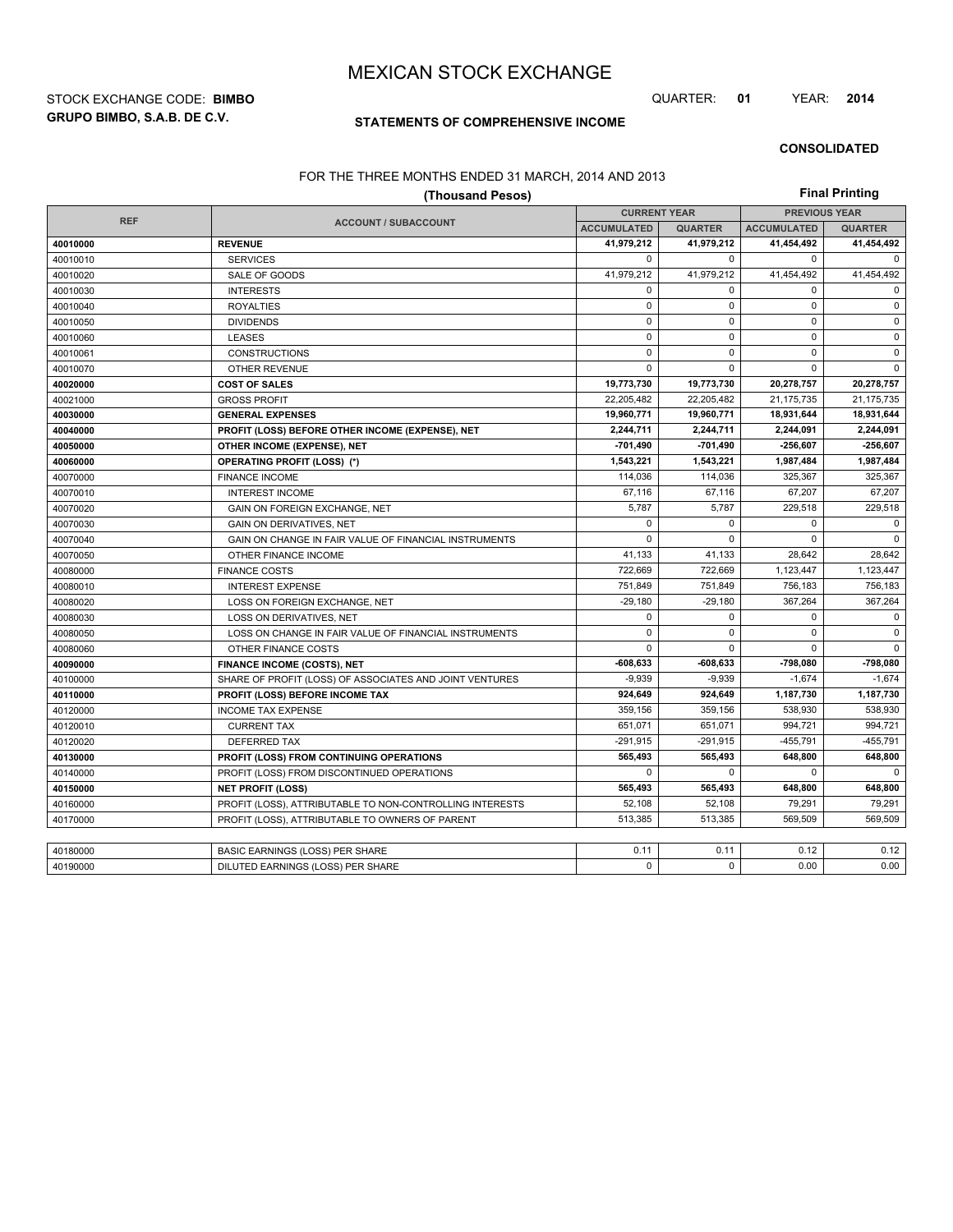# MEXICAN STOCK EXCHANGE

STOCK EXCHANGE CODE: **BIMBO**

QUARTER: **01** YEAR: **2014**

**GRUPO BIMBO, S.A.B. DE C.V.**

**STATEMENTS OF COMPREHENSIVE INCOME**

**CONSOLIDATED**

FOR THE THREE MONTHS ENDED 31 MARCH, 2014 AND 2013

**(Thousand Pesos)**

**Final Printing**

| REF | ACCOUNT / SUBACCOUNT | CURRENT YEAR | | PREVIOUS YEAR | |
|---|---|---|---|---|---|
| | | ACCUMULATED | QUARTER | ACCUMULATED | QUARTER |
| **40010000** | **REVENUE** | **41,979,212** | **41,979,212** | **41,454,492** | **41,454,492** |
| 40010010 | SERVICES | 0 | 0 | 0 | 0 |
| 40010020 | SALE OF GOODS | 41,979,212 | 41,979,212 | 41,454,492 | 41,454,492 |
| 40010030 | INTERESTS | 0 | 0 | 0 | 0 |
| 40010040 | ROYALTIES | 0 | 0 | 0 | 0 |
| 40010050 | DIVIDENDS | 0 | 0 | 0 | 0 |
| 40010060 | LEASES | 0 | 0 | 0 | 0 |
| 40010061 | CONSTRUCTIONS | 0 | 0 | 0 | 0 |
| 40010070 | OTHER REVENUE | 0 | 0 | 0 | 0 |
| **40020000** | **COST OF SALES** | **19,773,730** | **19,773,730** | **20,278,757** | **20,278,757** |
| 40021000 | GROSS PROFIT | 22,205,482 | 22,205,482 | 21,175,735 | 21,175,735 |
| **40030000** | **GENERAL EXPENSES** | **19,960,771** | **19,960,771** | **18,931,644** | **18,931,644** |
| **40040000** | **PROFIT (LOSS) BEFORE OTHER INCOME (EXPENSE), NET** | **2,244,711** | **2,244,711** | **2,244,091** | **2,244,091** |
| **40050000** | **OTHER INCOME (EXPENSE), NET** | **-701,490** | **-701,490** | **-256,607** | **-256,607** |
| **40060000** | **OPERATING PROFIT (LOSS) (\*)** | **1,543,221** | **1,543,221** | **1,987,484** | **1,987,484** |
| 40070000 | FINANCE INCOME | 114,036 | 114,036 | 325,367 | 325,367 |
| 40070010 | INTEREST INCOME | 67,116 | 67,116 | 67,207 | 67,207 |
| 40070020 | GAIN ON FOREIGN EXCHANGE, NET | 5,787 | 5,787 | 229,518 | 229,518 |
| 40070030 | GAIN ON DERIVATIVES, NET | 0 | 0 | 0 | 0 |
| 40070040 | GAIN ON CHANGE IN FAIR VALUE OF FINANCIAL INSTRUMENTS | 0 | 0 | 0 | 0 |
| 40070050 | OTHER FINANCE INCOME | 41,133 | 41,133 | 28,642 | 28,642 |
| 40080000 | FINANCE COSTS | 722,669 | 722,669 | 1,123,447 | 1,123,447 |
| 40080010 | INTEREST EXPENSE | 751,849 | 751,849 | 756,183 | 756,183 |
| 40080020 | LOSS ON FOREIGN EXCHANGE, NET | -29,180 | -29,180 | 367,264 | 367,264 |
| 40080030 | LOSS ON DERIVATIVES, NET | 0 | 0 | 0 | 0 |
| 40080050 | LOSS ON CHANGE IN FAIR VALUE OF FINANCIAL INSTRUMENTS | 0 | 0 | 0 | 0 |
| 40080060 | OTHER FINANCE COSTS | 0 | 0 | 0 | 0 |
| **40090000** | **FINANCE INCOME (COSTS), NET** | **-608,633** | **-608,633** | **-798,080** | **-798,080** |
| 40100000 | SHARE OF PROFIT (LOSS) OF ASSOCIATES AND JOINT VENTURES | -9,939 | -9,939 | -1,674 | -1,674 |
| **40110000** | **PROFIT (LOSS) BEFORE INCOME TAX** | **924,649** | **924,649** | **1,187,730** | **1,187,730** |
| 40120000 | INCOME TAX EXPENSE | 359,156 | 359,156 | 538,930 | 538,930 |
| 40120010 | CURRENT TAX | 651,071 | 651,071 | 994,721 | 994,721 |
| 40120020 | DEFERRED TAX | -291,915 | -291,915 | -455,791 | -455,791 |
| **40130000** | **PROFIT (LOSS) FROM CONTINUING OPERATIONS** | **565,493** | **565,493** | **648,800** | **648,800** |
| 40140000 | PROFIT (LOSS) FROM DISCONTINUED OPERATIONS | 0 | 0 | 0 | 0 |
| **40150000** | **NET PROFIT (LOSS)** | **565,493** | **565,493** | **648,800** | **648,800** |
| 40160000 | PROFIT (LOSS), ATTRIBUTABLE TO NON-CONTROLLING INTERESTS | 52,108 | 52,108 | 79,291 | 79,291 |
| 40170000 | PROFIT (LOSS), ATTRIBUTABLE TO OWNERS OF PARENT | 513,385 | 513,385 | 569,509 | 569,509 |

| | | | | | |
|---|---|---|---|---|---|
| 40180000 | BASIC EARNINGS (LOSS) PER SHARE | 0.11 | 0.11 | 0.12 | 0.12 |
| 40190000 | DILUTED EARNINGS (LOSS) PER SHARE | 0 | 0 | 0.00 | 0.00 |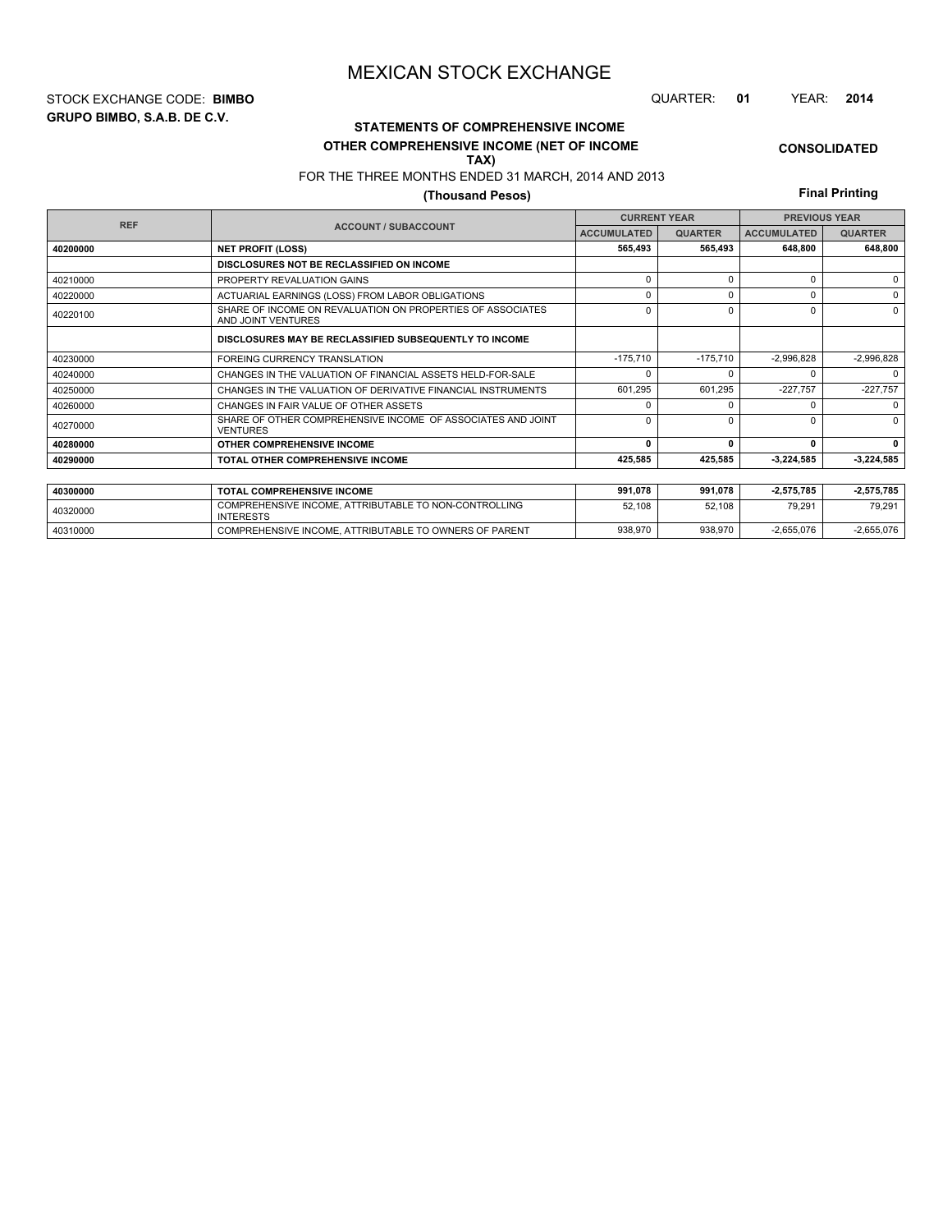# MEXICAN STOCK EXCHANGE

STOCK EXCHANGE CODE: **BIMBO**

QUARTER: **01** YEAR: **2014**

**GRUPO BIMBO, S.A.B. DE C.V.**

**STATEMENTS OF COMPREHENSIVE INCOME**

**OTHER COMPREHENSIVE INCOME (NET OF INCOME TAX)**

**CONSOLIDATED**

FOR THE THREE MONTHS ENDED 31 MARCH, 2014 AND 2013

**(Thousand Pesos)**

**Final Printing**

| REF | ACCOUNT / SUBACCOUNT | CURRENT YEAR | | PREVIOUS YEAR | |
|---|---|---|---|---|---|
| | | ACCUMULATED | QUARTER | ACCUMULATED | QUARTER |
| **40200000** | **NET PROFIT (LOSS)** | **565,493** | **565,493** | **648,800** | **648,800** |
| | **DISCLOSURES NOT BE RECLASSIFIED ON INCOME** | | | | |
| 40210000 | PROPERTY REVALUATION GAINS | 0 | 0 | 0 | 0 |
| 40220000 | ACTUARIAL EARNINGS (LOSS) FROM LABOR OBLIGATIONS | 0 | 0 | 0 | 0 |
| 40220100 | SHARE OF INCOME ON REVALUATION ON PROPERTIES OF ASSOCIATES AND JOINT VENTURES | 0 | 0 | 0 | 0 |
| | **DISCLOSURES MAY BE RECLASSIFIED SUBSEQUENTLY TO INCOME** | | | | |
| 40230000 | FOREING CURRENCY TRANSLATION | -175,710 | -175,710 | -2,996,828 | -2,996,828 |
| 40240000 | CHANGES IN THE VALUATION OF FINANCIAL ASSETS HELD-FOR-SALE | 0 | 0 | 0 | 0 |
| 40250000 | CHANGES IN THE VALUATION OF DERIVATIVE FINANCIAL INSTRUMENTS | 601,295 | 601,295 | -227,757 | -227,757 |
| 40260000 | CHANGES IN FAIR VALUE OF OTHER ASSETS | 0 | 0 | 0 | 0 |
| 40270000 | SHARE OF OTHER COMPREHENSIVE INCOME OF ASSOCIATES AND JOINT VENTURES | 0 | 0 | 0 | 0 |
| **40280000** | **OTHER COMPREHENSIVE INCOME** | **0** | **0** | **0** | **0** |
| **40290000** | **TOTAL OTHER COMPREHENSIVE INCOME** | **425,585** | **425,585** | **-3,224,585** | **-3,224,585** |

| REF | ACCOUNT / SUBACCOUNT | ACCUMULATED | QUARTER | ACCUMULATED | QUARTER |
|---|---|---|---|---|---|
| **40300000** | **TOTAL COMPREHENSIVE INCOME** | **991,078** | **991,078** | **-2,575,785** | **-2,575,785** |
| 40320000 | COMPREHENSIVE INCOME, ATTRIBUTABLE TO NON-CONTROLLING INTERESTS | 52,108 | 52,108 | 79,291 | 79,291 |
| 40310000 | COMPREHENSIVE INCOME, ATTRIBUTABLE TO OWNERS OF PARENT | 938,970 | 938,970 | -2,655,076 | -2,655,076 |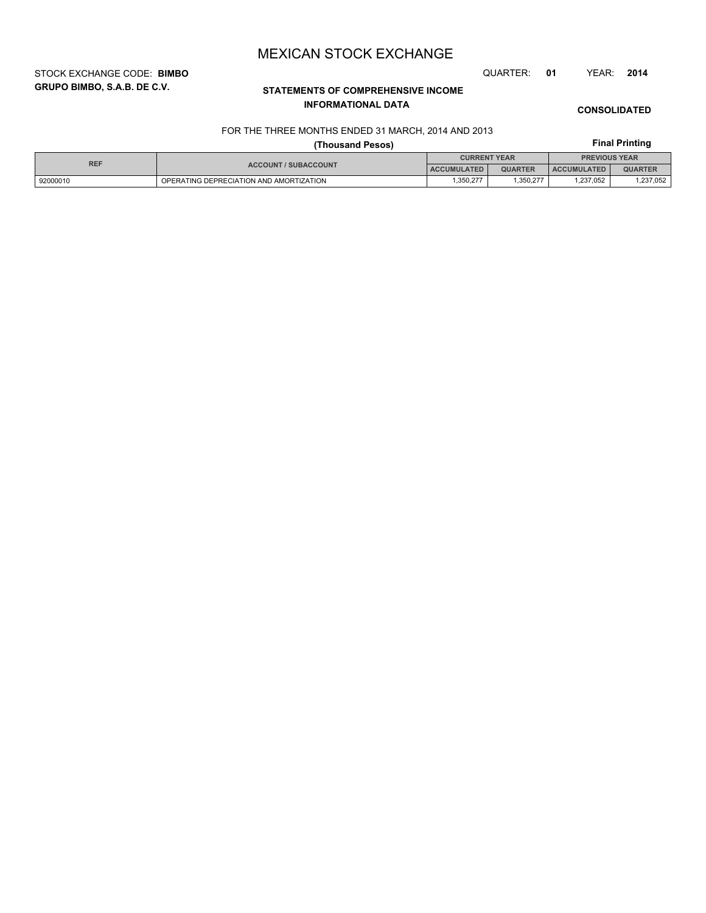# MEXICAN STOCK EXCHANGE

STOCK EXCHANGE CODE: **BIMBO**

**GRUPO BIMBO, S.A.B. DE C.V.**

QUARTER: **01** YEAR: **2014**

## STATEMENTS OF COMPREHENSIVE INCOME
## INFORMATIONAL DATA

**CONSOLIDATED**

FOR THE THREE MONTHS ENDED 31 MARCH, 2014 AND 2013

**(Thousand Pesos)**

**Final Printing**

| REF | ACCOUNT / SUBACCOUNT | CURRENT YEAR | | PREVIOUS YEAR | |
|---|---|---|---|---|---|
| | | ACCUMULATED | QUARTER | ACCUMULATED | QUARTER |
| 92000010 | OPERATING DEPRECIATION AND AMORTIZATION | 1,350,277 | 1,350,277 | 1,237,052 | 1,237,052 |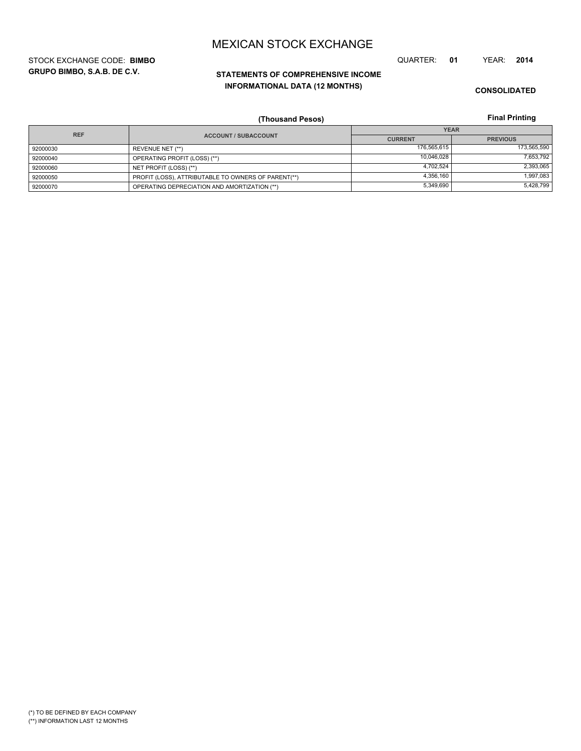# MEXICAN STOCK EXCHANGE

STOCK EXCHANGE CODE: **BIMBO**

**GRUPO BIMBO, S.A.B. DE C.V.**

QUARTER: **01** YEAR: **2014**

## STATEMENTS OF COMPREHENSIVE INCOME
## INFORMATIONAL DATA (12 MONTHS)

**CONSOLIDATED**

**(Thousand Pesos)**

**Final Printing**

| REF | ACCOUNT / SUBACCOUNT | YEAR | |
|---|---|---|---|
| | | CURRENT | PREVIOUS |
| 92000030 | REVENUE NET (**) | 176,565,615 | 173,565,590 |
| 92000040 | OPERATING PROFIT (LOSS) (**) | 10,046,028 | 7,653,792 |
| 92000060 | NET PROFIT (LOSS) (**) | 4,702,524 | 2,393,065 |
| 92000050 | PROFIT (LOSS), ATTRIBUTABLE TO OWNERS OF PARENT(**) | 4,356,160 | 1,997,083 |
| 92000070 | OPERATING DEPRECIATION AND AMORTIZATION (**) | 5,349,690 | 5,428,799 |

(*) TO BE DEFINED BY EACH COMPANY

(**) INFORMATION LAST 12 MONTHS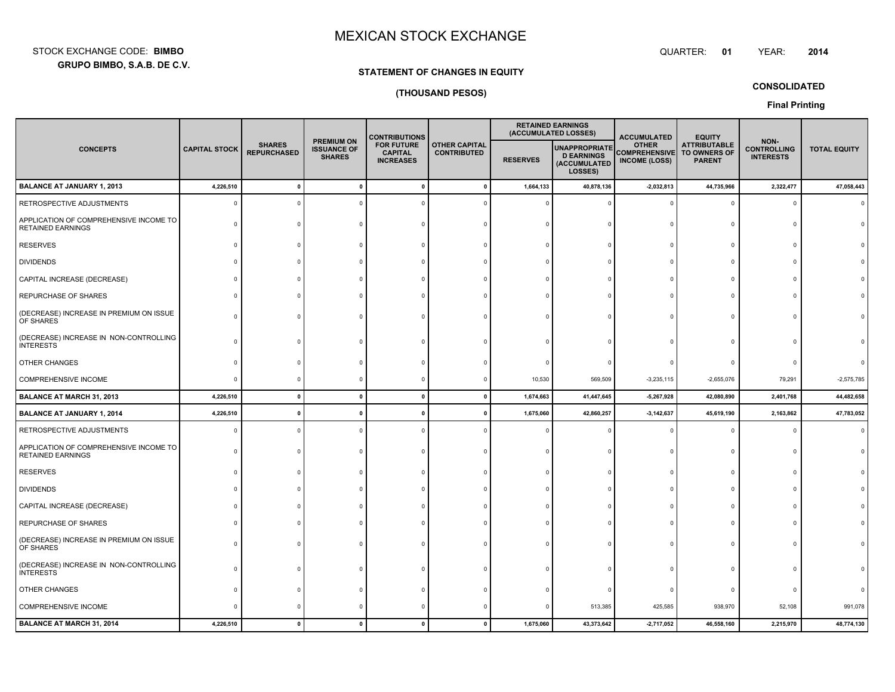# MEXICAN STOCK EXCHANGE

STOCK EXCHANGE CODE: **BIMBO**

**GRUPO BIMBO, S.A.B. DE C.V.**

QUARTER: **01** YEAR: **2014**

**STATEMENT OF CHANGES IN EQUITY**

**(THOUSAND PESOS)**

**CONSOLIDATED**

**Final Printing**

| CONCEPTS | CAPITAL STOCK | SHARES REPURCHASED | PREMIUM ON ISSUANCE OF SHARES | CONTRIBUTIONS FOR FUTURE CAPITAL INCREASES | OTHER CAPITAL CONTRIBUTED | RETAINED EARNINGS (ACCUMULATED LOSSES) | | ACCUMULATED OTHER COMPREHENSIVE INCOME (LOSS) | EQUITY ATTRIBUTABLE TO OWNERS OF PARENT | NON-CONTROLLING INTERESTS | TOTAL EQUITY |
|---|---|---|---|---|---|---|---|---|---|---|---|
| | | | | | | RESERVES | UNAPPROPRIATED EARNINGS (ACCUMULATED LOSSES) | | | | |
| **BALANCE AT JANUARY 1, 2013** | **4,226,510** | **0** | **0** | **0** | **0** | **1,664,133** | **40,878,136** | **-2,032,813** | **44,735,966** | **2,322,477** | **47,058,443** |
| RETROSPECTIVE ADJUSTMENTS | 0 | 0 | 0 | 0 | 0 | 0 | 0 | 0 | 0 | 0 | 0 |
| APPLICATION OF COMPREHENSIVE INCOME TO RETAINED EARNINGS | 0 | 0 | 0 | 0 | 0 | 0 | 0 | 0 | 0 | 0 | 0 |
| RESERVES | 0 | 0 | 0 | 0 | 0 | 0 | 0 | 0 | 0 | 0 | 0 |
| DIVIDENDS | 0 | 0 | 0 | 0 | 0 | 0 | 0 | 0 | 0 | 0 | 0 |
| CAPITAL INCREASE (DECREASE) | 0 | 0 | 0 | 0 | 0 | 0 | 0 | 0 | 0 | 0 | 0 |
| REPURCHASE OF SHARES | 0 | 0 | 0 | 0 | 0 | 0 | 0 | 0 | 0 | 0 | 0 |
| (DECREASE) INCREASE IN PREMIUM ON ISSUE OF SHARES | 0 | 0 | 0 | 0 | 0 | 0 | 0 | 0 | 0 | 0 | 0 |
| (DECREASE) INCREASE IN NON-CONTROLLING INTERESTS | 0 | 0 | 0 | 0 | 0 | 0 | 0 | 0 | 0 | 0 | 0 |
| OTHER CHANGES | 0 | 0 | 0 | 0 | 0 | 0 | 0 | 0 | 0 | 0 | 0 |
| COMPREHENSIVE INCOME | 0 | 0 | 0 | 0 | 0 | 10,530 | 569,509 | -3,235,115 | -2,655,076 | 79,291 | -2,575,785 |
| **BALANCE AT MARCH 31, 2013** | **4,226,510** | **0** | **0** | **0** | **0** | **1,674,663** | **41,447,645** | **-5,267,928** | **42,080,890** | **2,401,768** | **44,482,658** |
| **BALANCE AT JANUARY 1, 2014** | **4,226,510** | **0** | **0** | **0** | **0** | **1,675,060** | **42,860,257** | **-3,142,637** | **45,619,190** | **2,163,862** | **47,783,052** |
| RETROSPECTIVE ADJUSTMENTS | 0 | 0 | 0 | 0 | 0 | 0 | 0 | 0 | 0 | 0 | 0 |
| APPLICATION OF COMPREHENSIVE INCOME TO RETAINED EARNINGS | 0 | 0 | 0 | 0 | 0 | 0 | 0 | 0 | 0 | 0 | 0 |
| RESERVES | 0 | 0 | 0 | 0 | 0 | 0 | 0 | 0 | 0 | 0 | 0 |
| DIVIDENDS | 0 | 0 | 0 | 0 | 0 | 0 | 0 | 0 | 0 | 0 | 0 |
| CAPITAL INCREASE (DECREASE) | 0 | 0 | 0 | 0 | 0 | 0 | 0 | 0 | 0 | 0 | 0 |
| REPURCHASE OF SHARES | 0 | 0 | 0 | 0 | 0 | 0 | 0 | 0 | 0 | 0 | 0 |
| (DECREASE) INCREASE IN PREMIUM ON ISSUE OF SHARES | 0 | 0 | 0 | 0 | 0 | 0 | 0 | 0 | 0 | 0 | 0 |
| (DECREASE) INCREASE IN NON-CONTROLLING INTERESTS | 0 | 0 | 0 | 0 | 0 | 0 | 0 | 0 | 0 | 0 | 0 |
| OTHER CHANGES | 0 | 0 | 0 | 0 | 0 | 0 | 0 | 0 | 0 | 0 | 0 |
| COMPREHENSIVE INCOME | 0 | 0 | 0 | 0 | 0 | 0 | 513,385 | 425,585 | 938,970 | 52,108 | 991,078 |
| **BALANCE AT MARCH 31, 2014** | **4,226,510** | **0** | **0** | **0** | **0** | **1,675,060** | **43,373,642** | **-2,717,052** | **46,558,160** | **2,215,970** | **48,774,130** |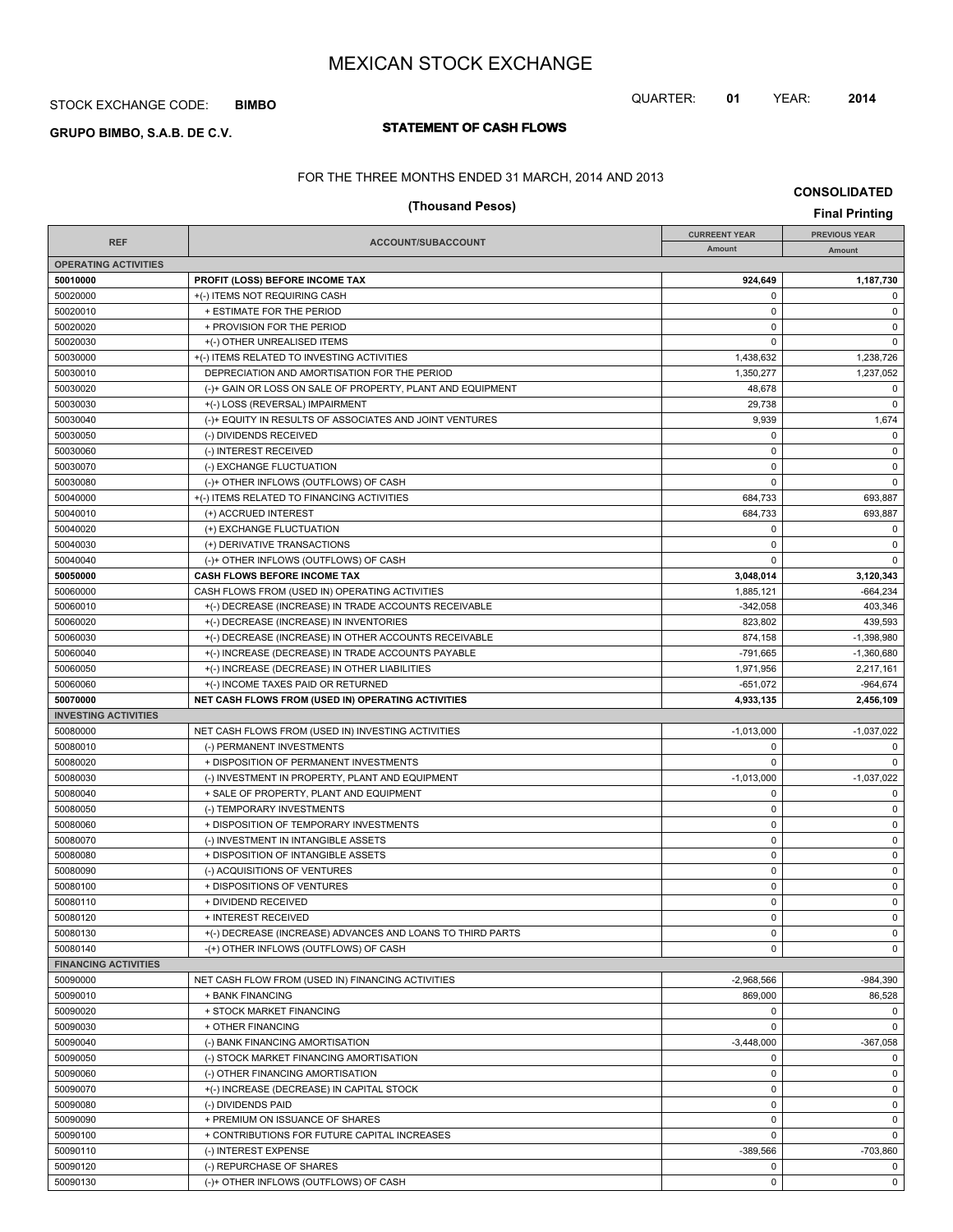# MEXICAN STOCK EXCHANGE

STOCK EXCHANGE CODE: **BIMBO**

QUARTER: **01** YEAR: **2014**

**GRUPO BIMBO, S.A.B. DE C.V.**

## STATEMENT OF CASH FLOWS

FOR THE THREE MONTHS ENDED 31 MARCH, 2014 AND 2013

**(Thousand Pesos)**

**CONSOLIDATED**

**Final Printing**

| REF | ACCOUNT/SUBACCOUNT | CURREENT YEAR Amount | PREVIOUS YEAR Amount |
|---|---|---|---|
| **OPERATING ACTIVITIES** | | | |
| **50010000** | **PROFIT (LOSS) BEFORE INCOME TAX** | **924,649** | **1,187,730** |
| 50020000 | +(-) ITEMS NOT REQUIRING CASH | 0 | 0 |
| 50020010 | + ESTIMATE FOR THE PERIOD | 0 | 0 |
| 50020020 | + PROVISION FOR THE PERIOD | 0 | 0 |
| 50020030 | +(-) OTHER UNREALISED ITEMS | 0 | 0 |
| 50030000 | +(-) ITEMS RELATED TO INVESTING ACTIVITIES | 1,438,632 | 1,238,726 |
| 50030010 | DEPRECIATION AND AMORTISATION FOR THE PERIOD | 1,350,277 | 1,237,052 |
| 50030020 | (-)+ GAIN OR LOSS ON SALE OF PROPERTY, PLANT AND EQUIPMENT | 48,678 | 0 |
| 50030030 | +(-) LOSS (REVERSAL) IMPAIRMENT | 29,738 | 0 |
| 50030040 | (-)+ EQUITY IN RESULTS OF ASSOCIATES AND JOINT VENTURES | 9,939 | 1,674 |
| 50030050 | (-) DIVIDENDS RECEIVED | 0 | 0 |
| 50030060 | (-) INTEREST RECEIVED | 0 | 0 |
| 50030070 | (-) EXCHANGE FLUCTUATION | 0 | 0 |
| 50030080 | (-)+ OTHER INFLOWS (OUTFLOWS) OF CASH | 0 | 0 |
| 50040000 | +(-) ITEMS RELATED TO FINANCING ACTIVITIES | 684,733 | 693,887 |
| 50040010 | (+) ACCRUED INTEREST | 684,733 | 693,887 |
| 50040020 | (+) EXCHANGE FLUCTUATION | 0 | 0 |
| 50040030 | (+) DERIVATIVE TRANSACTIONS | 0 | 0 |
| 50040040 | (-)+ OTHER INFLOWS (OUTFLOWS) OF CASH | 0 | 0 |
| **50050000** | **CASH FLOWS BEFORE INCOME TAX** | **3,048,014** | **3,120,343** |
| 50060000 | CASH FLOWS FROM (USED IN) OPERATING ACTIVITIES | 1,885,121 | -664,234 |
| 50060010 | +(-) DECREASE (INCREASE) IN TRADE ACCOUNTS RECEIVABLE | -342,058 | 403,346 |
| 50060020 | +(-) DECREASE (INCREASE) IN INVENTORIES | 823,802 | 439,593 |
| 50060030 | +(-) DECREASE (INCREASE) IN OTHER ACCOUNTS RECEIVABLE | 874,158 | -1,398,980 |
| 50060040 | +(-) INCREASE (DECREASE) IN TRADE ACCOUNTS PAYABLE | -791,665 | -1,360,680 |
| 50060050 | +(-) INCREASE (DECREASE) IN OTHER LIABILITIES | 1,971,956 | 2,217,161 |
| 50060060 | +(-) INCOME TAXES PAID OR RETURNED | -651,072 | -964,674 |
| **50070000** | **NET CASH FLOWS FROM (USED IN) OPERATING ACTIVITIES** | **4,933,135** | **2,456,109** |
| **INVESTING ACTIVITIES** | | | |
| 50080000 | NET CASH FLOWS FROM (USED IN) INVESTING ACTIVITIES | -1,013,000 | -1,037,022 |
| 50080010 | (-) PERMANENT INVESTMENTS | 0 | 0 |
| 50080020 | + DISPOSITION OF PERMANENT INVESTMENTS | 0 | 0 |
| 50080030 | (-) INVESTMENT IN PROPERTY, PLANT AND EQUIPMENT | -1,013,000 | -1,037,022 |
| 50080040 | + SALE OF PROPERTY, PLANT AND EQUIPMENT | 0 | 0 |
| 50080050 | (-) TEMPORARY INVESTMENTS | 0 | 0 |
| 50080060 | + DISPOSITION OF TEMPORARY INVESTMENTS | 0 | 0 |
| 50080070 | (-) INVESTMENT IN INTANGIBLE ASSETS | 0 | 0 |
| 50080080 | + DISPOSITION OF INTANGIBLE ASSETS | 0 | 0 |
| 50080090 | (-) ACQUISITIONS OF VENTURES | 0 | 0 |
| 50080100 | + DISPOSITIONS OF VENTURES | 0 | 0 |
| 50080110 | + DIVIDEND RECEIVED | 0 | 0 |
| 50080120 | + INTEREST RECEIVED | 0 | 0 |
| 50080130 | +(-) DECREASE (INCREASE) ADVANCES AND LOANS TO THIRD PARTS | 0 | 0 |
| 50080140 | -(+) OTHER INFLOWS (OUTFLOWS) OF CASH | 0 | 0 |
| **FINANCING ACTIVITIES** | | | |
| 50090000 | NET CASH FLOW FROM (USED IN) FINANCING ACTIVITIES | -2,968,566 | -984,390 |
| 50090010 | + BANK FINANCING | 869,000 | 86,528 |
| 50090020 | + STOCK MARKET FINANCING | 0 | 0 |
| 50090030 | + OTHER FINANCING | 0 | 0 |
| 50090040 | (-) BANK FINANCING AMORTISATION | -3,448,000 | -367,058 |
| 50090050 | (-) STOCK MARKET FINANCING AMORTISATION | 0 | 0 |
| 50090060 | (-) OTHER FINANCING AMORTISATION | 0 | 0 |
| 50090070 | +(-) INCREASE (DECREASE) IN CAPITAL STOCK | 0 | 0 |
| 50090080 | (-) DIVIDENDS PAID | 0 | 0 |
| 50090090 | + PREMIUM ON ISSUANCE OF SHARES | 0 | 0 |
| 50090100 | + CONTRIBUTIONS FOR FUTURE CAPITAL INCREASES | 0 | 0 |
| 50090110 | (-) INTEREST EXPENSE | -389,566 | -703,860 |
| 50090120 | (-) REPURCHASE OF SHARES | 0 | 0 |
| 50090130 | (-)+ OTHER INFLOWS (OUTFLOWS) OF CASH | 0 | 0 |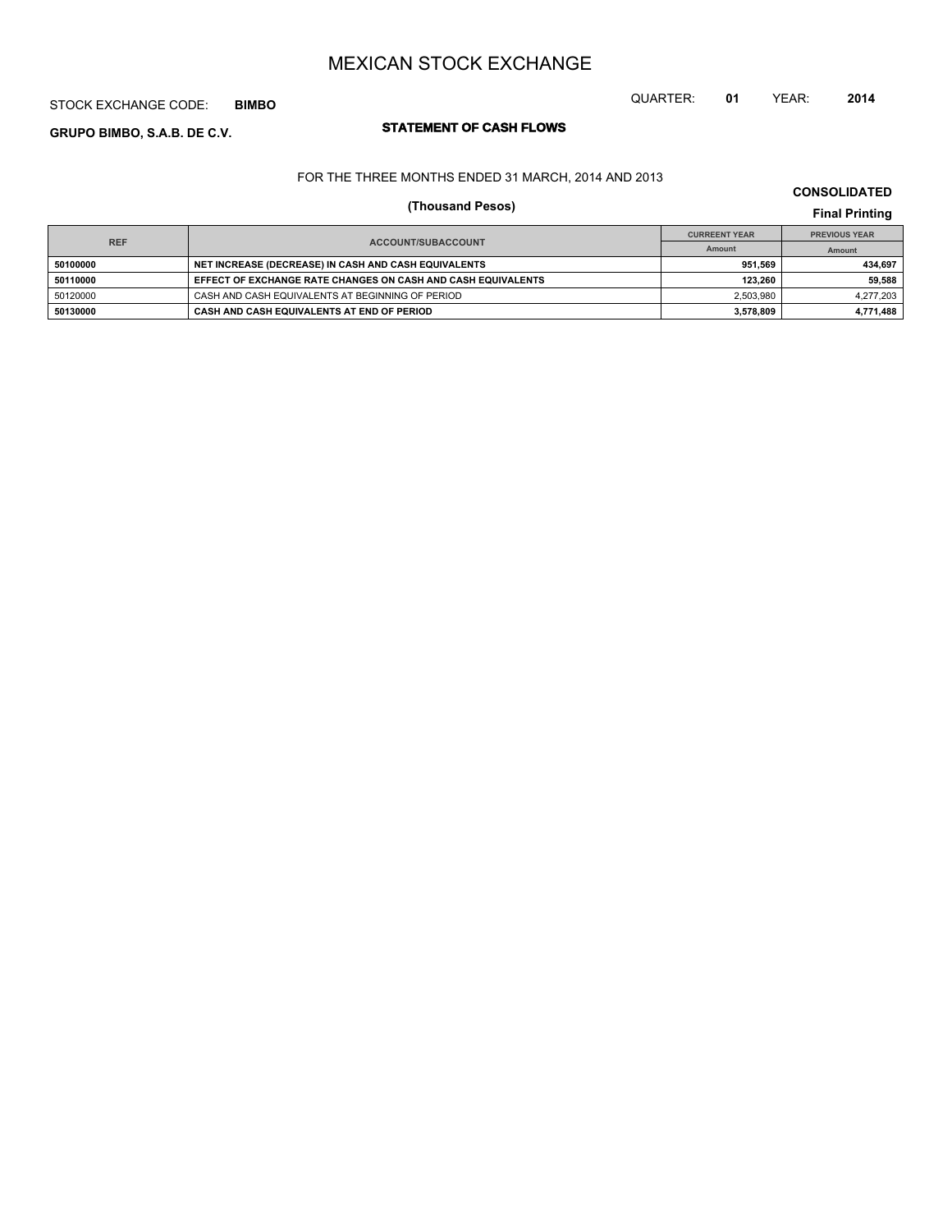# MEXICAN STOCK EXCHANGE

STOCK EXCHANGE CODE: **BIMBO**

QUARTER: **01** YEAR: **2014**

**GRUPO BIMBO, S.A.B. DE C.V.**

## STATEMENT OF CASH FLOWS

FOR THE THREE MONTHS ENDED 31 MARCH, 2014 AND 2013

**(Thousand Pesos)**

**CONSOLIDATED**

**Final Printing**

| REF | ACCOUNT/SUBACCOUNT | CURREENT YEAR | PREVIOUS YEAR |
|---|---|---|---|
| | | Amount | Amount |
| **50100000** | **NET INCREASE (DECREASE) IN CASH AND CASH EQUIVALENTS** | **951,569** | **434,697** |
| **50110000** | **EFFECT OF EXCHANGE RATE CHANGES ON CASH AND CASH EQUIVALENTS** | **123,260** | **59,588** |
| 50120000 | CASH AND CASH EQUIVALENTS AT BEGINNING OF PERIOD | 2,503,980 | 4,277,203 |
| **50130000** | **CASH AND CASH EQUIVALENTS AT END OF PERIOD** | **3,578,809** | **4,771,488** |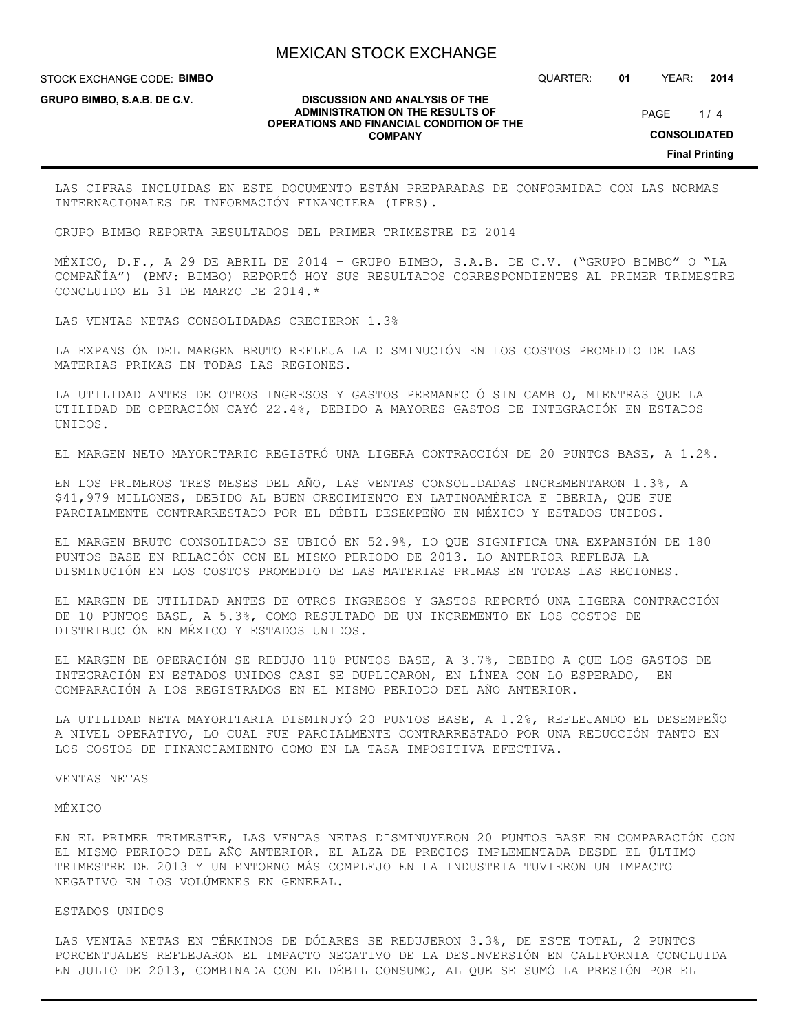LAS CIFRAS INCLUIDAS EN ESTE DOCUMENTO ESTÁN PREPARADAS DE CONFORMIDAD CON LAS NORMAS INTERNACIONALES DE INFORMACIÓN FINANCIERA (IFRS).

GRUPO BIMBO REPORTA RESULTADOS DEL PRIMER TRIMESTRE DE 2014

MÉXICO, D.F., A 29 DE ABRIL DE 2014 – GRUPO BIMBO, S.A.B. DE C.V. ("GRUPO BIMBO" O "LA COMPAÑÍA") (BMV: BIMBO) REPORTÓ HOY SUS RESULTADOS CORRESPONDIENTES AL PRIMER TRIMESTRE CONCLUIDO EL 31 DE MARZO DE 2014.*

LAS VENTAS NETAS CONSOLIDADAS CRECIERON 1.3%

LA EXPANSIÓN DEL MARGEN BRUTO REFLEJA LA DISMINUCIÓN EN LOS COSTOS PROMEDIO DE LAS MATERIAS PRIMAS EN TODAS LAS REGIONES.

LA UTILIDAD ANTES DE OTROS INGRESOS Y GASTOS PERMANECIÓ SIN CAMBIO, MIENTRAS QUE LA UTILIDAD DE OPERACIÓN CAYÓ 22.4%, DEBIDO A MAYORES GASTOS DE INTEGRACIÓN EN ESTADOS UNIDOS.

EL MARGEN NETO MAYORITARIO REGISTRÓ UNA LIGERA CONTRACCIÓN DE 20 PUNTOS BASE, A 1.2%.

EN LOS PRIMEROS TRES MESES DEL AÑO, LAS VENTAS CONSOLIDADAS INCREMENTARON 1.3%, A $41,979 MILLONES, DEBIDO AL BUEN CRECIMIENTO EN LATINOAMÉRICA E IBERIA, QUE FUE PARCIALMENTE CONTRARRESTADO POR EL DÉBIL DESEMPEÑO EN MÉXICO Y ESTADOS UNIDOS.

EL MARGEN BRUTO CONSOLIDADO SE UBICÓ EN 52.9%, LO QUE SIGNIFICA UNA EXPANSIÓN DE 180 PUNTOS BASE EN RELACIÓN CON EL MISMO PERIODO DE 2013. LO ANTERIOR REFLEJA LA DISMINUCIÓN EN LOS COSTOS PROMEDIO DE LAS MATERIAS PRIMAS EN TODAS LAS REGIONES.

EL MARGEN DE UTILIDAD ANTES DE OTROS INGRESOS Y GASTOS REPORTÓ UNA LIGERA CONTRACCIÓN DE 10 PUNTOS BASE, A 5.3%, COMO RESULTADO DE UN INCREMENTO EN LOS COSTOS DE DISTRIBUCIÓN EN MÉXICO Y ESTADOS UNIDOS.

EL MARGEN DE OPERACIÓN SE REDUJO 110 PUNTOS BASE, A 3.7%, DEBIDO A QUE LOS GASTOS DE INTEGRACIÓN EN ESTADOS UNIDOS CASI SE DUPLICARON, EN LÍNEA CON LO ESPERADO, EN COMPARACIÓN A LOS REGISTRADOS EN EL MISMO PERIODO DEL AÑO ANTERIOR.

LA UTILIDAD NETA MAYORITARIA DISMINUYÓ 20 PUNTOS BASE, A 1.2%, REFLEJANDO EL DESEMPEÑO A NIVEL OPERATIVO, LO CUAL FUE PARCIALMENTE CONTRARRESTADO POR UNA REDUCCIÓN TANTO EN LOS COSTOS DE FINANCIAMIENTO COMO EN LA TASA IMPOSITIVA EFECTIVA.

VENTAS NETAS

MÉXICO

EN EL PRIMER TRIMESTRE, LAS VENTAS NETAS DISMINUYERON 20 PUNTOS BASE EN COMPARACIÓN CON EL MISMO PERIODO DEL AÑO ANTERIOR. EL ALZA DE PRECIOS IMPLEMENTADA DESDE EL ÚLTIMO TRIMESTRE DE 2013 Y UN ENTORNO MÁS COMPLEJO EN LA INDUSTRIA TUVIERON UN IMPACTO NEGATIVO EN LOS VOLÚMENES EN GENERAL.

ESTADOS UNIDOS

LAS VENTAS NETAS EN TÉRMINOS DE DÓLARES SE REDUJERON 3.3%, DE ESTE TOTAL, 2 PUNTOS PORCENTUALES REFLEJARON EL IMPACTO NEGATIVO DE LA DESINVERSIÓN EN CALIFORNIA CONCLUIDA EN JULIO DE 2013, COMBINADA CON EL DÉBIL CONSUMO, AL QUE SE SUMÓ LA PRESIÓN POR EL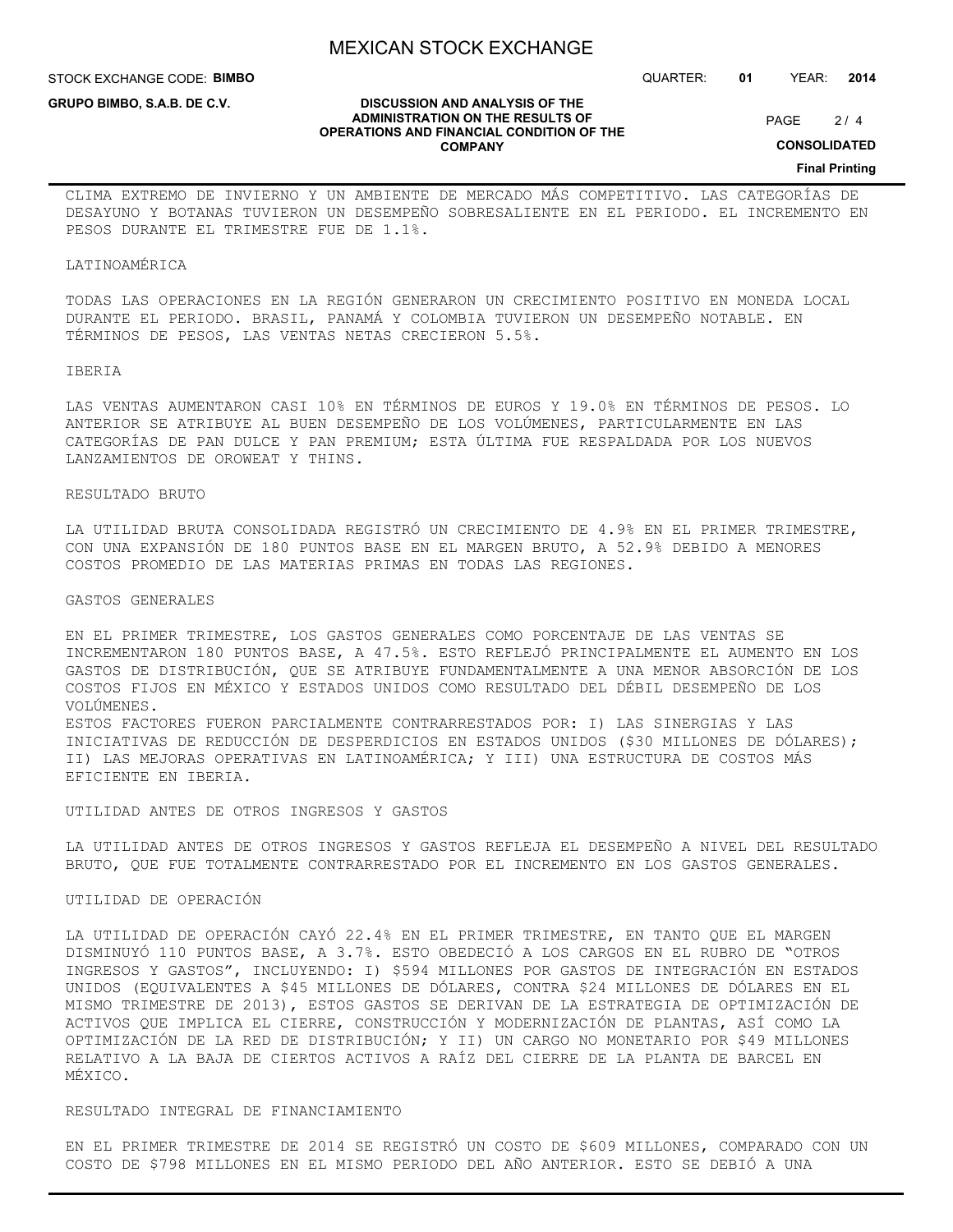CLIMA EXTREMO DE INVIERNO Y UN AMBIENTE DE MERCADO MÁS COMPETITIVO. LAS CATEGORÍAS DE DESAYUNO Y BOTANAS TUVIERON UN DESEMPEÑO SOBRESALIENTE EN EL PERIODO. EL INCREMENTO EN PESOS DURANTE EL TRIMESTRE FUE DE 1.1%.

## LATINOAMÉRICA

TODAS LAS OPERACIONES EN LA REGIÓN GENERARON UN CRECIMIENTO POSITIVO EN MONEDA LOCAL DURANTE EL PERIODO. BRASIL, PANAMÁ Y COLOMBIA TUVIERON UN DESEMPEÑO NOTABLE. EN TÉRMINOS DE PESOS, LAS VENTAS NETAS CRECIERON 5.5%.

## IBERIA

LAS VENTAS AUMENTARON CASI 10% EN TÉRMINOS DE EUROS Y 19.0% EN TÉRMINOS DE PESOS. LO ANTERIOR SE ATRIBUYE AL BUEN DESEMPEÑO DE LOS VOLÚMENES, PARTICULARMENTE EN LAS CATEGORÍAS DE PAN DULCE Y PAN PREMIUM; ESTA ÚLTIMA FUE RESPALDADA POR LOS NUEVOS LANZAMIENTOS DE OROWEAT Y THINS.

## RESULTADO BRUTO

LA UTILIDAD BRUTA CONSOLIDADA REGISTRÓ UN CRECIMIENTO DE 4.9% EN EL PRIMER TRIMESTRE, CON UNA EXPANSIÓN DE 180 PUNTOS BASE EN EL MARGEN BRUTO, A 52.9% DEBIDO A MENORES COSTOS PROMEDIO DE LAS MATERIAS PRIMAS EN TODAS LAS REGIONES.

## GASTOS GENERALES

EN EL PRIMER TRIMESTRE, LOS GASTOS GENERALES COMO PORCENTAJE DE LAS VENTAS SE INCREMENTARON 180 PUNTOS BASE, A 47.5%. ESTO REFLEJÓ PRINCIPALMENTE EL AUMENTO EN LOS GASTOS DE DISTRIBUCIÓN, QUE SE ATRIBUYE FUNDAMENTALMENTE A UNA MENOR ABSORCIÓN DE LOS COSTOS FIJOS EN MÉXICO Y ESTADOS UNIDOS COMO RESULTADO DEL DÉBIL DESEMPEÑO DE LOS VOLÚMENES.
ESTOS FACTORES FUERON PARCIALMENTE CONTRARRESTADOS POR: I) LAS SINERGIAS Y LAS INICIATIVAS DE REDUCCIÓN DE DESPERDICIOS EN ESTADOS UNIDOS ($30 MILLONES DE DÓLARES); II) LAS MEJORAS OPERATIVAS EN LATINOAMÉRICA; Y III) UNA ESTRUCTURA DE COSTOS MÁS EFICIENTE EN IBERIA.

## UTILIDAD ANTES DE OTROS INGRESOS Y GASTOS

LA UTILIDAD ANTES DE OTROS INGRESOS Y GASTOS REFLEJA EL DESEMPEÑO A NIVEL DEL RESULTADO BRUTO, QUE FUE TOTALMENTE CONTRARRESTADO POR EL INCREMENTO EN LOS GASTOS GENERALES.

## UTILIDAD DE OPERACIÓN

LA UTILIDAD DE OPERACIÓN CAYÓ 22.4% EN EL PRIMER TRIMESTRE, EN TANTO QUE EL MARGEN DISMINUYÓ 110 PUNTOS BASE, A 3.7%. ESTO OBEDECIÓ A LOS CARGOS EN EL RUBRO DE "OTROS INGRESOS Y GASTOS", INCLUYENDO: I) $594 MILLONES POR GASTOS DE INTEGRACIÓN EN ESTADOS UNIDOS (EQUIVALENTES A $45 MILLONES DE DÓLARES, CONTRA $24 MILLONES DE DÓLARES EN EL MISMO TRIMESTRE DE 2013), ESTOS GASTOS SE DERIVAN DE LA ESTRATEGIA DE OPTIMIZACIÓN DE ACTIVOS QUE IMPLICA EL CIERRE, CONSTRUCCIÓN Y MODERNIZACIÓN DE PLANTAS, ASÍ COMO LA OPTIMIZACIÓN DE LA RED DE DISTRIBUCIÓN; Y II) UN CARGO NO MONETARIO POR $49 MILLONES RELATIVO A LA BAJA DE CIERTOS ACTIVOS A RAÍZ DEL CIERRE DE LA PLANTA DE BARCEL EN MÉXICO.

## RESULTADO INTEGRAL DE FINANCIAMIENTO

EN EL PRIMER TRIMESTRE DE 2014 SE REGISTRÓ UN COSTO DE $609 MILLONES, COMPARADO CON UN COSTO DE $798 MILLONES EN EL MISMO PERIODO DEL AÑO ANTERIOR. ESTO SE DEBIÓ A UNA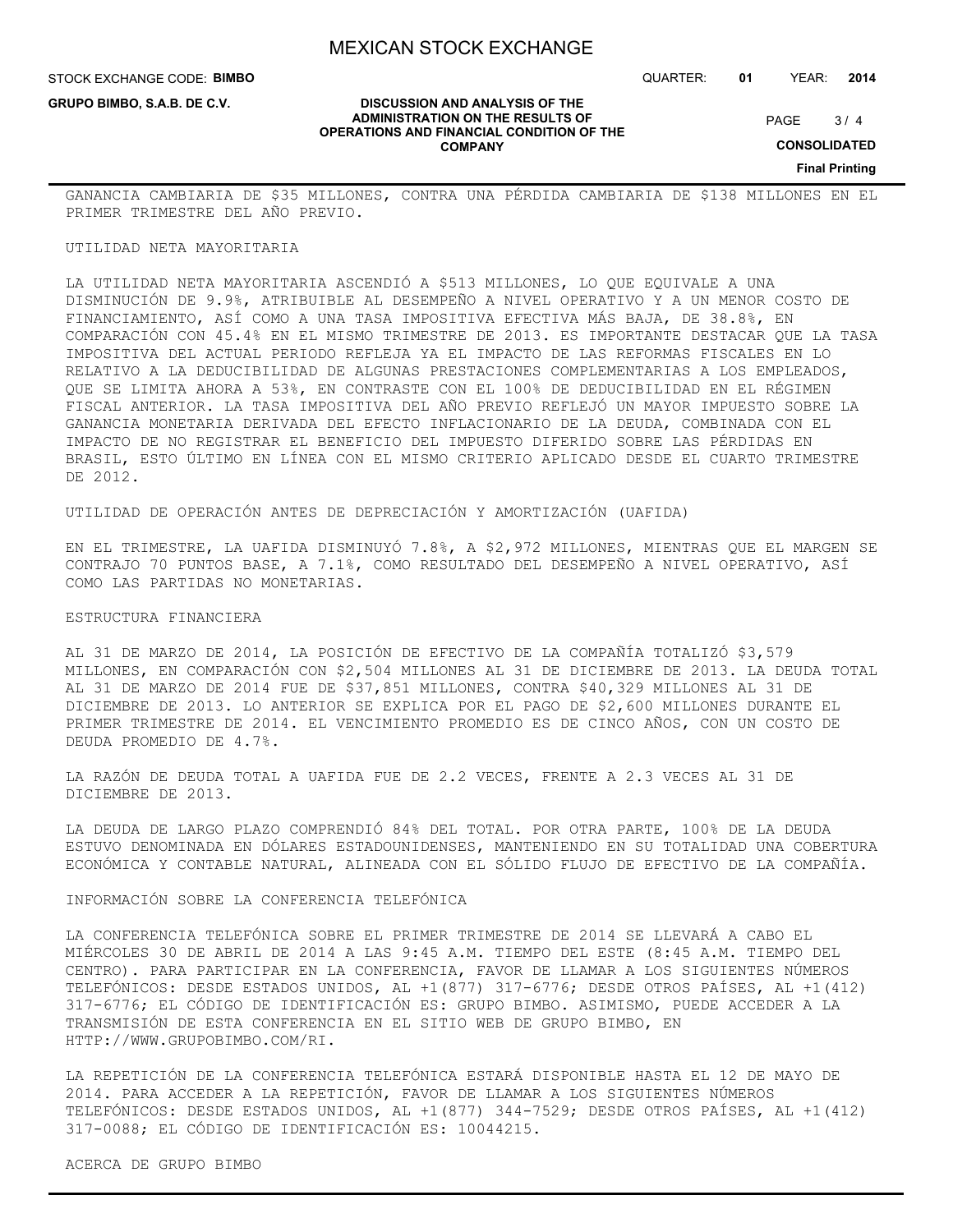GANANCIA CAMBIARIA DE $35 MILLONES, CONTRA UNA PÉRDIDA CAMBIARIA DE $138 MILLONES EN EL PRIMER TRIMESTRE DEL AÑO PREVIO.

## UTILIDAD NETA MAYORITARIA

LA UTILIDAD NETA MAYORITARIA ASCENDIÓ A $513 MILLONES, LO QUE EQUIVALE A UNA DISMINUCIÓN DE 9.9%, ATRIBUIBLE AL DESEMPEÑO A NIVEL OPERATIVO Y A UN MENOR COSTO DE FINANCIAMIENTO, ASÍ COMO A UNA TASA IMPOSITIVA EFECTIVA MÁS BAJA, DE 38.8%, EN COMPARACIÓN CON 45.4% EN EL MISMO TRIMESTRE DE 2013. ES IMPORTANTE DESTACAR QUE LA TASA IMPOSITIVA DEL ACTUAL PERIODO REFLEJA YA EL IMPACTO DE LAS REFORMAS FISCALES EN LO RELATIVO A LA DEDUCIBILIDAD DE ALGUNAS PRESTACIONES COMPLEMENTARIAS A LOS EMPLEADOS, QUE SE LIMITA AHORA A 53%, EN CONTRASTE CON EL 100% DE DEDUCIBILIDAD EN EL RÉGIMEN FISCAL ANTERIOR. LA TASA IMPOSITIVA DEL AÑO PREVIO REFLEJÓ UN MAYOR IMPUESTO SOBRE LA GANANCIA MONETARIA DERIVADA DEL EFECTO INFLACIONARIO DE LA DEUDA, COMBINADA CON EL IMPACTO DE NO REGISTRAR EL BENEFICIO DEL IMPUESTO DIFERIDO SOBRE LAS PÉRDIDAS EN BRASIL, ESTO ÚLTIMO EN LÍNEA CON EL MISMO CRITERIO APLICADO DESDE EL CUARTO TRIMESTRE DE 2012.

## UTILIDAD DE OPERACIÓN ANTES DE DEPRECIACIÓN Y AMORTIZACIÓN (UAFIDA)

EN EL TRIMESTRE, LA UAFIDA DISMINUYÓ 7.8%, A $2,972 MILLONES, MIENTRAS QUE EL MARGEN SE CONTRAJO 70 PUNTOS BASE, A 7.1%, COMO RESULTADO DEL DESEMPEÑO A NIVEL OPERATIVO, ASÍ COMO LAS PARTIDAS NO MONETARIAS.

## ESTRUCTURA FINANCIERA

AL 31 DE MARZO DE 2014, LA POSICIÓN DE EFECTIVO DE LA COMPAÑÍA TOTALIZÓ $3,579 MILLONES, EN COMPARACIÓN CON $2,504 MILLONES AL 31 DE DICIEMBRE DE 2013. LA DEUDA TOTAL AL 31 DE MARZO DE 2014 FUE DE $37,851 MILLONES, CONTRA $40,329 MILLONES AL 31 DE DICIEMBRE DE 2013. LO ANTERIOR SE EXPLICA POR EL PAGO DE $2,600 MILLONES DURANTE EL PRIMER TRIMESTRE DE 2014. EL VENCIMIENTO PROMEDIO ES DE CINCO AÑOS, CON UN COSTO DE DEUDA PROMEDIO DE 4.7%.

LA RAZÓN DE DEUDA TOTAL A UAFIDA FUE DE 2.2 VECES, FRENTE A 2.3 VECES AL 31 DE DICIEMBRE DE 2013.

LA DEUDA DE LARGO PLAZO COMPRENDIÓ 84% DEL TOTAL. POR OTRA PARTE, 100% DE LA DEUDA ESTUVO DENOMINADA EN DÓLARES ESTADOUNIDENSES, MANTENIENDO EN SU TOTALIDAD UNA COBERTURA ECONÓMICA Y CONTABLE NATURAL, ALINEADA CON EL SÓLIDO FLUJO DE EFECTIVO DE LA COMPAÑÍA.

## INFORMACIÓN SOBRE LA CONFERENCIA TELEFÓNICA

LA CONFERENCIA TELEFÓNICA SOBRE EL PRIMER TRIMESTRE DE 2014 SE LLEVARÁ A CABO EL MIÉRCOLES 30 DE ABRIL DE 2014 A LAS 9:45 A.M. TIEMPO DEL ESTE (8:45 A.M. TIEMPO DEL CENTRO). PARA PARTICIPAR EN LA CONFERENCIA, FAVOR DE LLAMAR A LOS SIGUIENTES NÚMEROS TELEFÓNICOS: DESDE ESTADOS UNIDOS, AL +1(877) 317-6776; DESDE OTROS PAÍSES, AL +1(412) 317-6776; EL CÓDIGO DE IDENTIFICACIÓN ES: GRUPO BIMBO. ASIMISMO, PUEDE ACCEDER A LA TRANSMISIÓN DE ESTA CONFERENCIA EN EL SITIO WEB DE GRUPO BIMBO, EN HTTP://WWW.GRUPOBIMBO.COM/RI.

LA REPETICIÓN DE LA CONFERENCIA TELEFÓNICA ESTARÁ DISPONIBLE HASTA EL 12 DE MAYO DE 2014. PARA ACCEDER A LA REPETICIÓN, FAVOR DE LLAMAR A LOS SIGUIENTES NÚMEROS TELEFÓNICOS: DESDE ESTADOS UNIDOS, AL +1(877) 344-7529; DESDE OTROS PAÍSES, AL +1(412) 317-0088; EL CÓDIGO DE IDENTIFICACIÓN ES: 10044215.

## ACERCA DE GRUPO BIMBO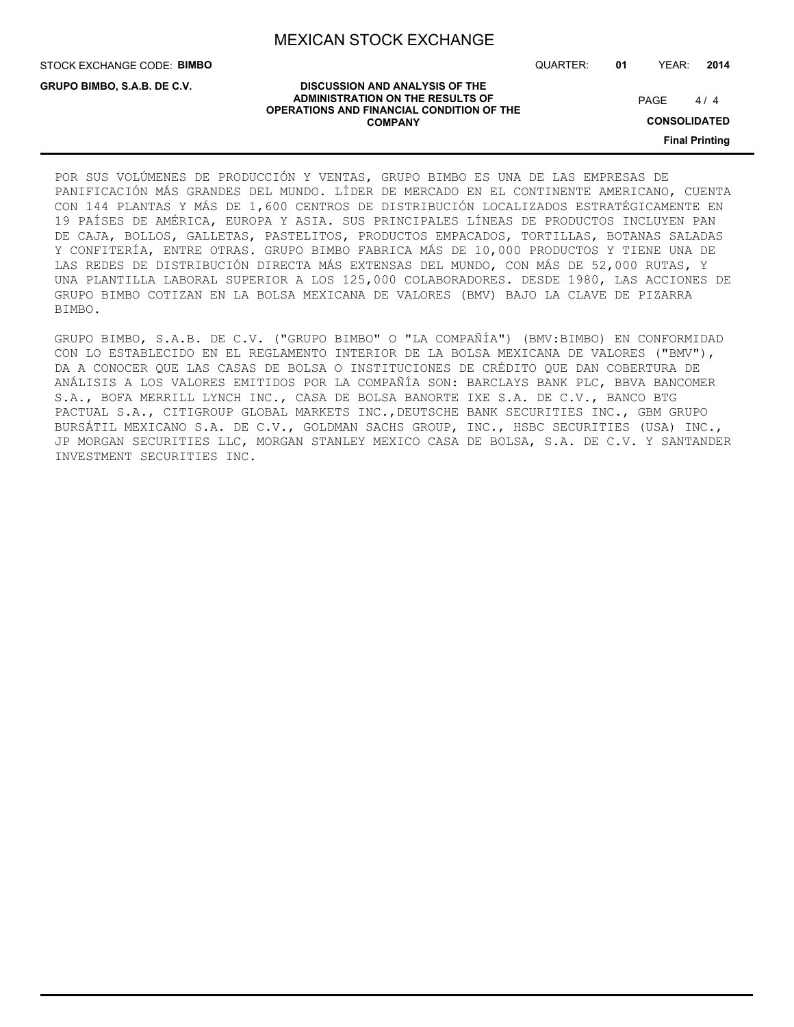POR SUS VOLÚMENES DE PRODUCCIÓN Y VENTAS, GRUPO BIMBO ES UNA DE LAS EMPRESAS DE PANIFICACIÓN MÁS GRANDES DEL MUNDO. LÍDER DE MERCADO EN EL CONTINENTE AMERICANO, CUENTA CON 144 PLANTAS Y MÁS DE 1,600 CENTROS DE DISTRIBUCIÓN LOCALIZADOS ESTRATÉGICAMENTE EN 19 PAÍSES DE AMÉRICA, EUROPA Y ASIA. SUS PRINCIPALES LÍNEAS DE PRODUCTOS INCLUYEN PAN DE CAJA, BOLLOS, GALLETAS, PASTELITOS, PRODUCTOS EMPACADOS, TORTILLAS, BOTANAS SALADAS Y CONFITERÍA, ENTRE OTRAS. GRUPO BIMBO FABRICA MÁS DE 10,000 PRODUCTOS Y TIENE UNA DE LAS REDES DE DISTRIBUCIÓN DIRECTA MÁS EXTENSAS DEL MUNDO, CON MÁS DE 52,000 RUTAS, Y UNA PLANTILLA LABORAL SUPERIOR A LOS 125,000 COLABORADORES. DESDE 1980, LAS ACCIONES DE GRUPO BIMBO COTIZAN EN LA BOLSA MEXICANA DE VALORES (BMV) BAJO LA CLAVE DE PIZARRA BIMBO.

GRUPO BIMBO, S.A.B. DE C.V. ("GRUPO BIMBO" O "LA COMPAÑÍA") (BMV:BIMBO) EN CONFORMIDAD CON LO ESTABLECIDO EN EL REGLAMENTO INTERIOR DE LA BOLSA MEXICANA DE VALORES ("BMV"), DA A CONOCER QUE LAS CASAS DE BOLSA O INSTITUCIONES DE CRÉDITO QUE DAN COBERTURA DE ANÁLISIS A LOS VALORES EMITIDOS POR LA COMPAÑÍA SON: BARCLAYS BANK PLC, BBVA BANCOMER S.A., BOFA MERRILL LYNCH INC., CASA DE BOLSA BANORTE IXE S.A. DE C.V., BANCO BTG PACTUAL S.A., CITIGROUP GLOBAL MARKETS INC.,DEUTSCHE BANK SECURITIES INC., GBM GRUPO BURSÁTIL MEXICANO S.A. DE C.V., GOLDMAN SACHS GROUP, INC., HSBC SECURITIES (USA) INC., JP MORGAN SECURITIES LLC, MORGAN STANLEY MEXICO CASA DE BOLSA, S.A. DE C.V. Y SANTANDER INVESTMENT SECURITIES INC.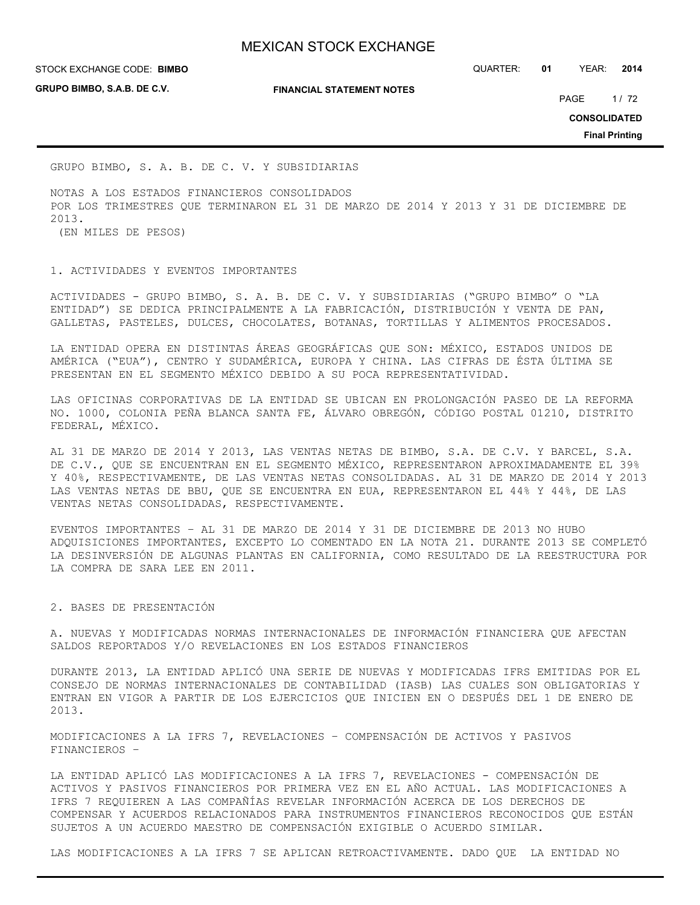GRUPO BIMBO, S. A. B. DE C. V. Y SUBSIDIARIAS

NOTAS A LOS ESTADOS FINANCIEROS CONSOLIDADOS
POR LOS TRIMESTRES QUE TERMINARON EL 31 DE MARZO DE 2014 Y 2013 Y 31 DE DICIEMBRE DE 2013.
(EN MILES DE PESOS)

## 1. ACTIVIDADES Y EVENTOS IMPORTANTES

ACTIVIDADES - GRUPO BIMBO, S. A. B. DE C. V. Y SUBSIDIARIAS ("GRUPO BIMBO" O "LA ENTIDAD") SE DEDICA PRINCIPALMENTE A LA FABRICACIÓN, DISTRIBUCIÓN Y VENTA DE PAN, GALLETAS, PASTELES, DULCES, CHOCOLATES, BOTANAS, TORTILLAS Y ALIMENTOS PROCESADOS.

LA ENTIDAD OPERA EN DISTINTAS ÁREAS GEOGRÁFICAS QUE SON: MÉXICO, ESTADOS UNIDOS DE AMÉRICA ("EUA"), CENTRO Y SUDAMÉRICA, EUROPA Y CHINA. LAS CIFRAS DE ÉSTA ÚLTIMA SE PRESENTAN EN EL SEGMENTO MÉXICO DEBIDO A SU POCA REPRESENTATIVIDAD.

LAS OFICINAS CORPORATIVAS DE LA ENTIDAD SE UBICAN EN PROLONGACIÓN PASEO DE LA REFORMA NO. 1000, COLONIA PEÑA BLANCA SANTA FE, ÁLVARO OBREGÓN, CÓDIGO POSTAL 01210, DISTRITO FEDERAL, MÉXICO.

AL 31 DE MARZO DE 2014 Y 2013, LAS VENTAS NETAS DE BIMBO, S.A. DE C.V. Y BARCEL, S.A. DE C.V., QUE SE ENCUENTRAN EN EL SEGMENTO MÉXICO, REPRESENTARON APROXIMADAMENTE EL 39% Y 40%, RESPECTIVAMENTE, DE LAS VENTAS NETAS CONSOLIDADAS. AL 31 DE MARZO DE 2014 Y 2013 LAS VENTAS NETAS DE BBU, QUE SE ENCUENTRA EN EUA, REPRESENTARON EL 44% Y 44%, DE LAS VENTAS NETAS CONSOLIDADAS, RESPECTIVAMENTE.

EVENTOS IMPORTANTES – AL 31 DE MARZO DE 2014 Y 31 DE DICIEMBRE DE 2013 NO HUBO ADQUISICIONES IMPORTANTES, EXCEPTO LO COMENTADO EN LA NOTA 21. DURANTE 2013 SE COMPLETÓ LA DESINVERSIÓN DE ALGUNAS PLANTAS EN CALIFORNIA, COMO RESULTADO DE LA REESTRUCTURA POR LA COMPRA DE SARA LEE EN 2011.

## 2. BASES DE PRESENTACIÓN

A. NUEVAS Y MODIFICADAS NORMAS INTERNACIONALES DE INFORMACIÓN FINANCIERA QUE AFECTAN SALDOS REPORTADOS Y/O REVELACIONES EN LOS ESTADOS FINANCIEROS

DURANTE 2013, LA ENTIDAD APLICÓ UNA SERIE DE NUEVAS Y MODIFICADAS IFRS EMITIDAS POR EL CONSEJO DE NORMAS INTERNACIONALES DE CONTABILIDAD (IASB) LAS CUALES SON OBLIGATORIAS Y ENTRAN EN VIGOR A PARTIR DE LOS EJERCICIOS QUE INICIEN EN O DESPUÉS DEL 1 DE ENERO DE 2013.

MODIFICACIONES A LA IFRS 7, REVELACIONES – COMPENSACIÓN DE ACTIVOS Y PASIVOS FINANCIEROS –

LA ENTIDAD APLICÓ LAS MODIFICACIONES A LA IFRS 7, REVELACIONES - COMPENSACIÓN DE ACTIVOS Y PASIVOS FINANCIEROS POR PRIMERA VEZ EN EL AÑO ACTUAL. LAS MODIFICACIONES A IFRS 7 REQUIEREN A LAS COMPAÑÍAS REVELAR INFORMACIÓN ACERCA DE LOS DERECHOS DE COMPENSAR Y ACUERDOS RELACIONADOS PARA INSTRUMENTOS FINANCIEROS RECONOCIDOS QUE ESTÁN SUJETOS A UN ACUERDO MAESTRO DE COMPENSACIÓN EXIGIBLE O ACUERDO SIMILAR.

LAS MODIFICACIONES A LA IFRS 7 SE APLICAN RETROACTIVAMENTE. DADO QUE LA ENTIDAD NO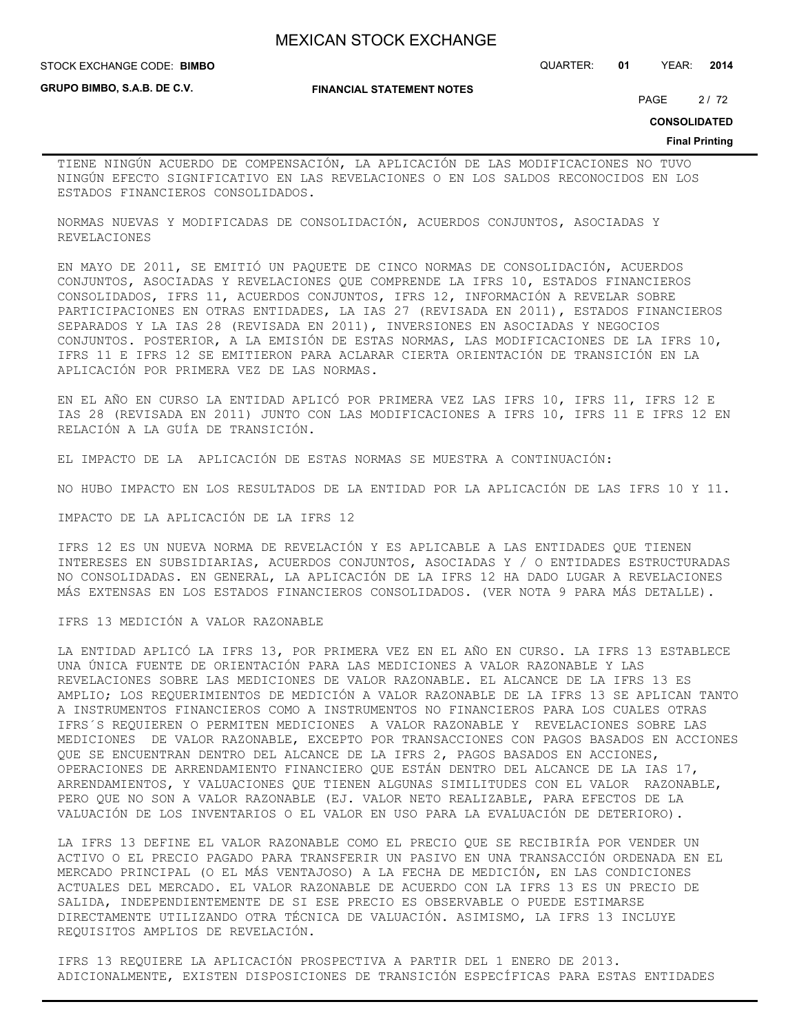TIENE NINGÚN ACUERDO DE COMPENSACIÓN, LA APLICACIÓN DE LAS MODIFICACIONES NO TUVO NINGÚN EFECTO SIGNIFICATIVO EN LAS REVELACIONES O EN LOS SALDOS RECONOCIDOS EN LOS ESTADOS FINANCIEROS CONSOLIDADOS.

NORMAS NUEVAS Y MODIFICADAS DE CONSOLIDACIÓN, ACUERDOS CONJUNTOS, ASOCIADAS Y REVELACIONES

EN MAYO DE 2011, SE EMITIÓ UN PAQUETE DE CINCO NORMAS DE CONSOLIDACIÓN, ACUERDOS CONJUNTOS, ASOCIADAS Y REVELACIONES QUE COMPRENDE LA IFRS 10, ESTADOS FINANCIEROS CONSOLIDADOS, IFRS 11, ACUERDOS CONJUNTOS, IFRS 12, INFORMACIÓN A REVELAR SOBRE PARTICIPACIONES EN OTRAS ENTIDADES, LA IAS 27 (REVISADA EN 2011), ESTADOS FINANCIEROS SEPARADOS Y LA IAS 28 (REVISADA EN 2011), INVERSIONES EN ASOCIADAS Y NEGOCIOS CONJUNTOS. POSTERIOR, A LA EMISIÓN DE ESTAS NORMAS, LAS MODIFICACIONES DE LA IFRS 10, IFRS 11 E IFRS 12 SE EMITIERON PARA ACLARAR CIERTA ORIENTACIÓN DE TRANSICIÓN EN LA APLICACIÓN POR PRIMERA VEZ DE LAS NORMAS.

EN EL AÑO EN CURSO LA ENTIDAD APLICÓ POR PRIMERA VEZ LAS IFRS 10, IFRS 11, IFRS 12 E IAS 28 (REVISADA EN 2011) JUNTO CON LAS MODIFICACIONES A IFRS 10, IFRS 11 E IFRS 12 EN RELACIÓN A LA GUÍA DE TRANSICIÓN.

EL IMPACTO DE LA APLICACIÓN DE ESTAS NORMAS SE MUESTRA A CONTINUACIÓN:

NO HUBO IMPACTO EN LOS RESULTADOS DE LA ENTIDAD POR LA APLICACIÓN DE LAS IFRS 10 Y 11.

IMPACTO DE LA APLICACIÓN DE LA IFRS 12

IFRS 12 ES UN NUEVA NORMA DE REVELACIÓN Y ES APLICABLE A LAS ENTIDADES QUE TIENEN INTERESES EN SUBSIDIARIAS, ACUERDOS CONJUNTOS, ASOCIADAS Y / O ENTIDADES ESTRUCTURADAS NO CONSOLIDADAS. EN GENERAL, LA APLICACIÓN DE LA IFRS 12 HA DADO LUGAR A REVELACIONES MÁS EXTENSAS EN LOS ESTADOS FINANCIEROS CONSOLIDADOS. (VER NOTA 9 PARA MÁS DETALLE).

IFRS 13 MEDICIÓN A VALOR RAZONABLE

LA ENTIDAD APLICÓ LA IFRS 13, POR PRIMERA VEZ EN EL AÑO EN CURSO. LA IFRS 13 ESTABLECE UNA ÚNICA FUENTE DE ORIENTACIÓN PARA LAS MEDICIONES A VALOR RAZONABLE Y LAS REVELACIONES SOBRE LAS MEDICIONES DE VALOR RAZONABLE. EL ALCANCE DE LA IFRS 13 ES AMPLIO; LOS REQUERIMIENTOS DE MEDICIÓN A VALOR RAZONABLE DE LA IFRS 13 SE APLICAN TANTO A INSTRUMENTOS FINANCIEROS COMO A INSTRUMENTOS NO FINANCIEROS PARA LOS CUALES OTRAS IFRS´S REQUIEREN O PERMITEN MEDICIONES A VALOR RAZONABLE Y REVELACIONES SOBRE LAS MEDICIONES DE VALOR RAZONABLE, EXCEPTO POR TRANSACCIONES CON PAGOS BASADOS EN ACCIONES QUE SE ENCUENTRAN DENTRO DEL ALCANCE DE LA IFRS 2, PAGOS BASADOS EN ACCIONES, OPERACIONES DE ARRENDAMIENTO FINANCIERO QUE ESTÁN DENTRO DEL ALCANCE DE LA IAS 17, ARRENDAMIENTOS, Y VALUACIONES QUE TIENEN ALGUNAS SIMILITUDES CON EL VALOR RAZONABLE, PERO QUE NO SON A VALOR RAZONABLE (EJ. VALOR NETO REALIZABLE, PARA EFECTOS DE LA VALUACIÓN DE LOS INVENTARIOS O EL VALOR EN USO PARA LA EVALUACIÓN DE DETERIORO).

LA IFRS 13 DEFINE EL VALOR RAZONABLE COMO EL PRECIO QUE SE RECIBIRÍA POR VENDER UN ACTIVO O EL PRECIO PAGADO PARA TRANSFERIR UN PASIVO EN UNA TRANSACCIÓN ORDENADA EN EL MERCADO PRINCIPAL (O EL MÁS VENTAJOSO) A LA FECHA DE MEDICIÓN, EN LAS CONDICIONES ACTUALES DEL MERCADO. EL VALOR RAZONABLE DE ACUERDO CON LA IFRS 13 ES UN PRECIO DE SALIDA, INDEPENDIENTEMENTE DE SI ESE PRECIO ES OBSERVABLE O PUEDE ESTIMARSE DIRECTAMENTE UTILIZANDO OTRA TÉCNICA DE VALUACIÓN. ASIMISMO, LA IFRS 13 INCLUYE REQUISITOS AMPLIOS DE REVELACIÓN.

IFRS 13 REQUIERE LA APLICACIÓN PROSPECTIVA A PARTIR DEL 1 ENERO DE 2013. ADICIONALMENTE, EXISTEN DISPOSICIONES DE TRANSICIÓN ESPECÍFICAS PARA ESTAS ENTIDADES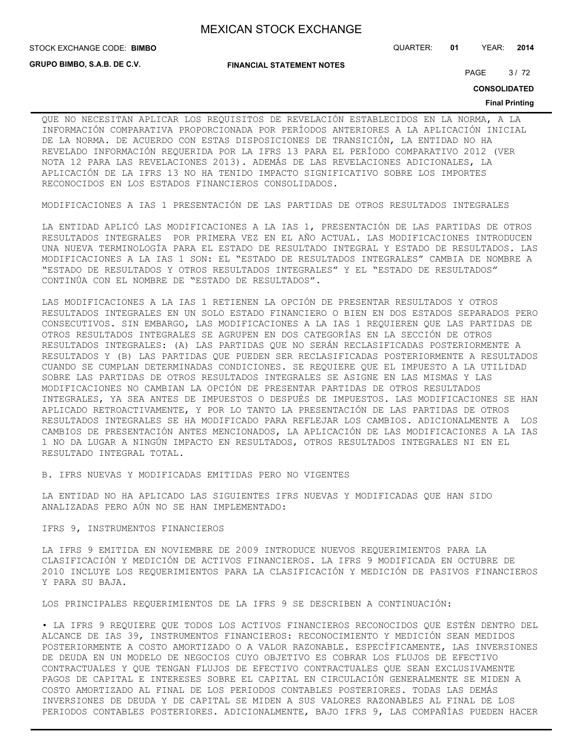QUE NO NECESITAN APLICAR LOS REQUISITOS DE REVELACIÓN ESTABLECIDOS EN LA NORMA, A LA INFORMACIÓN COMPARATIVA PROPORCIONADA POR PERÍODOS ANTERIORES A LA APLICACIÓN INICIAL DE LA NORMA. DE ACUERDO CON ESTAS DISPOSICIONES DE TRANSICIÓN, LA ENTIDAD NO HA REVELADO INFORMACIÓN REQUERIDA POR LA IFRS 13 PARA EL PERÍODO COMPARATIVO 2012 (VER NOTA 12 PARA LAS REVELACIONES 2013). ADEMÁS DE LAS REVELACIONES ADICIONALES, LA APLICACIÓN DE LA IFRS 13 NO HA TENIDO IMPACTO SIGNIFICATIVO SOBRE LOS IMPORTES RECONOCIDOS EN LOS ESTADOS FINANCIEROS CONSOLIDADOS.

MODIFICACIONES A IAS 1 PRESENTACIÓN DE LAS PARTIDAS DE OTROS RESULTADOS INTEGRALES

LA ENTIDAD APLICÓ LAS MODIFICACIONES A LA IAS 1, PRESENTACIÓN DE LAS PARTIDAS DE OTROS RESULTADOS INTEGRALES POR PRIMERA VEZ EN EL AÑO ACTUAL. LAS MODIFICACIONES INTRODUCEN UNA NUEVA TERMINOLOGÍA PARA EL ESTADO DE RESULTADO INTEGRAL Y ESTADO DE RESULTADOS. LAS MODIFICACIONES A LA IAS 1 SON: EL "ESTADO DE RESULTADOS INTEGRALES" CAMBIA DE NOMBRE A "ESTADO DE RESULTADOS Y OTROS RESULTADOS INTEGRALES" Y EL "ESTADO DE RESULTADOS" CONTINÚA CON EL NOMBRE DE "ESTADO DE RESULTADOS".

LAS MODIFICACIONES A LA IAS 1 RETIENEN LA OPCIÓN DE PRESENTAR RESULTADOS Y OTROS RESULTADOS INTEGRALES EN UN SOLO ESTADO FINANCIERO O BIEN EN DOS ESTADOS SEPARADOS PERO CONSECUTIVOS. SIN EMBARGO, LAS MODIFICACIONES A LA IAS 1 REQUIEREN QUE LAS PARTIDAS DE OTROS RESULTADOS INTEGRALES SE AGRUPEN EN DOS CATEGORÍAS EN LA SECCIÓN DE OTROS RESULTADOS INTEGRALES: (A) LAS PARTIDAS QUE NO SERÁN RECLASIFICADAS POSTERIORMENTE A RESULTADOS Y (B) LAS PARTIDAS QUE PUEDEN SER RECLASIFICADAS POSTERIORMENTE A RESULTADOS CUANDO SE CUMPLAN DETERMINADAS CONDICIONES. SE REQUIERE QUE EL IMPUESTO A LA UTILIDAD SOBRE LAS PARTIDAS DE OTROS RESULTADOS INTEGRALES SE ASIGNE EN LAS MISMAS Y LAS MODIFICACIONES NO CAMBIAN LA OPCIÓN DE PRESENTAR PARTIDAS DE OTROS RESULTADOS INTEGRALES, YA SEA ANTES DE IMPUESTOS O DESPUÉS DE IMPUESTOS. LAS MODIFICACIONES SE HAN APLICADO RETROACTIVAMENTE, Y POR LO TANTO LA PRESENTACIÓN DE LAS PARTIDAS DE OTROS RESULTADOS INTEGRALES SE HA MODIFICADO PARA REFLEJAR LOS CAMBIOS. ADICIONALMENTE A LOS CAMBIOS DE PRESENTACIÓN ANTES MENCIONADOS, LA APLICACIÓN DE LAS MODIFICACIONES A LA IAS 1 NO DA LUGAR A NINGÚN IMPACTO EN RESULTADOS, OTROS RESULTADOS INTEGRALES NI EN EL RESULTADO INTEGRAL TOTAL.

B. IFRS NUEVAS Y MODIFICADAS EMITIDAS PERO NO VIGENTES

LA ENTIDAD NO HA APLICADO LAS SIGUIENTES IFRS NUEVAS Y MODIFICADAS QUE HAN SIDO ANALIZADAS PERO AÚN NO SE HAN IMPLEMENTADO:

IFRS 9, INSTRUMENTOS FINANCIEROS

LA IFRS 9 EMITIDA EN NOVIEMBRE DE 2009 INTRODUCE NUEVOS REQUERIMIENTOS PARA LA CLASIFICACIÓN Y MEDICIÓN DE ACTIVOS FINANCIEROS. LA IFRS 9 MODIFICADA EN OCTUBRE DE 2010 INCLUYE LOS REQUERIMIENTOS PARA LA CLASIFICACIÓN Y MEDICIÓN DE PASIVOS FINANCIEROS Y PARA SU BAJA.

LOS PRINCIPALES REQUERIMIENTOS DE LA IFRS 9 SE DESCRIBEN A CONTINUACIÓN:

• LA IFRS 9 REQUIERE QUE TODOS LOS ACTIVOS FINANCIEROS RECONOCIDOS QUE ESTÉN DENTRO DEL ALCANCE DE IAS 39, INSTRUMENTOS FINANCIEROS: RECONOCIMIENTO Y MEDICIÓN SEAN MEDIDOS POSTERIORMENTE A COSTO AMORTIZADO O A VALOR RAZONABLE. ESPECÍFICAMENTE, LAS INVERSIONES DE DEUDA EN UN MODELO DE NEGOCIOS CUYO OBJETIVO ES COBRAR LOS FLUJOS DE EFECTIVO CONTRACTUALES Y QUE TENGAN FLUJOS DE EFECTIVO CONTRACTUALES QUE SEAN EXCLUSIVAMENTE PAGOS DE CAPITAL E INTERESES SOBRE EL CAPITAL EN CIRCULACIÓN GENERALMENTE SE MIDEN A COSTO AMORTIZADO AL FINAL DE LOS PERIODOS CONTABLES POSTERIORES. TODAS LAS DEMÁS INVERSIONES DE DEUDA Y DE CAPITAL SE MIDEN A SUS VALORES RAZONABLES AL FINAL DE LOS PERIODOS CONTABLES POSTERIORES. ADICIONALMENTE, BAJO IFRS 9, LAS COMPAÑÍAS PUEDEN HACER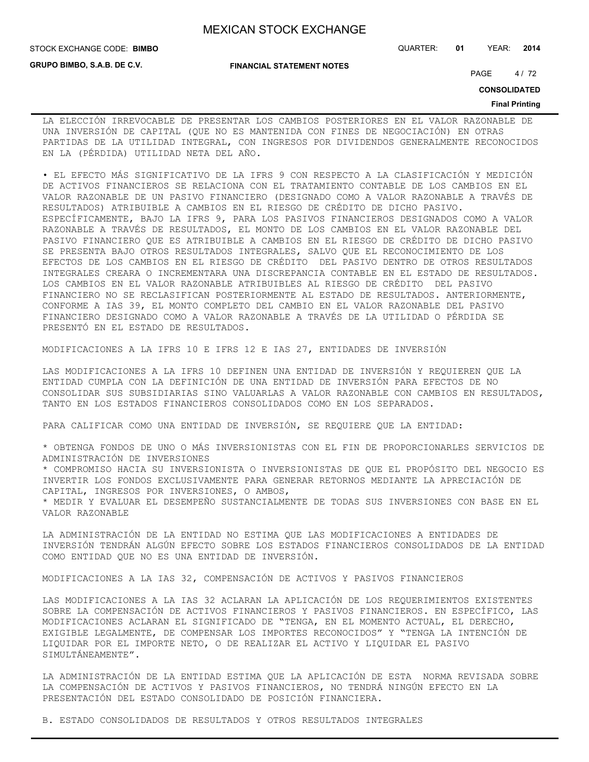LA ELECCIÓN IRREVOCABLE DE PRESENTAR LOS CAMBIOS POSTERIORES EN EL VALOR RAZONABLE DE UNA INVERSIÓN DE CAPITAL (QUE NO ES MANTENIDA CON FINES DE NEGOCIACIÓN) EN OTRAS PARTIDAS DE LA UTILIDAD INTEGRAL, CON INGRESOS POR DIVIDENDOS GENERALMENTE RECONOCIDOS EN LA (PÉRDIDA) UTILIDAD NETA DEL AÑO.

• EL EFECTO MÁS SIGNIFICATIVO DE LA IFRS 9 CON RESPECTO A LA CLASIFICACIÓN Y MEDICIÓN DE ACTIVOS FINANCIEROS SE RELACIONA CON EL TRATAMIENTO CONTABLE DE LOS CAMBIOS EN EL VALOR RAZONABLE DE UN PASIVO FINANCIERO (DESIGNADO COMO A VALOR RAZONABLE A TRAVÉS DE RESULTADOS) ATRIBUIBLE A CAMBIOS EN EL RIESGO DE CRÉDITO DE DICHO PASIVO. ESPECÍFICAMENTE, BAJO LA IFRS 9, PARA LOS PASIVOS FINANCIEROS DESIGNADOS COMO A VALOR RAZONABLE A TRAVÉS DE RESULTADOS, EL MONTO DE LOS CAMBIOS EN EL VALOR RAZONABLE DEL PASIVO FINANCIERO QUE ES ATRIBUIBLE A CAMBIOS EN EL RIESGO DE CRÉDITO DE DICHO PASIVO SE PRESENTA BAJO OTROS RESULTADOS INTEGRALES, SALVO QUE EL RECONOCIMIENTO DE LOS EFECTOS DE LOS CAMBIOS EN EL RIESGO DE CRÉDITO DEL PASIVO DENTRO DE OTROS RESULTADOS INTEGRALES CREARA O INCREMENTARA UNA DISCREPANCIA CONTABLE EN EL ESTADO DE RESULTADOS. LOS CAMBIOS EN EL VALOR RAZONABLE ATRIBUIBLES AL RIESGO DE CRÉDITO DEL PASIVO FINANCIERO NO SE RECLASIFICAN POSTERIORMENTE AL ESTADO DE RESULTADOS. ANTERIORMENTE, CONFORME A IAS 39, EL MONTO COMPLETO DEL CAMBIO EN EL VALOR RAZONABLE DEL PASIVO FINANCIERO DESIGNADO COMO A VALOR RAZONABLE A TRAVÉS DE LA UTILIDAD O PÉRDIDA SE PRESENTÓ EN EL ESTADO DE RESULTADOS.

MODIFICACIONES A LA IFRS 10 E IFRS 12 E IAS 27, ENTIDADES DE INVERSIÓN

LAS MODIFICACIONES A LA IFRS 10 DEFINEN UNA ENTIDAD DE INVERSIÓN Y REQUIEREN QUE LA ENTIDAD CUMPLA CON LA DEFINICIÓN DE UNA ENTIDAD DE INVERSIÓN PARA EFECTOS DE NO CONSOLIDAR SUS SUBSIDIARIAS SINO VALUARLAS A VALOR RAZONABLE CON CAMBIOS EN RESULTADOS, TANTO EN LOS ESTADOS FINANCIEROS CONSOLIDADOS COMO EN LOS SEPARADOS.

PARA CALIFICAR COMO UNA ENTIDAD DE INVERSIÓN, SE REQUIERE QUE LA ENTIDAD:

* OBTENGA FONDOS DE UNO O MÁS INVERSIONISTAS CON EL FIN DE PROPORCIONARLES SERVICIOS DE ADMINISTRACIÓN DE INVERSIONES
* COMPROMISO HACIA SU INVERSIONISTA O INVERSIONISTAS DE QUE EL PROPÓSITO DEL NEGOCIO ES INVERTIR LOS FONDOS EXCLUSIVAMENTE PARA GENERAR RETORNOS MEDIANTE LA APRECIACIÓN DE CAPITAL, INGRESOS POR INVERSIONES, O AMBOS,
* MEDIR Y EVALUAR EL DESEMPEÑO SUSTANCIALMENTE DE TODAS SUS INVERSIONES CON BASE EN EL VALOR RAZONABLE

LA ADMINISTRACIÓN DE LA ENTIDAD NO ESTIMA QUE LAS MODIFICACIONES A ENTIDADES DE INVERSIÓN TENDRÁN ALGÚN EFECTO SOBRE LOS ESTADOS FINANCIEROS CONSOLIDADOS DE LA ENTIDAD COMO ENTIDAD QUE NO ES UNA ENTIDAD DE INVERSIÓN.

MODIFICACIONES A LA IAS 32, COMPENSACIÓN DE ACTIVOS Y PASIVOS FINANCIEROS

LAS MODIFICACIONES A LA IAS 32 ACLARAN LA APLICACIÓN DE LOS REQUERIMIENTOS EXISTENTES SOBRE LA COMPENSACIÓN DE ACTIVOS FINANCIEROS Y PASIVOS FINANCIEROS. EN ESPECÍFICO, LAS MODIFICACIONES ACLARAN EL SIGNIFICADO DE "TENGA, EN EL MOMENTO ACTUAL, EL DERECHO, EXIGIBLE LEGALMENTE, DE COMPENSAR LOS IMPORTES RECONOCIDOS" Y "TENGA LA INTENCIÓN DE LIQUIDAR POR EL IMPORTE NETO, O DE REALIZAR EL ACTIVO Y LIQUIDAR EL PASIVO SIMULTÁNEAMENTE".

LA ADMINISTRACIÓN DE LA ENTIDAD ESTIMA QUE LA APLICACIÓN DE ESTA NORMA REVISADA SOBRE LA COMPENSACIÓN DE ACTIVOS Y PASIVOS FINANCIEROS, NO TENDRÁ NINGÚN EFECTO EN LA PRESENTACIÓN DEL ESTADO CONSOLIDADO DE POSICIÓN FINANCIERA.

B. ESTADO CONSOLIDADOS DE RESULTADOS Y OTROS RESULTADOS INTEGRALES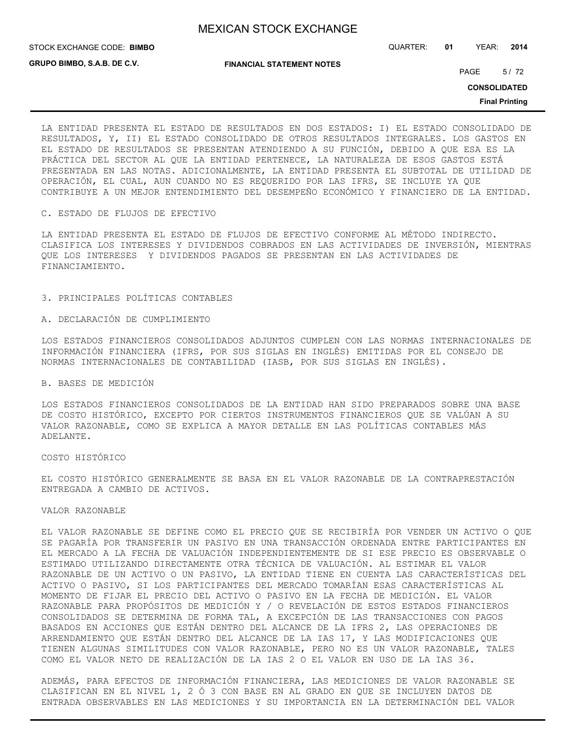LA ENTIDAD PRESENTA EL ESTADO DE RESULTADOS EN DOS ESTADOS: I) EL ESTADO CONSOLIDADO DE RESULTADOS, Y, II) EL ESTADO CONSOLIDADO DE OTROS RESULTADOS INTEGRALES. LOS GASTOS EN EL ESTADO DE RESULTADOS SE PRESENTAN ATENDIENDO A SU FUNCIÓN, DEBIDO A QUE ESA ES LA PRÁCTICA DEL SECTOR AL QUE LA ENTIDAD PERTENECE, LA NATURALEZA DE ESOS GASTOS ESTÁ PRESENTADA EN LAS NOTAS. ADICIONALMENTE, LA ENTIDAD PRESENTA EL SUBTOTAL DE UTILIDAD DE OPERACIÓN, EL CUAL, AUN CUANDO NO ES REQUERIDO POR LAS IFRS, SE INCLUYE YA QUE CONTRIBUYE A UN MEJOR ENTENDIMIENTO DEL DESEMPEÑO ECONÓMICO Y FINANCIERO DE LA ENTIDAD.

C. ESTADO DE FLUJOS DE EFECTIVO

LA ENTIDAD PRESENTA EL ESTADO DE FLUJOS DE EFECTIVO CONFORME AL MÉTODO INDIRECTO. CLASIFICA LOS INTERESES Y DIVIDENDOS COBRADOS EN LAS ACTIVIDADES DE INVERSIÓN, MIENTRAS QUE LOS INTERESES Y DIVIDENDOS PAGADOS SE PRESENTAN EN LAS ACTIVIDADES DE FINANCIAMIENTO.

3. PRINCIPALES POLÍTICAS CONTABLES

A. DECLARACIÓN DE CUMPLIMIENTO

LOS ESTADOS FINANCIEROS CONSOLIDADOS ADJUNTOS CUMPLEN CON LAS NORMAS INTERNACIONALES DE INFORMACIÓN FINANCIERA (IFRS, POR SUS SIGLAS EN INGLÉS) EMITIDAS POR EL CONSEJO DE NORMAS INTERNACIONALES DE CONTABILIDAD (IASB, POR SUS SIGLAS EN INGLÉS).

B. BASES DE MEDICIÓN

LOS ESTADOS FINANCIEROS CONSOLIDADOS DE LA ENTIDAD HAN SIDO PREPARADOS SOBRE UNA BASE DE COSTO HISTÓRICO, EXCEPTO POR CIERTOS INSTRUMENTOS FINANCIEROS QUE SE VALÚAN A SU VALOR RAZONABLE, COMO SE EXPLICA A MAYOR DETALLE EN LAS POLÍTICAS CONTABLES MÁS ADELANTE.

COSTO HISTÓRICO

EL COSTO HISTÓRICO GENERALMENTE SE BASA EN EL VALOR RAZONABLE DE LA CONTRAPRESTACIÓN ENTREGADA A CAMBIO DE ACTIVOS.

VALOR RAZONABLE

EL VALOR RAZONABLE SE DEFINE COMO EL PRECIO QUE SE RECIBIRÍA POR VENDER UN ACTIVO O QUE SE PAGARÍA POR TRANSFERIR UN PASIVO EN UNA TRANSACCIÓN ORDENADA ENTRE PARTICIPANTES EN EL MERCADO A LA FECHA DE VALUACIÓN INDEPENDIENTEMENTE DE SI ESE PRECIO ES OBSERVABLE O ESTIMADO UTILIZANDO DIRECTAMENTE OTRA TÉCNICA DE VALUACIÓN. AL ESTIMAR EL VALOR RAZONABLE DE UN ACTIVO O UN PASIVO, LA ENTIDAD TIENE EN CUENTA LAS CARACTERÍSTICAS DEL ACTIVO O PASIVO, SI LOS PARTICIPANTES DEL MERCADO TOMARÍAN ESAS CARACTERÍSTICAS AL MOMENTO DE FIJAR EL PRECIO DEL ACTIVO O PASIVO EN LA FECHA DE MEDICIÓN. EL VALOR RAZONABLE PARA PROPÓSITOS DE MEDICIÓN Y / O REVELACIÓN DE ESTOS ESTADOS FINANCIEROS CONSOLIDADOS SE DETERMINA DE FORMA TAL, A EXCEPCIÓN DE LAS TRANSACCIONES CON PAGOS BASADOS EN ACCIONES QUE ESTÁN DENTRO DEL ALCANCE DE LA IFRS 2, LAS OPERACIONES DE ARRENDAMIENTO QUE ESTÁN DENTRO DEL ALCANCE DE LA IAS 17, Y LAS MODIFICACIONES QUE TIENEN ALGUNAS SIMILITUDES CON VALOR RAZONABLE, PERO NO ES UN VALOR RAZONABLE, TALES COMO EL VALOR NETO DE REALIZACIÓN DE LA IAS 2 O EL VALOR EN USO DE LA IAS 36.

ADEMÁS, PARA EFECTOS DE INFORMACIÓN FINANCIERA, LAS MEDICIONES DE VALOR RAZONABLE SE CLASIFICAN EN EL NIVEL 1, 2 Ó 3 CON BASE EN AL GRADO EN QUE SE INCLUYEN DATOS DE ENTRADA OBSERVABLES EN LAS MEDICIONES Y SU IMPORTANCIA EN LA DETERMINACIÓN DEL VALOR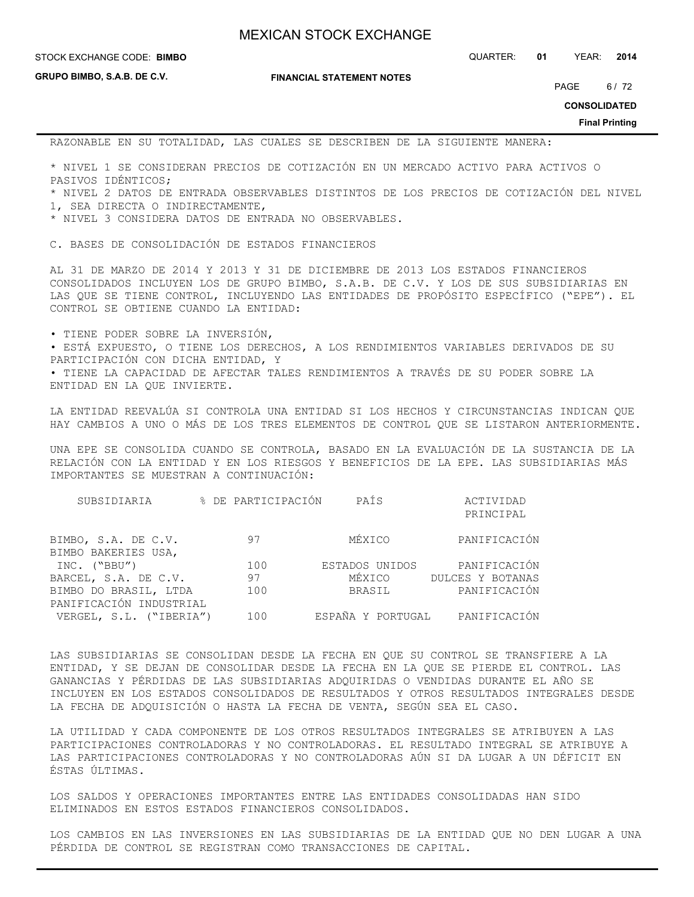RAZONABLE EN SU TOTALIDAD, LAS CUALES SE DESCRIBEN DE LA SIGUIENTE MANERA:

* NIVEL 1 SE CONSIDERAN PRECIOS DE COTIZACIÓN EN UN MERCADO ACTIVO PARA ACTIVOS O PASIVOS IDÉNTICOS;
* NIVEL 2 DATOS DE ENTRADA OBSERVABLES DISTINTOS DE LOS PRECIOS DE COTIZACIÓN DEL NIVEL 1, SEA DIRECTA O INDIRECTAMENTE,
* NIVEL 3 CONSIDERA DATOS DE ENTRADA NO OBSERVABLES.

C. BASES DE CONSOLIDACIÓN DE ESTADOS FINANCIEROS

AL 31 DE MARZO DE 2014 Y 2013 Y 31 DE DICIEMBRE DE 2013 LOS ESTADOS FINANCIEROS CONSOLIDADOS INCLUYEN LOS DE GRUPO BIMBO, S.A.B. DE C.V. Y LOS DE SUS SUBSIDIARIAS EN LAS QUE SE TIENE CONTROL, INCLUYENDO LAS ENTIDADES DE PROPÓSITO ESPECÍFICO ("EPE"). EL CONTROL SE OBTIENE CUANDO LA ENTIDAD:

• TIENE PODER SOBRE LA INVERSIÓN,
• ESTÁ EXPUESTO, O TIENE LOS DERECHOS, A LOS RENDIMIENTOS VARIABLES DERIVADOS DE SU PARTICIPACIÓN CON DICHA ENTIDAD, Y
• TIENE LA CAPACIDAD DE AFECTAR TALES RENDIMIENTOS A TRAVÉS DE SU PODER SOBRE LA ENTIDAD EN LA QUE INVIERTE.

LA ENTIDAD REEVALÚA SI CONTROLA UNA ENTIDAD SI LOS HECHOS Y CIRCUNSTANCIAS INDICAN QUE HAY CAMBIOS A UNO O MÁS DE LOS TRES ELEMENTOS DE CONTROL QUE SE LISTARON ANTERIORMENTE.

UNA EPE SE CONSOLIDA CUANDO SE CONTROLA, BASADO EN LA EVALUACIÓN DE LA SUSTANCIA DE LA RELACIÓN CON LA ENTIDAD Y EN LOS RIESGOS Y BENEFICIOS DE LA EPE. LAS SUBSIDIARIAS MÁS IMPORTANTES SE MUESTRAN A CONTINUACIÓN:

| SUBSIDIARIA | % DE PARTICIPACIÓN | PAÍS | ACTIVIDAD PRINCIPAL |
|---|---|---|---|
| BIMBO, S.A. DE C.V. | 97 | MÉXICO | PANIFICACIÓN |
| BIMBO BAKERIES USA, INC. ("BBU") | 100 | ESTADOS UNIDOS | PANIFICACIÓN |
| BARCEL, S.A. DE C.V. | 97 | MÉXICO | DULCES Y BOTANAS |
| BIMBO DO BRASIL, LTDA | 100 | BRASIL | PANIFICACIÓN |
| PANIFICACIÓN INDUSTRIAL VERGEL, S.L. ("IBERIA") | 100 | ESPAÑA Y PORTUGAL | PANIFICACIÓN |

LAS SUBSIDIARIAS SE CONSOLIDAN DESDE LA FECHA EN QUE SU CONTROL SE TRANSFIERE A LA ENTIDAD, Y SE DEJAN DE CONSOLIDAR DESDE LA FECHA EN LA QUE SE PIERDE EL CONTROL. LAS GANANCIAS Y PÉRDIDAS DE LAS SUBSIDIARIAS ADQUIRIDAS O VENDIDAS DURANTE EL AÑO SE INCLUYEN EN LOS ESTADOS CONSOLIDADOS DE RESULTADOS Y OTROS RESULTADOS INTEGRALES DESDE LA FECHA DE ADQUISICIÓN O HASTA LA FECHA DE VENTA, SEGÚN SEA EL CASO.

LA UTILIDAD Y CADA COMPONENTE DE LOS OTROS RESULTADOS INTEGRALES SE ATRIBUYEN A LAS PARTICIPACIONES CONTROLADORAS Y NO CONTROLADORAS. EL RESULTADO INTEGRAL SE ATRIBUYE A LAS PARTICIPACIONES CONTROLADORAS Y NO CONTROLADORAS AÚN SI DA LUGAR A UN DÉFICIT EN ÉSTAS ÚLTIMAS.

LOS SALDOS Y OPERACIONES IMPORTANTES ENTRE LAS ENTIDADES CONSOLIDADAS HAN SIDO ELIMINADOS EN ESTOS ESTADOS FINANCIEROS CONSOLIDADOS.

LOS CAMBIOS EN LAS INVERSIONES EN LAS SUBSIDIARIAS DE LA ENTIDAD QUE NO DEN LUGAR A UNA PÉRDIDA DE CONTROL SE REGISTRAN COMO TRANSACCIONES DE CAPITAL.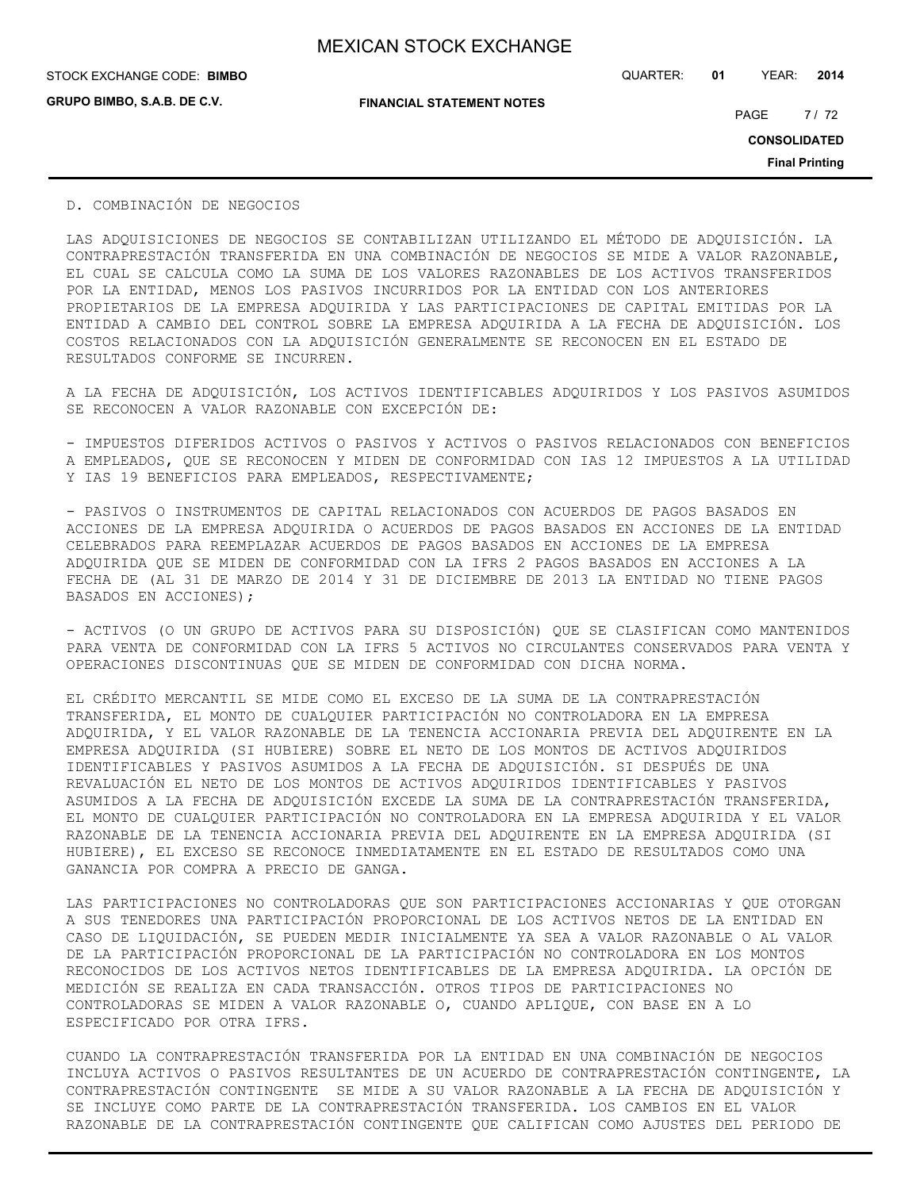D. COMBINACIÓN DE NEGOCIOS

LAS ADQUISICIONES DE NEGOCIOS SE CONTABILIZAN UTILIZANDO EL MÉTODO DE ADQUISICIÓN. LA CONTRAPRESTACIÓN TRANSFERIDA EN UNA COMBINACIÓN DE NEGOCIOS SE MIDE A VALOR RAZONABLE, EL CUAL SE CALCULA COMO LA SUMA DE LOS VALORES RAZONABLES DE LOS ACTIVOS TRANSFERIDOS POR LA ENTIDAD, MENOS LOS PASIVOS INCURRIDOS POR LA ENTIDAD CON LOS ANTERIORES PROPIETARIOS DE LA EMPRESA ADQUIRIDA Y LAS PARTICIPACIONES DE CAPITAL EMITIDAS POR LA ENTIDAD A CAMBIO DEL CONTROL SOBRE LA EMPRESA ADQUIRIDA A LA FECHA DE ADQUISICIÓN. LOS COSTOS RELACIONADOS CON LA ADQUISICIÓN GENERALMENTE SE RECONOCEN EN EL ESTADO DE RESULTADOS CONFORME SE INCURREN.

A LA FECHA DE ADQUISICIÓN, LOS ACTIVOS IDENTIFICABLES ADQUIRIDOS Y LOS PASIVOS ASUMIDOS SE RECONOCEN A VALOR RAZONABLE CON EXCEPCIÓN DE:

- IMPUESTOS DIFERIDOS ACTIVOS O PASIVOS Y ACTIVOS O PASIVOS RELACIONADOS CON BENEFICIOS A EMPLEADOS, QUE SE RECONOCEN Y MIDEN DE CONFORMIDAD CON IAS 12 IMPUESTOS A LA UTILIDAD Y IAS 19 BENEFICIOS PARA EMPLEADOS, RESPECTIVAMENTE;

- PASIVOS O INSTRUMENTOS DE CAPITAL RELACIONADOS CON ACUERDOS DE PAGOS BASADOS EN ACCIONES DE LA EMPRESA ADQUIRIDA O ACUERDOS DE PAGOS BASADOS EN ACCIONES DE LA ENTIDAD CELEBRADOS PARA REEMPLAZAR ACUERDOS DE PAGOS BASADOS EN ACCIONES DE LA EMPRESA ADQUIRIDA QUE SE MIDEN DE CONFORMIDAD CON LA IFRS 2 PAGOS BASADOS EN ACCIONES A LA FECHA DE (AL 31 DE MARZO DE 2014 Y 31 DE DICIEMBRE DE 2013 LA ENTIDAD NO TIENE PAGOS BASADOS EN ACCIONES);

- ACTIVOS (O UN GRUPO DE ACTIVOS PARA SU DISPOSICIÓN) QUE SE CLASIFICAN COMO MANTENIDOS PARA VENTA DE CONFORMIDAD CON LA IFRS 5 ACTIVOS NO CIRCULANTES CONSERVADOS PARA VENTA Y OPERACIONES DISCONTINUAS QUE SE MIDEN DE CONFORMIDAD CON DICHA NORMA.

EL CRÉDITO MERCANTIL SE MIDE COMO EL EXCESO DE LA SUMA DE LA CONTRAPRESTACIÓN TRANSFERIDA, EL MONTO DE CUALQUIER PARTICIPACIÓN NO CONTROLADORA EN LA EMPRESA ADQUIRIDA, Y EL VALOR RAZONABLE DE LA TENENCIA ACCIONARIA PREVIA DEL ADQUIRENTE EN LA EMPRESA ADQUIRIDA (SI HUBIERE) SOBRE EL NETO DE LOS MONTOS DE ACTIVOS ADQUIRIDOS IDENTIFICABLES Y PASIVOS ASUMIDOS A LA FECHA DE ADQUISICIÓN. SI DESPUÉS DE UNA REVALUACIÓN EL NETO DE LOS MONTOS DE ACTIVOS ADQUIRIDOS IDENTIFICABLES Y PASIVOS ASUMIDOS A LA FECHA DE ADQUISICIÓN EXCEDE LA SUMA DE LA CONTRAPRESTACIÓN TRANSFERIDA, EL MONTO DE CUALQUIER PARTICIPACIÓN NO CONTROLADORA EN LA EMPRESA ADQUIRIDA Y EL VALOR RAZONABLE DE LA TENENCIA ACCIONARIA PREVIA DEL ADQUIRENTE EN LA EMPRESA ADQUIRIDA (SI HUBIERE), EL EXCESO SE RECONOCE INMEDIATAMENTE EN EL ESTADO DE RESULTADOS COMO UNA GANANCIA POR COMPRA A PRECIO DE GANGA.

LAS PARTICIPACIONES NO CONTROLADORAS QUE SON PARTICIPACIONES ACCIONARIAS Y QUE OTORGAN A SUS TENEDORES UNA PARTICIPACIÓN PROPORCIONAL DE LOS ACTIVOS NETOS DE LA ENTIDAD EN CASO DE LIQUIDACIÓN, SE PUEDEN MEDIR INICIALMENTE YA SEA A VALOR RAZONABLE O AL VALOR DE LA PARTICIPACIÓN PROPORCIONAL DE LA PARTICIPACIÓN NO CONTROLADORA EN LOS MONTOS RECONOCIDOS DE LOS ACTIVOS NETOS IDENTIFICABLES DE LA EMPRESA ADQUIRIDA. LA OPCIÓN DE MEDICIÓN SE REALIZA EN CADA TRANSACCIÓN. OTROS TIPOS DE PARTICIPACIONES NO CONTROLADORAS SE MIDEN A VALOR RAZONABLE O, CUANDO APLIQUE, CON BASE EN A LO ESPECIFICADO POR OTRA IFRS.

CUANDO LA CONTRAPRESTACIÓN TRANSFERIDA POR LA ENTIDAD EN UNA COMBINACIÓN DE NEGOCIOS INCLUYA ACTIVOS O PASIVOS RESULTANTES DE UN ACUERDO DE CONTRAPRESTACIÓN CONTINGENTE, LA CONTRAPRESTACIÓN CONTINGENTE SE MIDE A SU VALOR RAZONABLE A LA FECHA DE ADQUISICIÓN Y SE INCLUYE COMO PARTE DE LA CONTRAPRESTACIÓN TRANSFERIDA. LOS CAMBIOS EN EL VALOR RAZONABLE DE LA CONTRAPRESTACIÓN CONTINGENTE QUE CALIFICAN COMO AJUSTES DEL PERIODO DE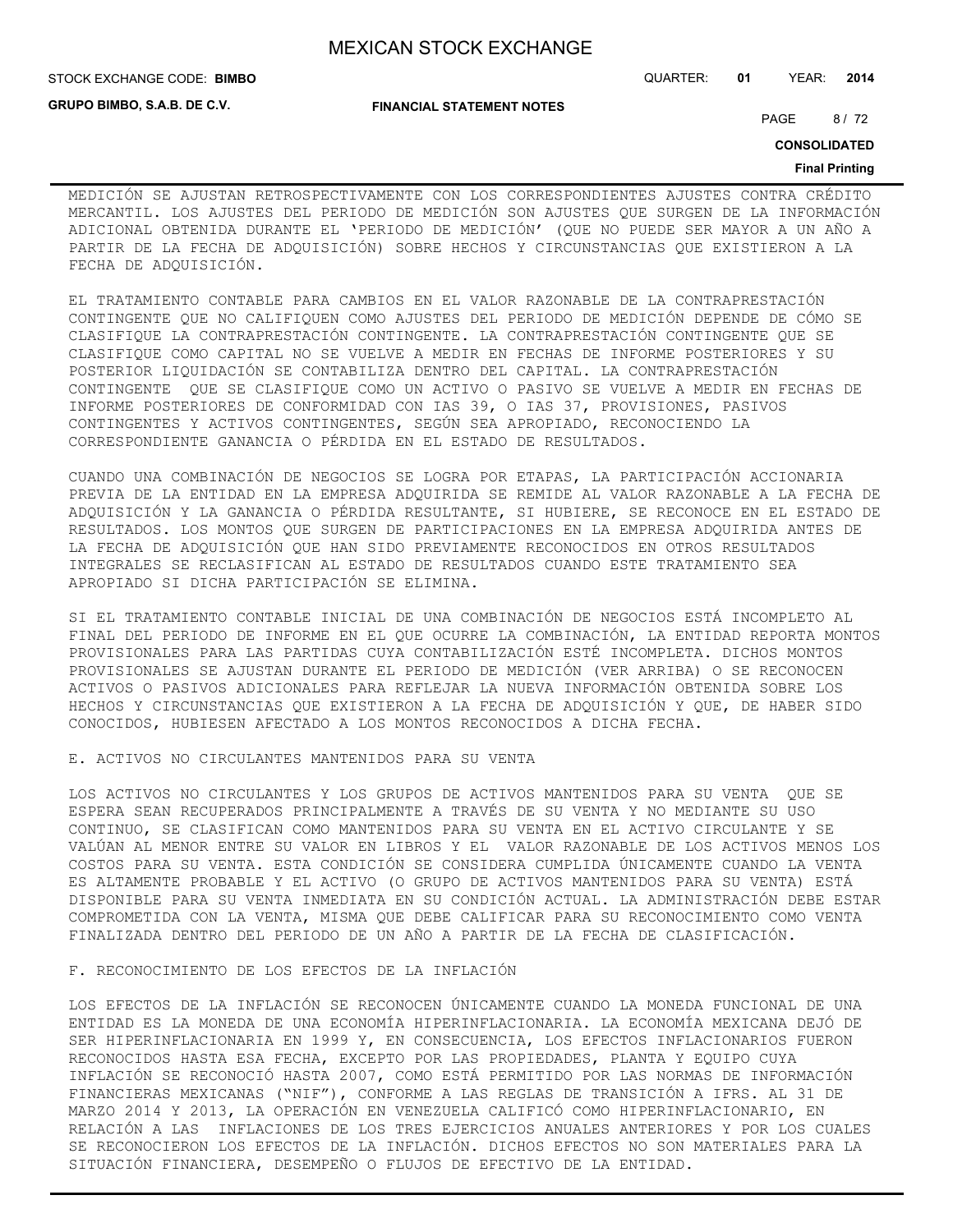MEDICIÓN SE AJUSTAN RETROSPECTIVAMENTE CON LOS CORRESPONDIENTES AJUSTES CONTRA CRÉDITO MERCANTIL. LOS AJUSTES DEL PERIODO DE MEDICIÓN SON AJUSTES QUE SURGEN DE LA INFORMACIÓN ADICIONAL OBTENIDA DURANTE EL 'PERIODO DE MEDICIÓN' (QUE NO PUEDE SER MAYOR A UN AÑO A PARTIR DE LA FECHA DE ADQUISICIÓN) SOBRE HECHOS Y CIRCUNSTANCIAS QUE EXISTIERON A LA FECHA DE ADQUISICIÓN.

EL TRATAMIENTO CONTABLE PARA CAMBIOS EN EL VALOR RAZONABLE DE LA CONTRAPRESTACIÓN CONTINGENTE QUE NO CALIFIQUEN COMO AJUSTES DEL PERIODO DE MEDICIÓN DEPENDE DE CÓMO SE CLASIFIQUE LA CONTRAPRESTACIÓN CONTINGENTE. LA CONTRAPRESTACIÓN CONTINGENTE QUE SE CLASIFIQUE COMO CAPITAL NO SE VUELVE A MEDIR EN FECHAS DE INFORME POSTERIORES Y SU POSTERIOR LIQUIDACIÓN SE CONTABILIZA DENTRO DEL CAPITAL. LA CONTRAPRESTACIÓN CONTINGENTE QUE SE CLASIFIQUE COMO UN ACTIVO O PASIVO SE VUELVE A MEDIR EN FECHAS DE INFORME POSTERIORES DE CONFORMIDAD CON IAS 39, O IAS 37, PROVISIONES, PASIVOS CONTINGENTES Y ACTIVOS CONTINGENTES, SEGÚN SEA APROPIADO, RECONOCIENDO LA CORRESPONDIENTE GANANCIA O PÉRDIDA EN EL ESTADO DE RESULTADOS.

CUANDO UNA COMBINACIÓN DE NEGOCIOS SE LOGRA POR ETAPAS, LA PARTICIPACIÓN ACCIONARIA PREVIA DE LA ENTIDAD EN LA EMPRESA ADQUIRIDA SE REMIDE AL VALOR RAZONABLE A LA FECHA DE ADQUISICIÓN Y LA GANANCIA O PÉRDIDA RESULTANTE, SI HUBIERE, SE RECONOCE EN EL ESTADO DE RESULTADOS. LOS MONTOS QUE SURGEN DE PARTICIPACIONES EN LA EMPRESA ADQUIRIDA ANTES DE LA FECHA DE ADQUISICIÓN QUE HAN SIDO PREVIAMENTE RECONOCIDOS EN OTROS RESULTADOS INTEGRALES SE RECLASIFICAN AL ESTADO DE RESULTADOS CUANDO ESTE TRATAMIENTO SEA APROPIADO SI DICHA PARTICIPACIÓN SE ELIMINA.

SI EL TRATAMIENTO CONTABLE INICIAL DE UNA COMBINACIÓN DE NEGOCIOS ESTÁ INCOMPLETO AL FINAL DEL PERIODO DE INFORME EN EL QUE OCURRE LA COMBINACIÓN, LA ENTIDAD REPORTA MONTOS PROVISIONALES PARA LAS PARTIDAS CUYA CONTABILIZACIÓN ESTÉ INCOMPLETA. DICHOS MONTOS PROVISIONALES SE AJUSTAN DURANTE EL PERIODO DE MEDICIÓN (VER ARRIBA) O SE RECONOCEN ACTIVOS O PASIVOS ADICIONALES PARA REFLEJAR LA NUEVA INFORMACIÓN OBTENIDA SOBRE LOS HECHOS Y CIRCUNSTANCIAS QUE EXISTIERON A LA FECHA DE ADQUISICIÓN Y QUE, DE HABER SIDO CONOCIDOS, HUBIESEN AFECTADO A LOS MONTOS RECONOCIDOS A DICHA FECHA.

E. ACTIVOS NO CIRCULANTES MANTENIDOS PARA SU VENTA

LOS ACTIVOS NO CIRCULANTES Y LOS GRUPOS DE ACTIVOS MANTENIDOS PARA SU VENTA QUE SE ESPERA SEAN RECUPERADOS PRINCIPALMENTE A TRAVÉS DE SU VENTA Y NO MEDIANTE SU USO CONTINUO, SE CLASIFICAN COMO MANTENIDOS PARA SU VENTA EN EL ACTIVO CIRCULANTE Y SE VALÚAN AL MENOR ENTRE SU VALOR EN LIBROS Y EL VALOR RAZONABLE DE LOS ACTIVOS MENOS LOS COSTOS PARA SU VENTA. ESTA CONDICIÓN SE CONSIDERA CUMPLIDA ÚNICAMENTE CUANDO LA VENTA ES ALTAMENTE PROBABLE Y EL ACTIVO (O GRUPO DE ACTIVOS MANTENIDOS PARA SU VENTA) ESTÁ DISPONIBLE PARA SU VENTA INMEDIATA EN SU CONDICIÓN ACTUAL. LA ADMINISTRACIÓN DEBE ESTAR COMPROMETIDA CON LA VENTA, MISMA QUE DEBE CALIFICAR PARA SU RECONOCIMIENTO COMO VENTA FINALIZADA DENTRO DEL PERIODO DE UN AÑO A PARTIR DE LA FECHA DE CLASIFICACIÓN.

F. RECONOCIMIENTO DE LOS EFECTOS DE LA INFLACIÓN

LOS EFECTOS DE LA INFLACIÓN SE RECONOCEN ÚNICAMENTE CUANDO LA MONEDA FUNCIONAL DE UNA ENTIDAD ES LA MONEDA DE UNA ECONOMÍA HIPERINFLACIONARIA. LA ECONOMÍA MEXICANA DEJÓ DE SER HIPERINFLACIONARIA EN 1999 Y, EN CONSECUENCIA, LOS EFECTOS INFLACIONARIOS FUERON RECONOCIDOS HASTA ESA FECHA, EXCEPTO POR LAS PROPIEDADES, PLANTA Y EQUIPO CUYA INFLACIÓN SE RECONOCIÓ HASTA 2007, COMO ESTÁ PERMITIDO POR LAS NORMAS DE INFORMACIÓN FINANCIERAS MEXICANAS ("NIF"), CONFORME A LAS REGLAS DE TRANSICIÓN A IFRS. AL 31 DE MARZO 2014 Y 2013, LA OPERACIÓN EN VENEZUELA CALIFICÓ COMO HIPERINFLACIONARIO, EN RELACIÓN A LAS INFLACIONES DE LOS TRES EJERCICIOS ANUALES ANTERIORES Y POR LOS CUALES SE RECONOCIERON LOS EFECTOS DE LA INFLACIÓN. DICHOS EFECTOS NO SON MATERIALES PARA LA SITUACIÓN FINANCIERA, DESEMPEÑO O FLUJOS DE EFECTIVO DE LA ENTIDAD.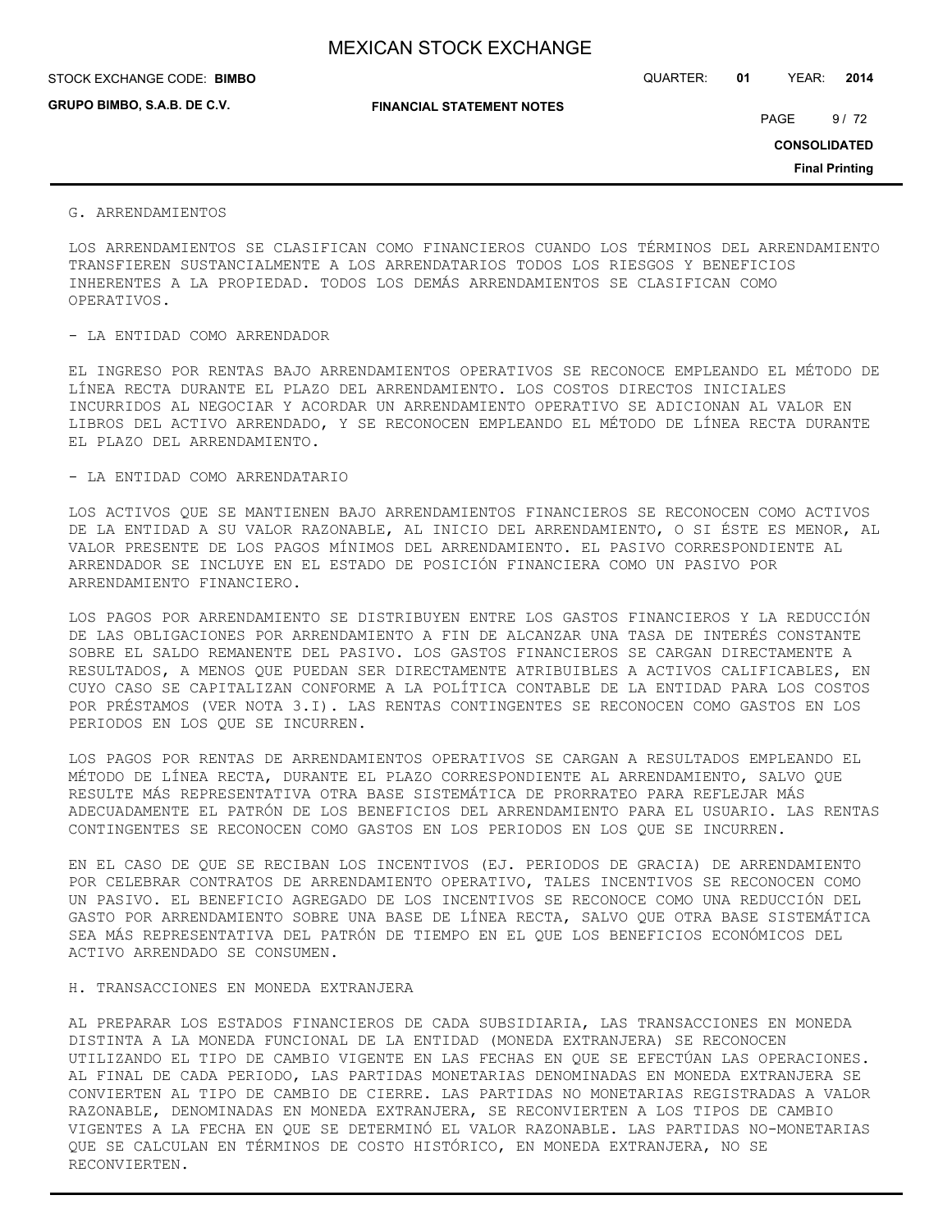G. ARRENDAMIENTOS

LOS ARRENDAMIENTOS SE CLASIFICAN COMO FINANCIEROS CUANDO LOS TÉRMINOS DEL ARRENDAMIENTO TRANSFIEREN SUSTANCIALMENTE A LOS ARRENDATARIOS TODOS LOS RIESGOS Y BENEFICIOS INHERENTES A LA PROPIEDAD. TODOS LOS DEMÁS ARRENDAMIENTOS SE CLASIFICAN COMO OPERATIVOS.

- LA ENTIDAD COMO ARRENDADOR

EL INGRESO POR RENTAS BAJO ARRENDAMIENTOS OPERATIVOS SE RECONOCE EMPLEANDO EL MÉTODO DE LÍNEA RECTA DURANTE EL PLAZO DEL ARRENDAMIENTO. LOS COSTOS DIRECTOS INICIALES INCURRIDOS AL NEGOCIAR Y ACORDAR UN ARRENDAMIENTO OPERATIVO SE ADICIONAN AL VALOR EN LIBROS DEL ACTIVO ARRENDADO, Y SE RECONOCEN EMPLEANDO EL MÉTODO DE LÍNEA RECTA DURANTE EL PLAZO DEL ARRENDAMIENTO.

- LA ENTIDAD COMO ARRENDATARIO

LOS ACTIVOS QUE SE MANTIENEN BAJO ARRENDAMIENTOS FINANCIEROS SE RECONOCEN COMO ACTIVOS DE LA ENTIDAD A SU VALOR RAZONABLE, AL INICIO DEL ARRENDAMIENTO, O SI ÉSTE ES MENOR, AL VALOR PRESENTE DE LOS PAGOS MÍNIMOS DEL ARRENDAMIENTO. EL PASIVO CORRESPONDIENTE AL ARRENDADOR SE INCLUYE EN EL ESTADO DE POSICIÓN FINANCIERA COMO UN PASIVO POR ARRENDAMIENTO FINANCIERO.

LOS PAGOS POR ARRENDAMIENTO SE DISTRIBUYEN ENTRE LOS GASTOS FINANCIEROS Y LA REDUCCIÓN DE LAS OBLIGACIONES POR ARRENDAMIENTO A FIN DE ALCANZAR UNA TASA DE INTERÉS CONSTANTE SOBRE EL SALDO REMANENTE DEL PASIVO. LOS GASTOS FINANCIEROS SE CARGAN DIRECTAMENTE A RESULTADOS, A MENOS QUE PUEDAN SER DIRECTAMENTE ATRIBUIBLES A ACTIVOS CALIFICABLES, EN CUYO CASO SE CAPITALIZAN CONFORME A LA POLÍTICA CONTABLE DE LA ENTIDAD PARA LOS COSTOS POR PRÉSTAMOS (VER NOTA 3.I). LAS RENTAS CONTINGENTES SE RECONOCEN COMO GASTOS EN LOS PERIODOS EN LOS QUE SE INCURREN.

LOS PAGOS POR RENTAS DE ARRENDAMIENTOS OPERATIVOS SE CARGAN A RESULTADOS EMPLEANDO EL MÉTODO DE LÍNEA RECTA, DURANTE EL PLAZO CORRESPONDIENTE AL ARRENDAMIENTO, SALVO QUE RESULTE MÁS REPRESENTATIVA OTRA BASE SISTEMÁTICA DE PRORRATEO PARA REFLEJAR MÁS ADECUADAMENTE EL PATRÓN DE LOS BENEFICIOS DEL ARRENDAMIENTO PARA EL USUARIO. LAS RENTAS CONTINGENTES SE RECONOCEN COMO GASTOS EN LOS PERIODOS EN LOS QUE SE INCURREN.

EN EL CASO DE QUE SE RECIBAN LOS INCENTIVOS (EJ. PERIODOS DE GRACIA) DE ARRENDAMIENTO POR CELEBRAR CONTRATOS DE ARRENDAMIENTO OPERATIVO, TALES INCENTIVOS SE RECONOCEN COMO UN PASIVO. EL BENEFICIO AGREGADO DE LOS INCENTIVOS SE RECONOCE COMO UNA REDUCCIÓN DEL GASTO POR ARRENDAMIENTO SOBRE UNA BASE DE LÍNEA RECTA, SALVO QUE OTRA BASE SISTEMÁTICA SEA MÁS REPRESENTATIVA DEL PATRÓN DE TIEMPO EN EL QUE LOS BENEFICIOS ECONÓMICOS DEL ACTIVO ARRENDADO SE CONSUMEN.

H. TRANSACCIONES EN MONEDA EXTRANJERA

AL PREPARAR LOS ESTADOS FINANCIEROS DE CADA SUBSIDIARIA, LAS TRANSACCIONES EN MONEDA DISTINTA A LA MONEDA FUNCIONAL DE LA ENTIDAD (MONEDA EXTRANJERA) SE RECONOCEN UTILIZANDO EL TIPO DE CAMBIO VIGENTE EN LAS FECHAS EN QUE SE EFECTÚAN LAS OPERACIONES. AL FINAL DE CADA PERIODO, LAS PARTIDAS MONETARIAS DENOMINADAS EN MONEDA EXTRANJERA SE CONVIERTEN AL TIPO DE CAMBIO DE CIERRE. LAS PARTIDAS NO MONETARIAS REGISTRADAS A VALOR RAZONABLE, DENOMINADAS EN MONEDA EXTRANJERA, SE RECONVIERTEN A LOS TIPOS DE CAMBIO VIGENTES A LA FECHA EN QUE SE DETERMINÓ EL VALOR RAZONABLE. LAS PARTIDAS NO-MONETARIAS QUE SE CALCULAN EN TÉRMINOS DE COSTO HISTÓRICO, EN MONEDA EXTRANJERA, NO SE RECONVIERTEN.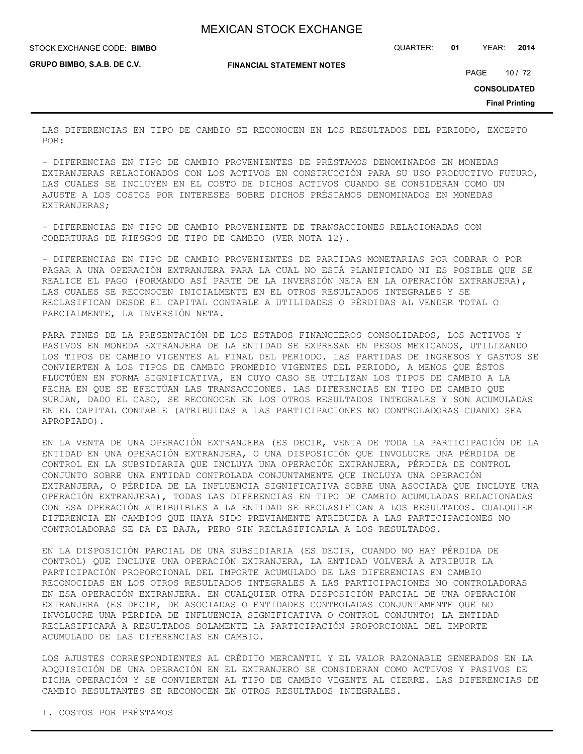LAS DIFERENCIAS EN TIPO DE CAMBIO SE RECONOCEN EN LOS RESULTADOS DEL PERIODO, EXCEPTO POR:

- DIFERENCIAS EN TIPO DE CAMBIO PROVENIENTES DE PRÉSTAMOS DENOMINADOS EN MONEDAS EXTRANJERAS RELACIONADOS CON LOS ACTIVOS EN CONSTRUCCIÓN PARA SU USO PRODUCTIVO FUTURO, LAS CUALES SE INCLUYEN EN EL COSTO DE DICHOS ACTIVOS CUANDO SE CONSIDERAN COMO UN AJUSTE A LOS COSTOS POR INTERESES SOBRE DICHOS PRÉSTAMOS DENOMINADOS EN MONEDAS EXTRANJERAS;

- DIFERENCIAS EN TIPO DE CAMBIO PROVENIENTE DE TRANSACCIONES RELACIONADAS CON COBERTURAS DE RIESGOS DE TIPO DE CAMBIO (VER NOTA 12).

- DIFERENCIAS EN TIPO DE CAMBIO PROVENIENTES DE PARTIDAS MONETARIAS POR COBRAR O POR PAGAR A UNA OPERACIÓN EXTRANJERA PARA LA CUAL NO ESTÁ PLANIFICADO NI ES POSIBLE QUE SE REALICE EL PAGO (FORMANDO ASÍ PARTE DE LA INVERSIÓN NETA EN LA OPERACIÓN EXTRANJERA), LAS CUALES SE RECONOCEN INICIALMENTE EN EL OTROS RESULTADOS INTEGRALES Y SE RECLASIFICAN DESDE EL CAPITAL CONTABLE A UTILIDADES O PÉRDIDAS AL VENDER TOTAL O PARCIALMENTE, LA INVERSIÓN NETA.

PARA FINES DE LA PRESENTACIÓN DE LOS ESTADOS FINANCIEROS CONSOLIDADOS, LOS ACTIVOS Y PASIVOS EN MONEDA EXTRANJERA DE LA ENTIDAD SE EXPRESAN EN PESOS MEXICANOS, UTILIZANDO LOS TIPOS DE CAMBIO VIGENTES AL FINAL DEL PERIODO. LAS PARTIDAS DE INGRESOS Y GASTOS SE CONVIERTEN A LOS TIPOS DE CAMBIO PROMEDIO VIGENTES DEL PERIODO, A MENOS QUE ÉSTOS FLUCTÚEN EN FORMA SIGNIFICATIVA, EN CUYO CASO SE UTILIZAN LOS TIPOS DE CAMBIO A LA FECHA EN QUE SE EFECTÚAN LAS TRANSACCIONES. LAS DIFERENCIAS EN TIPO DE CAMBIO QUE SURJAN, DADO EL CASO, SE RECONOCEN EN LOS OTROS RESULTADOS INTEGRALES Y SON ACUMULADAS EN EL CAPITAL CONTABLE (ATRIBUIDAS A LAS PARTICIPACIONES NO CONTROLADORAS CUANDO SEA APROPIADO).

EN LA VENTA DE UNA OPERACIÓN EXTRANJERA (ES DECIR, VENTA DE TODA LA PARTICIPACIÓN DE LA ENTIDAD EN UNA OPERACIÓN EXTRANJERA, O UNA DISPOSICIÓN QUE INVOLUCRE UNA PÉRDIDA DE CONTROL EN LA SUBSIDIARIA QUE INCLUYA UNA OPERACIÓN EXTRANJERA, PÉRDIDA DE CONTROL CONJUNTO SOBRE UNA ENTIDAD CONTROLADA CONJUNTAMENTE QUE INCLUYA UNA OPERACIÓN EXTRANJERA, O PÉRDIDA DE LA INFLUENCIA SIGNIFICATIVA SOBRE UNA ASOCIADA QUE INCLUYE UNA OPERACIÓN EXTRANJERA), TODAS LAS DIFERENCIAS EN TIPO DE CAMBIO ACUMULADAS RELACIONADAS CON ESA OPERACIÓN ATRIBUIBLES A LA ENTIDAD SE RECLASIFICAN A LOS RESULTADOS. CUALQUIER DIFERENCIA EN CAMBIOS QUE HAYA SIDO PREVIAMENTE ATRIBUIDA A LAS PARTICIPACIONES NO CONTROLADORAS SE DA DE BAJA, PERO SIN RECLASIFICARLA A LOS RESULTADOS.

EN LA DISPOSICIÓN PARCIAL DE UNA SUBSIDIARIA (ES DECIR, CUANDO NO HAY PÉRDIDA DE CONTROL) QUE INCLUYE UNA OPERACIÓN EXTRANJERA, LA ENTIDAD VOLVERÁ A ATRIBUIR LA PARTICIPACIÓN PROPORCIONAL DEL IMPORTE ACUMULADO DE LAS DIFERENCIAS EN CAMBIO RECONOCIDAS EN LOS OTROS RESULTADOS INTEGRALES A LAS PARTICIPACIONES NO CONTROLADORAS EN ESA OPERACIÓN EXTRANJERA. EN CUALQUIER OTRA DISPOSICIÓN PARCIAL DE UNA OPERACIÓN EXTRANJERA (ES DECIR, DE ASOCIADAS O ENTIDADES CONTROLADAS CONJUNTAMENTE QUE NO INVOLUCRE UNA PÉRDIDA DE INFLUENCIA SIGNIFICATIVA O CONTROL CONJUNTO) LA ENTIDAD RECLASIFICARÁ A RESULTADOS SOLAMENTE LA PARTICIPACIÓN PROPORCIONAL DEL IMPORTE ACUMULADO DE LAS DIFERENCIAS EN CAMBIO.

LOS AJUSTES CORRESPONDIENTES AL CRÉDITO MERCANTIL Y EL VALOR RAZONABLE GENERADOS EN LA ADQUISICIÓN DE UNA OPERACIÓN EN EL EXTRANJERO SE CONSIDERAN COMO ACTIVOS Y PASIVOS DE DICHA OPERACIÓN Y SE CONVIERTEN AL TIPO DE CAMBIO VIGENTE AL CIERRE. LAS DIFERENCIAS DE CAMBIO RESULTANTES SE RECONOCEN EN OTROS RESULTADOS INTEGRALES.

I. COSTOS POR PRÉSTAMOS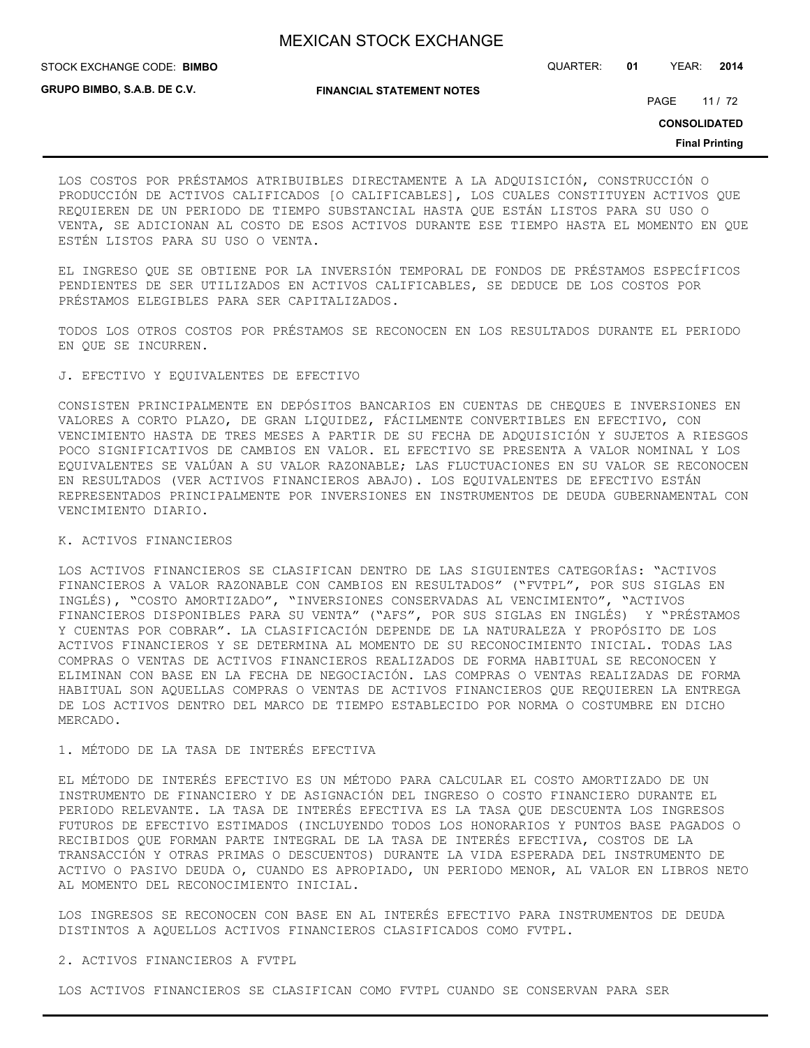LOS COSTOS POR PRÉSTAMOS ATRIBUIBLES DIRECTAMENTE A LA ADQUISICIÓN, CONSTRUCCIÓN O PRODUCCIÓN DE ACTIVOS CALIFICADOS [O CALIFICABLES], LOS CUALES CONSTITUYEN ACTIVOS QUE REQUIEREN DE UN PERIODO DE TIEMPO SUBSTANCIAL HASTA QUE ESTÁN LISTOS PARA SU USO O VENTA, SE ADICIONAN AL COSTO DE ESOS ACTIVOS DURANTE ESE TIEMPO HASTA EL MOMENTO EN QUE ESTÉN LISTOS PARA SU USO O VENTA.

EL INGRESO QUE SE OBTIENE POR LA INVERSIÓN TEMPORAL DE FONDOS DE PRÉSTAMOS ESPECÍFICOS PENDIENTES DE SER UTILIZADOS EN ACTIVOS CALIFICABLES, SE DEDUCE DE LOS COSTOS POR PRÉSTAMOS ELEGIBLES PARA SER CAPITALIZADOS.

TODOS LOS OTROS COSTOS POR PRÉSTAMOS SE RECONOCEN EN LOS RESULTADOS DURANTE EL PERIODO EN QUE SE INCURREN.

J. EFECTIVO Y EQUIVALENTES DE EFECTIVO

CONSISTEN PRINCIPALMENTE EN DEPÓSITOS BANCARIOS EN CUENTAS DE CHEQUES E INVERSIONES EN VALORES A CORTO PLAZO, DE GRAN LIQUIDEZ, FÁCILMENTE CONVERTIBLES EN EFECTIVO, CON VENCIMIENTO HASTA DE TRES MESES A PARTIR DE SU FECHA DE ADQUISICIÓN Y SUJETOS A RIESGOS POCO SIGNIFICATIVOS DE CAMBIOS EN VALOR. EL EFECTIVO SE PRESENTA A VALOR NOMINAL Y LOS EQUIVALENTES SE VALÚAN A SU VALOR RAZONABLE; LAS FLUCTUACIONES EN SU VALOR SE RECONOCEN EN RESULTADOS (VER ACTIVOS FINANCIEROS ABAJO). LOS EQUIVALENTES DE EFECTIVO ESTÁN REPRESENTADOS PRINCIPALMENTE POR INVERSIONES EN INSTRUMENTOS DE DEUDA GUBERNAMENTAL CON VENCIMIENTO DIARIO.

K. ACTIVOS FINANCIEROS

LOS ACTIVOS FINANCIEROS SE CLASIFICAN DENTRO DE LAS SIGUIENTES CATEGORÍAS: "ACTIVOS FINANCIEROS A VALOR RAZONABLE CON CAMBIOS EN RESULTADOS" ("FVTPL", POR SUS SIGLAS EN INGLÉS), "COSTO AMORTIZADO", "INVERSIONES CONSERVADAS AL VENCIMIENTO", "ACTIVOS FINANCIEROS DISPONIBLES PARA SU VENTA" ("AFS", POR SUS SIGLAS EN INGLÉS) Y "PRÉSTAMOS Y CUENTAS POR COBRAR". LA CLASIFICACIÓN DEPENDE DE LA NATURALEZA Y PROPÓSITO DE LOS ACTIVOS FINANCIEROS Y SE DETERMINA AL MOMENTO DE SU RECONOCIMIENTO INICIAL. TODAS LAS COMPRAS O VENTAS DE ACTIVOS FINANCIEROS REALIZADOS DE FORMA HABITUAL SE RECONOCEN Y ELIMINAN CON BASE EN LA FECHA DE NEGOCIACIÓN. LAS COMPRAS O VENTAS REALIZADAS DE FORMA HABITUAL SON AQUELLAS COMPRAS O VENTAS DE ACTIVOS FINANCIEROS QUE REQUIEREN LA ENTREGA DE LOS ACTIVOS DENTRO DEL MARCO DE TIEMPO ESTABLECIDO POR NORMA O COSTUMBRE EN DICHO MERCADO.

1. MÉTODO DE LA TASA DE INTERÉS EFECTIVA

EL MÉTODO DE INTERÉS EFECTIVO ES UN MÉTODO PARA CALCULAR EL COSTO AMORTIZADO DE UN INSTRUMENTO DE FINANCIERO Y DE ASIGNACIÓN DEL INGRESO O COSTO FINANCIERO DURANTE EL PERIODO RELEVANTE. LA TASA DE INTERÉS EFECTIVA ES LA TASA QUE DESCUENTA LOS INGRESOS FUTUROS DE EFECTIVO ESTIMADOS (INCLUYENDO TODOS LOS HONORARIOS Y PUNTOS BASE PAGADOS O RECIBIDOS QUE FORMAN PARTE INTEGRAL DE LA TASA DE INTERÉS EFECTIVA, COSTOS DE LA TRANSACCIÓN Y OTRAS PRIMAS O DESCUENTOS) DURANTE LA VIDA ESPERADA DEL INSTRUMENTO DE ACTIVO O PASIVO DEUDA O, CUANDO ES APROPIADO, UN PERIODO MENOR, AL VALOR EN LIBROS NETO AL MOMENTO DEL RECONOCIMIENTO INICIAL.

LOS INGRESOS SE RECONOCEN CON BASE EN AL INTERÉS EFECTIVO PARA INSTRUMENTOS DE DEUDA DISTINTOS A AQUELLOS ACTIVOS FINANCIEROS CLASIFICADOS COMO FVTPL.

2. ACTIVOS FINANCIEROS A FVTPL

LOS ACTIVOS FINANCIEROS SE CLASIFICAN COMO FVTPL CUANDO SE CONSERVAN PARA SER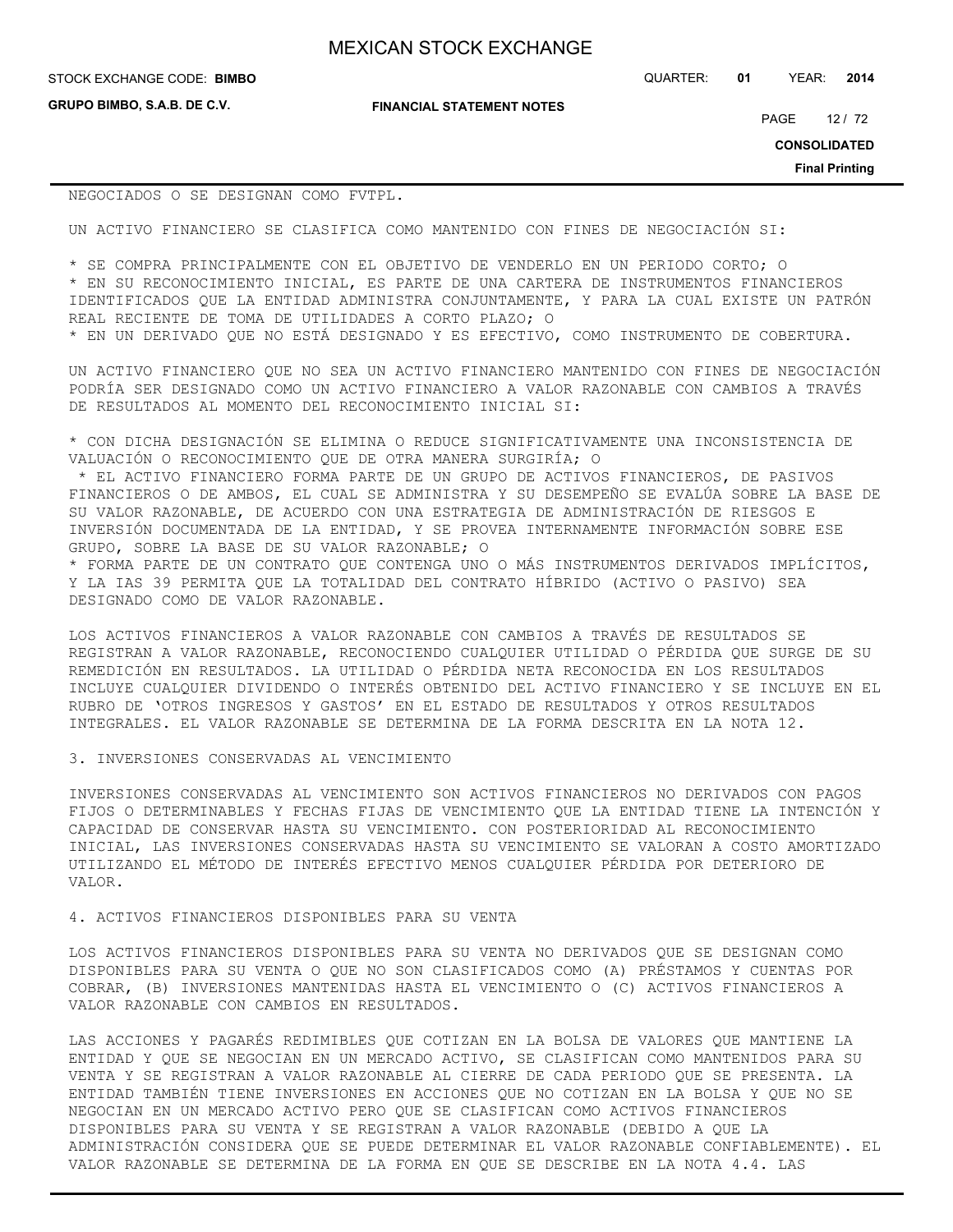NEGOCIADOS O SE DESIGNAN COMO FVTPL.

UN ACTIVO FINANCIERO SE CLASIFICA COMO MANTENIDO CON FINES DE NEGOCIACIÓN SI:

* SE COMPRA PRINCIPALMENTE CON EL OBJETIVO DE VENDERLO EN UN PERIODO CORTO; O
* EN SU RECONOCIMIENTO INICIAL, ES PARTE DE UNA CARTERA DE INSTRUMENTOS FINANCIEROS IDENTIFICADOS QUE LA ENTIDAD ADMINISTRA CONJUNTAMENTE, Y PARA LA CUAL EXISTE UN PATRÓN REAL RECIENTE DE TOMA DE UTILIDADES A CORTO PLAZO; O
* EN UN DERIVADO QUE NO ESTÁ DESIGNADO Y ES EFECTIVO, COMO INSTRUMENTO DE COBERTURA.

UN ACTIVO FINANCIERO QUE NO SEA UN ACTIVO FINANCIERO MANTENIDO CON FINES DE NEGOCIACIÓN PODRÍA SER DESIGNADO COMO UN ACTIVO FINANCIERO A VALOR RAZONABLE CON CAMBIOS A TRAVÉS DE RESULTADOS AL MOMENTO DEL RECONOCIMIENTO INICIAL SI:

* CON DICHA DESIGNACIÓN SE ELIMINA O REDUCE SIGNIFICATIVAMENTE UNA INCONSISTENCIA DE VALUACIÓN O RECONOCIMIENTO QUE DE OTRA MANERA SURGIRÍA; O
* EL ACTIVO FINANCIERO FORMA PARTE DE UN GRUPO DE ACTIVOS FINANCIEROS, DE PASIVOS FINANCIEROS O DE AMBOS, EL CUAL SE ADMINISTRA Y SU DESEMPEÑO SE EVALÚA SOBRE LA BASE DE SU VALOR RAZONABLE, DE ACUERDO CON UNA ESTRATEGIA DE ADMINISTRACIÓN DE RIESGOS E INVERSIÓN DOCUMENTADA DE LA ENTIDAD, Y SE PROVEA INTERNAMENTE INFORMACIÓN SOBRE ESE GRUPO, SOBRE LA BASE DE SU VALOR RAZONABLE; O
* FORMA PARTE DE UN CONTRATO QUE CONTENGA UNO O MÁS INSTRUMENTOS DERIVADOS IMPLÍCITOS, Y LA IAS 39 PERMITA QUE LA TOTALIDAD DEL CONTRATO HÍBRIDO (ACTIVO O PASIVO) SEA DESIGNADO COMO DE VALOR RAZONABLE.

LOS ACTIVOS FINANCIEROS A VALOR RAZONABLE CON CAMBIOS A TRAVÉS DE RESULTADOS SE REGISTRAN A VALOR RAZONABLE, RECONOCIENDO CUALQUIER UTILIDAD O PÉRDIDA QUE SURGE DE SU REMEDICIÓN EN RESULTADOS. LA UTILIDAD O PÉRDIDA NETA RECONOCIDA EN LOS RESULTADOS INCLUYE CUALQUIER DIVIDENDO O INTERÉS OBTENIDO DEL ACTIVO FINANCIERO Y SE INCLUYE EN EL RUBRO DE 'OTROS INGRESOS Y GASTOS' EN EL ESTADO DE RESULTADOS Y OTROS RESULTADOS INTEGRALES. EL VALOR RAZONABLE SE DETERMINA DE LA FORMA DESCRITA EN LA NOTA 12.

3. INVERSIONES CONSERVADAS AL VENCIMIENTO

INVERSIONES CONSERVADAS AL VENCIMIENTO SON ACTIVOS FINANCIEROS NO DERIVADOS CON PAGOS FIJOS O DETERMINABLES Y FECHAS FIJAS DE VENCIMIENTO QUE LA ENTIDAD TIENE LA INTENCIÓN Y CAPACIDAD DE CONSERVAR HASTA SU VENCIMIENTO. CON POSTERIORIDAD AL RECONOCIMIENTO INICIAL, LAS INVERSIONES CONSERVADAS HASTA SU VENCIMIENTO SE VALORAN A COSTO AMORTIZADO UTILIZANDO EL MÉTODO DE INTERÉS EFECTIVO MENOS CUALQUIER PÉRDIDA POR DETERIORO DE VALOR.

4. ACTIVOS FINANCIEROS DISPONIBLES PARA SU VENTA

LOS ACTIVOS FINANCIEROS DISPONIBLES PARA SU VENTA NO DERIVADOS QUE SE DESIGNAN COMO DISPONIBLES PARA SU VENTA O QUE NO SON CLASIFICADOS COMO (A) PRÉSTAMOS Y CUENTAS POR COBRAR, (B) INVERSIONES MANTENIDAS HASTA EL VENCIMIENTO O (C) ACTIVOS FINANCIEROS A VALOR RAZONABLE CON CAMBIOS EN RESULTADOS.

LAS ACCIONES Y PAGARÉS REDIMIBLES QUE COTIZAN EN LA BOLSA DE VALORES QUE MANTIENE LA ENTIDAD Y QUE SE NEGOCIAN EN UN MERCADO ACTIVO, SE CLASIFICAN COMO MANTENIDOS PARA SU VENTA Y SE REGISTRAN A VALOR RAZONABLE AL CIERRE DE CADA PERIODO QUE SE PRESENTA. LA ENTIDAD TAMBIÉN TIENE INVERSIONES EN ACCIONES QUE NO COTIZAN EN LA BOLSA Y QUE NO SE NEGOCIAN EN UN MERCADO ACTIVO PERO QUE SE CLASIFICAN COMO ACTIVOS FINANCIEROS DISPONIBLES PARA SU VENTA Y SE REGISTRAN A VALOR RAZONABLE (DEBIDO A QUE LA ADMINISTRACIÓN CONSIDERA QUE SE PUEDE DETERMINAR EL VALOR RAZONABLE CONFIABLEMENTE). EL VALOR RAZONABLE SE DETERMINA DE LA FORMA EN QUE SE DESCRIBE EN LA NOTA 4.4. LAS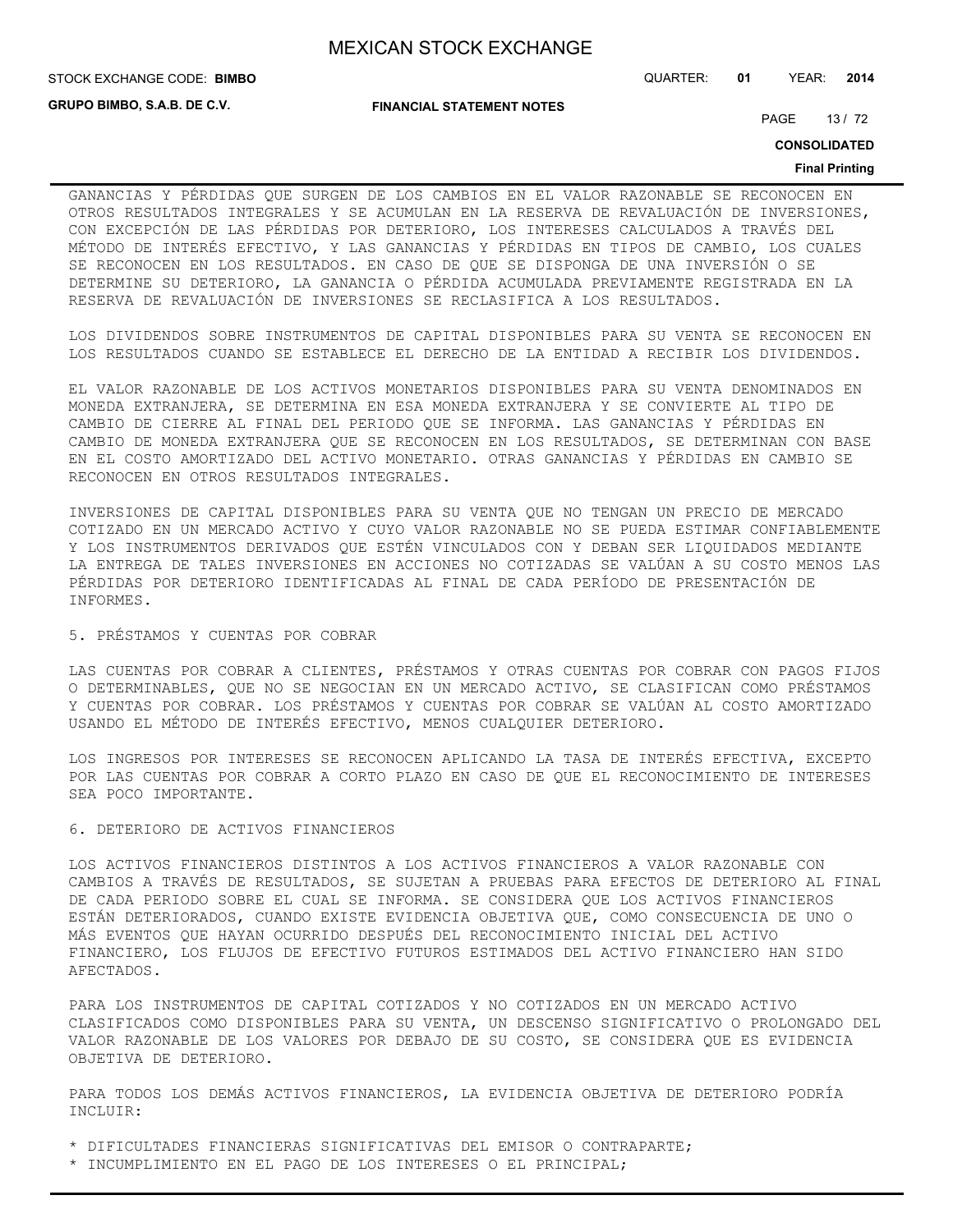GANANCIAS Y PÉRDIDAS QUE SURGEN DE LOS CAMBIOS EN EL VALOR RAZONABLE SE RECONOCEN EN OTROS RESULTADOS INTEGRALES Y SE ACUMULAN EN LA RESERVA DE REVALUACIÓN DE INVERSIONES, CON EXCEPCIÓN DE LAS PÉRDIDAS POR DETERIORO, LOS INTERESES CALCULADOS A TRAVÉS DEL MÉTODO DE INTERÉS EFECTIVO, Y LAS GANANCIAS Y PÉRDIDAS EN TIPOS DE CAMBIO, LOS CUALES SE RECONOCEN EN LOS RESULTADOS. EN CASO DE QUE SE DISPONGA DE UNA INVERSIÓN O SE DETERMINE SU DETERIORO, LA GANANCIA O PÉRDIDA ACUMULADA PREVIAMENTE REGISTRADA EN LA RESERVA DE REVALUACIÓN DE INVERSIONES SE RECLASIFICA A LOS RESULTADOS.

LOS DIVIDENDOS SOBRE INSTRUMENTOS DE CAPITAL DISPONIBLES PARA SU VENTA SE RECONOCEN EN LOS RESULTADOS CUANDO SE ESTABLECE EL DERECHO DE LA ENTIDAD A RECIBIR LOS DIVIDENDOS.

EL VALOR RAZONABLE DE LOS ACTIVOS MONETARIOS DISPONIBLES PARA SU VENTA DENOMINADOS EN MONEDA EXTRANJERA, SE DETERMINA EN ESA MONEDA EXTRANJERA Y SE CONVIERTE AL TIPO DE CAMBIO DE CIERRE AL FINAL DEL PERIODO QUE SE INFORMA. LAS GANANCIAS Y PÉRDIDAS EN CAMBIO DE MONEDA EXTRANJERA QUE SE RECONOCEN EN LOS RESULTADOS, SE DETERMINAN CON BASE EN EL COSTO AMORTIZADO DEL ACTIVO MONETARIO. OTRAS GANANCIAS Y PÉRDIDAS EN CAMBIO SE RECONOCEN EN OTROS RESULTADOS INTEGRALES.

INVERSIONES DE CAPITAL DISPONIBLES PARA SU VENTA QUE NO TENGAN UN PRECIO DE MERCADO COTIZADO EN UN MERCADO ACTIVO Y CUYO VALOR RAZONABLE NO SE PUEDA ESTIMAR CONFIABLEMENTE Y LOS INSTRUMENTOS DERIVADOS QUE ESTÉN VINCULADOS CON Y DEBAN SER LIQUIDADOS MEDIANTE LA ENTREGA DE TALES INVERSIONES EN ACCIONES NO COTIZADAS SE VALÚAN A SU COSTO MENOS LAS PÉRDIDAS POR DETERIORO IDENTIFICADAS AL FINAL DE CADA PERÍODO DE PRESENTACIÓN DE INFORMES.

5. PRÉSTAMOS Y CUENTAS POR COBRAR

LAS CUENTAS POR COBRAR A CLIENTES, PRÉSTAMOS Y OTRAS CUENTAS POR COBRAR CON PAGOS FIJOS O DETERMINABLES, QUE NO SE NEGOCIAN EN UN MERCADO ACTIVO, SE CLASIFICAN COMO PRÉSTAMOS Y CUENTAS POR COBRAR. LOS PRÉSTAMOS Y CUENTAS POR COBRAR SE VALÚAN AL COSTO AMORTIZADO USANDO EL MÉTODO DE INTERÉS EFECTIVO, MENOS CUALQUIER DETERIORO.

LOS INGRESOS POR INTERESES SE RECONOCEN APLICANDO LA TASA DE INTERÉS EFECTIVA, EXCEPTO POR LAS CUENTAS POR COBRAR A CORTO PLAZO EN CASO DE QUE EL RECONOCIMIENTO DE INTERESES SEA POCO IMPORTANTE.

6. DETERIORO DE ACTIVOS FINANCIEROS

LOS ACTIVOS FINANCIEROS DISTINTOS A LOS ACTIVOS FINANCIEROS A VALOR RAZONABLE CON CAMBIOS A TRAVÉS DE RESULTADOS, SE SUJETAN A PRUEBAS PARA EFECTOS DE DETERIORO AL FINAL DE CADA PERIODO SOBRE EL CUAL SE INFORMA. SE CONSIDERA QUE LOS ACTIVOS FINANCIEROS ESTÁN DETERIORADOS, CUANDO EXISTE EVIDENCIA OBJETIVA QUE, COMO CONSECUENCIA DE UNO O MÁS EVENTOS QUE HAYAN OCURRIDO DESPUÉS DEL RECONOCIMIENTO INICIAL DEL ACTIVO FINANCIERO, LOS FLUJOS DE EFECTIVO FUTUROS ESTIMADOS DEL ACTIVO FINANCIERO HAN SIDO AFECTADOS.

PARA LOS INSTRUMENTOS DE CAPITAL COTIZADOS Y NO COTIZADOS EN UN MERCADO ACTIVO CLASIFICADOS COMO DISPONIBLES PARA SU VENTA, UN DESCENSO SIGNIFICATIVO O PROLONGADO DEL VALOR RAZONABLE DE LOS VALORES POR DEBAJO DE SU COSTO, SE CONSIDERA QUE ES EVIDENCIA OBJETIVA DE DETERIORO.

PARA TODOS LOS DEMÁS ACTIVOS FINANCIEROS, LA EVIDENCIA OBJETIVA DE DETERIORO PODRÍA INCLUIR:

* DIFICULTADES FINANCIERAS SIGNIFICATIVAS DEL EMISOR O CONTRAPARTE;
* INCUMPLIMIENTO EN EL PAGO DE LOS INTERESES O EL PRINCIPAL;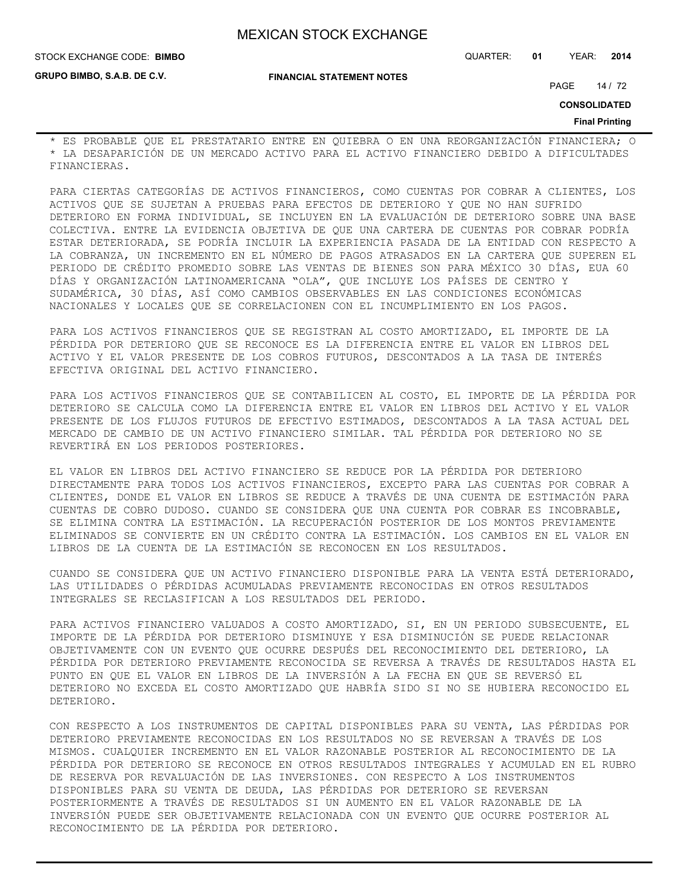* ES PROBABLE QUE EL PRESTATARIO ENTRE EN QUIEBRA O EN UNA REORGANIZACIÓN FINANCIERA; O
* LA DESAPARICIÓN DE UN MERCADO ACTIVO PARA EL ACTIVO FINANCIERO DEBIDO A DIFICULTADES FINANCIERAS.

PARA CIERTAS CATEGORÍAS DE ACTIVOS FINANCIEROS, COMO CUENTAS POR COBRAR A CLIENTES, LOS ACTIVOS QUE SE SUJETAN A PRUEBAS PARA EFECTOS DE DETERIORO Y QUE NO HAN SUFRIDO DETERIORO EN FORMA INDIVIDUAL, SE INCLUYEN EN LA EVALUACIÓN DE DETERIORO SOBRE UNA BASE COLECTIVA. ENTRE LA EVIDENCIA OBJETIVA DE QUE UNA CARTERA DE CUENTAS POR COBRAR PODRÍA ESTAR DETERIORADA, SE PODRÍA INCLUIR LA EXPERIENCIA PASADA DE LA ENTIDAD CON RESPECTO A LA COBRANZA, UN INCREMENTO EN EL NÚMERO DE PAGOS ATRASADOS EN LA CARTERA QUE SUPEREN EL PERIODO DE CRÉDITO PROMEDIO SOBRE LAS VENTAS DE BIENES SON PARA MÉXICO 30 DÍAS, EUA 60 DÍAS Y ORGANIZACIÓN LATINOAMERICANA "OLA", QUE INCLUYE LOS PAÍSES DE CENTRO Y SUDAMÉRICA, 30 DÍAS, ASÍ COMO CAMBIOS OBSERVABLES EN LAS CONDICIONES ECONÓMICAS NACIONALES Y LOCALES QUE SE CORRELACIONEN CON EL INCUMPLIMIENTO EN LOS PAGOS.

PARA LOS ACTIVOS FINANCIEROS QUE SE REGISTRAN AL COSTO AMORTIZADO, EL IMPORTE DE LA PÉRDIDA POR DETERIORO QUE SE RECONOCE ES LA DIFERENCIA ENTRE EL VALOR EN LIBROS DEL ACTIVO Y EL VALOR PRESENTE DE LOS COBROS FUTUROS, DESCONTADOS A LA TASA DE INTERÉS EFECTIVA ORIGINAL DEL ACTIVO FINANCIERO.

PARA LOS ACTIVOS FINANCIEROS QUE SE CONTABILICEN AL COSTO, EL IMPORTE DE LA PÉRDIDA POR DETERIORO SE CALCULA COMO LA DIFERENCIA ENTRE EL VALOR EN LIBROS DEL ACTIVO Y EL VALOR PRESENTE DE LOS FLUJOS FUTUROS DE EFECTIVO ESTIMADOS, DESCONTADOS A LA TASA ACTUAL DEL MERCADO DE CAMBIO DE UN ACTIVO FINANCIERO SIMILAR. TAL PÉRDIDA POR DETERIORO NO SE REVERTIRÁ EN LOS PERIODOS POSTERIORES.

EL VALOR EN LIBROS DEL ACTIVO FINANCIERO SE REDUCE POR LA PÉRDIDA POR DETERIORO DIRECTAMENTE PARA TODOS LOS ACTIVOS FINANCIEROS, EXCEPTO PARA LAS CUENTAS POR COBRAR A CLIENTES, DONDE EL VALOR EN LIBROS SE REDUCE A TRAVÉS DE UNA CUENTA DE ESTIMACIÓN PARA CUENTAS DE COBRO DUDOSO. CUANDO SE CONSIDERA QUE UNA CUENTA POR COBRAR ES INCOBRABLE, SE ELIMINA CONTRA LA ESTIMACIÓN. LA RECUPERACIÓN POSTERIOR DE LOS MONTOS PREVIAMENTE ELIMINADOS SE CONVIERTE EN UN CRÉDITO CONTRA LA ESTIMACIÓN. LOS CAMBIOS EN EL VALOR EN LIBROS DE LA CUENTA DE LA ESTIMACIÓN SE RECONOCEN EN LOS RESULTADOS.

CUANDO SE CONSIDERA QUE UN ACTIVO FINANCIERO DISPONIBLE PARA LA VENTA ESTÁ DETERIORADO, LAS UTILIDADES O PÉRDIDAS ACUMULADAS PREVIAMENTE RECONOCIDAS EN OTROS RESULTADOS INTEGRALES SE RECLASIFICAN A LOS RESULTADOS DEL PERIODO.

PARA ACTIVOS FINANCIERO VALUADOS A COSTO AMORTIZADO, SI, EN UN PERIODO SUBSECUENTE, EL IMPORTE DE LA PÉRDIDA POR DETERIORO DISMINUYE Y ESA DISMINUCIÓN SE PUEDE RELACIONAR OBJETIVAMENTE CON UN EVENTO QUE OCURRE DESPUÉS DEL RECONOCIMIENTO DEL DETERIORO, LA PÉRDIDA POR DETERIORO PREVIAMENTE RECONOCIDA SE REVERSA A TRAVÉS DE RESULTADOS HASTA EL PUNTO EN QUE EL VALOR EN LIBROS DE LA INVERSIÓN A LA FECHA EN QUE SE REVERSÓ EL DETERIORO NO EXCEDA EL COSTO AMORTIZADO QUE HABRÍA SIDO SI NO SE HUBIERA RECONOCIDO EL DETERIORO.

CON RESPECTO A LOS INSTRUMENTOS DE CAPITAL DISPONIBLES PARA SU VENTA, LAS PÉRDIDAS POR DETERIORO PREVIAMENTE RECONOCIDAS EN LOS RESULTADOS NO SE REVERSAN A TRAVÉS DE LOS MISMOS. CUALQUIER INCREMENTO EN EL VALOR RAZONABLE POSTERIOR AL RECONOCIMIENTO DE LA PÉRDIDA POR DETERIORO SE RECONOCE EN OTROS RESULTADOS INTEGRALES Y ACUMULAD EN EL RUBRO DE RESERVA POR REVALUACIÓN DE LAS INVERSIONES. CON RESPECTO A LOS INSTRUMENTOS DISPONIBLES PARA SU VENTA DE DEUDA, LAS PÉRDIDAS POR DETERIORO SE REVERSAN POSTERIORMENTE A TRAVÉS DE RESULTADOS SI UN AUMENTO EN EL VALOR RAZONABLE DE LA INVERSIÓN PUEDE SER OBJETIVAMENTE RELACIONADA CON UN EVENTO QUE OCURRE POSTERIOR AL RECONOCIMIENTO DE LA PÉRDIDA POR DETERIORO.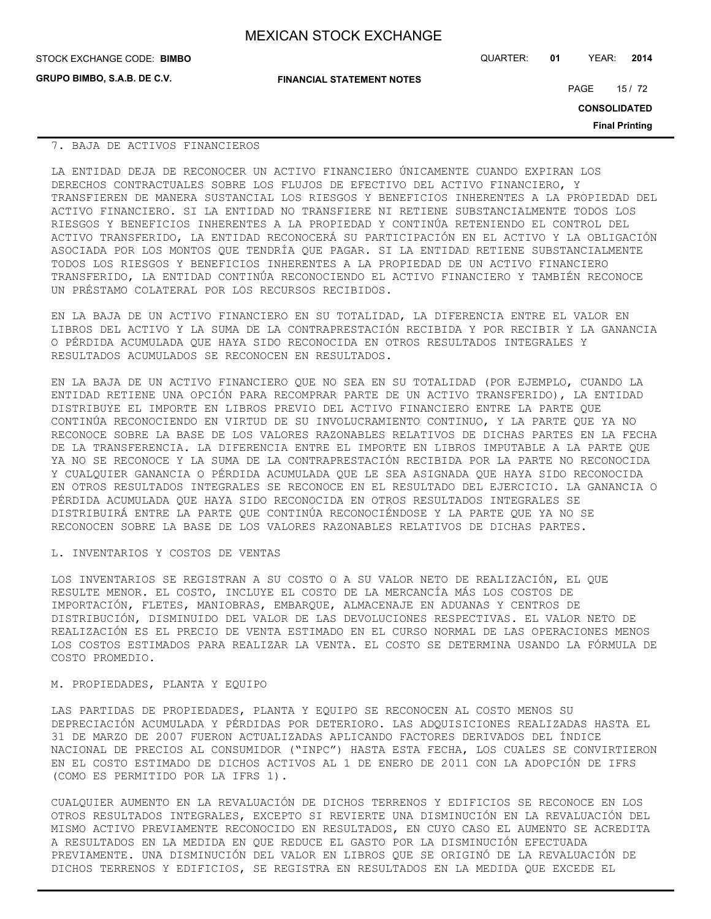7. BAJA DE ACTIVOS FINANCIEROS

LA ENTIDAD DEJA DE RECONOCER UN ACTIVO FINANCIERO ÚNICAMENTE CUANDO EXPIRAN LOS DERECHOS CONTRACTUALES SOBRE LOS FLUJOS DE EFECTIVO DEL ACTIVO FINANCIERO, Y TRANSFIEREN DE MANERA SUSTANCIAL LOS RIESGOS Y BENEFICIOS INHERENTES A LA PROPIEDAD DEL ACTIVO FINANCIERO. SI LA ENTIDAD NO TRANSFIERE NI RETIENE SUBSTANCIALMENTE TODOS LOS RIESGOS Y BENEFICIOS INHERENTES A LA PROPIEDAD Y CONTINÚA RETENIENDO EL CONTROL DEL ACTIVO TRANSFERIDO, LA ENTIDAD RECONOCERÁ SU PARTICIPACIÓN EN EL ACTIVO Y LA OBLIGACIÓN ASOCIADA POR LOS MONTOS QUE TENDRÍA QUE PAGAR. SI LA ENTIDAD RETIENE SUBSTANCIALMENTE TODOS LOS RIESGOS Y BENEFICIOS INHERENTES A LA PROPIEDAD DE UN ACTIVO FINANCIERO TRANSFERIDO, LA ENTIDAD CONTINÚA RECONOCIENDO EL ACTIVO FINANCIERO Y TAMBIÉN RECONOCE UN PRÉSTAMO COLATERAL POR LOS RECURSOS RECIBIDOS.

EN LA BAJA DE UN ACTIVO FINANCIERO EN SU TOTALIDAD, LA DIFERENCIA ENTRE EL VALOR EN LIBROS DEL ACTIVO Y LA SUMA DE LA CONTRAPRESTACIÓN RECIBIDA Y POR RECIBIR Y LA GANANCIA O PÉRDIDA ACUMULADA QUE HAYA SIDO RECONOCIDA EN OTROS RESULTADOS INTEGRALES Y RESULTADOS ACUMULADOS SE RECONOCEN EN RESULTADOS.

EN LA BAJA DE UN ACTIVO FINANCIERO QUE NO SEA EN SU TOTALIDAD (POR EJEMPLO, CUANDO LA ENTIDAD RETIENE UNA OPCIÓN PARA RECOMPRAR PARTE DE UN ACTIVO TRANSFERIDO), LA ENTIDAD DISTRIBUYE EL IMPORTE EN LIBROS PREVIO DEL ACTIVO FINANCIERO ENTRE LA PARTE QUE CONTINÚA RECONOCIENDO EN VIRTUD DE SU INVOLUCRAMIENTO CONTINUO, Y LA PARTE QUE YA NO RECONOCE SOBRE LA BASE DE LOS VALORES RAZONABLES RELATIVOS DE DICHAS PARTES EN LA FECHA DE LA TRANSFERENCIA. LA DIFERENCIA ENTRE EL IMPORTE EN LIBROS IMPUTABLE A LA PARTE QUE YA NO SE RECONOCE Y LA SUMA DE LA CONTRAPRESTACIÓN RECIBIDA POR LA PARTE NO RECONOCIDA Y CUALQUIER GANANCIA O PÉRDIDA ACUMULADA QUE LE SEA ASIGNADA QUE HAYA SIDO RECONOCIDA EN OTROS RESULTADOS INTEGRALES SE RECONOCE EN EL RESULTADO DEL EJERCICIO. LA GANANCIA O PÉRDIDA ACUMULADA QUE HAYA SIDO RECONOCIDA EN OTROS RESULTADOS INTEGRALES SE DISTRIBUIRÁ ENTRE LA PARTE QUE CONTINÚA RECONOCIÉNDOSE Y LA PARTE QUE YA NO SE RECONOCEN SOBRE LA BASE DE LOS VALORES RAZONABLES RELATIVOS DE DICHAS PARTES.

L. INVENTARIOS Y COSTOS DE VENTAS

LOS INVENTARIOS SE REGISTRAN A SU COSTO O A SU VALOR NETO DE REALIZACIÓN, EL QUE RESULTE MENOR. EL COSTO, INCLUYE EL COSTO DE LA MERCANCÍA MÁS LOS COSTOS DE IMPORTACIÓN, FLETES, MANIOBRAS, EMBARQUE, ALMACENAJE EN ADUANAS Y CENTROS DE DISTRIBUCIÓN, DISMINUIDO DEL VALOR DE LAS DEVOLUCIONES RESPECTIVAS. EL VALOR NETO DE REALIZACIÓN ES EL PRECIO DE VENTA ESTIMADO EN EL CURSO NORMAL DE LAS OPERACIONES MENOS LOS COSTOS ESTIMADOS PARA REALIZAR LA VENTA. EL COSTO SE DETERMINA USANDO LA FÓRMULA DE COSTO PROMEDIO.

M. PROPIEDADES, PLANTA Y EQUIPO

LAS PARTIDAS DE PROPIEDADES, PLANTA Y EQUIPO SE RECONOCEN AL COSTO MENOS SU DEPRECIACIÓN ACUMULADA Y PÉRDIDAS POR DETERIORO. LAS ADQUISICIONES REALIZADAS HASTA EL 31 DE MARZO DE 2007 FUERON ACTUALIZADAS APLICANDO FACTORES DERIVADOS DEL ÍNDICE NACIONAL DE PRECIOS AL CONSUMIDOR ("INPC") HASTA ESTA FECHA, LOS CUALES SE CONVIRTIERON EN EL COSTO ESTIMADO DE DICHOS ACTIVOS AL 1 DE ENERO DE 2011 CON LA ADOPCIÓN DE IFRS (COMO ES PERMITIDO POR LA IFRS 1).

CUALQUIER AUMENTO EN LA REVALUACIÓN DE DICHOS TERRENOS Y EDIFICIOS SE RECONOCE EN LOS OTROS RESULTADOS INTEGRALES, EXCEPTO SI REVIERTE UNA DISMINUCIÓN EN LA REVALUACIÓN DEL MISMO ACTIVO PREVIAMENTE RECONOCIDO EN RESULTADOS, EN CUYO CASO EL AUMENTO SE ACREDITA A RESULTADOS EN LA MEDIDA EN QUE REDUCE EL GASTO POR LA DISMINUCIÓN EFECTUADA PREVIAMENTE. UNA DISMINUCIÓN DEL VALOR EN LIBROS QUE SE ORIGINÓ DE LA REVALUACIÓN DE DICHOS TERRENOS Y EDIFICIOS, SE REGISTRA EN RESULTADOS EN LA MEDIDA QUE EXCEDE EL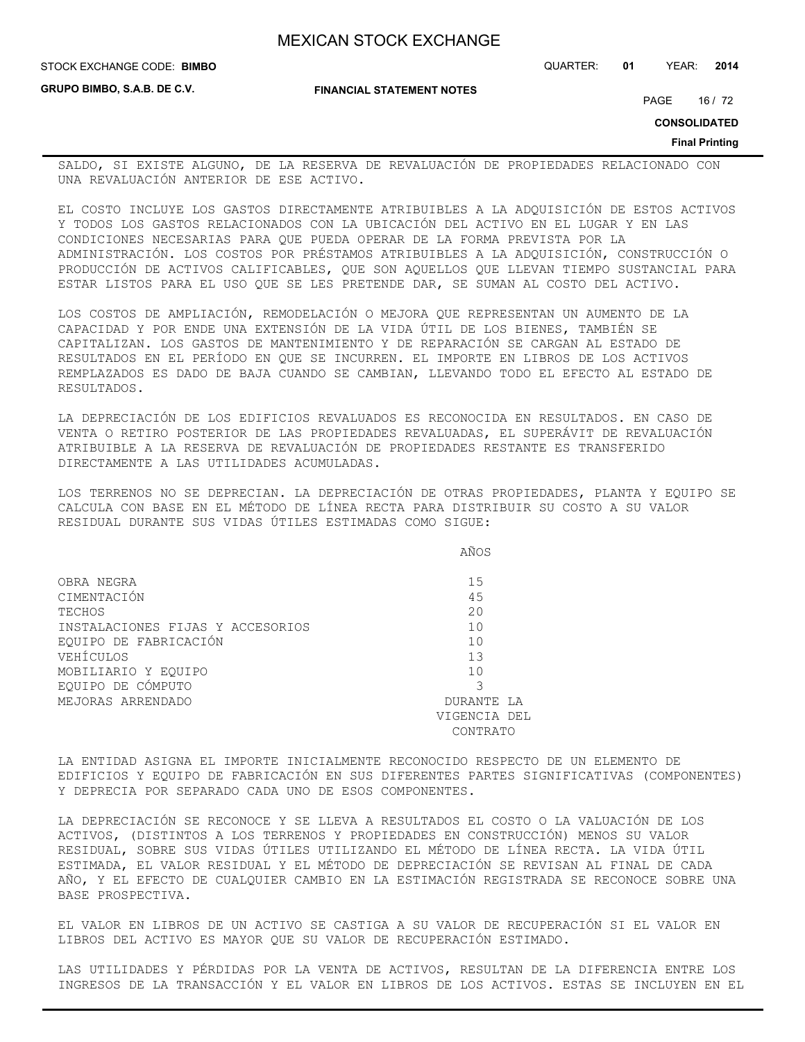SALDO, SI EXISTE ALGUNO, DE LA RESERVA DE REVALUACIÓN DE PROPIEDADES RELACIONADO CON UNA REVALUACIÓN ANTERIOR DE ESE ACTIVO.

EL COSTO INCLUYE LOS GASTOS DIRECTAMENTE ATRIBUIBLES A LA ADQUISICIÓN DE ESTOS ACTIVOS Y TODOS LOS GASTOS RELACIONADOS CON LA UBICACIÓN DEL ACTIVO EN EL LUGAR Y EN LAS CONDICIONES NECESARIAS PARA QUE PUEDA OPERAR DE LA FORMA PREVISTA POR LA ADMINISTRACIÓN. LOS COSTOS POR PRÉSTAMOS ATRIBUIBLES A LA ADQUISICIÓN, CONSTRUCCIÓN O PRODUCCIÓN DE ACTIVOS CALIFICABLES, QUE SON AQUELLOS QUE LLEVAN TIEMPO SUSTANCIAL PARA ESTAR LISTOS PARA EL USO QUE SE LES PRETENDE DAR, SE SUMAN AL COSTO DEL ACTIVO.

LOS COSTOS DE AMPLIACIÓN, REMODELACIÓN O MEJORA QUE REPRESENTAN UN AUMENTO DE LA CAPACIDAD Y POR ENDE UNA EXTENSIÓN DE LA VIDA ÚTIL DE LOS BIENES, TAMBIÉN SE CAPITALIZAN. LOS GASTOS DE MANTENIMIENTO Y DE REPARACIÓN SE CARGAN AL ESTADO DE RESULTADOS EN EL PERÍODO EN QUE SE INCURREN. EL IMPORTE EN LIBROS DE LOS ACTIVOS REMPLAZADOS ES DADO DE BAJA CUANDO SE CAMBIAN, LLEVANDO TODO EL EFECTO AL ESTADO DE RESULTADOS.

LA DEPRECIACIÓN DE LOS EDIFICIOS REVALUADOS ES RECONOCIDA EN RESULTADOS. EN CASO DE VENTA O RETIRO POSTERIOR DE LAS PROPIEDADES REVALUADAS, EL SUPERÁVIT DE REVALUACIÓN ATRIBUIBLE A LA RESERVA DE REVALUACIÓN DE PROPIEDADES RESTANTE ES TRANSFERIDO DIRECTAMENTE A LAS UTILIDADES ACUMULADAS.

LOS TERRENOS NO SE DEPRECIAN. LA DEPRECIACIÓN DE OTRAS PROPIEDADES, PLANTA Y EQUIPO SE CALCULA CON BASE EN EL MÉTODO DE LÍNEA RECTA PARA DISTRIBUIR SU COSTO A SU VALOR RESIDUAL DURANTE SUS VIDAS ÚTILES ESTIMADAS COMO SIGUE:

| | AÑOS |
|---|---|
| OBRA NEGRA | 15 |
| CIMENTACIÓN | 45 |
| TECHOS | 20 |
| INSTALACIONES FIJAS Y ACCESORIOS | 10 |
| EQUIPO DE FABRICACIÓN | 10 |
| VEHÍCULOS | 13 |
| MOBILIARIO Y EQUIPO | 10 |
| EQUIPO DE CÓMPUTO | 3 |
| MEJORAS ARRENDADO | DURANTE LA VIGENCIA DEL CONTRATO |

LA ENTIDAD ASIGNA EL IMPORTE INICIALMENTE RECONOCIDO RESPECTO DE UN ELEMENTO DE EDIFICIOS Y EQUIPO DE FABRICACIÓN EN SUS DIFERENTES PARTES SIGNIFICATIVAS (COMPONENTES) Y DEPRECIA POR SEPARADO CADA UNO DE ESOS COMPONENTES.

LA DEPRECIACIÓN SE RECONOCE Y SE LLEVA A RESULTADOS EL COSTO O LA VALUACIÓN DE LOS ACTIVOS, (DISTINTOS A LOS TERRENOS Y PROPIEDADES EN CONSTRUCCIÓN) MENOS SU VALOR RESIDUAL, SOBRE SUS VIDAS ÚTILES UTILIZANDO EL MÉTODO DE LÍNEA RECTA. LA VIDA ÚTIL ESTIMADA, EL VALOR RESIDUAL Y EL MÉTODO DE DEPRECIACIÓN SE REVISAN AL FINAL DE CADA AÑO, Y EL EFECTO DE CUALQUIER CAMBIO EN LA ESTIMACIÓN REGISTRADA SE RECONOCE SOBRE UNA BASE PROSPECTIVA.

EL VALOR EN LIBROS DE UN ACTIVO SE CASTIGA A SU VALOR DE RECUPERACIÓN SI EL VALOR EN LIBROS DEL ACTIVO ES MAYOR QUE SU VALOR DE RECUPERACIÓN ESTIMADO.

LAS UTILIDADES Y PÉRDIDAS POR LA VENTA DE ACTIVOS, RESULTAN DE LA DIFERENCIA ENTRE LOS INGRESOS DE LA TRANSACCIÓN Y EL VALOR EN LIBROS DE LOS ACTIVOS. ESTAS SE INCLUYEN EN EL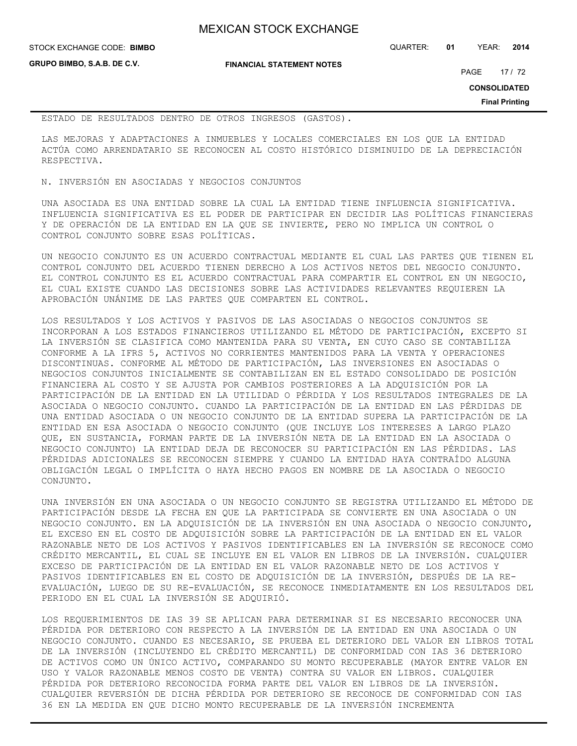ESTADO DE RESULTADOS DENTRO DE OTROS INGRESOS (GASTOS).

LAS MEJORAS Y ADAPTACIONES A INMUEBLES Y LOCALES COMERCIALES EN LOS QUE LA ENTIDAD ACTÚA COMO ARRENDATARIO SE RECONOCEN AL COSTO HISTÓRICO DISMINUIDO DE LA DEPRECIACIÓN RESPECTIVA.

N. INVERSIÓN EN ASOCIADAS Y NEGOCIOS CONJUNTOS

UNA ASOCIADA ES UNA ENTIDAD SOBRE LA CUAL LA ENTIDAD TIENE INFLUENCIA SIGNIFICATIVA. INFLUENCIA SIGNIFICATIVA ES EL PODER DE PARTICIPAR EN DECIDIR LAS POLÍTICAS FINANCIERAS Y DE OPERACIÓN DE LA ENTIDAD EN LA QUE SE INVIERTE, PERO NO IMPLICA UN CONTROL O CONTROL CONJUNTO SOBRE ESAS POLÍTICAS.

UN NEGOCIO CONJUNTO ES UN ACUERDO CONTRACTUAL MEDIANTE EL CUAL LAS PARTES QUE TIENEN EL CONTROL CONJUNTO DEL ACUERDO TIENEN DERECHO A LOS ACTIVOS NETOS DEL NEGOCIO CONJUNTO. EL CONTROL CONJUNTO ES EL ACUERDO CONTRACTUAL PARA COMPARTIR EL CONTROL EN UN NEGOCIO, EL CUAL EXISTE CUANDO LAS DECISIONES SOBRE LAS ACTIVIDADES RELEVANTES REQUIEREN LA APROBACIÓN UNÁNIME DE LAS PARTES QUE COMPARTEN EL CONTROL.

LOS RESULTADOS Y LOS ACTIVOS Y PASIVOS DE LAS ASOCIADAS O NEGOCIOS CONJUNTOS SE INCORPORAN A LOS ESTADOS FINANCIEROS UTILIZANDO EL MÉTODO DE PARTICIPACIÓN, EXCEPTO SI LA INVERSIÓN SE CLASIFICA COMO MANTENIDA PARA SU VENTA, EN CUYO CASO SE CONTABILIZA CONFORME A LA IFRS 5, ACTIVOS NO CORRIENTES MANTENIDOS PARA LA VENTA Y OPERACIONES DISCONTINUAS. CONFORME AL MÉTODO DE PARTICIPACIÓN, LAS INVERSIONES EN ASOCIADAS O NEGOCIOS CONJUNTOS INICIALMENTE SE CONTABILIZAN EN EL ESTADO CONSOLIDADO DE POSICIÓN FINANCIERA AL COSTO Y SE AJUSTA POR CAMBIOS POSTERIORES A LA ADQUISICIÓN POR LA PARTICIPACIÓN DE LA ENTIDAD EN LA UTILIDAD O PÉRDIDA Y LOS RESULTADOS INTEGRALES DE LA ASOCIADA O NEGOCIO CONJUNTO. CUANDO LA PARTICIPACIÓN DE LA ENTIDAD EN LAS PÉRDIDAS DE UNA ENTIDAD ASOCIADA O UN NEGOCIO CONJUNTO DE LA ENTIDAD SUPERA LA PARTICIPACIÓN DE LA ENTIDAD EN ESA ASOCIADA O NEGOCIO CONJUNTO (QUE INCLUYE LOS INTERESES A LARGO PLAZO QUE, EN SUSTANCIA, FORMAN PARTE DE LA INVERSIÓN NETA DE LA ENTIDAD EN LA ASOCIADA O NEGOCIO CONJUNTO) LA ENTIDAD DEJA DE RECONOCER SU PARTICIPACIÓN EN LAS PÉRDIDAS. LAS PÉRDIDAS ADICIONALES SE RECONOCEN SIEMPRE Y CUANDO LA ENTIDAD HAYA CONTRAÍDO ALGUNA OBLIGACIÓN LEGAL O IMPLÍCITA O HAYA HECHO PAGOS EN NOMBRE DE LA ASOCIADA O NEGOCIO CONJUNTO.

UNA INVERSIÓN EN UNA ASOCIADA O UN NEGOCIO CONJUNTO SE REGISTRA UTILIZANDO EL MÉTODO DE PARTICIPACIÓN DESDE LA FECHA EN QUE LA PARTICIPADA SE CONVIERTE EN UNA ASOCIADA O UN NEGOCIO CONJUNTO. EN LA ADQUISICIÓN DE LA INVERSIÓN EN UNA ASOCIADA O NEGOCIO CONJUNTO, EL EXCESO EN EL COSTO DE ADQUISICIÓN SOBRE LA PARTICIPACIÓN DE LA ENTIDAD EN EL VALOR RAZONABLE NETO DE LOS ACTIVOS Y PASIVOS IDENTIFICABLES EN LA INVERSIÓN SE RECONOCE COMO CRÉDITO MERCANTIL, EL CUAL SE INCLUYE EN EL VALOR EN LIBROS DE LA INVERSIÓN. CUALQUIER EXCESO DE PARTICIPACIÓN DE LA ENTIDAD EN EL VALOR RAZONABLE NETO DE LOS ACTIVOS Y PASIVOS IDENTIFICABLES EN EL COSTO DE ADQUISICIÓN DE LA INVERSIÓN, DESPUÉS DE LA RE-EVALUACIÓN, LUEGO DE SU RE-EVALUACIÓN, SE RECONOCE INMEDIATAMENTE EN LOS RESULTADOS DEL PERIODO EN EL CUAL LA INVERSIÓN SE ADQUIRIÓ.

LOS REQUERIMIENTOS DE IAS 39 SE APLICAN PARA DETERMINAR SI ES NECESARIO RECONOCER UNA PÉRDIDA POR DETERIORO CON RESPECTO A LA INVERSIÓN DE LA ENTIDAD EN UNA ASOCIADA O UN NEGOCIO CONJUNTO. CUANDO ES NECESARIO, SE PRUEBA EL DETERIORO DEL VALOR EN LIBROS TOTAL DE LA INVERSIÓN (INCLUYENDO EL CRÉDITO MERCANTIL) DE CONFORMIDAD CON IAS 36 DETERIORO DE ACTIVOS COMO UN ÚNICO ACTIVO, COMPARANDO SU MONTO RECUPERABLE (MAYOR ENTRE VALOR EN USO Y VALOR RAZONABLE MENOS COSTO DE VENTA) CONTRA SU VALOR EN LIBROS. CUALQUIER PÉRDIDA POR DETERIORO RECONOCIDA FORMA PARTE DEL VALOR EN LIBROS DE LA INVERSIÓN. CUALQUIER REVERSIÓN DE DICHA PÉRDIDA POR DETERIORO SE RECONOCE DE CONFORMIDAD CON IAS 36 EN LA MEDIDA EN QUE DICHO MONTO RECUPERABLE DE LA INVERSIÓN INCREMENTA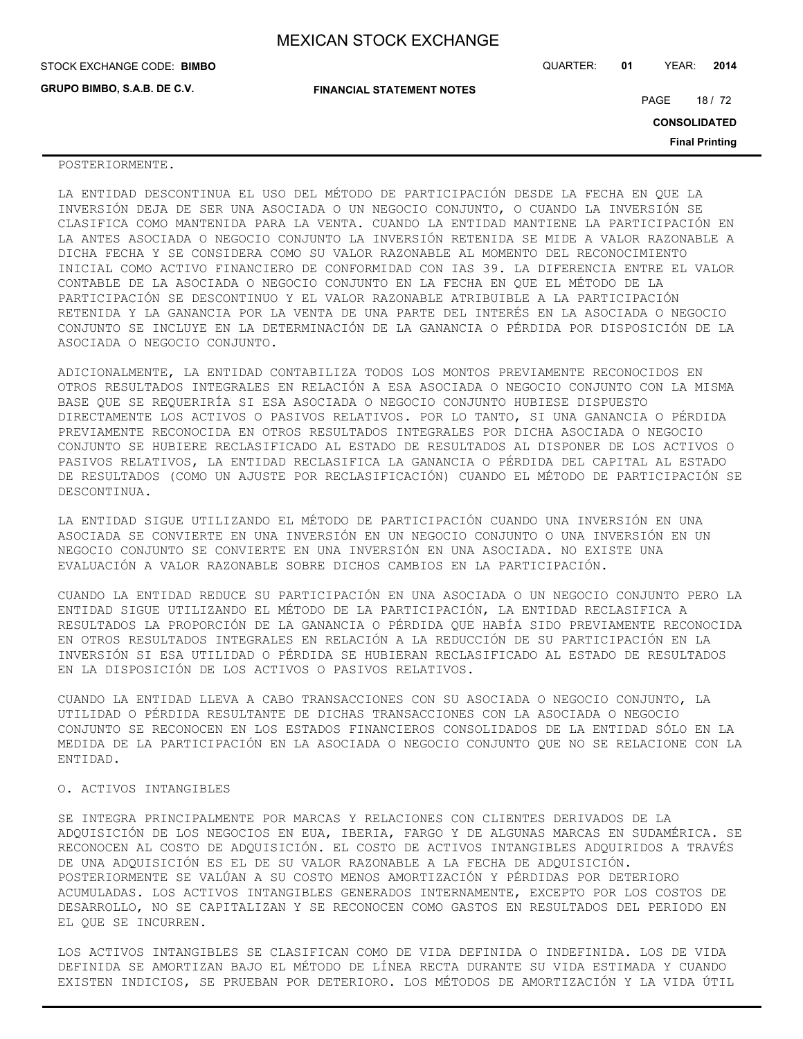POSTERIORMENTE.

LA ENTIDAD DESCONTINUA EL USO DEL MÉTODO DE PARTICIPACIÓN DESDE LA FECHA EN QUE LA INVERSIÓN DEJA DE SER UNA ASOCIADA O UN NEGOCIO CONJUNTO, O CUANDO LA INVERSIÓN SE CLASIFICA COMO MANTENIDA PARA LA VENTA. CUANDO LA ENTIDAD MANTIENE LA PARTICIPACIÓN EN LA ANTES ASOCIADA O NEGOCIO CONJUNTO LA INVERSIÓN RETENIDA SE MIDE A VALOR RAZONABLE A DICHA FECHA Y SE CONSIDERA COMO SU VALOR RAZONABLE AL MOMENTO DEL RECONOCIMIENTO INICIAL COMO ACTIVO FINANCIERO DE CONFORMIDAD CON IAS 39. LA DIFERENCIA ENTRE EL VALOR CONTABLE DE LA ASOCIADA O NEGOCIO CONJUNTO EN LA FECHA EN QUE EL MÉTODO DE LA PARTICIPACIÓN SE DESCONTINUO Y EL VALOR RAZONABLE ATRIBUIBLE A LA PARTICIPACIÓN RETENIDA Y LA GANANCIA POR LA VENTA DE UNA PARTE DEL INTERÉS EN LA ASOCIADA O NEGOCIO CONJUNTO SE INCLUYE EN LA DETERMINACIÓN DE LA GANANCIA O PÉRDIDA POR DISPOSICIÓN DE LA ASOCIADA O NEGOCIO CONJUNTO.

ADICIONALMENTE, LA ENTIDAD CONTABILIZA TODOS LOS MONTOS PREVIAMENTE RECONOCIDOS EN OTROS RESULTADOS INTEGRALES EN RELACIÓN A ESA ASOCIADA O NEGOCIO CONJUNTO CON LA MISMA BASE QUE SE REQUERIRÍA SI ESA ASOCIADA O NEGOCIO CONJUNTO HUBIESE DISPUESTO DIRECTAMENTE LOS ACTIVOS O PASIVOS RELATIVOS. POR LO TANTO, SI UNA GANANCIA O PÉRDIDA PREVIAMENTE RECONOCIDA EN OTROS RESULTADOS INTEGRALES POR DICHA ASOCIADA O NEGOCIO CONJUNTO SE HUBIERE RECLASIFICADO AL ESTADO DE RESULTADOS AL DISPONER DE LOS ACTIVOS O PASIVOS RELATIVOS, LA ENTIDAD RECLASIFICA LA GANANCIA O PÉRDIDA DEL CAPITAL AL ESTADO DE RESULTADOS (COMO UN AJUSTE POR RECLASIFICACIÓN) CUANDO EL MÉTODO DE PARTICIPACIÓN SE DESCONTINUA.

LA ENTIDAD SIGUE UTILIZANDO EL MÉTODO DE PARTICIPACIÓN CUANDO UNA INVERSIÓN EN UNA ASOCIADA SE CONVIERTE EN UNA INVERSIÓN EN UN NEGOCIO CONJUNTO O UNA INVERSIÓN EN UN NEGOCIO CONJUNTO SE CONVIERTE EN UNA INVERSIÓN EN UNA ASOCIADA. NO EXISTE UNA EVALUACIÓN A VALOR RAZONABLE SOBRE DICHOS CAMBIOS EN LA PARTICIPACIÓN.

CUANDO LA ENTIDAD REDUCE SU PARTICIPACIÓN EN UNA ASOCIADA O UN NEGOCIO CONJUNTO PERO LA ENTIDAD SIGUE UTILIZANDO EL MÉTODO DE LA PARTICIPACIÓN, LA ENTIDAD RECLASIFICA A RESULTADOS LA PROPORCIÓN DE LA GANANCIA O PÉRDIDA QUE HABÍA SIDO PREVIAMENTE RECONOCIDA EN OTROS RESULTADOS INTEGRALES EN RELACIÓN A LA REDUCCIÓN DE SU PARTICIPACIÓN EN LA INVERSIÓN SI ESA UTILIDAD O PÉRDIDA SE HUBIERAN RECLASIFICADO AL ESTADO DE RESULTADOS EN LA DISPOSICIÓN DE LOS ACTIVOS O PASIVOS RELATIVOS.

CUANDO LA ENTIDAD LLEVA A CABO TRANSACCIONES CON SU ASOCIADA O NEGOCIO CONJUNTO, LA UTILIDAD O PÉRDIDA RESULTANTE DE DICHAS TRANSACCIONES CON LA ASOCIADA O NEGOCIO CONJUNTO SE RECONOCEN EN LOS ESTADOS FINANCIEROS CONSOLIDADOS DE LA ENTIDAD SÓLO EN LA MEDIDA DE LA PARTICIPACIÓN EN LA ASOCIADA O NEGOCIO CONJUNTO QUE NO SE RELACIONE CON LA ENTIDAD.

O. ACTIVOS INTANGIBLES

SE INTEGRA PRINCIPALMENTE POR MARCAS Y RELACIONES CON CLIENTES DERIVADOS DE LA ADQUISICIÓN DE LOS NEGOCIOS EN EUA, IBERIA, FARGO Y DE ALGUNAS MARCAS EN SUDAMÉRICA. SE RECONOCEN AL COSTO DE ADQUISICIÓN. EL COSTO DE ACTIVOS INTANGIBLES ADQUIRIDOS A TRAVÉS DE UNA ADQUISICIÓN ES EL DE SU VALOR RAZONABLE A LA FECHA DE ADQUISICIÓN. POSTERIORMENTE SE VALÚAN A SU COSTO MENOS AMORTIZACIÓN Y PÉRDIDAS POR DETERIORO ACUMULADAS. LOS ACTIVOS INTANGIBLES GENERADOS INTERNAMENTE, EXCEPTO POR LOS COSTOS DE DESARROLLO, NO SE CAPITALIZAN Y SE RECONOCEN COMO GASTOS EN RESULTADOS DEL PERIODO EN EL QUE SE INCURREN.

LOS ACTIVOS INTANGIBLES SE CLASIFICAN COMO DE VIDA DEFINIDA O INDEFINIDA. LOS DE VIDA DEFINIDA SE AMORTIZAN BAJO EL MÉTODO DE LÍNEA RECTA DURANTE SU VIDA ESTIMADA Y CUANDO EXISTEN INDICIOS, SE PRUEBAN POR DETERIORO. LOS MÉTODOS DE AMORTIZACIÓN Y LA VIDA ÚTIL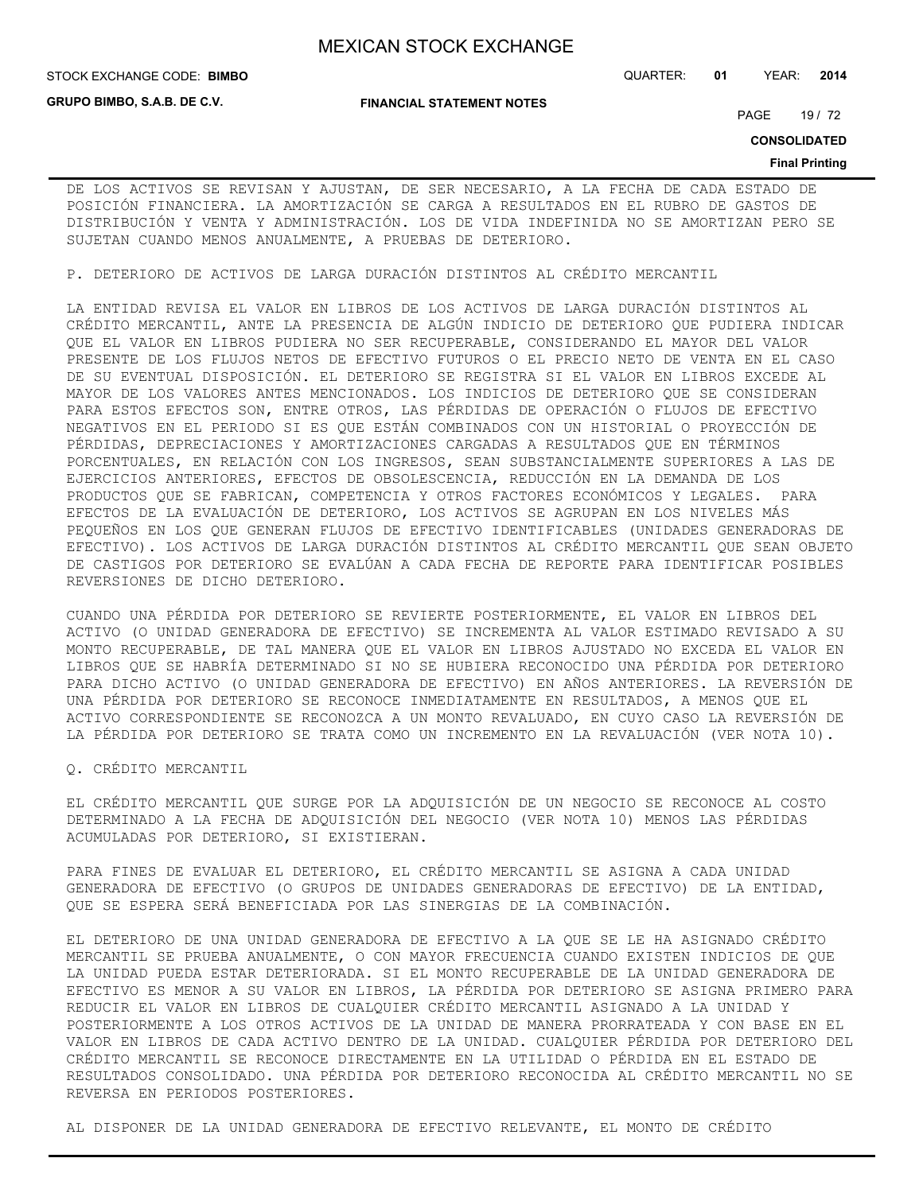DE LOS ACTIVOS SE REVISAN Y AJUSTAN, DE SER NECESARIO, A LA FECHA DE CADA ESTADO DE POSICIÓN FINANCIERA. LA AMORTIZACIÓN SE CARGA A RESULTADOS EN EL RUBRO DE GASTOS DE DISTRIBUCIÓN Y VENTA Y ADMINISTRACIÓN. LOS DE VIDA INDEFINIDA NO SE AMORTIZAN PERO SE SUJETAN CUANDO MENOS ANUALMENTE, A PRUEBAS DE DETERIORO.

P. DETERIORO DE ACTIVOS DE LARGA DURACIÓN DISTINTOS AL CRÉDITO MERCANTIL

LA ENTIDAD REVISA EL VALOR EN LIBROS DE LOS ACTIVOS DE LARGA DURACIÓN DISTINTOS AL CRÉDITO MERCANTIL, ANTE LA PRESENCIA DE ALGÚN INDICIO DE DETERIORO QUE PUDIERA INDICAR QUE EL VALOR EN LIBROS PUDIERA NO SER RECUPERABLE, CONSIDERANDO EL MAYOR DEL VALOR PRESENTE DE LOS FLUJOS NETOS DE EFECTIVO FUTUROS O EL PRECIO NETO DE VENTA EN EL CASO DE SU EVENTUAL DISPOSICIÓN. EL DETERIORO SE REGISTRA SI EL VALOR EN LIBROS EXCEDE AL MAYOR DE LOS VALORES ANTES MENCIONADOS. LOS INDICIOS DE DETERIORO QUE SE CONSIDERAN PARA ESTOS EFECTOS SON, ENTRE OTROS, LAS PÉRDIDAS DE OPERACIÓN O FLUJOS DE EFECTIVO NEGATIVOS EN EL PERIODO SI ES QUE ESTÁN COMBINADOS CON UN HISTORIAL O PROYECCIÓN DE PÉRDIDAS, DEPRECIACIONES Y AMORTIZACIONES CARGADAS A RESULTADOS QUE EN TÉRMINOS PORCENTUALES, EN RELACIÓN CON LOS INGRESOS, SEAN SUBSTANCIALMENTE SUPERIORES A LAS DE EJERCICIOS ANTERIORES, EFECTOS DE OBSOLESCENCIA, REDUCCIÓN EN LA DEMANDA DE LOS PRODUCTOS QUE SE FABRICAN, COMPETENCIA Y OTROS FACTORES ECONÓMICOS Y LEGALES. PARA EFECTOS DE LA EVALUACIÓN DE DETERIORO, LOS ACTIVOS SE AGRUPAN EN LOS NIVELES MÁS PEQUEÑOS EN LOS QUE GENERAN FLUJOS DE EFECTIVO IDENTIFICABLES (UNIDADES GENERADORAS DE EFECTIVO). LOS ACTIVOS DE LARGA DURACIÓN DISTINTOS AL CRÉDITO MERCANTIL QUE SEAN OBJETO DE CASTIGOS POR DETERIORO SE EVALÚAN A CADA FECHA DE REPORTE PARA IDENTIFICAR POSIBLES REVERSIONES DE DICHO DETERIORO.

CUANDO UNA PÉRDIDA POR DETERIORO SE REVIERTE POSTERIORMENTE, EL VALOR EN LIBROS DEL ACTIVO (O UNIDAD GENERADORA DE EFECTIVO) SE INCREMENTA AL VALOR ESTIMADO REVISADO A SU MONTO RECUPERABLE, DE TAL MANERA QUE EL VALOR EN LIBROS AJUSTADO NO EXCEDA EL VALOR EN LIBROS QUE SE HABRÍA DETERMINADO SI NO SE HUBIERA RECONOCIDO UNA PÉRDIDA POR DETERIORO PARA DICHO ACTIVO (O UNIDAD GENERADORA DE EFECTIVO) EN AÑOS ANTERIORES. LA REVERSIÓN DE UNA PÉRDIDA POR DETERIORO SE RECONOCE INMEDIATAMENTE EN RESULTADOS, A MENOS QUE EL ACTIVO CORRESPONDIENTE SE RECONOZCA A UN MONTO REVALUADO, EN CUYO CASO LA REVERSIÓN DE LA PÉRDIDA POR DETERIORO SE TRATA COMO UN INCREMENTO EN LA REVALUACIÓN (VER NOTA 10).

Q. CRÉDITO MERCANTIL

EL CRÉDITO MERCANTIL QUE SURGE POR LA ADQUISICIÓN DE UN NEGOCIO SE RECONOCE AL COSTO DETERMINADO A LA FECHA DE ADQUISICIÓN DEL NEGOCIO (VER NOTA 10) MENOS LAS PÉRDIDAS ACUMULADAS POR DETERIORO, SI EXISTIERAN.

PARA FINES DE EVALUAR EL DETERIORO, EL CRÉDITO MERCANTIL SE ASIGNA A CADA UNIDAD GENERADORA DE EFECTIVO (O GRUPOS DE UNIDADES GENERADORAS DE EFECTIVO) DE LA ENTIDAD, QUE SE ESPERA SERÁ BENEFICIADA POR LAS SINERGIAS DE LA COMBINACIÓN.

EL DETERIORO DE UNA UNIDAD GENERADORA DE EFECTIVO A LA QUE SE LE HA ASIGNADO CRÉDITO MERCANTIL SE PRUEBA ANUALMENTE, O CON MAYOR FRECUENCIA CUANDO EXISTEN INDICIOS DE QUE LA UNIDAD PUEDA ESTAR DETERIORADA. SI EL MONTO RECUPERABLE DE LA UNIDAD GENERADORA DE EFECTIVO ES MENOR A SU VALOR EN LIBROS, LA PÉRDIDA POR DETERIORO SE ASIGNA PRIMERO PARA REDUCIR EL VALOR EN LIBROS DE CUALQUIER CRÉDITO MERCANTIL ASIGNADO A LA UNIDAD Y POSTERIORMENTE A LOS OTROS ACTIVOS DE LA UNIDAD DE MANERA PRORRATEADA Y CON BASE EN EL VALOR EN LIBROS DE CADA ACTIVO DENTRO DE LA UNIDAD. CUALQUIER PÉRDIDA POR DETERIORO DEL CRÉDITO MERCANTIL SE RECONOCE DIRECTAMENTE EN LA UTILIDAD O PÉRDIDA EN EL ESTADO DE RESULTADOS CONSOLIDADO. UNA PÉRDIDA POR DETERIORO RECONOCIDA AL CRÉDITO MERCANTIL NO SE REVERSA EN PERIODOS POSTERIORES.

AL DISPONER DE LA UNIDAD GENERADORA DE EFECTIVO RELEVANTE, EL MONTO DE CRÉDITO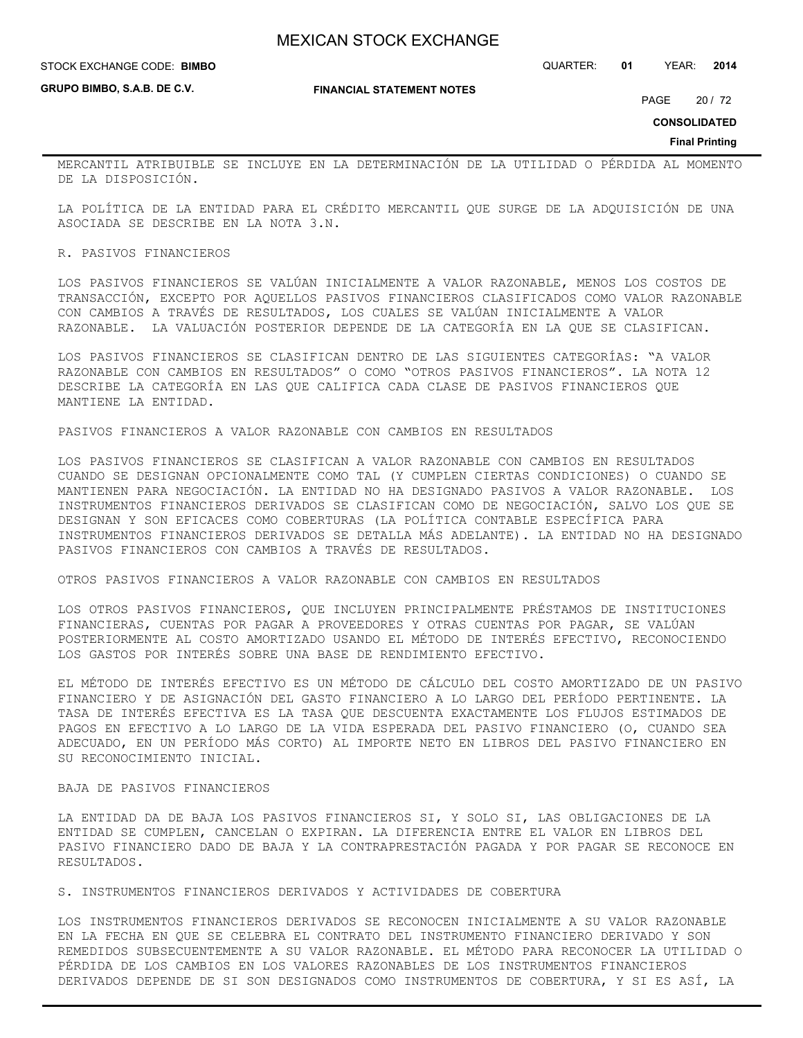MERCANTIL ATRIBUIBLE SE INCLUYE EN LA DETERMINACIÓN DE LA UTILIDAD O PÉRDIDA AL MOMENTO DE LA DISPOSICIÓN.

LA POLÍTICA DE LA ENTIDAD PARA EL CRÉDITO MERCANTIL QUE SURGE DE LA ADQUISICIÓN DE UNA ASOCIADA SE DESCRIBE EN LA NOTA 3.N.

R. PASIVOS FINANCIEROS

LOS PASIVOS FINANCIEROS SE VALÚAN INICIALMENTE A VALOR RAZONABLE, MENOS LOS COSTOS DE TRANSACCIÓN, EXCEPTO POR AQUELLOS PASIVOS FINANCIEROS CLASIFICADOS COMO VALOR RAZONABLE CON CAMBIOS A TRAVÉS DE RESULTADOS, LOS CUALES SE VALÚAN INICIALMENTE A VALOR RAZONABLE. LA VALUACIÓN POSTERIOR DEPENDE DE LA CATEGORÍA EN LA QUE SE CLASIFICAN.

LOS PASIVOS FINANCIEROS SE CLASIFICAN DENTRO DE LAS SIGUIENTES CATEGORÍAS: "A VALOR RAZONABLE CON CAMBIOS EN RESULTADOS" O COMO "OTROS PASIVOS FINANCIEROS". LA NOTA 12 DESCRIBE LA CATEGORÍA EN LAS QUE CALIFICA CADA CLASE DE PASIVOS FINANCIEROS QUE MANTIENE LA ENTIDAD.

PASIVOS FINANCIEROS A VALOR RAZONABLE CON CAMBIOS EN RESULTADOS

LOS PASIVOS FINANCIEROS SE CLASIFICAN A VALOR RAZONABLE CON CAMBIOS EN RESULTADOS CUANDO SE DESIGNAN OPCIONALMENTE COMO TAL (Y CUMPLEN CIERTAS CONDICIONES) O CUANDO SE MANTIENEN PARA NEGOCIACIÓN. LA ENTIDAD NO HA DESIGNADO PASIVOS A VALOR RAZONABLE. LOS INSTRUMENTOS FINANCIEROS DERIVADOS SE CLASIFICAN COMO DE NEGOCIACIÓN, SALVO LOS QUE SE DESIGNAN Y SON EFICACES COMO COBERTURAS (LA POLÍTICA CONTABLE ESPECÍFICA PARA INSTRUMENTOS FINANCIEROS DERIVADOS SE DETALLA MÁS ADELANTE). LA ENTIDAD NO HA DESIGNADO PASIVOS FINANCIEROS CON CAMBIOS A TRAVÉS DE RESULTADOS.

OTROS PASIVOS FINANCIEROS A VALOR RAZONABLE CON CAMBIOS EN RESULTADOS

LOS OTROS PASIVOS FINANCIEROS, QUE INCLUYEN PRINCIPALMENTE PRÉSTAMOS DE INSTITUCIONES FINANCIERAS, CUENTAS POR PAGAR A PROVEEDORES Y OTRAS CUENTAS POR PAGAR, SE VALÚAN POSTERIORMENTE AL COSTO AMORTIZADO USANDO EL MÉTODO DE INTERÉS EFECTIVO, RECONOCIENDO LOS GASTOS POR INTERÉS SOBRE UNA BASE DE RENDIMIENTO EFECTIVO.

EL MÉTODO DE INTERÉS EFECTIVO ES UN MÉTODO DE CÁLCULO DEL COSTO AMORTIZADO DE UN PASIVO FINANCIERO Y DE ASIGNACIÓN DEL GASTO FINANCIERO A LO LARGO DEL PERÍODO PERTINENTE. LA TASA DE INTERÉS EFECTIVA ES LA TASA QUE DESCUENTA EXACTAMENTE LOS FLUJOS ESTIMADOS DE PAGOS EN EFECTIVO A LO LARGO DE LA VIDA ESPERADA DEL PASIVO FINANCIERO (O, CUANDO SEA ADECUADO, EN UN PERÍODO MÁS CORTO) AL IMPORTE NETO EN LIBROS DEL PASIVO FINANCIERO EN SU RECONOCIMIENTO INICIAL.

BAJA DE PASIVOS FINANCIEROS

LA ENTIDAD DA DE BAJA LOS PASIVOS FINANCIEROS SI, Y SOLO SI, LAS OBLIGACIONES DE LA ENTIDAD SE CUMPLEN, CANCELAN O EXPIRAN. LA DIFERENCIA ENTRE EL VALOR EN LIBROS DEL PASIVO FINANCIERO DADO DE BAJA Y LA CONTRAPRESTACIÓN PAGADA Y POR PAGAR SE RECONOCE EN RESULTADOS.

S. INSTRUMENTOS FINANCIEROS DERIVADOS Y ACTIVIDADES DE COBERTURA

LOS INSTRUMENTOS FINANCIEROS DERIVADOS SE RECONOCEN INICIALMENTE A SU VALOR RAZONABLE EN LA FECHA EN QUE SE CELEBRA EL CONTRATO DEL INSTRUMENTO FINANCIERO DERIVADO Y SON REMEDIDOS SUBSECUENTEMENTE A SU VALOR RAZONABLE. EL MÉTODO PARA RECONOCER LA UTILIDAD O PÉRDIDA DE LOS CAMBIOS EN LOS VALORES RAZONABLES DE LOS INSTRUMENTOS FINANCIEROS DERIVADOS DEPENDE DE SI SON DESIGNADOS COMO INSTRUMENTOS DE COBERTURA, Y SI ES ASÍ, LA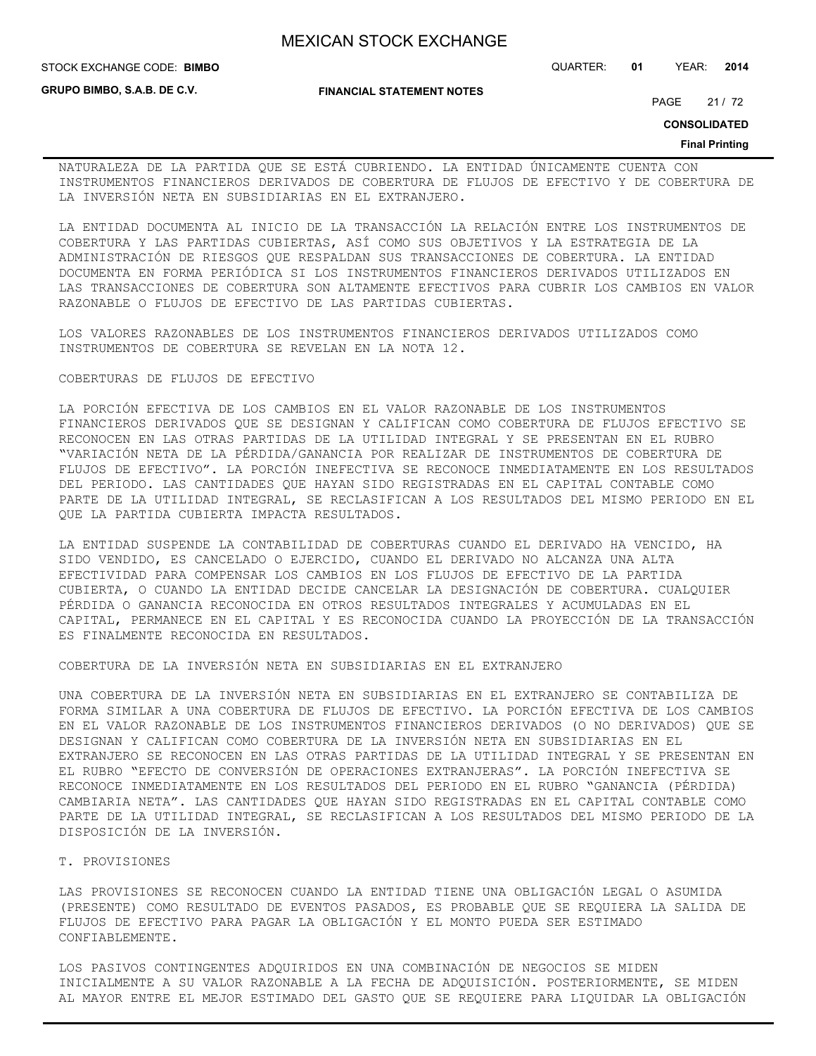NATURALEZA DE LA PARTIDA QUE SE ESTÁ CUBRIENDO. LA ENTIDAD ÚNICAMENTE CUENTA CON INSTRUMENTOS FINANCIEROS DERIVADOS DE COBERTURA DE FLUJOS DE EFECTIVO Y DE COBERTURA DE LA INVERSIÓN NETA EN SUBSIDIARIAS EN EL EXTRANJERO.

LA ENTIDAD DOCUMENTA AL INICIO DE LA TRANSACCIÓN LA RELACIÓN ENTRE LOS INSTRUMENTOS DE COBERTURA Y LAS PARTIDAS CUBIERTAS, ASÍ COMO SUS OBJETIVOS Y LA ESTRATEGIA DE LA ADMINISTRACIÓN DE RIESGOS QUE RESPALDAN SUS TRANSACCIONES DE COBERTURA. LA ENTIDAD DOCUMENTA EN FORMA PERIÓDICA SI LOS INSTRUMENTOS FINANCIEROS DERIVADOS UTILIZADOS EN LAS TRANSACCIONES DE COBERTURA SON ALTAMENTE EFECTIVOS PARA CUBRIR LOS CAMBIOS EN VALOR RAZONABLE O FLUJOS DE EFECTIVO DE LAS PARTIDAS CUBIERTAS.

LOS VALORES RAZONABLES DE LOS INSTRUMENTOS FINANCIEROS DERIVADOS UTILIZADOS COMO INSTRUMENTOS DE COBERTURA SE REVELAN EN LA NOTA 12.

COBERTURAS DE FLUJOS DE EFECTIVO

LA PORCIÓN EFECTIVA DE LOS CAMBIOS EN EL VALOR RAZONABLE DE LOS INSTRUMENTOS FINANCIEROS DERIVADOS QUE SE DESIGNAN Y CALIFICAN COMO COBERTURA DE FLUJOS EFECTIVO SE RECONOCEN EN LAS OTRAS PARTIDAS DE LA UTILIDAD INTEGRAL Y SE PRESENTAN EN EL RUBRO "VARIACIÓN NETA DE LA PÉRDIDA/GANANCIA POR REALIZAR DE INSTRUMENTOS DE COBERTURA DE FLUJOS DE EFECTIVO". LA PORCIÓN INEFECTIVA SE RECONOCE INMEDIATAMENTE EN LOS RESULTADOS DEL PERIODO. LAS CANTIDADES QUE HAYAN SIDO REGISTRADAS EN EL CAPITAL CONTABLE COMO PARTE DE LA UTILIDAD INTEGRAL, SE RECLASIFICAN A LOS RESULTADOS DEL MISMO PERIODO EN EL QUE LA PARTIDA CUBIERTA IMPACTA RESULTADOS.

LA ENTIDAD SUSPENDE LA CONTABILIDAD DE COBERTURAS CUANDO EL DERIVADO HA VENCIDO, HA SIDO VENDIDO, ES CANCELADO O EJERCIDO, CUANDO EL DERIVADO NO ALCANZA UNA ALTA EFECTIVIDAD PARA COMPENSAR LOS CAMBIOS EN LOS FLUJOS DE EFECTIVO DE LA PARTIDA CUBIERTA, O CUANDO LA ENTIDAD DECIDE CANCELAR LA DESIGNACIÓN DE COBERTURA. CUALQUIER PÉRDIDA O GANANCIA RECONOCIDA EN OTROS RESULTADOS INTEGRALES Y ACUMULADAS EN EL CAPITAL, PERMANECE EN EL CAPITAL Y ES RECONOCIDA CUANDO LA PROYECCIÓN DE LA TRANSACCIÓN ES FINALMENTE RECONOCIDA EN RESULTADOS.

COBERTURA DE LA INVERSIÓN NETA EN SUBSIDIARIAS EN EL EXTRANJERO

UNA COBERTURA DE LA INVERSIÓN NETA EN SUBSIDIARIAS EN EL EXTRANJERO SE CONTABILIZA DE FORMA SIMILAR A UNA COBERTURA DE FLUJOS DE EFECTIVO. LA PORCIÓN EFECTIVA DE LOS CAMBIOS EN EL VALOR RAZONABLE DE LOS INSTRUMENTOS FINANCIEROS DERIVADOS (O NO DERIVADOS) QUE SE DESIGNAN Y CALIFICAN COMO COBERTURA DE LA INVERSIÓN NETA EN SUBSIDIARIAS EN EL EXTRANJERO SE RECONOCEN EN LAS OTRAS PARTIDAS DE LA UTILIDAD INTEGRAL Y SE PRESENTAN EN EL RUBRO "EFECTO DE CONVERSIÓN DE OPERACIONES EXTRANJERAS". LA PORCIÓN INEFECTIVA SE RECONOCE INMEDIATAMENTE EN LOS RESULTADOS DEL PERIODO EN EL RUBRO "GANANCIA (PÉRDIDA) CAMBIARIA NETA". LAS CANTIDADES QUE HAYAN SIDO REGISTRADAS EN EL CAPITAL CONTABLE COMO PARTE DE LA UTILIDAD INTEGRAL, SE RECLASIFICAN A LOS RESULTADOS DEL MISMO PERIODO DE LA DISPOSICIÓN DE LA INVERSIÓN.

T. PROVISIONES

LAS PROVISIONES SE RECONOCEN CUANDO LA ENTIDAD TIENE UNA OBLIGACIÓN LEGAL O ASUMIDA (PRESENTE) COMO RESULTADO DE EVENTOS PASADOS, ES PROBABLE QUE SE REQUIERA LA SALIDA DE FLUJOS DE EFECTIVO PARA PAGAR LA OBLIGACIÓN Y EL MONTO PUEDA SER ESTIMADO CONFIABLEMENTE.

LOS PASIVOS CONTINGENTES ADQUIRIDOS EN UNA COMBINACIÓN DE NEGOCIOS SE MIDEN INICIALMENTE A SU VALOR RAZONABLE A LA FECHA DE ADQUISICIÓN. POSTERIORMENTE, SE MIDEN AL MAYOR ENTRE EL MEJOR ESTIMADO DEL GASTO QUE SE REQUIERE PARA LIQUIDAR LA OBLIGACIÓN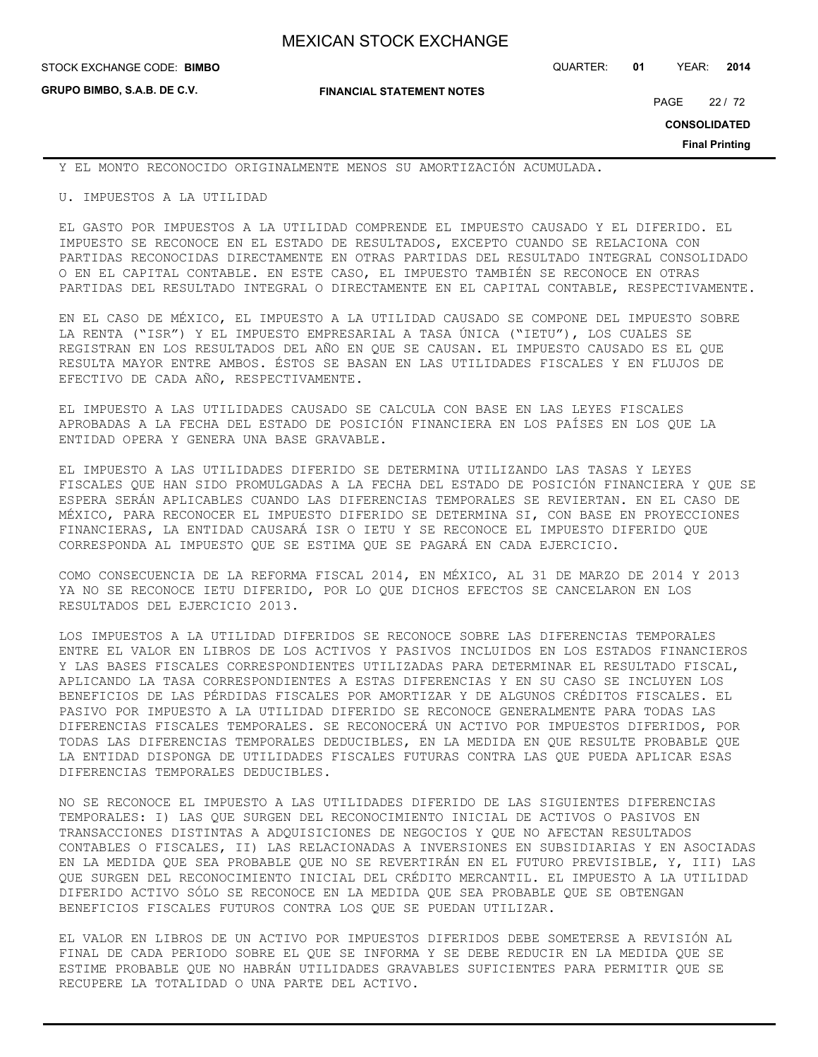Y EL MONTO RECONOCIDO ORIGINALMENTE MENOS SU AMORTIZACIÓN ACUMULADA.

U. IMPUESTOS A LA UTILIDAD

EL GASTO POR IMPUESTOS A LA UTILIDAD COMPRENDE EL IMPUESTO CAUSADO Y EL DIFERIDO. EL IMPUESTO SE RECONOCE EN EL ESTADO DE RESULTADOS, EXCEPTO CUANDO SE RELACIONA CON PARTIDAS RECONOCIDAS DIRECTAMENTE EN OTRAS PARTIDAS DEL RESULTADO INTEGRAL CONSOLIDADO O EN EL CAPITAL CONTABLE. EN ESTE CASO, EL IMPUESTO TAMBIÉN SE RECONOCE EN OTRAS PARTIDAS DEL RESULTADO INTEGRAL O DIRECTAMENTE EN EL CAPITAL CONTABLE, RESPECTIVAMENTE.

EN EL CASO DE MÉXICO, EL IMPUESTO A LA UTILIDAD CAUSADO SE COMPONE DEL IMPUESTO SOBRE LA RENTA ("ISR") Y EL IMPUESTO EMPRESARIAL A TASA ÚNICA ("IETU"), LOS CUALES SE REGISTRAN EN LOS RESULTADOS DEL AÑO EN QUE SE CAUSAN. EL IMPUESTO CAUSADO ES EL QUE RESULTA MAYOR ENTRE AMBOS. ÉSTOS SE BASAN EN LAS UTILIDADES FISCALES Y EN FLUJOS DE EFECTIVO DE CADA AÑO, RESPECTIVAMENTE.

EL IMPUESTO A LAS UTILIDADES CAUSADO SE CALCULA CON BASE EN LAS LEYES FISCALES APROBADAS A LA FECHA DEL ESTADO DE POSICIÓN FINANCIERA EN LOS PAÍSES EN LOS QUE LA ENTIDAD OPERA Y GENERA UNA BASE GRAVABLE.

EL IMPUESTO A LAS UTILIDADES DIFERIDO SE DETERMINA UTILIZANDO LAS TASAS Y LEYES FISCALES QUE HAN SIDO PROMULGADAS A LA FECHA DEL ESTADO DE POSICIÓN FINANCIERA Y QUE SE ESPERA SERÁN APLICABLES CUANDO LAS DIFERENCIAS TEMPORALES SE REVIERTAN. EN EL CASO DE MÉXICO, PARA RECONOCER EL IMPUESTO DIFERIDO SE DETERMINA SI, CON BASE EN PROYECCIONES FINANCIERAS, LA ENTIDAD CAUSARÁ ISR O IETU Y SE RECONOCE EL IMPUESTO DIFERIDO QUE CORRESPONDA AL IMPUESTO QUE SE ESTIMA QUE SE PAGARÁ EN CADA EJERCICIO.

COMO CONSECUENCIA DE LA REFORMA FISCAL 2014, EN MÉXICO, AL 31 DE MARZO DE 2014 Y 2013 YA NO SE RECONOCE IETU DIFERIDO, POR LO QUE DICHOS EFECTOS SE CANCELARON EN LOS RESULTADOS DEL EJERCICIO 2013.

LOS IMPUESTOS A LA UTILIDAD DIFERIDOS SE RECONOCE SOBRE LAS DIFERENCIAS TEMPORALES ENTRE EL VALOR EN LIBROS DE LOS ACTIVOS Y PASIVOS INCLUIDOS EN LOS ESTADOS FINANCIEROS Y LAS BASES FISCALES CORRESPONDIENTES UTILIZADAS PARA DETERMINAR EL RESULTADO FISCAL, APLICANDO LA TASA CORRESPONDIENTES A ESTAS DIFERENCIAS Y EN SU CASO SE INCLUYEN LOS BENEFICIOS DE LAS PÉRDIDAS FISCALES POR AMORTIZAR Y DE ALGUNOS CRÉDITOS FISCALES. EL PASIVO POR IMPUESTO A LA UTILIDAD DIFERIDO SE RECONOCE GENERALMENTE PARA TODAS LAS DIFERENCIAS FISCALES TEMPORALES. SE RECONOCERÁ UN ACTIVO POR IMPUESTOS DIFERIDOS, POR TODAS LAS DIFERENCIAS TEMPORALES DEDUCIBLES, EN LA MEDIDA EN QUE RESULTE PROBABLE QUE LA ENTIDAD DISPONGA DE UTILIDADES FISCALES FUTURAS CONTRA LAS QUE PUEDA APLICAR ESAS DIFERENCIAS TEMPORALES DEDUCIBLES.

NO SE RECONOCE EL IMPUESTO A LAS UTILIDADES DIFERIDO DE LAS SIGUIENTES DIFERENCIAS TEMPORALES: I) LAS QUE SURGEN DEL RECONOCIMIENTO INICIAL DE ACTIVOS O PASIVOS EN TRANSACCIONES DISTINTAS A ADQUISICIONES DE NEGOCIOS Y QUE NO AFECTAN RESULTADOS CONTABLES O FISCALES, II) LAS RELACIONADAS A INVERSIONES EN SUBSIDIARIAS Y EN ASOCIADAS EN LA MEDIDA QUE SEA PROBABLE QUE NO SE REVERTIRÁN EN EL FUTURO PREVISIBLE, Y, III) LAS QUE SURGEN DEL RECONOCIMIENTO INICIAL DEL CRÉDITO MERCANTIL. EL IMPUESTO A LA UTILIDAD DIFERIDO ACTIVO SÓLO SE RECONOCE EN LA MEDIDA QUE SEA PROBABLE QUE SE OBTENGAN BENEFICIOS FISCALES FUTUROS CONTRA LOS QUE SE PUEDAN UTILIZAR.

EL VALOR EN LIBROS DE UN ACTIVO POR IMPUESTOS DIFERIDOS DEBE SOMETERSE A REVISIÓN AL FINAL DE CADA PERIODO SOBRE EL QUE SE INFORMA Y SE DEBE REDUCIR EN LA MEDIDA QUE SE ESTIME PROBABLE QUE NO HABRÁN UTILIDADES GRAVABLES SUFICIENTES PARA PERMITIR QUE SE RECUPERE LA TOTALIDAD O UNA PARTE DEL ACTIVO.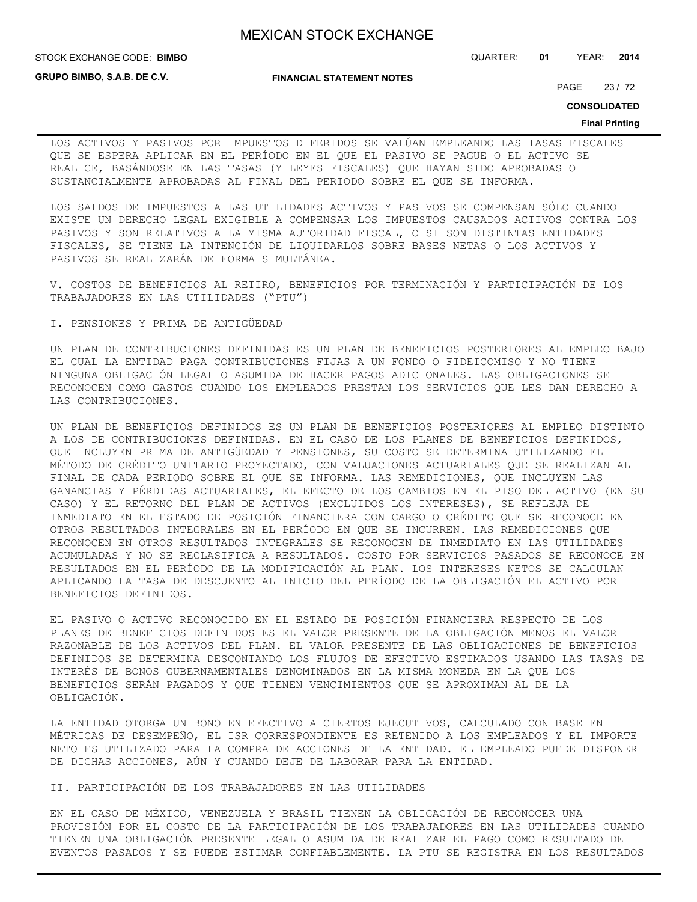LOS ACTIVOS Y PASIVOS POR IMPUESTOS DIFERIDOS SE VALÚAN EMPLEANDO LAS TASAS FISCALES QUE SE ESPERA APLICAR EN EL PERÍODO EN EL QUE EL PASIVO SE PAGUE O EL ACTIVO SE REALICE, BASÁNDOSE EN LAS TASAS (Y LEYES FISCALES) QUE HAYAN SIDO APROBADAS O SUSTANCIALMENTE APROBADAS AL FINAL DEL PERIODO SOBRE EL QUE SE INFORMA.

LOS SALDOS DE IMPUESTOS A LAS UTILIDADES ACTIVOS Y PASIVOS SE COMPENSAN SÓLO CUANDO EXISTE UN DERECHO LEGAL EXIGIBLE A COMPENSAR LOS IMPUESTOS CAUSADOS ACTIVOS CONTRA LOS PASIVOS Y SON RELATIVOS A LA MISMA AUTORIDAD FISCAL, O SI SON DISTINTAS ENTIDADES FISCALES, SE TIENE LA INTENCIÓN DE LIQUIDARLOS SOBRE BASES NETAS O LOS ACTIVOS Y PASIVOS SE REALIZARÁN DE FORMA SIMULTÁNEA.

V. COSTOS DE BENEFICIOS AL RETIRO, BENEFICIOS POR TERMINACIÓN Y PARTICIPACIÓN DE LOS TRABAJADORES EN LAS UTILIDADES ("PTU")

I. PENSIONES Y PRIMA DE ANTIGÜEDAD

UN PLAN DE CONTRIBUCIONES DEFINIDAS ES UN PLAN DE BENEFICIOS POSTERIORES AL EMPLEO BAJO EL CUAL LA ENTIDAD PAGA CONTRIBUCIONES FIJAS A UN FONDO O FIDEICOMISO Y NO TIENE NINGUNA OBLIGACIÓN LEGAL O ASUMIDA DE HACER PAGOS ADICIONALES. LAS OBLIGACIONES SE RECONOCEN COMO GASTOS CUANDO LOS EMPLEADOS PRESTAN LOS SERVICIOS QUE LES DAN DERECHO A LAS CONTRIBUCIONES.

UN PLAN DE BENEFICIOS DEFINIDOS ES UN PLAN DE BENEFICIOS POSTERIORES AL EMPLEO DISTINTO A LOS DE CONTRIBUCIONES DEFINIDAS. EN EL CASO DE LOS PLANES DE BENEFICIOS DEFINIDOS, QUE INCLUYEN PRIMA DE ANTIGÜEDAD Y PENSIONES, SU COSTO SE DETERMINA UTILIZANDO EL MÉTODO DE CRÉDITO UNITARIO PROYECTADO, CON VALUACIONES ACTUARIALES QUE SE REALIZAN AL FINAL DE CADA PERIODO SOBRE EL QUE SE INFORMA. LAS REMEDICIONES, QUE INCLUYEN LAS GANANCIAS Y PÉRDIDAS ACTUARIALES, EL EFECTO DE LOS CAMBIOS EN EL PISO DEL ACTIVO (EN SU CASO) Y EL RETORNO DEL PLAN DE ACTIVOS (EXCLUIDOS LOS INTERESES), SE REFLEJA DE INMEDIATO EN EL ESTADO DE POSICIÓN FINANCIERA CON CARGO O CRÉDITO QUE SE RECONOCE EN OTROS RESULTADOS INTEGRALES EN EL PERÍODO EN QUE SE INCURREN. LAS REMEDICIONES QUE RECONOCEN EN OTROS RESULTADOS INTEGRALES SE RECONOCEN DE INMEDIATO EN LAS UTILIDADES ACUMULADAS Y NO SE RECLASIFICA A RESULTADOS. COSTO POR SERVICIOS PASADOS SE RECONOCE EN RESULTADOS EN EL PERÍODO DE LA MODIFICACIÓN AL PLAN. LOS INTERESES NETOS SE CALCULAN APLICANDO LA TASA DE DESCUENTO AL INICIO DEL PERÍODO DE LA OBLIGACIÓN EL ACTIVO POR BENEFICIOS DEFINIDOS.

EL PASIVO O ACTIVO RECONOCIDO EN EL ESTADO DE POSICIÓN FINANCIERA RESPECTO DE LOS PLANES DE BENEFICIOS DEFINIDOS ES EL VALOR PRESENTE DE LA OBLIGACIÓN MENOS EL VALOR RAZONABLE DE LOS ACTIVOS DEL PLAN. EL VALOR PRESENTE DE LAS OBLIGACIONES DE BENEFICIOS DEFINIDOS SE DETERMINA DESCONTANDO LOS FLUJOS DE EFECTIVO ESTIMADOS USANDO LAS TASAS DE INTERÉS DE BONOS GUBERNAMENTALES DENOMINADOS EN LA MISMA MONEDA EN LA QUE LOS BENEFICIOS SERÁN PAGADOS Y QUE TIENEN VENCIMIENTOS QUE SE APROXIMAN AL DE LA OBLIGACIÓN.

LA ENTIDAD OTORGA UN BONO EN EFECTIVO A CIERTOS EJECUTIVOS, CALCULADO CON BASE EN MÉTRICAS DE DESEMPEÑO, EL ISR CORRESPONDIENTE ES RETENIDO A LOS EMPLEADOS Y EL IMPORTE NETO ES UTILIZADO PARA LA COMPRA DE ACCIONES DE LA ENTIDAD. EL EMPLEADO PUEDE DISPONER DE DICHAS ACCIONES, AÚN Y CUANDO DEJE DE LABORAR PARA LA ENTIDAD.

II. PARTICIPACIÓN DE LOS TRABAJADORES EN LAS UTILIDADES

EN EL CASO DE MÉXICO, VENEZUELA Y BRASIL TIENEN LA OBLIGACIÓN DE RECONOCER UNA PROVISIÓN POR EL COSTO DE LA PARTICIPACIÓN DE LOS TRABAJADORES EN LAS UTILIDADES CUANDO TIENEN UNA OBLIGACIÓN PRESENTE LEGAL O ASUMIDA DE REALIZAR EL PAGO COMO RESULTADO DE EVENTOS PASADOS Y SE PUEDE ESTIMAR CONFIABLEMENTE. LA PTU SE REGISTRA EN LOS RESULTADOS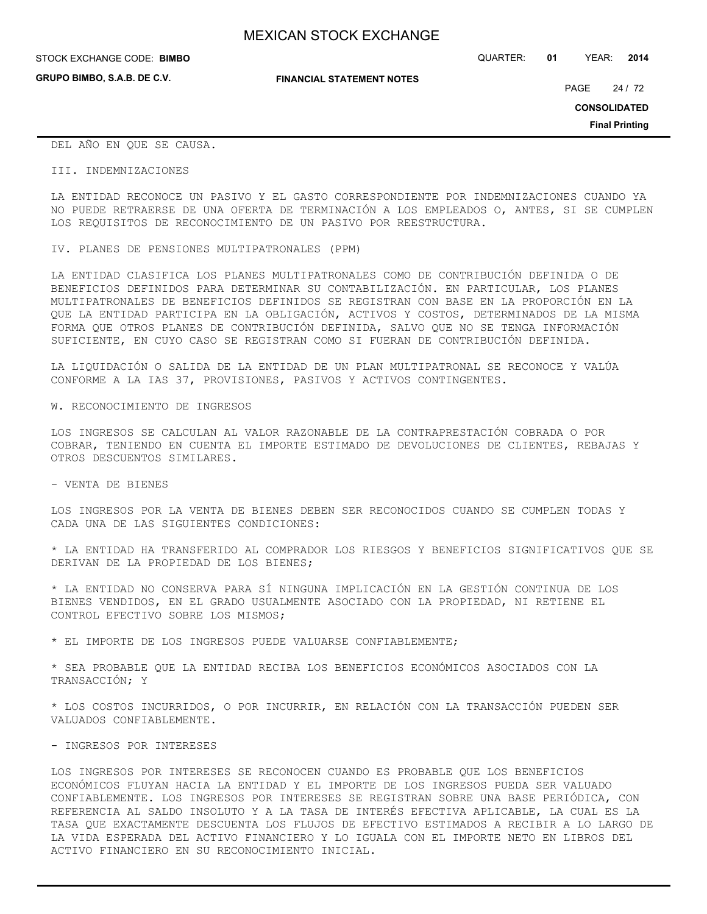DEL AÑO EN QUE SE CAUSA.

III. INDEMNIZACIONES

LA ENTIDAD RECONOCE UN PASIVO Y EL GASTO CORRESPONDIENTE POR INDEMNIZACIONES CUANDO YA NO PUEDE RETRAERSE DE UNA OFERTA DE TERMINACIÓN A LOS EMPLEADOS O, ANTES, SI SE CUMPLEN LOS REQUISITOS DE RECONOCIMIENTO DE UN PASIVO POR REESTRUCTURA.

IV. PLANES DE PENSIONES MULTIPATRONALES (PPM)

LA ENTIDAD CLASIFICA LOS PLANES MULTIPATRONALES COMO DE CONTRIBUCIÓN DEFINIDA O DE BENEFICIOS DEFINIDOS PARA DETERMINAR SU CONTABILIZACIÓN. EN PARTICULAR, LOS PLANES MULTIPATRONALES DE BENEFICIOS DEFINIDOS SE REGISTRAN CON BASE EN LA PROPORCIÓN EN LA QUE LA ENTIDAD PARTICIPA EN LA OBLIGACIÓN, ACTIVOS Y COSTOS, DETERMINADOS DE LA MISMA FORMA QUE OTROS PLANES DE CONTRIBUCIÓN DEFINIDA, SALVO QUE NO SE TENGA INFORMACIÓN SUFICIENTE, EN CUYO CASO SE REGISTRAN COMO SI FUERAN DE CONTRIBUCIÓN DEFINIDA.

LA LIQUIDACIÓN O SALIDA DE LA ENTIDAD DE UN PLAN MULTIPATRONAL SE RECONOCE Y VALÚA CONFORME A LA IAS 37, PROVISIONES, PASIVOS Y ACTIVOS CONTINGENTES.

W. RECONOCIMIENTO DE INGRESOS

LOS INGRESOS SE CALCULAN AL VALOR RAZONABLE DE LA CONTRAPRESTACIÓN COBRADA O POR COBRAR, TENIENDO EN CUENTA EL IMPORTE ESTIMADO DE DEVOLUCIONES DE CLIENTES, REBAJAS Y OTROS DESCUENTOS SIMILARES.

- VENTA DE BIENES

LOS INGRESOS POR LA VENTA DE BIENES DEBEN SER RECONOCIDOS CUANDO SE CUMPLEN TODAS Y CADA UNA DE LAS SIGUIENTES CONDICIONES:

* LA ENTIDAD HA TRANSFERIDO AL COMPRADOR LOS RIESGOS Y BENEFICIOS SIGNIFICATIVOS QUE SE DERIVAN DE LA PROPIEDAD DE LOS BIENES;

* LA ENTIDAD NO CONSERVA PARA SÍ NINGUNA IMPLICACIÓN EN LA GESTIÓN CONTINUA DE LOS BIENES VENDIDOS, EN EL GRADO USUALMENTE ASOCIADO CON LA PROPIEDAD, NI RETIENE EL CONTROL EFECTIVO SOBRE LOS MISMOS;

* EL IMPORTE DE LOS INGRESOS PUEDE VALUARSE CONFIABLEMENTE;

* SEA PROBABLE QUE LA ENTIDAD RECIBA LOS BENEFICIOS ECONÓMICOS ASOCIADOS CON LA TRANSACCIÓN; Y

* LOS COSTOS INCURRIDOS, O POR INCURRIR, EN RELACIÓN CON LA TRANSACCIÓN PUEDEN SER VALUADOS CONFIABLEMENTE.

- INGRESOS POR INTERESES

LOS INGRESOS POR INTERESES SE RECONOCEN CUANDO ES PROBABLE QUE LOS BENEFICIOS ECONÓMICOS FLUYAN HACIA LA ENTIDAD Y EL IMPORTE DE LOS INGRESOS PUEDA SER VALUADO CONFIABLEMENTE. LOS INGRESOS POR INTERESES SE REGISTRAN SOBRE UNA BASE PERIÓDICA, CON REFERENCIA AL SALDO INSOLUTO Y A LA TASA DE INTERÉS EFECTIVA APLICABLE, LA CUAL ES LA TASA QUE EXACTAMENTE DESCUENTA LOS FLUJOS DE EFECTIVO ESTIMADOS A RECIBIR A LO LARGO DE LA VIDA ESPERADA DEL ACTIVO FINANCIERO Y LO IGUALA CON EL IMPORTE NETO EN LIBROS DEL ACTIVO FINANCIERO EN SU RECONOCIMIENTO INICIAL.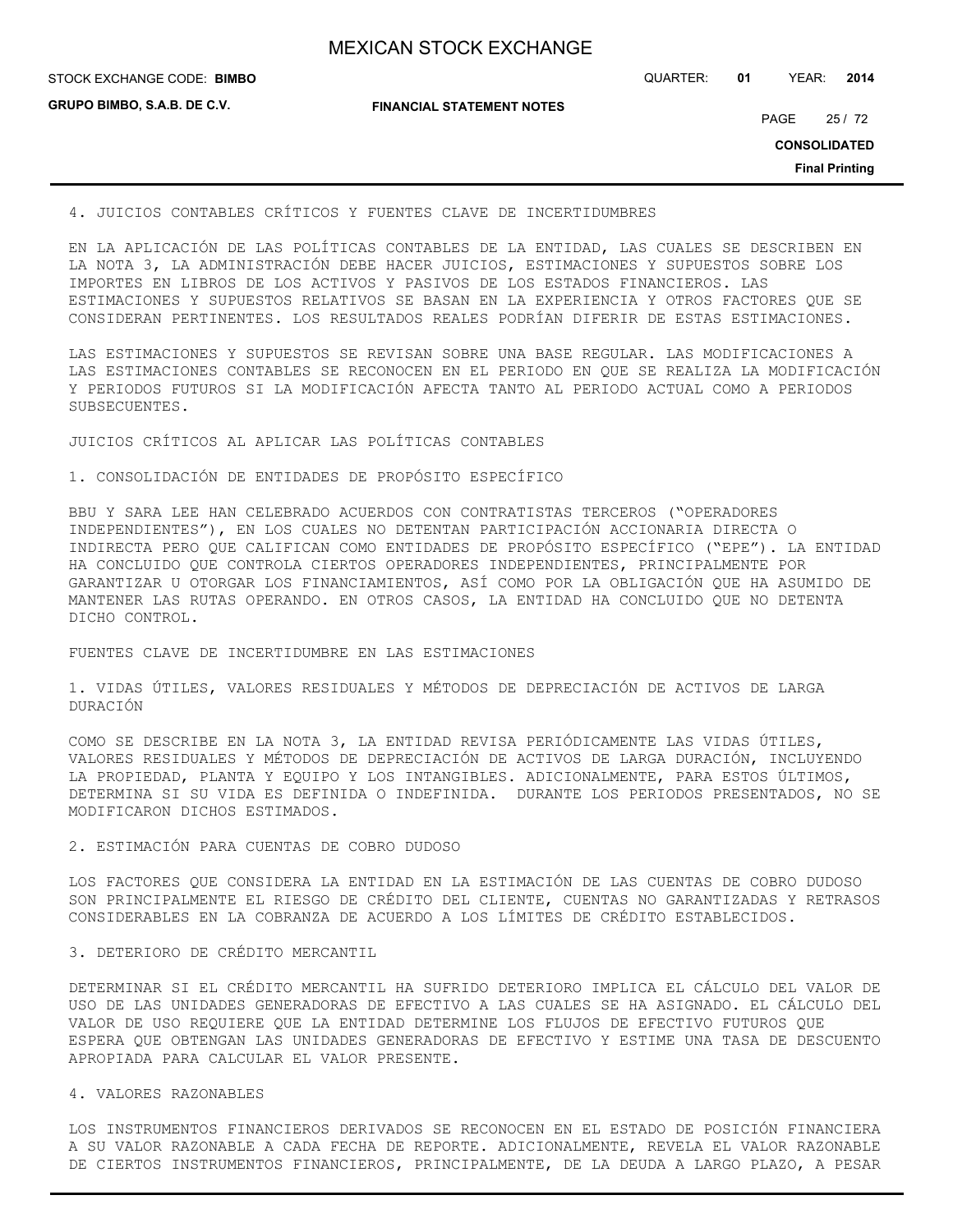## 4. JUICIOS CONTABLES CRÍTICOS Y FUENTES CLAVE DE INCERTIDUMBRES

EN LA APLICACIÓN DE LAS POLÍTICAS CONTABLES DE LA ENTIDAD, LAS CUALES SE DESCRIBEN EN LA NOTA 3, LA ADMINISTRACIÓN DEBE HACER JUICIOS, ESTIMACIONES Y SUPUESTOS SOBRE LOS IMPORTES EN LIBROS DE LOS ACTIVOS Y PASIVOS DE LOS ESTADOS FINANCIEROS. LAS ESTIMACIONES Y SUPUESTOS RELATIVOS SE BASAN EN LA EXPERIENCIA Y OTROS FACTORES QUE SE CONSIDERAN PERTINENTES. LOS RESULTADOS REALES PODRÍAN DIFERIR DE ESTAS ESTIMACIONES.

LAS ESTIMACIONES Y SUPUESTOS SE REVISAN SOBRE UNA BASE REGULAR. LAS MODIFICACIONES A LAS ESTIMACIONES CONTABLES SE RECONOCEN EN EL PERIODO EN QUE SE REALIZA LA MODIFICACIÓN Y PERIODOS FUTUROS SI LA MODIFICACIÓN AFECTA TANTO AL PERIODO ACTUAL COMO A PERIODOS SUBSECUENTES.

### JUICIOS CRÍTICOS AL APLICAR LAS POLÍTICAS CONTABLES

#### 1. CONSOLIDACIÓN DE ENTIDADES DE PROPÓSITO ESPECÍFICO

BBU Y SARA LEE HAN CELEBRADO ACUERDOS CON CONTRATISTAS TERCEROS ("OPERADORES INDEPENDIENTES"), EN LOS CUALES NO DETENTAN PARTICIPACIÓN ACCIONARIA DIRECTA O INDIRECTA PERO QUE CALIFICAN COMO ENTIDADES DE PROPÓSITO ESPECÍFICO ("EPE"). LA ENTIDAD HA CONCLUIDO QUE CONTROLA CIERTOS OPERADORES INDEPENDIENTES, PRINCIPALMENTE POR GARANTIZAR U OTORGAR LOS FINANCIAMIENTOS, ASÍ COMO POR LA OBLIGACIÓN QUE HA ASUMIDO DE MANTENER LAS RUTAS OPERANDO. EN OTROS CASOS, LA ENTIDAD HA CONCLUIDO QUE NO DETENTA DICHO CONTROL.

### FUENTES CLAVE DE INCERTIDUMBRE EN LAS ESTIMACIONES

#### 1. VIDAS ÚTILES, VALORES RESIDUALES Y MÉTODOS DE DEPRECIACIÓN DE ACTIVOS DE LARGA DURACIÓN

COMO SE DESCRIBE EN LA NOTA 3, LA ENTIDAD REVISA PERIÓDICAMENTE LAS VIDAS ÚTILES, VALORES RESIDUALES Y MÉTODOS DE DEPRECIACIÓN DE ACTIVOS DE LARGA DURACIÓN, INCLUYENDO LA PROPIEDAD, PLANTA Y EQUIPO Y LOS INTANGIBLES. ADICIONALMENTE, PARA ESTOS ÚLTIMOS, DETERMINA SI SU VIDA ES DEFINIDA O INDEFINIDA. DURANTE LOS PERIODOS PRESENTADOS, NO SE MODIFICARON DICHOS ESTIMADOS.

#### 2. ESTIMACIÓN PARA CUENTAS DE COBRO DUDOSO

LOS FACTORES QUE CONSIDERA LA ENTIDAD EN LA ESTIMACIÓN DE LAS CUENTAS DE COBRO DUDOSO SON PRINCIPALMENTE EL RIESGO DE CRÉDITO DEL CLIENTE, CUENTAS NO GARANTIZADAS Y RETRASOS CONSIDERABLES EN LA COBRANZA DE ACUERDO A LOS LÍMITES DE CRÉDITO ESTABLECIDOS.

#### 3. DETERIORO DE CRÉDITO MERCANTIL

DETERMINAR SI EL CRÉDITO MERCANTIL HA SUFRIDO DETERIORO IMPLICA EL CÁLCULO DEL VALOR DE USO DE LAS UNIDADES GENERADORAS DE EFECTIVO A LAS CUALES SE HA ASIGNADO. EL CÁLCULO DEL VALOR DE USO REQUIERE QUE LA ENTIDAD DETERMINE LOS FLUJOS DE EFECTIVO FUTUROS QUE ESPERA QUE OBTENGAN LAS UNIDADES GENERADORAS DE EFECTIVO Y ESTIME UNA TASA DE DESCUENTO APROPIADA PARA CALCULAR EL VALOR PRESENTE.

#### 4. VALORES RAZONABLES

LOS INSTRUMENTOS FINANCIEROS DERIVADOS SE RECONOCEN EN EL ESTADO DE POSICIÓN FINANCIERA A SU VALOR RAZONABLE A CADA FECHA DE REPORTE. ADICIONALMENTE, REVELA EL VALOR RAZONABLE DE CIERTOS INSTRUMENTOS FINANCIEROS, PRINCIPALMENTE, DE LA DEUDA A LARGO PLAZO, A PESAR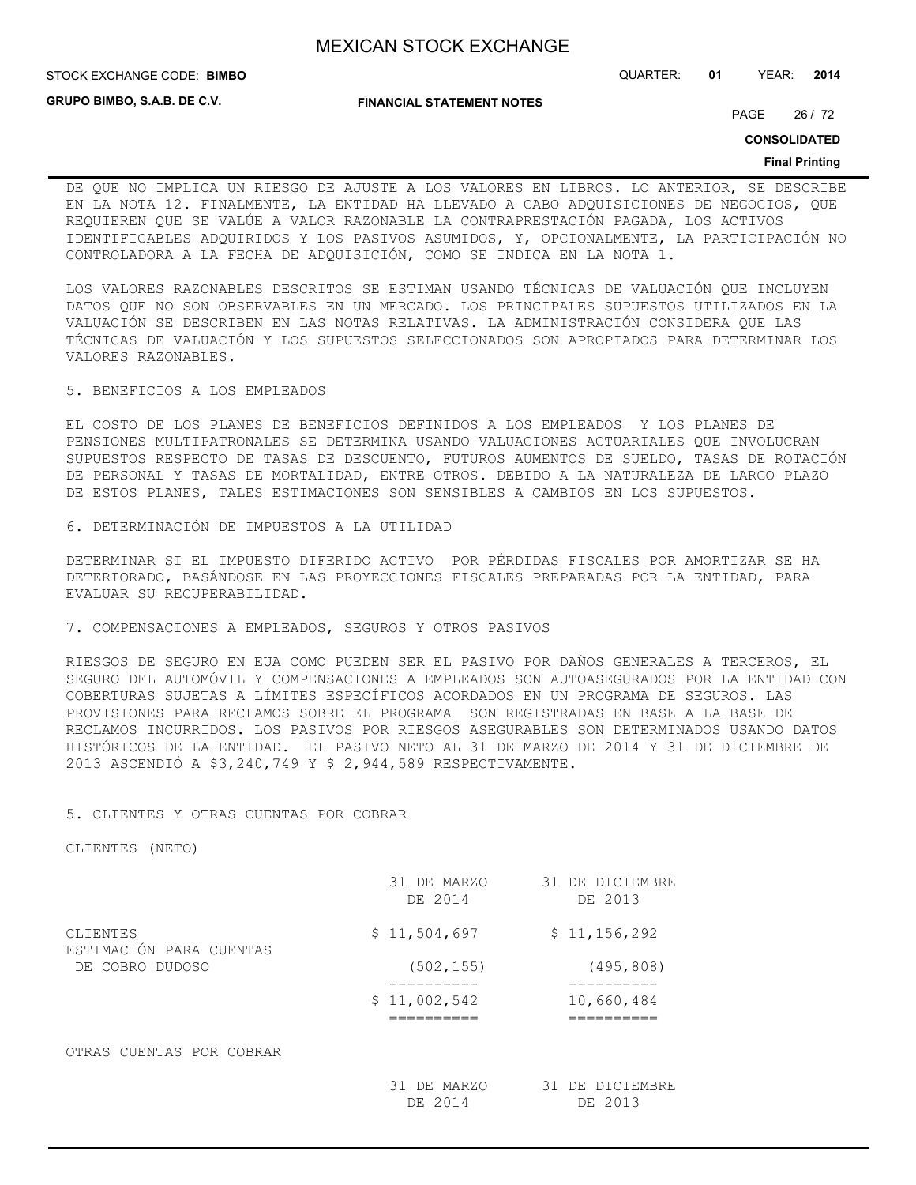DE QUE NO IMPLICA UN RIESGO DE AJUSTE A LOS VALORES EN LIBROS. LO ANTERIOR, SE DESCRIBE EN LA NOTA 12. FINALMENTE, LA ENTIDAD HA LLEVADO A CABO ADQUISICIONES DE NEGOCIOS, QUE REQUIEREN QUE SE VALÚE A VALOR RAZONABLE LA CONTRAPRESTACIÓN PAGADA, LOS ACTIVOS IDENTIFICABLES ADQUIRIDOS Y LOS PASIVOS ASUMIDOS, Y, OPCIONALMENTE, LA PARTICIPACIÓN NO CONTROLADORA A LA FECHA DE ADQUISICIÓN, COMO SE INDICA EN LA NOTA 1.

LOS VALORES RAZONABLES DESCRITOS SE ESTIMAN USANDO TÉCNICAS DE VALUACIÓN QUE INCLUYEN DATOS QUE NO SON OBSERVABLES EN UN MERCADO. LOS PRINCIPALES SUPUESTOS UTILIZADOS EN LA VALUACIÓN SE DESCRIBEN EN LAS NOTAS RELATIVAS. LA ADMINISTRACIÓN CONSIDERA QUE LAS TÉCNICAS DE VALUACIÓN Y LOS SUPUESTOS SELECCIONADOS SON APROPIADOS PARA DETERMINAR LOS VALORES RAZONABLES.

5. BENEFICIOS A LOS EMPLEADOS

EL COSTO DE LOS PLANES DE BENEFICIOS DEFINIDOS A LOS EMPLEADOS Y LOS PLANES DE PENSIONES MULTIPATRONALES SE DETERMINA USANDO VALUACIONES ACTUARIALES QUE INVOLUCRAN SUPUESTOS RESPECTO DE TASAS DE DESCUENTO, FUTUROS AUMENTOS DE SUELDO, TASAS DE ROTACIÓN DE PERSONAL Y TASAS DE MORTALIDAD, ENTRE OTROS. DEBIDO A LA NATURALEZA DE LARGO PLAZO DE ESTOS PLANES, TALES ESTIMACIONES SON SENSIBLES A CAMBIOS EN LOS SUPUESTOS.

6. DETERMINACIÓN DE IMPUESTOS A LA UTILIDAD

DETERMINAR SI EL IMPUESTO DIFERIDO ACTIVO POR PÉRDIDAS FISCALES POR AMORTIZAR SE HA DETERIORADO, BASÁNDOSE EN LAS PROYECCIONES FISCALES PREPARADAS POR LA ENTIDAD, PARA EVALUAR SU RECUPERABILIDAD.

7. COMPENSACIONES A EMPLEADOS, SEGUROS Y OTROS PASIVOS

RIESGOS DE SEGURO EN EUA COMO PUEDEN SER EL PASIVO POR DAÑOS GENERALES A TERCEROS, EL SEGURO DEL AUTOMÓVIL Y COMPENSACIONES A EMPLEADOS SON AUTOASEGURADOS POR LA ENTIDAD CON COBERTURAS SUJETAS A LÍMITES ESPECÍFICOS ACORDADOS EN UN PROGRAMA DE SEGUROS. LAS PROVISIONES PARA RECLAMOS SOBRE EL PROGRAMA SON REGISTRADAS EN BASE A LA BASE DE RECLAMOS INCURRIDOS. LOS PASIVOS POR RIESGOS ASEGURABLES SON DETERMINADOS USANDO DATOS HISTÓRICOS DE LA ENTIDAD. EL PASIVO NETO AL 31 DE MARZO DE 2014 Y 31 DE DICIEMBRE DE 2013 ASCENDIÓ A $3,240,749 Y $ 2,944,589 RESPECTIVAMENTE.

5. CLIENTES Y OTRAS CUENTAS POR COBRAR

CLIENTES (NETO)

| | 31 DE MARZO DE 2014 | 31 DE DICIEMBRE DE 2013 |
|---|---|---|
| CLIENTES | $ 11,504,697 | $ 11,156,292 |
| ESTIMACIÓN PARA CUENTAS DE COBRO DUDOSO | (502,155) | (495,808) |
| | $ 11,002,542 | 10,660,484 |

OTRAS CUENTAS POR COBRAR

| | 31 DE MARZO DE 2014 | 31 DE DICIEMBRE DE 2013 |
|---|---|---|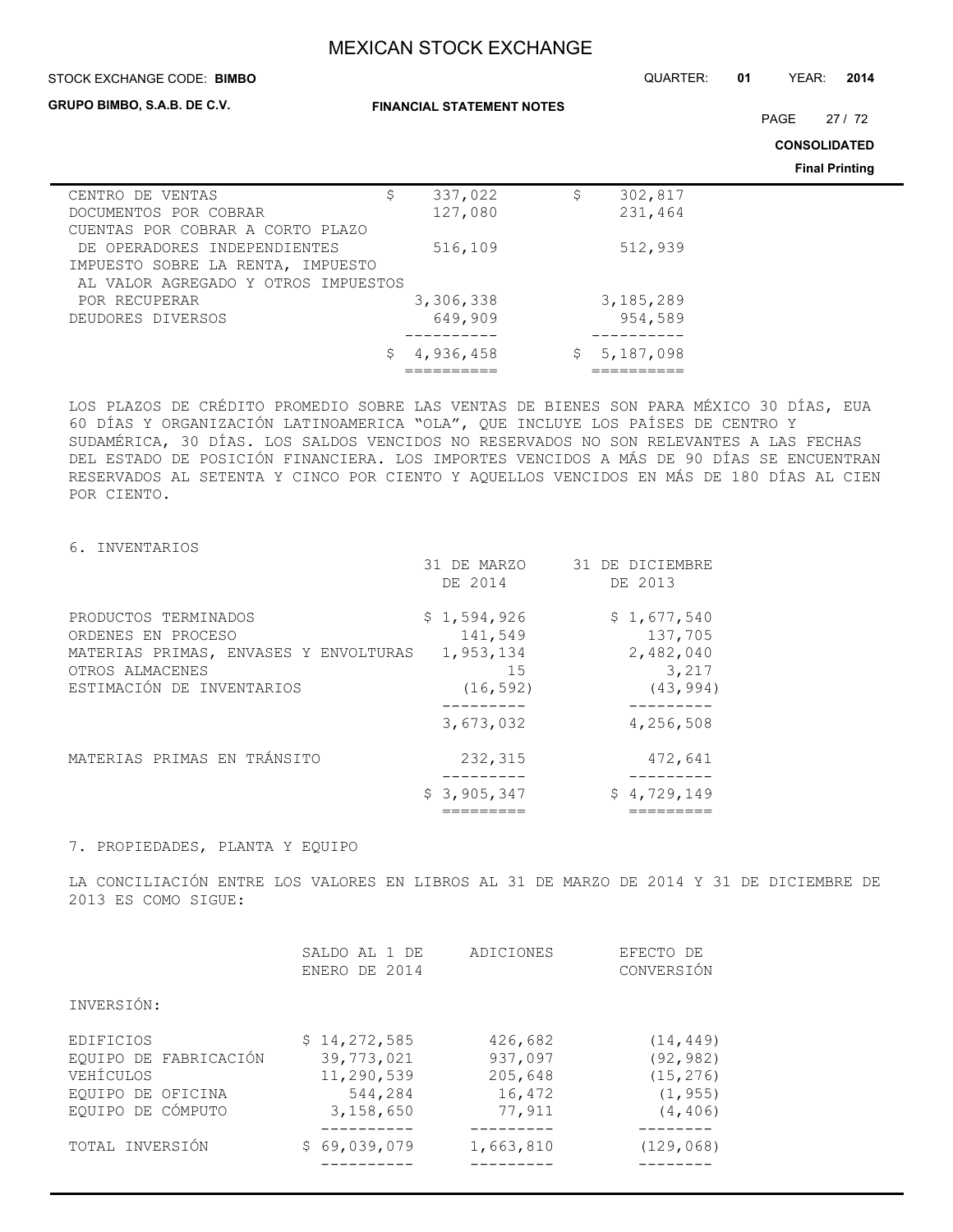| | | |
|---|---|---|
| CENTRO DE VENTAS | $ 337,022 | $ 302,817 |
| DOCUMENTOS POR COBRAR | 127,080 | 231,464 |
| CUENTAS POR COBRAR A CORTO PLAZO DE OPERADORES INDEPENDIENTES | 516,109 | 512,939 |
| IMPUESTO SOBRE LA RENTA, IMPUESTO AL VALOR AGREGADO Y OTROS IMPUESTOS POR RECUPERAR | 3,306,338 | 3,185,289 |
| DEUDORES DIVERSOS | 649,909 | 954,589 |
| | $ 4,936,458 | $ 5,187,098 |

LOS PLAZOS DE CRÉDITO PROMEDIO SOBRE LAS VENTAS DE BIENES SON PARA MÉXICO 30 DÍAS, EUA 60 DÍAS Y ORGANIZACIÓN LATINOAMERICA "OLA", QUE INCLUYE LOS PAÍSES DE CENTRO Y SUDAMÉRICA, 30 DÍAS. LOS SALDOS VENCIDOS NO RESERVADOS NO SON RELEVANTES A LAS FECHAS DEL ESTADO DE POSICIÓN FINANCIERA. LOS IMPORTES VENCIDOS A MÁS DE 90 DÍAS SE ENCUENTRAN RESERVADOS AL SETENTA Y CINCO POR CIENTO Y AQUELLOS VENCIDOS EN MÁS DE 180 DÍAS AL CIEN POR CIENTO.

## 6. INVENTARIOS

| | 31 DE MARZO DE 2014 | 31 DE DICIEMBRE DE 2013 |
|---|---|---|
| PRODUCTOS TERMINADOS | $ 1,594,926 | $ 1,677,540 |
| ORDENES EN PROCESO | 141,549 | 137,705 |
| MATERIAS PRIMAS, ENVASES Y ENVOLTURAS | 1,953,134 | 2,482,040 |
| OTROS ALMACENES | 15 | 3,217 |
| ESTIMACIÓN DE INVENTARIOS | (16,592) | (43,994) |
| | 3,673,032 | 4,256,508 |
| MATERIAS PRIMAS EN TRÁNSITO | 232,315 | 472,641 |
| | $ 3,905,347 | $ 4,729,149 |

## 7. PROPIEDADES, PLANTA Y EQUIPO

LA CONCILIACIÓN ENTRE LOS VALORES EN LIBROS AL 31 DE MARZO DE 2014 Y 31 DE DICIEMBRE DE 2013 ES COMO SIGUE:

| | SALDO AL 1 DE ENERO DE 2014 | ADICIONES | EFECTO DE CONVERSIÓN |
|---|---|---|---|
| INVERSIÓN: | | | |
| EDIFICIOS | $ 14,272,585 | 426,682 | (14,449) |
| EQUIPO DE FABRICACIÓN | 39,773,021 | 937,097 | (92,982) |
| VEHÍCULOS | 11,290,539 | 205,648 | (15,276) |
| EQUIPO DE OFICINA | 544,284 | 16,472 | (1,955) |
| EQUIPO DE CÓMPUTO | 3,158,650 | 77,911 | (4,406) |
| TOTAL INVERSIÓN | $ 69,039,079 | 1,663,810 | (129,068) |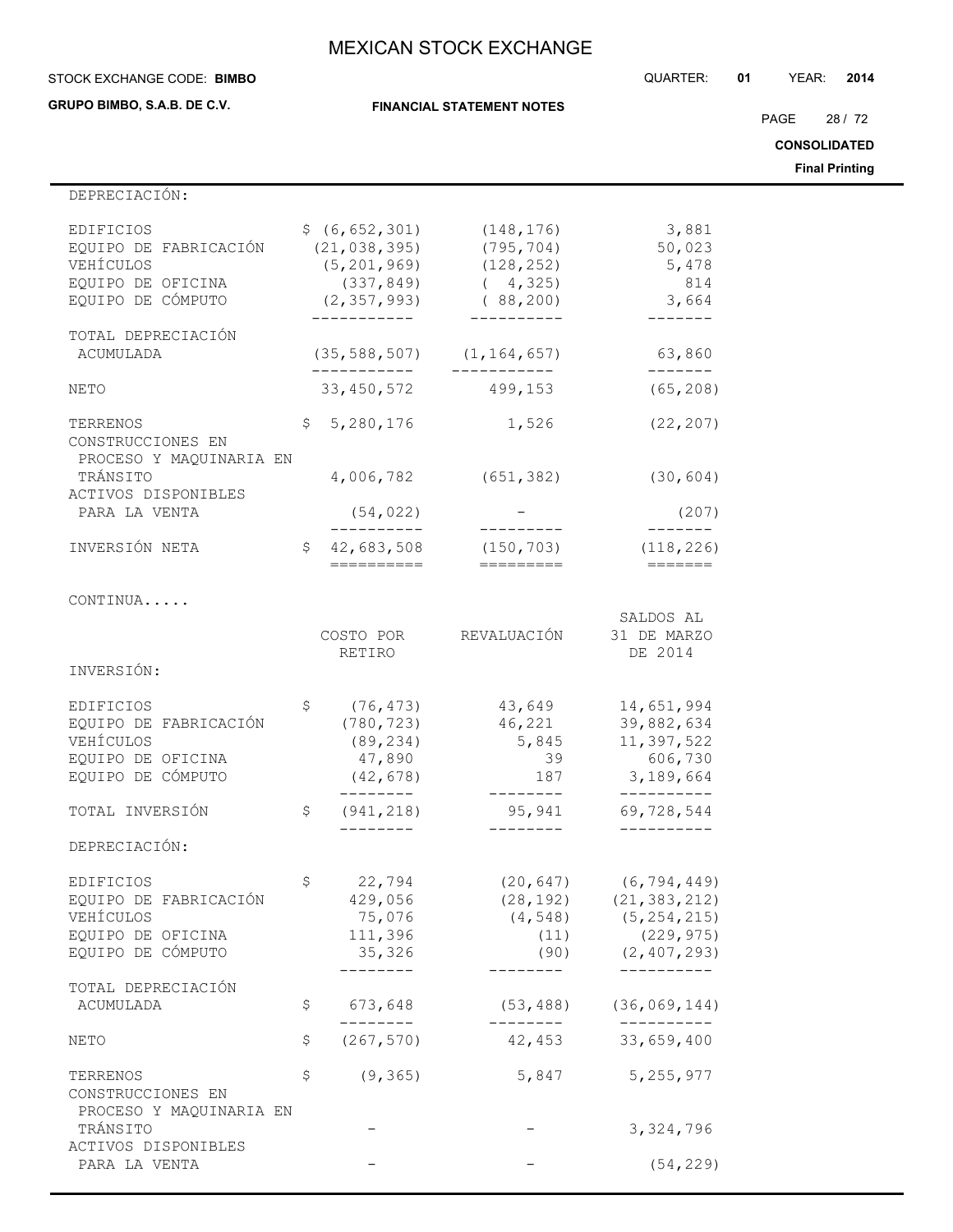| DEPRECIACIÓN: | | | |
|---|---|---|---|
| EDIFICIOS | $ (6,652,301) | (148,176) | 3,881 |
| EQUIPO DE FABRICACIÓN | (21,038,395) | (795,704) | 50,023 |
| VEHÍCULOS | (5,201,969) | (128,252) | 5,478 |
| EQUIPO DE OFICINA | (337,849) | ( 4,325) | 814 |
| EQUIPO DE CÓMPUTO | (2,357,993) | ( 88,200) | 3,664 |
| TOTAL DEPRECIACIÓN ACUMULADA | (35,588,507) | (1,164,657) | 63,860 |
| NETO | 33,450,572 | 499,153 | (65,208) |
| TERRENOS | $ 5,280,176 | 1,526 | (22,207) |
| CONSTRUCCIONES EN PROCESO Y MAQUINARIA EN TRÁNSITO | 4,006,782 | (651,382) | (30,604) |
| ACTIVOS DISPONIBLES PARA LA VENTA | (54,022) | - | (207) |
| INVERSIÓN NETA | $ 42,683,508 | (150,703) | (118,226) |

CONTINUA.....

| | COSTO POR RETIRO | REVALUACIÓN | SALDOS AL 31 DE MARZO DE 2014 |
|---|---|---|---|
| INVERSIÓN: | | | |
| EDIFICIOS | $ (76,473) | 43,649 | 14,651,994 |
| EQUIPO DE FABRICACIÓN | (780,723) | 46,221 | 39,882,634 |
| VEHÍCULOS | (89,234) | 5,845 | 11,397,522 |
| EQUIPO DE OFICINA | 47,890 | 39 | 606,730 |
| EQUIPO DE CÓMPUTO | (42,678) | 187 | 3,189,664 |
| TOTAL INVERSIÓN | $ (941,218) | 95,941 | 69,728,544 |
| DEPRECIACIÓN: | | | |
| EDIFICIOS | $ 22,794 | (20,647) | (6,794,449) |
| EQUIPO DE FABRICACIÓN | 429,056 | (28,192) | (21,383,212) |
| VEHÍCULOS | 75,076 | (4,548) | (5,254,215) |
| EQUIPO DE OFICINA | 111,396 | (11) | (229,975) |
| EQUIPO DE CÓMPUTO | 35,326 | (90) | (2,407,293) |
| TOTAL DEPRECIACIÓN ACUMULADA | $ 673,648 | (53,488) | (36,069,144) |
| NETO | $ (267,570) | 42,453 | 33,659,400 |
| TERRENOS | $ (9,365) | 5,847 | 5,255,977 |
| CONSTRUCCIONES EN PROCESO Y MAQUINARIA EN TRÁNSITO | - | - | 3,324,796 |
| ACTIVOS DISPONIBLES PARA LA VENTA | - | - | (54,229) |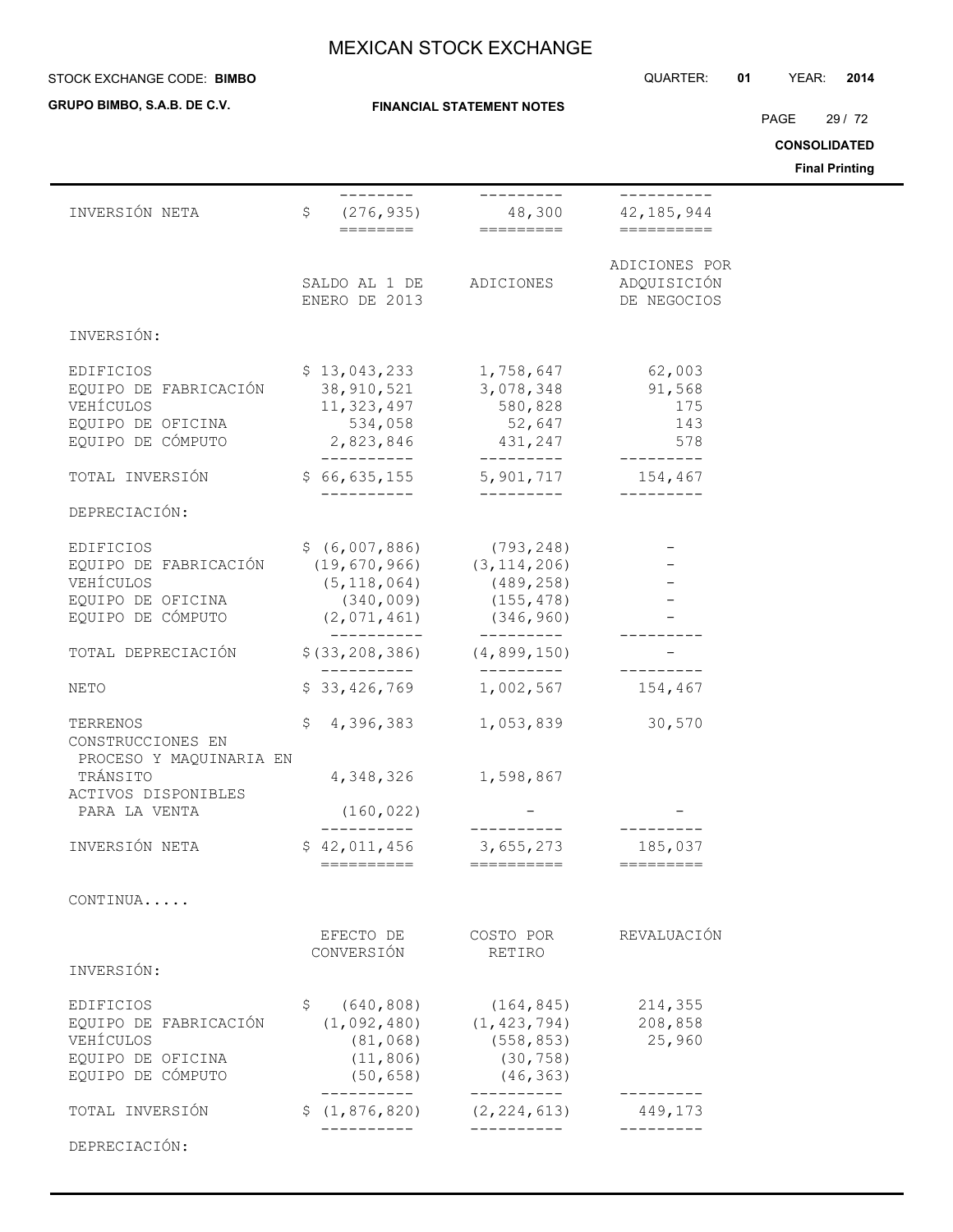| | | | |
|---|---|---|---|
| INVERSIÓN NETA | $ (276,935) | 48,300 | 42,185,944 |

| | SALDO AL 1 DE ENERO DE 2013 | ADICIONES | ADICIONES POR ADQUISICIÓN DE NEGOCIOS |
|---|---|---|---|
| INVERSIÓN: | | | |
| EDIFICIOS | $ 13,043,233 | 1,758,647 | 62,003 |
| EQUIPO DE FABRICACIÓN | 38,910,521 | 3,078,348 | 91,568 |
| VEHÍCULOS | 11,323,497 | 580,828 | 175 |
| EQUIPO DE OFICINA | 534,058 | 52,647 | 143 |
| EQUIPO DE CÓMPUTO | 2,823,846 | 431,247 | 578 |
| TOTAL INVERSIÓN | $ 66,635,155 | 5,901,717 | 154,467 |
| DEPRECIACIÓN: | | | |
| EDIFICIOS | $ (6,007,886) | (793,248) | - |
| EQUIPO DE FABRICACIÓN | (19,670,966) | (3,114,206) | - |
| VEHÍCULOS | (5,118,064) | (489,258) | - |
| EQUIPO DE OFICINA | (340,009) | (155,478) | - |
| EQUIPO DE CÓMPUTO | (2,071,461) | (346,960) | - |
| TOTAL DEPRECIACIÓN | $(33,208,386) | (4,899,150) | - |
| NETO | $ 33,426,769 | 1,002,567 | 154,467 |
| TERRENOS | $ 4,396,383 | 1,053,839 | 30,570 |
| CONSTRUCCIONES EN PROCESO Y MAQUINARIA EN TRÁNSITO | 4,348,326 | 1,598,867 | |
| ACTIVOS DISPONIBLES PARA LA VENTA | (160,022) | - | - |
| INVERSIÓN NETA | $ 42,011,456 | 3,655,273 | 185,037 |

CONTINUA.....

| | EFECTO DE CONVERSIÓN | COSTO POR RETIRO | REVALUACIÓN |
|---|---|---|---|
| INVERSIÓN: | | | |
| EDIFICIOS | $ (640,808) | (164,845) | 214,355 |
| EQUIPO DE FABRICACIÓN | (1,092,480) | (1,423,794) | 208,858 |
| VEHÍCULOS | (81,068) | (558,853) | 25,960 |
| EQUIPO DE OFICINA | (11,806) | (30,758) | |
| EQUIPO DE CÓMPUTO | (50,658) | (46,363) | |
| TOTAL INVERSIÓN | $ (1,876,820) | (2,224,613) | 449,173 |
| DEPRECIACIÓN: | | | |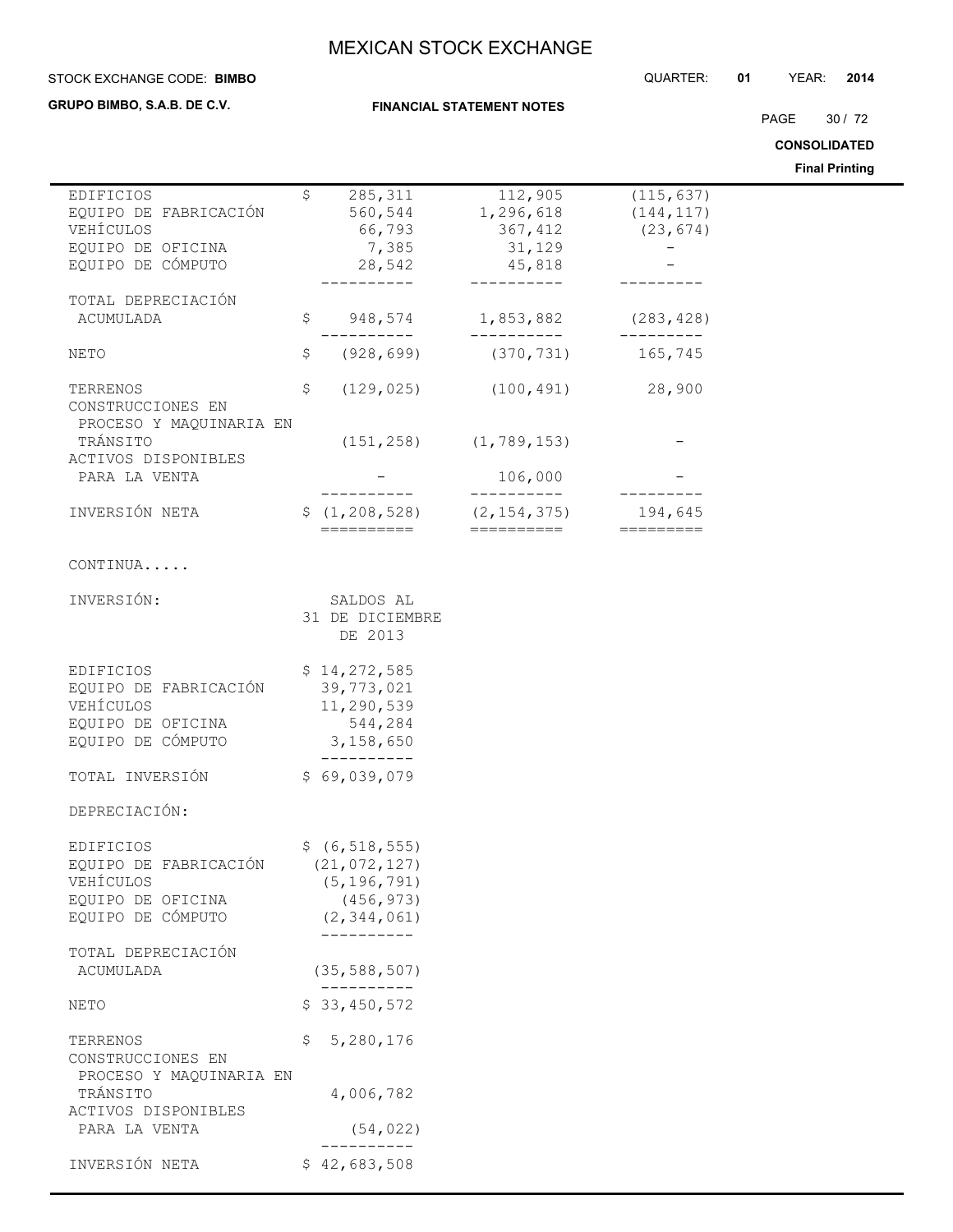| | | | |
|---|---|---|---|
| EDIFICIOS | $ 285,311 | 112,905 | (115,637) |
| EQUIPO DE FABRICACIÓN | 560,544 | 1,296,618 | (144,117) |
| VEHÍCULOS | 66,793 | 367,412 | (23,674) |
| EQUIPO DE OFICINA | 7,385 | 31,129 | - |
| EQUIPO DE CÓMPUTO | 28,542 | 45,818 | - |
| TOTAL DEPRECIACIÓN ACUMULADA | $ 948,574 | 1,853,882 | (283,428) |
| NETO | $ (928,699) | (370,731) | 165,745 |
| TERRENOS | $ (129,025) | (100,491) | 28,900 |
| CONSTRUCCIONES EN PROCESO Y MAQUINARIA EN TRÁNSITO | (151,258) | (1,789,153) | - |
| ACTIVOS DISPONIBLES PARA LA VENTA | - | 106,000 | - |
| INVERSIÓN NETA | $ (1,208,528) | (2,154,375) | 194,645 |

CONTINUA.....

| INVERSIÓN: | SALDOS AL 31 DE DICIEMBRE DE 2013 |
|---|---|
| EDIFICIOS | $ 14,272,585 |
| EQUIPO DE FABRICACIÓN | 39,773,021 |
| VEHÍCULOS | 11,290,539 |
| EQUIPO DE OFICINA | 544,284 |
| EQUIPO DE CÓMPUTO | 3,158,650 |
| TOTAL INVERSIÓN | $ 69,039,079 |
| DEPRECIACIÓN: | |
| EDIFICIOS | $ (6,518,555) |
| EQUIPO DE FABRICACIÓN | (21,072,127) |
| VEHÍCULOS | (5,196,791) |
| EQUIPO DE OFICINA | (456,973) |
| EQUIPO DE CÓMPUTO | (2,344,061) |
| TOTAL DEPRECIACIÓN ACUMULADA | (35,588,507) |
| NETO | $ 33,450,572 |
| TERRENOS | $ 5,280,176 |
| CONSTRUCCIONES EN PROCESO Y MAQUINARIA EN TRÁNSITO | 4,006,782 |
| ACTIVOS DISPONIBLES PARA LA VENTA | (54,022) |
| INVERSIÓN NETA | $ 42,683,508 |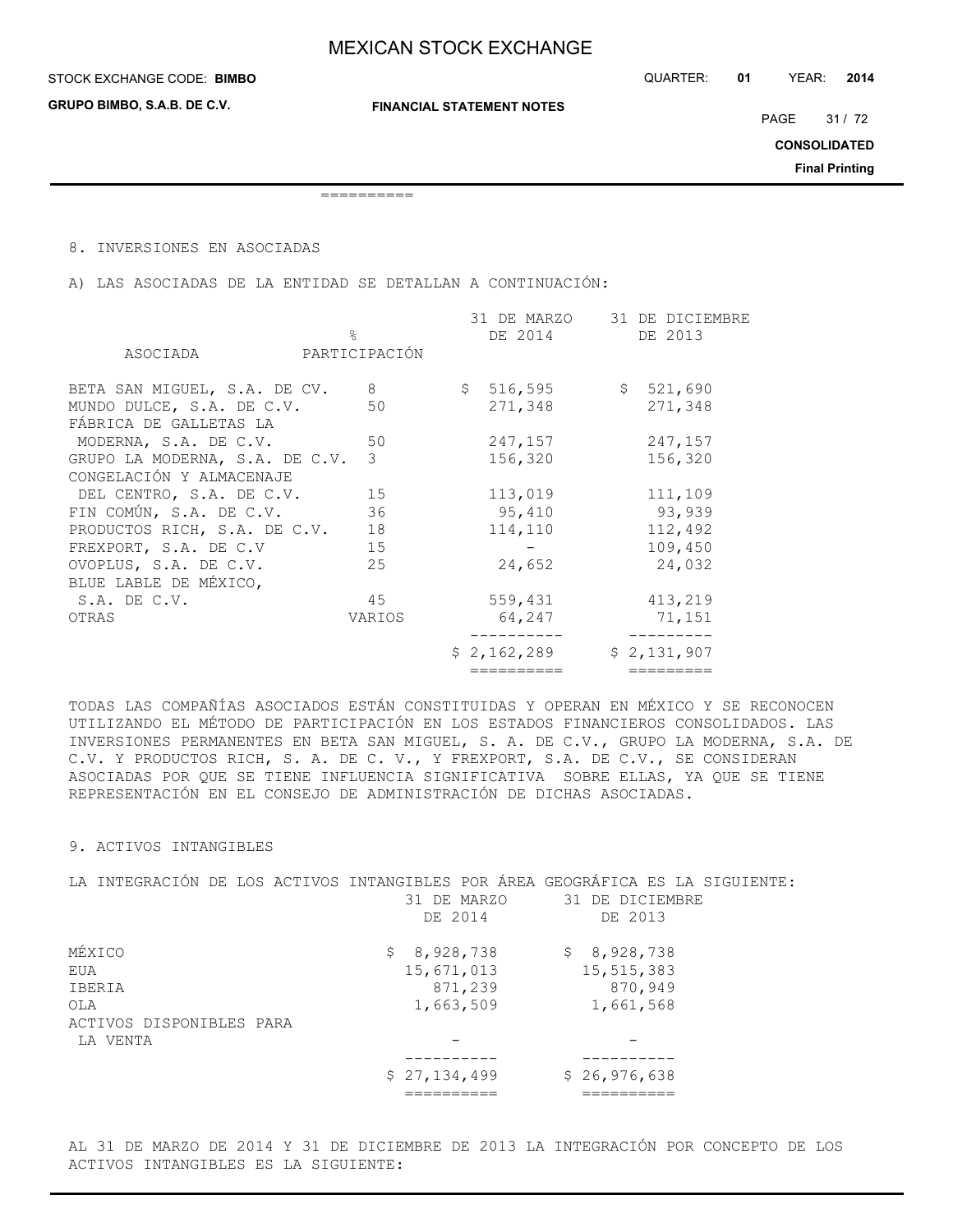==========

8. INVERSIONES EN ASOCIADAS

A) LAS ASOCIADAS DE LA ENTIDAD SE DETALLAN A CONTINUACIÓN:

| ASOCIADA | % PARTICIPACIÓN | 31 DE MARZO DE 2014 | 31 DE DICIEMBRE DE 2013 |
|---|---|---|---|
| BETA SAN MIGUEL, S.A. DE CV. | 8 | $ 516,595 | $ 521,690 |
| MUNDO DULCE, S.A. DE C.V. | 50 | 271,348 | 271,348 |
| FÁBRICA DE GALLETAS LA MODERNA, S.A. DE C.V. | 50 | 247,157 | 247,157 |
| GRUPO LA MODERNA, S.A. DE C.V. | 3 | 156,320 | 156,320 |
| CONGELACIÓN Y ALMACENAJE DEL CENTRO, S.A. DE C.V. | 15 | 113,019 | 111,109 |
| FIN COMÚN, S.A. DE C.V. | 36 | 95,410 | 93,939 |
| PRODUCTOS RICH, S.A. DE C.V. | 18 | 114,110 | 112,492 |
| FREXPORT, S.A. DE C.V | 15 | - | 109,450 |
| OVOPLUS, S.A. DE C.V. | 25 | 24,652 | 24,032 |
| BLUE LABLE DE MÉXICO, S.A. DE C.V. | 45 | 559,431 | 413,219 |
| OTRAS | VARIOS | 64,247 | 71,151 |
| | | $ 2,162,289 | $ 2,131,907 |

TODAS LAS COMPAÑÍAS ASOCIADOS ESTÁN CONSTITUIDAS Y OPERAN EN MÉXICO Y SE RECONOCEN UTILIZANDO EL MÉTODO DE PARTICIPACIÓN EN LOS ESTADOS FINANCIEROS CONSOLIDADOS. LAS INVERSIONES PERMANENTES EN BETA SAN MIGUEL, S. A. DE C.V., GRUPO LA MODERNA, S.A. DE C.V. Y PRODUCTOS RICH, S. A. DE C. V., Y FREXPORT, S.A. DE C.V., SE CONSIDERAN ASOCIADAS POR QUE SE TIENE INFLUENCIA SIGNIFICATIVA SOBRE ELLAS, YA QUE SE TIENE REPRESENTACIÓN EN EL CONSEJO DE ADMINISTRACIÓN DE DICHAS ASOCIADAS.

9. ACTIVOS INTANGIBLES

LA INTEGRACIÓN DE LOS ACTIVOS INTANGIBLES POR ÁREA GEOGRÁFICA ES LA SIGUIENTE:

| | 31 DE MARZO DE 2014 | 31 DE DICIEMBRE DE 2013 |
|---|---|---|
| MÉXICO | $ 8,928,738 | $ 8,928,738 |
| EUA | 15,671,013 | 15,515,383 |
| IBERIA | 871,239 | 870,949 |
| OLA | 1,663,509 | 1,661,568 |
| ACTIVOS DISPONIBLES PARA LA VENTA | - | - |
| | $ 27,134,499 | $ 26,976,638 |

AL 31 DE MARZO DE 2014 Y 31 DE DICIEMBRE DE 2013 LA INTEGRACIÓN POR CONCEPTO DE LOS ACTIVOS INTANGIBLES ES LA SIGUIENTE: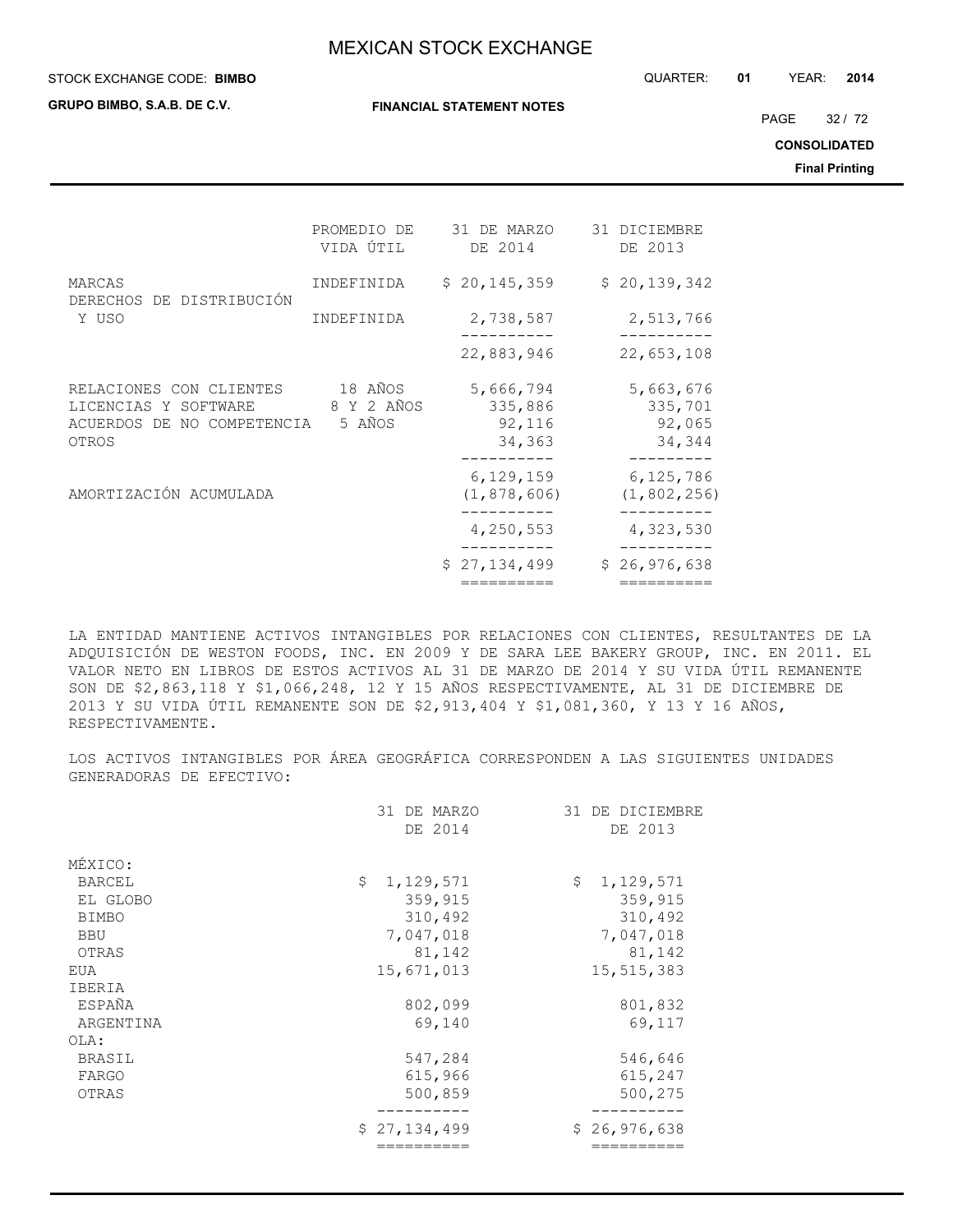| | PROMEDIO DE VIDA ÚTIL | 31 DE MARZO DE 2014 | 31 DICIEMBRE DE 2013 |
|---|---|---|---|
| MARCAS | INDEFINIDA | $ 20,145,359 | $ 20,139,342 |
| DERECHOS DE DISTRIBUCIÓN Y USO | INDEFINIDA | 2,738,587 | 2,513,766 |
| | | 22,883,946 | 22,653,108 |
| RELACIONES CON CLIENTES | 18 AÑOS | 5,666,794 | 5,663,676 |
| LICENCIAS Y SOFTWARE | 8 Y 2 AÑOS | 335,886 | 335,701 |
| ACUERDOS DE NO COMPETENCIA | 5 AÑOS | 92,116 | 92,065 |
| OTROS | | 34,363 | 34,344 |
| | | 6,129,159 | 6,125,786 |
| AMORTIZACIÓN ACUMULADA | | (1,878,606) | (1,802,256) |
| | | 4,250,553 | 4,323,530 |
| | | $ 27,134,499 | $ 26,976,638 |

LA ENTIDAD MANTIENE ACTIVOS INTANGIBLES POR RELACIONES CON CLIENTES, RESULTANTES DE LA ADQUISICIÓN DE WESTON FOODS, INC. EN 2009 Y DE SARA LEE BAKERY GROUP, INC. EN 2011. EL VALOR NETO EN LIBROS DE ESTOS ACTIVOS AL 31 DE MARZO DE 2014 Y SU VIDA ÚTIL REMANENTE SON DE $2,863,118 Y $1,066,248, 12 Y 15 AÑOS RESPECTIVAMENTE, AL 31 DE DICIEMBRE DE 2013 Y SU VIDA ÚTIL REMANENTE SON DE $2,913,404 Y $1,081,360, Y 13 Y 16 AÑOS, RESPECTIVAMENTE.

LOS ACTIVOS INTANGIBLES POR ÁREA GEOGRÁFICA CORRESPONDEN A LAS SIGUIENTES UNIDADES GENERADORAS DE EFECTIVO:

| | 31 DE MARZO DE 2014 | 31 DE DICIEMBRE DE 2013 |
|---|---|---|
| MÉXICO: | | |
| BARCEL | $ 1,129,571 | $ 1,129,571 |
| EL GLOBO | 359,915 | 359,915 |
| BIMBO | 310,492 | 310,492 |
| BBU | 7,047,018 | 7,047,018 |
| OTRAS | 81,142 | 81,142 |
| EUA | 15,671,013 | 15,515,383 |
| IBERIA | | |
| ESPAÑA | 802,099 | 801,832 |
| ARGENTINA | 69,140 | 69,117 |
| OLA: | | |
| BRASIL | 547,284 | 546,646 |
| FARGO | 615,966 | 615,247 |
| OTRAS | 500,859 | 500,275 |
| | $ 27,134,499 | $ 26,976,638 |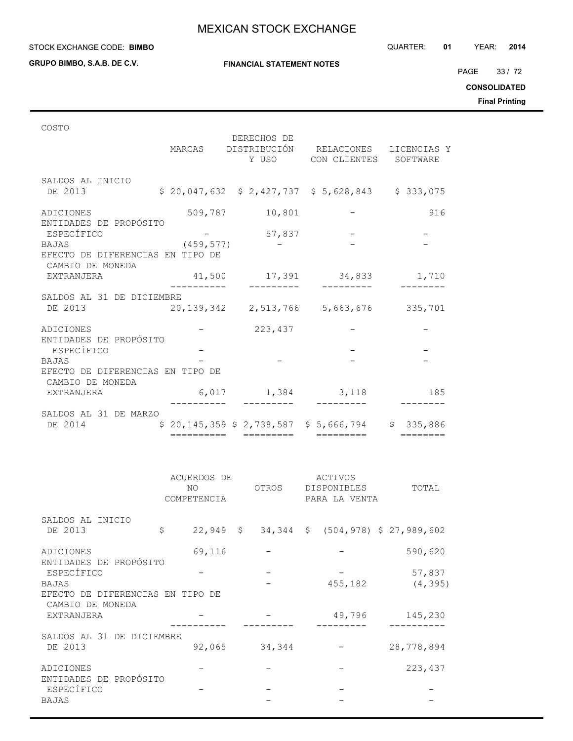COSTO

| | MARCAS | DERECHOS DE DISTRIBUCIÓN Y USO | RELACIONES CON CLIENTES | LICENCIAS Y SOFTWARE |
|---|---|---|---|---|
| SALDOS AL INICIO DE 2013 | $ 20,047,632 | $ 2,427,737 | $ 5,628,843 | $ 333,075 |
| ADICIONES | 509,787 | 10,801 | - | 916 |
| ENTIDADES DE PROPÓSITO ESPECÍFICO | - | 57,837 | - | - |
| BAJAS | (459,577) | - | - | - |
| EFECTO DE DIFERENCIAS EN TIPO DE CAMBIO DE MONEDA EXTRANJERA | 41,500 | 17,391 | 34,833 | 1,710 |
| SALDOS AL 31 DE DICIEMBRE DE 2013 | 20,139,342 | 2,513,766 | 5,663,676 | 335,701 |
| ADICIONES | - | 223,437 | - | - |
| ENTIDADES DE PROPÓSITO ESPECÍFICO | - | | - | - |
| BAJAS | - | - | - | - |
| EFECTO DE DIFERENCIAS EN TIPO DE CAMBIO DE MONEDA EXTRANJERA | 6,017 | 1,384 | 3,118 | 185 |
| SALDOS AL 31 DE MARZO DE 2014 | $ 20,145,359 | $ 2,738,587 | $ 5,666,794 | $ 335,886 |

| | ACUERDOS DE NO COMPETENCIA | OTROS | ACTIVOS DISPONIBLES PARA LA VENTA | TOTAL |
|---|---|---|---|---|
| SALDOS AL INICIO DE 2013 | $ 22,949 | $ 34,344 | $ (504,978) | $ 27,989,602 |
| ADICIONES | 69,116 | - | - | 590,620 |
| ENTIDADES DE PROPÓSITO ESPECÍFICO | - | - | - | 57,837 |
| BAJAS | | - | 455,182 | (4,395) |
| EFECTO DE DIFERENCIAS EN TIPO DE CAMBIO DE MONEDA EXTRANJERA | - | - | 49,796 | 145,230 |
| SALDOS AL 31 DE DICIEMBRE DE 2013 | 92,065 | 34,344 | - | 28,778,894 |
| ADICIONES | - | - | - | 223,437 |
| ENTIDADES DE PROPÓSITO ESPECÍFICO | - | - | - | - |
| BAJAS | | - | - | - |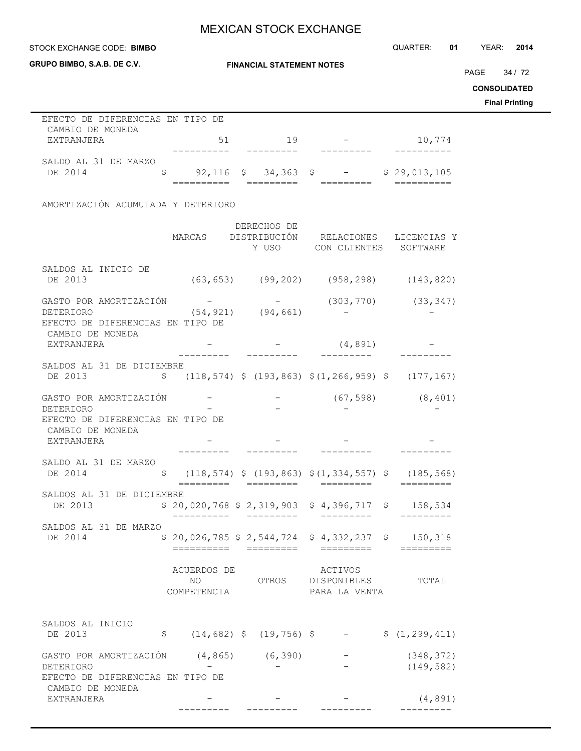| | | | | |
|---|---|---|---|---|
| EFECTO DE DIFERENCIAS EN TIPO DE CAMBIO DE MONEDA EXTRANJERA | 51 | 19 | - | 10,774 |
| SALDO AL 31 DE MARZO DE 2014 | $ 92,116 | $ 34,363 | $ - | $ 29,013,105 |

AMORTIZACIÓN ACUMULADA Y DETERIORO

| | MARCAS | DERECHOS DE DISTRIBUCIÓN Y USO | RELACIONES CON CLIENTES | LICENCIAS Y SOFTWARE |
|---|---|---|---|---|
| SALDOS AL INICIO DE DE 2013 | (63,653) | (99,202) | (958,298) | (143,820) |
| GASTO POR AMORTIZACIÓN | - | - | (303,770) | (33,347) |
| DETERIORO | (54,921) | (94,661) | - | - |
| EFECTO DE DIFERENCIAS EN TIPO DE CAMBIO DE MONEDA EXTRANJERA | - | - | (4,891) | - |
| SALDOS AL 31 DE DICIEMBRE DE 2013 | $ (118,574) | $ (193,863) | $(1,266,959) | $ (177,167) |
| GASTO POR AMORTIZACIÓN | - | - | (67,598) | (8,401) |
| DETERIORO | - | - | - | - |
| EFECTO DE DIFERENCIAS EN TIPO DE CAMBIO DE MONEDA EXTRANJERA | - | - | - | - |
| SALDO AL 31 DE MARZO DE 2014 | $ (118,574) | $ (193,863) | $(1,334,557) | $ (185,568) |
| SALDOS AL 31 DE DICIEMBRE DE 2013 | $ 20,020,768 | $ 2,319,903 | $ 4,396,717 | $ 158,534 |
| SALDOS AL 31 DE MARZO DE 2014 | $ 20,026,785 | $ 2,544,724 | $ 4,332,237 | $ 150,318 |

| | ACUERDOS DE NO COMPETENCIA | OTROS | ACTIVOS DISPONIBLES PARA LA VENTA | TOTAL |
|---|---|---|---|---|
| SALDOS AL INICIO DE 2013 | $ (14,682) | $ (19,756) | $ - | $ (1,299,411) |
| GASTO POR AMORTIZACIÓN | (4,865) | (6,390) | - | (348,372) |
| DETERIORO | - | - | - | (149,582) |
| EFECTO DE DIFERENCIAS EN TIPO DE CAMBIO DE MONEDA EXTRANJERA | - | - | - | (4,891) |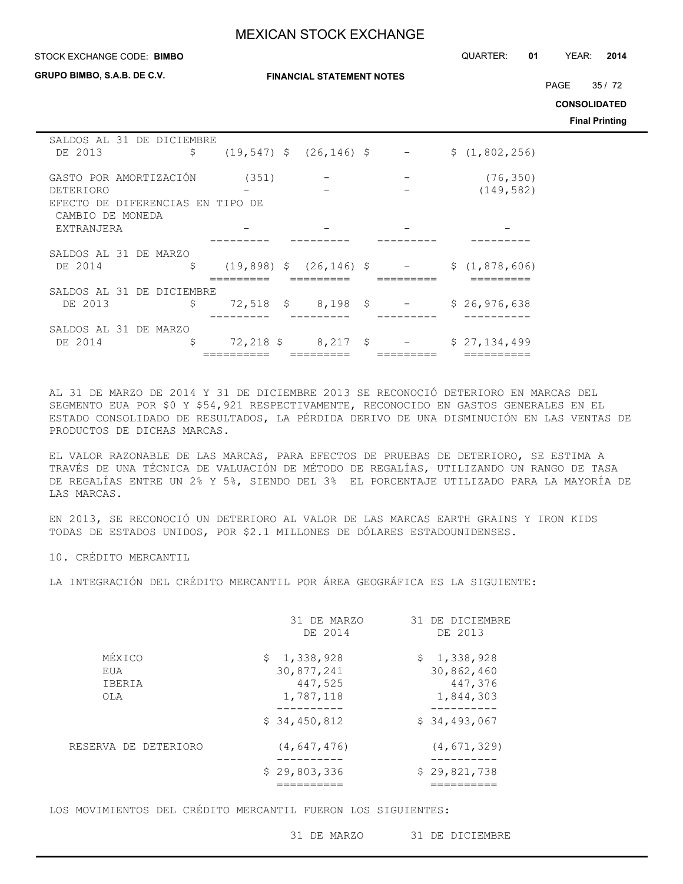| | | | | |
|---|---|---|---|---|
| SALDOS AL 31 DE DICIEMBRE DE 2013 | $ (19,547) | $ (26,146) | $ - | $ (1,802,256) |
| GASTO POR AMORTIZACIÓN | (351) | - | - | (76,350) |
| DETERIORO | - | - | - | (149,582) |
| EFECTO DE DIFERENCIAS EN TIPO DE CAMBIO DE MONEDA EXTRANJERA | - | - | - | - |
| SALDOS AL 31 DE MARZO DE 2014 | $ (19,898) | $ (26,146) | $ - | $ (1,878,606) |
| SALDOS AL 31 DE DICIEMBRE DE 2013 | $ 72,518 | $ 8,198 | $ - | $ 26,976,638 |
| SALDOS AL 31 DE MARZO DE 2014 | $ 72,218 | $ 8,217 | $ - | $ 27,134,499 |

AL 31 DE MARZO DE 2014 Y 31 DE DICIEMBRE 2013 SE RECONOCIÓ DETERIORO EN MARCAS DEL SEGMENTO EUA POR $0 Y $54,921 RESPECTIVAMENTE, RECONOCIDO EN GASTOS GENERALES EN EL ESTADO CONSOLIDADO DE RESULTADOS, LA PÉRDIDA DERIVO DE UNA DISMINUCIÓN EN LAS VENTAS DE PRODUCTOS DE DICHAS MARCAS.

EL VALOR RAZONABLE DE LAS MARCAS, PARA EFECTOS DE PRUEBAS DE DETERIORO, SE ESTIMA A TRAVÉS DE UNA TÉCNICA DE VALUACIÓN DE MÉTODO DE REGALÍAS, UTILIZANDO UN RANGO DE TASA DE REGALÍAS ENTRE UN 2% Y 5%, SIENDO DEL 3% EL PORCENTAJE UTILIZADO PARA LA MAYORÍA DE LAS MARCAS.

EN 2013, SE RECONOCIÓ UN DETERIORO AL VALOR DE LAS MARCAS EARTH GRAINS Y IRON KIDS TODAS DE ESTADOS UNIDOS, POR $2.1 MILLONES DE DÓLARES ESTADOUNIDENSES.

## 10. CRÉDITO MERCANTIL

LA INTEGRACIÓN DEL CRÉDITO MERCANTIL POR ÁREA GEOGRÁFICA ES LA SIGUIENTE:

| | 31 DE MARZO DE 2014 | 31 DE DICIEMBRE DE 2013 |
|---|---|---|
| MÉXICO | $ 1,338,928 | $ 1,338,928 |
| EUA | 30,877,241 | 30,862,460 |
| IBERIA | 447,525 | 447,376 |
| OLA | 1,787,118 | 1,844,303 |
| | $ 34,450,812 | $ 34,493,067 |
| RESERVA DE DETERIORO | (4,647,476) | (4,671,329) |
| | $ 29,803,336 | $ 29,821,738 |

LOS MOVIMIENTOS DEL CRÉDITO MERCANTIL FUERON LOS SIGUIENTES:

| | 31 DE MARZO | 31 DE DICIEMBRE |
|---|---|---|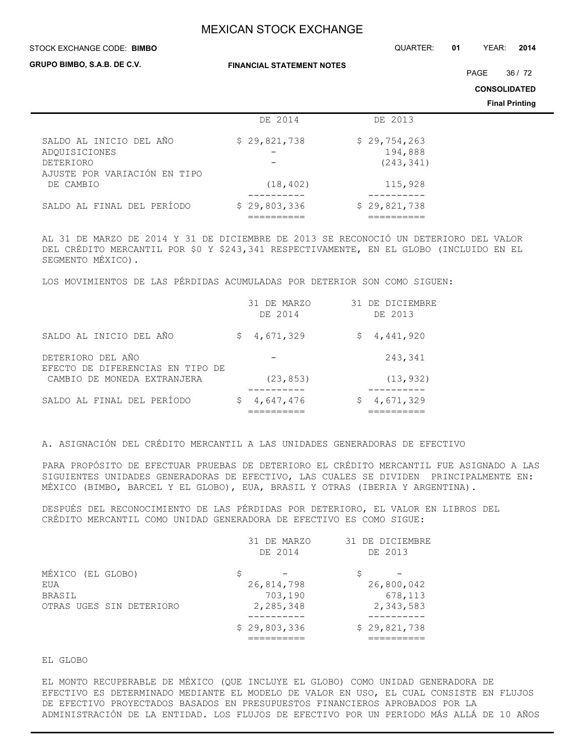| | DE 2014 | DE 2013 |
|---|---|---|
| SALDO AL INICIO DEL AÑO | $ 29,821,738 | $ 29,754,263 |
| ADQUISICIONES | - | 194,888 |
| DETERIORO | - | (243,341) |
| AJUSTE POR VARIACIÓN EN TIPO DE CAMBIO | (18,402) | 115,928 |
| SALDO AL FINAL DEL PERÍODO | $ 29,803,336 | $ 29,821,738 |

AL 31 DE MARZO DE 2014 Y 31 DE DICIEMBRE DE 2013 SE RECONOCIÓ UN DETERIORO DEL VALOR DEL CRÉDITO MERCANTIL POR $0 Y $243,341 RESPECTIVAMENTE, EN EL GLOBO (INCLUIDO EN EL SEGMENTO MÉXICO).

LOS MOVIMIENTOS DE LAS PÉRDIDAS ACUMULADAS POR DETERIOR SON COMO SIGUEN:

| | 31 DE MARZO DE 2014 | 31 DE DICIEMBRE DE 2013 |
|---|---|---|
| SALDO AL INICIO DEL AÑO | $ 4,671,329 | $ 4,441,920 |
| DETERIORO DEL AÑO | - | 243,341 |
| EFECTO DE DIFERENCIAS EN TIPO DE CAMBIO DE MONEDA EXTRANJERA | (23,853) | (13,932) |
| SALDO AL FINAL DEL PERÍODO | $ 4,647,476 | $ 4,671,329 |

A. ASIGNACIÓN DEL CRÉDITO MERCANTIL A LAS UNIDADES GENERADORAS DE EFECTIVO

PARA PROPÓSITO DE EFECTUAR PRUEBAS DE DETERIORO EL CRÉDITO MERCANTIL FUE ASIGNADO A LAS SIGUIENTES UNIDADES GENERADORAS DE EFECTIVO, LAS CUALES SE DIVIDEN PRINCIPALMENTE EN: MÉXICO (BIMBO, BARCEL Y EL GLOBO), EUA, BRASIL Y OTRAS (IBERIA Y ARGENTINA).

DESPUÉS DEL RECONOCIMIENTO DE LAS PÉRDIDAS POR DETERIORO, EL VALOR EN LIBROS DEL CRÉDITO MERCANTIL COMO UNIDAD GENERADORA DE EFECTIVO ES COMO SIGUE:

| | 31 DE MARZO DE 2014 | 31 DE DICIEMBRE DE 2013 |
|---|---|---|
| MÉXICO (EL GLOBO) | $ - | $ - |
| EUA | 26,814,798 | 26,800,042 |
| BRASIL | 703,190 | 678,113 |
| OTRAS UGES SIN DETERIORO | 2,285,348 | 2,343,583 |
| | $ 29,803,336 | $ 29,821,738 |

EL GLOBO

EL MONTO RECUPERABLE DE MÉXICO (QUE INCLUYE EL GLOBO) COMO UNIDAD GENERADORA DE EFECTIVO ES DETERMINADO MEDIANTE EL MODELO DE VALOR EN USO, EL CUAL CONSISTE EN FLUJOS DE EFECTIVO PROYECTADOS BASADOS EN PRESUPUESTOS FINANCIEROS APROBADOS POR LA ADMINISTRACIÓN DE LA ENTIDAD. LOS FLUJOS DE EFECTIVO POR UN PERIODO MÁS ALLÁ DE 10 AÑOS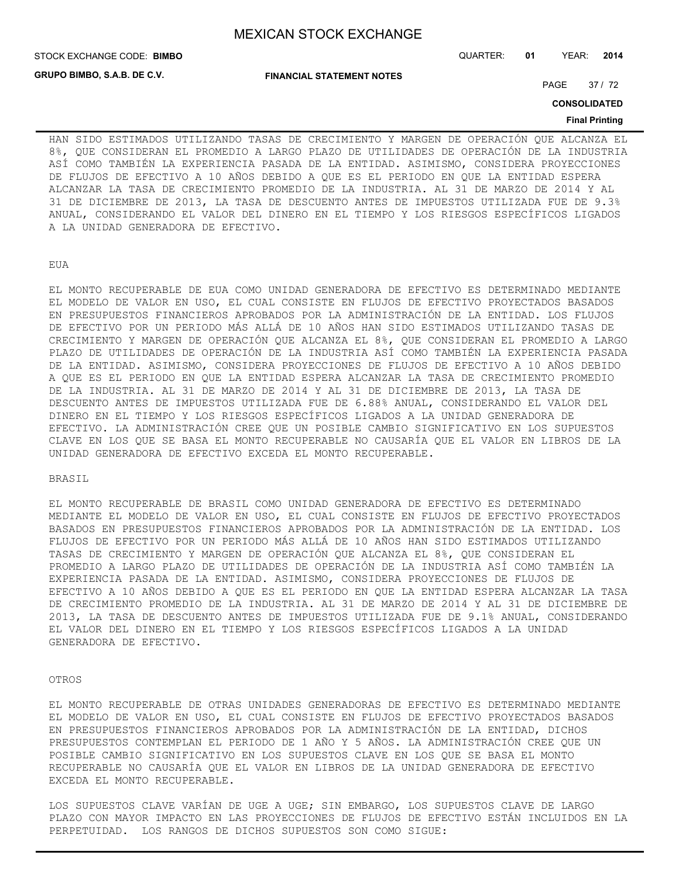HAN SIDO ESTIMADOS UTILIZANDO TASAS DE CRECIMIENTO Y MARGEN DE OPERACIÓN QUE ALCANZA EL 8%, QUE CONSIDERAN EL PROMEDIO A LARGO PLAZO DE UTILIDADES DE OPERACIÓN DE LA INDUSTRIA ASÍ COMO TAMBIÉN LA EXPERIENCIA PASADA DE LA ENTIDAD. ASIMISMO, CONSIDERA PROYECCIONES DE FLUJOS DE EFECTIVO A 10 AÑOS DEBIDO A QUE ES EL PERIODO EN QUE LA ENTIDAD ESPERA ALCANZAR LA TASA DE CRECIMIENTO PROMEDIO DE LA INDUSTRIA. AL 31 DE MARZO DE 2014 Y AL 31 DE DICIEMBRE DE 2013, LA TASA DE DESCUENTO ANTES DE IMPUESTOS UTILIZADA FUE DE 9.3% ANUAL, CONSIDERANDO EL VALOR DEL DINERO EN EL TIEMPO Y LOS RIESGOS ESPECÍFICOS LIGADOS A LA UNIDAD GENERADORA DE EFECTIVO.

EUA

EL MONTO RECUPERABLE DE EUA COMO UNIDAD GENERADORA DE EFECTIVO ES DETERMINADO MEDIANTE EL MODELO DE VALOR EN USO, EL CUAL CONSISTE EN FLUJOS DE EFECTIVO PROYECTADOS BASADOS EN PRESUPUESTOS FINANCIEROS APROBADOS POR LA ADMINISTRACIÓN DE LA ENTIDAD. LOS FLUJOS DE EFECTIVO POR UN PERIODO MÁS ALLÁ DE 10 AÑOS HAN SIDO ESTIMADOS UTILIZANDO TASAS DE CRECIMIENTO Y MARGEN DE OPERACIÓN QUE ALCANZA EL 8%, QUE CONSIDERAN EL PROMEDIO A LARGO PLAZO DE UTILIDADES DE OPERACIÓN DE LA INDUSTRIA ASÍ COMO TAMBIÉN LA EXPERIENCIA PASADA DE LA ENTIDAD. ASIMISMO, CONSIDERA PROYECCIONES DE FLUJOS DE EFECTIVO A 10 AÑOS DEBIDO A QUE ES EL PERIODO EN QUE LA ENTIDAD ESPERA ALCANZAR LA TASA DE CRECIMIENTO PROMEDIO DE LA INDUSTRIA. AL 31 DE MARZO DE 2014 Y AL 31 DE DICIEMBRE DE 2013, LA TASA DE DESCUENTO ANTES DE IMPUESTOS UTILIZADA FUE DE 6.88% ANUAL, CONSIDERANDO EL VALOR DEL DINERO EN EL TIEMPO Y LOS RIESGOS ESPECÍFICOS LIGADOS A LA UNIDAD GENERADORA DE EFECTIVO. LA ADMINISTRACIÓN CREE QUE UN POSIBLE CAMBIO SIGNIFICATIVO EN LOS SUPUESTOS CLAVE EN LOS QUE SE BASA EL MONTO RECUPERABLE NO CAUSARÍA QUE EL VALOR EN LIBROS DE LA UNIDAD GENERADORA DE EFECTIVO EXCEDA EL MONTO RECUPERABLE.

BRASIL

EL MONTO RECUPERABLE DE BRASIL COMO UNIDAD GENERADORA DE EFECTIVO ES DETERMINADO MEDIANTE EL MODELO DE VALOR EN USO, EL CUAL CONSISTE EN FLUJOS DE EFECTIVO PROYECTADOS BASADOS EN PRESUPUESTOS FINANCIEROS APROBADOS POR LA ADMINISTRACIÓN DE LA ENTIDAD. LOS FLUJOS DE EFECTIVO POR UN PERIODO MÁS ALLÁ DE 10 AÑOS HAN SIDO ESTIMADOS UTILIZANDO TASAS DE CRECIMIENTO Y MARGEN DE OPERACIÓN QUE ALCANZA EL 8%, QUE CONSIDERAN EL PROMEDIO A LARGO PLAZO DE UTILIDADES DE OPERACIÓN DE LA INDUSTRIA ASÍ COMO TAMBIÉN LA EXPERIENCIA PASADA DE LA ENTIDAD. ASIMISMO, CONSIDERA PROYECCIONES DE FLUJOS DE EFECTIVO A 10 AÑOS DEBIDO A QUE ES EL PERIODO EN QUE LA ENTIDAD ESPERA ALCANZAR LA TASA DE CRECIMIENTO PROMEDIO DE LA INDUSTRIA. AL 31 DE MARZO DE 2014 Y AL 31 DE DICIEMBRE DE 2013, LA TASA DE DESCUENTO ANTES DE IMPUESTOS UTILIZADA FUE DE 9.1% ANUAL, CONSIDERANDO EL VALOR DEL DINERO EN EL TIEMPO Y LOS RIESGOS ESPECÍFICOS LIGADOS A LA UNIDAD GENERADORA DE EFECTIVO.

OTROS

EL MONTO RECUPERABLE DE OTRAS UNIDADES GENERADORAS DE EFECTIVO ES DETERMINADO MEDIANTE EL MODELO DE VALOR EN USO, EL CUAL CONSISTE EN FLUJOS DE EFECTIVO PROYECTADOS BASADOS EN PRESUPUESTOS FINANCIEROS APROBADOS POR LA ADMINISTRACIÓN DE LA ENTIDAD, DICHOS PRESUPUESTOS CONTEMPLAN EL PERIODO DE 1 AÑO Y 5 AÑOS. LA ADMINISTRACIÓN CREE QUE UN POSIBLE CAMBIO SIGNIFICATIVO EN LOS SUPUESTOS CLAVE EN LOS QUE SE BASA EL MONTO RECUPERABLE NO CAUSARÍA QUE EL VALOR EN LIBROS DE LA UNIDAD GENERADORA DE EFECTIVO EXCEDA EL MONTO RECUPERABLE.

LOS SUPUESTOS CLAVE VARÍAN DE UGE A UGE; SIN EMBARGO, LOS SUPUESTOS CLAVE DE LARGO PLAZO CON MAYOR IMPACTO EN LAS PROYECCIONES DE FLUJOS DE EFECTIVO ESTÁN INCLUIDOS EN LA PERPETUIDAD. LOS RANGOS DE DICHOS SUPUESTOS SON COMO SIGUE: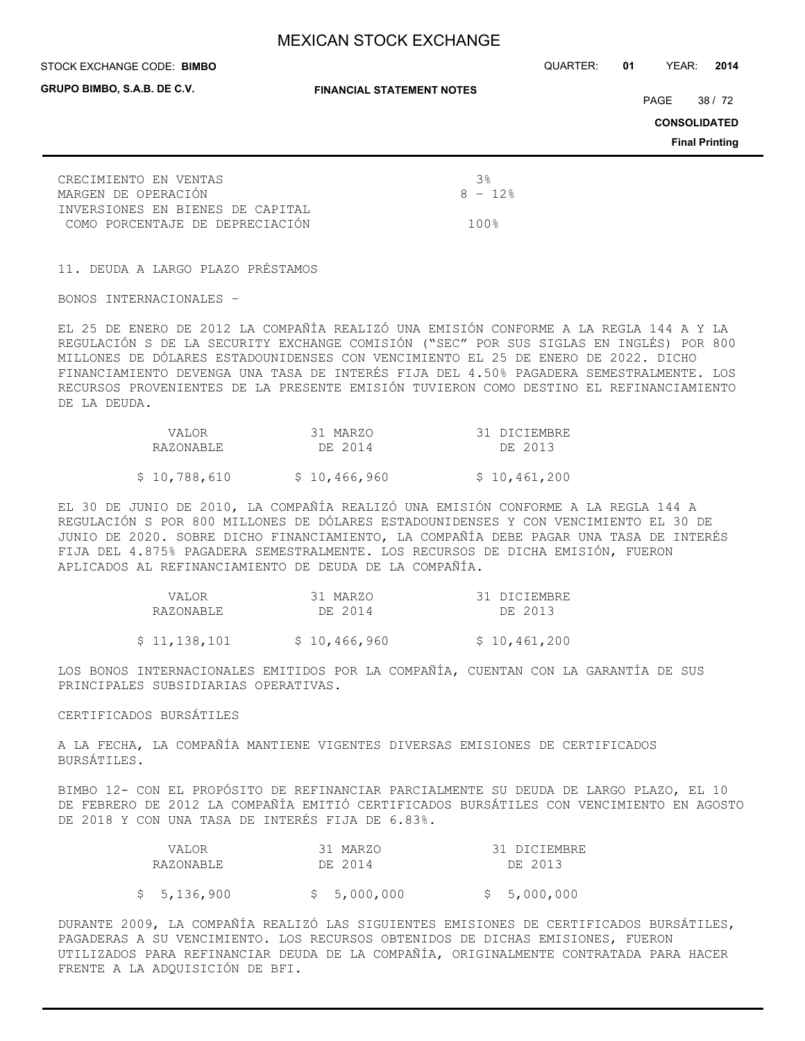| | |
|---|---|
| CRECIMIENTO EN VENTAS | 3% |
| MARGEN DE OPERACIÓN | 8 - 12% |
| INVERSIONES EN BIENES DE CAPITAL COMO PORCENTAJE DE DEPRECIACIÓN | 100% |

## 11. DEUDA A LARGO PLAZO PRÉSTAMOS

BONOS INTERNACIONALES -

EL 25 DE ENERO DE 2012 LA COMPAÑÍA REALIZÓ UNA EMISIÓN CONFORME A LA REGLA 144 A Y LA REGULACIÓN S DE LA SECURITY EXCHANGE COMISIÓN ("SEC" POR SUS SIGLAS EN INGLÉS) POR 800 MILLONES DE DÓLARES ESTADOUNIDENSES CON VENCIMIENTO EL 25 DE ENERO DE 2022. DICHO FINANCIAMIENTO DEVENGA UNA TASA DE INTERÉS FIJA DEL 4.50% PAGADERA SEMESTRALMENTE. LOS RECURSOS PROVENIENTES DE LA PRESENTE EMISIÓN TUVIERON COMO DESTINO EL REFINANCIAMIENTO DE LA DEUDA.

| VALOR RAZONABLE | 31 MARZO DE 2014 | 31 DICIEMBRE DE 2013 |
|---|---|---|
| $ 10,788,610 | $ 10,466,960 | $ 10,461,200 |

EL 30 DE JUNIO DE 2010, LA COMPAÑÍA REALIZÓ UNA EMISIÓN CONFORME A LA REGLA 144 A REGULACIÓN S POR 800 MILLONES DE DÓLARES ESTADOUNIDENSES Y CON VENCIMIENTO EL 30 DE JUNIO DE 2020. SOBRE DICHO FINANCIAMIENTO, LA COMPAÑÍA DEBE PAGAR UNA TASA DE INTERÉS FIJA DEL 4.875% PAGADERA SEMESTRALMENTE. LOS RECURSOS DE DICHA EMISIÓN, FUERON APLICADOS AL REFINANCIAMIENTO DE DEUDA DE LA COMPAÑÍA.

| VALOR RAZONABLE | 31 MARZO DE 2014 | 31 DICIEMBRE DE 2013 |
|---|---|---|
| $ 11,138,101 | $ 10,466,960 | $ 10,461,200 |

LOS BONOS INTERNACIONALES EMITIDOS POR LA COMPAÑÍA, CUENTAN CON LA GARANTÍA DE SUS PRINCIPALES SUBSIDIARIAS OPERATIVAS.

CERTIFICADOS BURSÁTILES

A LA FECHA, LA COMPAÑÍA MANTIENE VIGENTES DIVERSAS EMISIONES DE CERTIFICADOS BURSÁTILES.

BIMBO 12- CON EL PROPÓSITO DE REFINANCIAR PARCIALMENTE SU DEUDA DE LARGO PLAZO, EL 10 DE FEBRERO DE 2012 LA COMPAÑÍA EMITIÓ CERTIFICADOS BURSÁTILES CON VENCIMIENTO EN AGOSTO DE 2018 Y CON UNA TASA DE INTERÉS FIJA DE 6.83%.

| VALOR RAZONABLE | 31 MARZO DE 2014 | 31 DICIEMBRE DE 2013 |
|---|---|---|
| $ 5,136,900 | $ 5,000,000 | $ 5,000,000 |

DURANTE 2009, LA COMPAÑÍA REALIZÓ LAS SIGUIENTES EMISIONES DE CERTIFICADOS BURSÁTILES, PAGADERAS A SU VENCIMIENTO. LOS RECURSOS OBTENIDOS DE DICHAS EMISIONES, FUERON UTILIZADOS PARA REFINANCIAR DEUDA DE LA COMPAÑÍA, ORIGINALMENTE CONTRATADA PARA HACER FRENTE A LA ADQUISICIÓN DE BFI.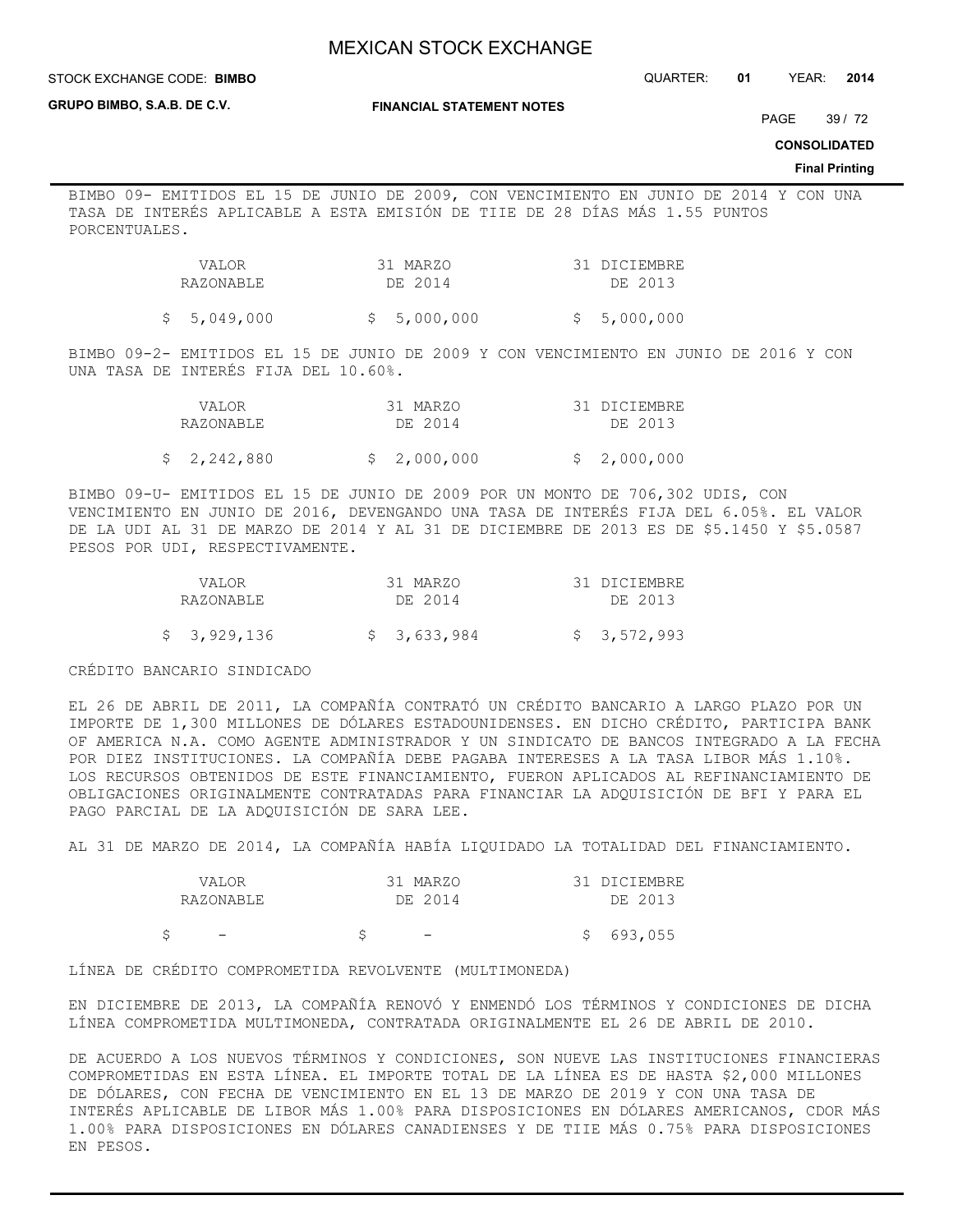BIMBO 09- EMITIDOS EL 15 DE JUNIO DE 2009, CON VENCIMIENTO EN JUNIO DE 2014 Y CON UNA TASA DE INTERÉS APLICABLE A ESTA EMISIÓN DE TIIE DE 28 DÍAS MÁS 1.55 PUNTOS PORCENTUALES.

| VALOR RAZONABLE | 31 MARZO DE 2014 | 31 DICIEMBRE DE 2013 |
|---|---|---|
| $ 5,049,000 | $ 5,000,000 | $ 5,000,000 |

BIMBO 09-2- EMITIDOS EL 15 DE JUNIO DE 2009 Y CON VENCIMIENTO EN JUNIO DE 2016 Y CON UNA TASA DE INTERÉS FIJA DEL 10.60%.

| VALOR RAZONABLE | 31 MARZO DE 2014 | 31 DICIEMBRE DE 2013 |
|---|---|---|
| $ 2,242,880 | $ 2,000,000 | $ 2,000,000 |

BIMBO 09-U- EMITIDOS EL 15 DE JUNIO DE 2009 POR UN MONTO DE 706,302 UDIS, CON VENCIMIENTO EN JUNIO DE 2016, DEVENGANDO UNA TASA DE INTERÉS FIJA DEL 6.05%. EL VALOR DE LA UDI AL 31 DE MARZO DE 2014 Y AL 31 DE DICIEMBRE DE 2013 ES DE $5.1450 Y $5.0587 PESOS POR UDI, RESPECTIVAMENTE.

| VALOR RAZONABLE | 31 MARZO DE 2014 | 31 DICIEMBRE DE 2013 |
|---|---|---|
| $ 3,929,136 | $ 3,633,984 | $ 3,572,993 |

CRÉDITO BANCARIO SINDICADO

EL 26 DE ABRIL DE 2011, LA COMPAÑÍA CONTRATÓ UN CRÉDITO BANCARIO A LARGO PLAZO POR UN IMPORTE DE 1,300 MILLONES DE DÓLARES ESTADOUNIDENSES. EN DICHO CRÉDITO, PARTICIPA BANK OF AMERICA N.A. COMO AGENTE ADMINISTRADOR Y UN SINDICATO DE BANCOS INTEGRADO A LA FECHA POR DIEZ INSTITUCIONES. LA COMPAÑÍA DEBE PAGABA INTERESES A LA TASA LIBOR MÁS 1.10%. LOS RECURSOS OBTENIDOS DE ESTE FINANCIAMIENTO, FUERON APLICADOS AL REFINANCIAMIENTO DE OBLIGACIONES ORIGINALMENTE CONTRATADAS PARA FINANCIAR LA ADQUISICIÓN DE BFI Y PARA EL PAGO PARCIAL DE LA ADQUISICIÓN DE SARA LEE.

AL 31 DE MARZO DE 2014, LA COMPAÑÍA HABÍA LIQUIDADO LA TOTALIDAD DEL FINANCIAMIENTO.

| VALOR RAZONABLE | 31 MARZO DE 2014 | 31 DICIEMBRE DE 2013 |
|---|---|---|
| $ - | $ - | $ 693,055 |

LÍNEA DE CRÉDITO COMPROMETIDA REVOLVENTE (MULTIMONEDA)

EN DICIEMBRE DE 2013, LA COMPAÑÍA RENOVÓ Y ENMENDÓ LOS TÉRMINOS Y CONDICIONES DE DICHA LÍNEA COMPROMETIDA MULTIMONEDA, CONTRATADA ORIGINALMENTE EL 26 DE ABRIL DE 2010.

DE ACUERDO A LOS NUEVOS TÉRMINOS Y CONDICIONES, SON NUEVE LAS INSTITUCIONES FINANCIERAS COMPROMETIDAS EN ESTA LÍNEA. EL IMPORTE TOTAL DE LA LÍNEA ES DE HASTA $2,000 MILLONES DE DÓLARES, CON FECHA DE VENCIMIENTO EN EL 13 DE MARZO DE 2019 Y CON UNA TASA DE INTERÉS APLICABLE DE LIBOR MÁS 1.00% PARA DISPOSICIONES EN DÓLARES AMERICANOS, CDOR MÁS 1.00% PARA DISPOSICIONES EN DÓLARES CANADIENSES Y DE TIIE MÁS 0.75% PARA DISPOSICIONES EN PESOS.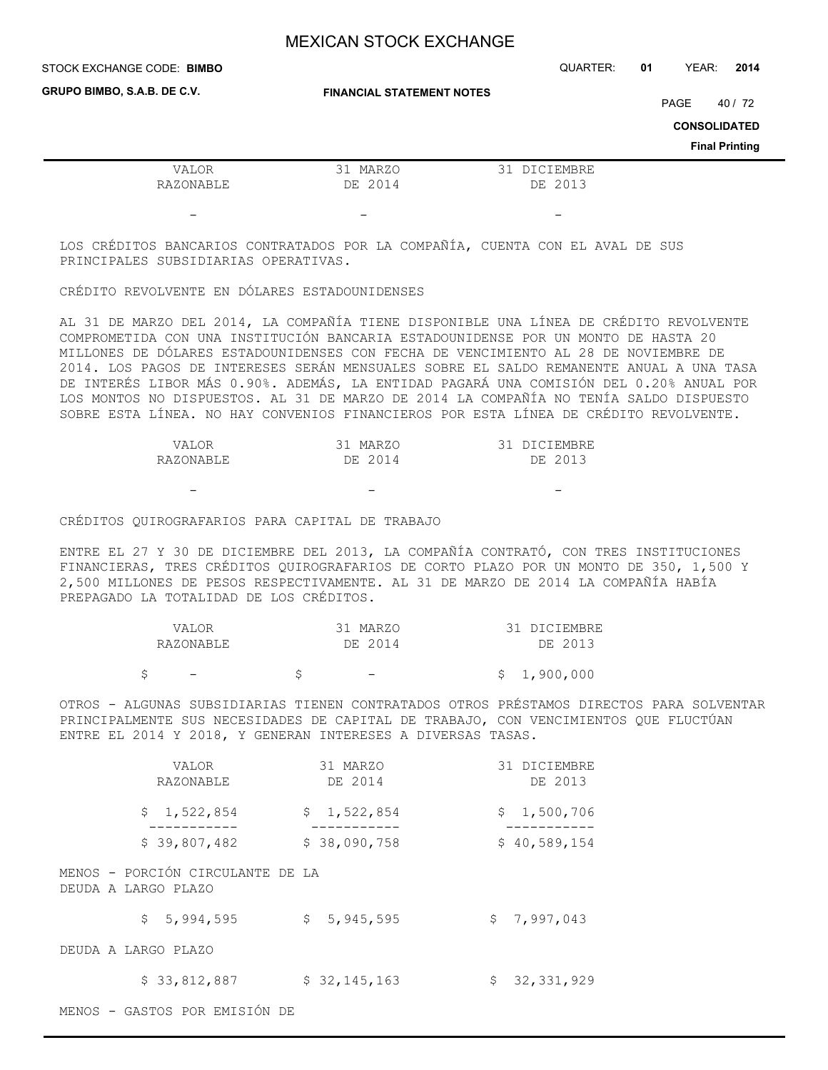| VALOR RAZONABLE | 31 MARZO DE 2014 | 31 DICIEMBRE DE 2013 |
|---|---|---|
| - | - | - |

LOS CRÉDITOS BANCARIOS CONTRATADOS POR LA COMPAÑÍA, CUENTA CON EL AVAL DE SUS PRINCIPALES SUBSIDIARIAS OPERATIVAS.

CRÉDITO REVOLVENTE EN DÓLARES ESTADOUNIDENSES

AL 31 DE MARZO DEL 2014, LA COMPAÑÍA TIENE DISPONIBLE UNA LÍNEA DE CRÉDITO REVOLVENTE COMPROMETIDA CON UNA INSTITUCIÓN BANCARIA ESTADOUNIDENSE POR UN MONTO DE HASTA 20 MILLONES DE DÓLARES ESTADOUNIDENSES CON FECHA DE VENCIMIENTO AL 28 DE NOVIEMBRE DE 2014. LOS PAGOS DE INTERESES SERÁN MENSUALES SOBRE EL SALDO REMANENTE ANUAL A UNA TASA DE INTERÉS LIBOR MÁS 0.90%. ADEMÁS, LA ENTIDAD PAGARÁ UNA COMISIÓN DEL 0.20% ANUAL POR LOS MONTOS NO DISPUESTOS. AL 31 DE MARZO DE 2014 LA COMPAÑÍA NO TENÍA SALDO DISPUESTO SOBRE ESTA LÍNEA. NO HAY CONVENIOS FINANCIEROS POR ESTA LÍNEA DE CRÉDITO REVOLVENTE.

| VALOR RAZONABLE | 31 MARZO DE 2014 | 31 DICIEMBRE DE 2013 |
|---|---|---|
| - | - | - |

CRÉDITOS QUIROGRAFARIOS PARA CAPITAL DE TRABAJO

ENTRE EL 27 Y 30 DE DICIEMBRE DEL 2013, LA COMPAÑÍA CONTRATÓ, CON TRES INSTITUCIONES FINANCIERAS, TRES CRÉDITOS QUIROGRAFARIOS DE CORTO PLAZO POR UN MONTO DE 350, 1,500 Y 2,500 MILLONES DE PESOS RESPECTIVAMENTE. AL 31 DE MARZO DE 2014 LA COMPAÑÍA HABÍA PREPAGADO LA TOTALIDAD DE LOS CRÉDITOS.

| VALOR RAZONABLE | 31 MARZO DE 2014 | 31 DICIEMBRE DE 2013 |
|---|---|---|
| $ - | $ - | $ 1,900,000 |

OTROS - ALGUNAS SUBSIDIARIAS TIENEN CONTRATADOS OTROS PRÉSTAMOS DIRECTOS PARA SOLVENTAR PRINCIPALMENTE SUS NECESIDADES DE CAPITAL DE TRABAJO, CON VENCIMIENTOS QUE FLUCTÚAN ENTRE EL 2014 Y 2018, Y GENERAN INTERESES A DIVERSAS TASAS.

| | VALOR RAZONABLE | 31 MARZO DE 2014 | 31 DICIEMBRE DE 2013 |
|---|---|---|---|
| | $ 1,522,854 | $ 1,522,854 | $ 1,500,706 |
| | $ 39,807,482 | $ 38,090,758 | $ 40,589,154 |
| MENOS - PORCIÓN CIRCULANTE DE LA DEUDA A LARGO PLAZO | | | |
| | $ 5,994,595 | $ 5,945,595 | $ 7,997,043 |
| DEUDA A LARGO PLAZO | | | |
| | $ 33,812,887 | $ 32,145,163 | $ 32,331,929 |

MENOS - GASTOS POR EMISIÓN DE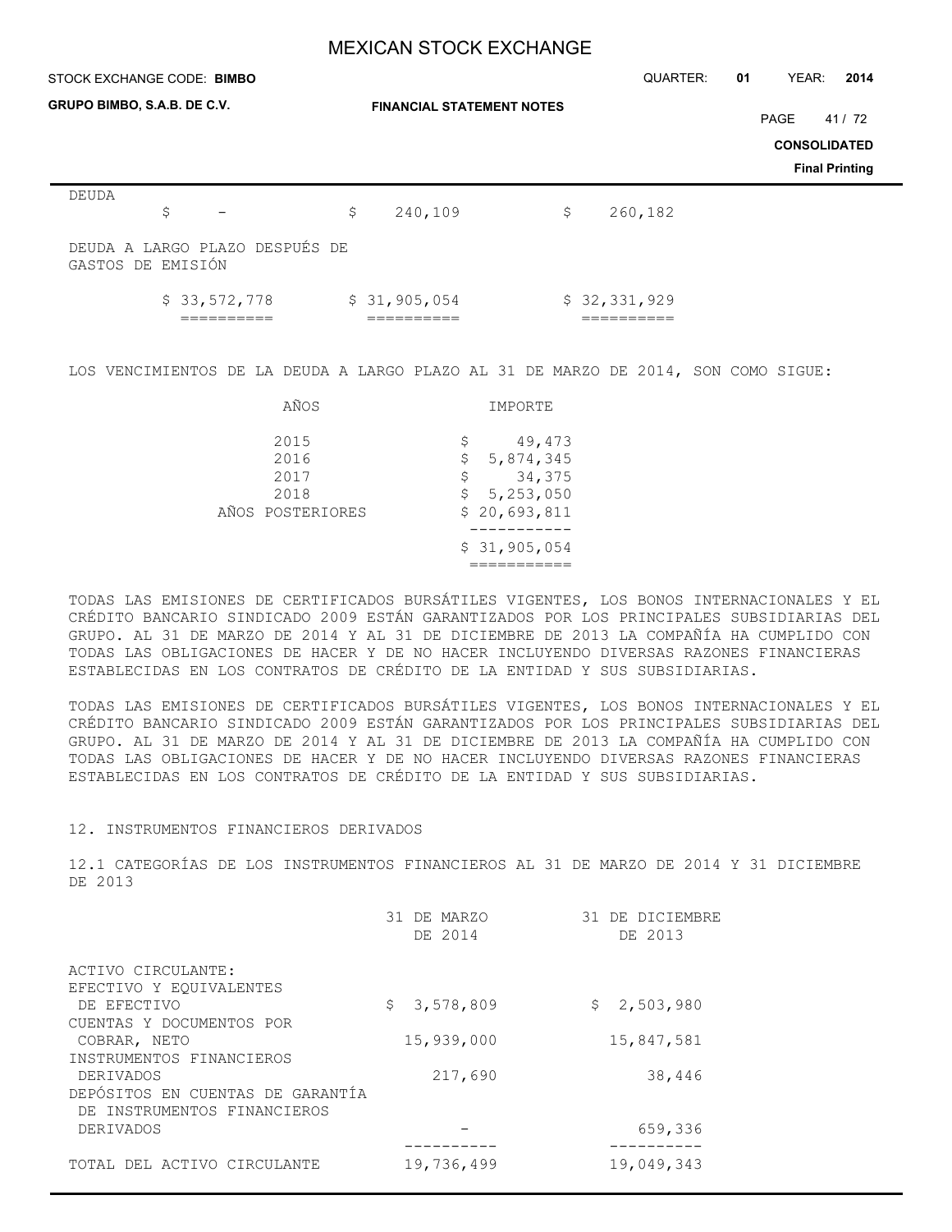| | | | |
|---|---|---|---|
| DEUDA | $ - | $ 240,109 | $ 260,182 |
| DEUDA A LARGO PLAZO DESPUÉS DE GASTOS DE EMISIÓN | $ 33,572,778 | $ 31,905,054 | $ 32,331,929 |

LOS VENCIMIENTOS DE LA DEUDA A LARGO PLAZO AL 31 DE MARZO DE 2014, SON COMO SIGUE:

| AÑOS | IMPORTE |
|---|---|
| 2015 | $ 49,473 |
| 2016 | $ 5,874,345 |
| 2017 | $ 34,375 |
| 2018 | $ 5,253,050 |
| AÑOS POSTERIORES | $ 20,693,811 |
| | $ 31,905,054 |

TODAS LAS EMISIONES DE CERTIFICADOS BURSÁTILES VIGENTES, LOS BONOS INTERNACIONALES Y EL CRÉDITO BANCARIO SINDICADO 2009 ESTÁN GARANTIZADOS POR LOS PRINCIPALES SUBSIDIARIAS DEL GRUPO. AL 31 DE MARZO DE 2014 Y AL 31 DE DICIEMBRE DE 2013 LA COMPAÑÍA HA CUMPLIDO CON TODAS LAS OBLIGACIONES DE HACER Y DE NO HACER INCLUYENDO DIVERSAS RAZONES FINANCIERAS ESTABLECIDAS EN LOS CONTRATOS DE CRÉDITO DE LA ENTIDAD Y SUS SUBSIDIARIAS.

TODAS LAS EMISIONES DE CERTIFICADOS BURSÁTILES VIGENTES, LOS BONOS INTERNACIONALES Y EL CRÉDITO BANCARIO SINDICADO 2009 ESTÁN GARANTIZADOS POR LOS PRINCIPALES SUBSIDIARIAS DEL GRUPO. AL 31 DE MARZO DE 2014 Y AL 31 DE DICIEMBRE DE 2013 LA COMPAÑÍA HA CUMPLIDO CON TODAS LAS OBLIGACIONES DE HACER Y DE NO HACER INCLUYENDO DIVERSAS RAZONES FINANCIERAS ESTABLECIDAS EN LOS CONTRATOS DE CRÉDITO DE LA ENTIDAD Y SUS SUBSIDIARIAS.

## 12. INSTRUMENTOS FINANCIEROS DERIVADOS

### 12.1 CATEGORÍAS DE LOS INSTRUMENTOS FINANCIEROS AL 31 DE MARZO DE 2014 Y 31 DICIEMBRE DE 2013

| | 31 DE MARZO DE 2014 | 31 DE DICIEMBRE DE 2013 |
|---|---|---|
| ACTIVO CIRCULANTE: | | |
| EFECTIVO Y EQUIVALENTES DE EFECTIVO | $ 3,578,809 | $ 2,503,980 |
| CUENTAS Y DOCUMENTOS POR COBRAR, NETO | 15,939,000 | 15,847,581 |
| INSTRUMENTOS FINANCIEROS DERIVADOS | 217,690 | 38,446 |
| DEPÓSITOS EN CUENTAS DE GARANTÍA DE INSTRUMENTOS FINANCIEROS DERIVADOS | - | 659,336 |
| TOTAL DEL ACTIVO CIRCULANTE | 19,736,499 | 19,049,343 |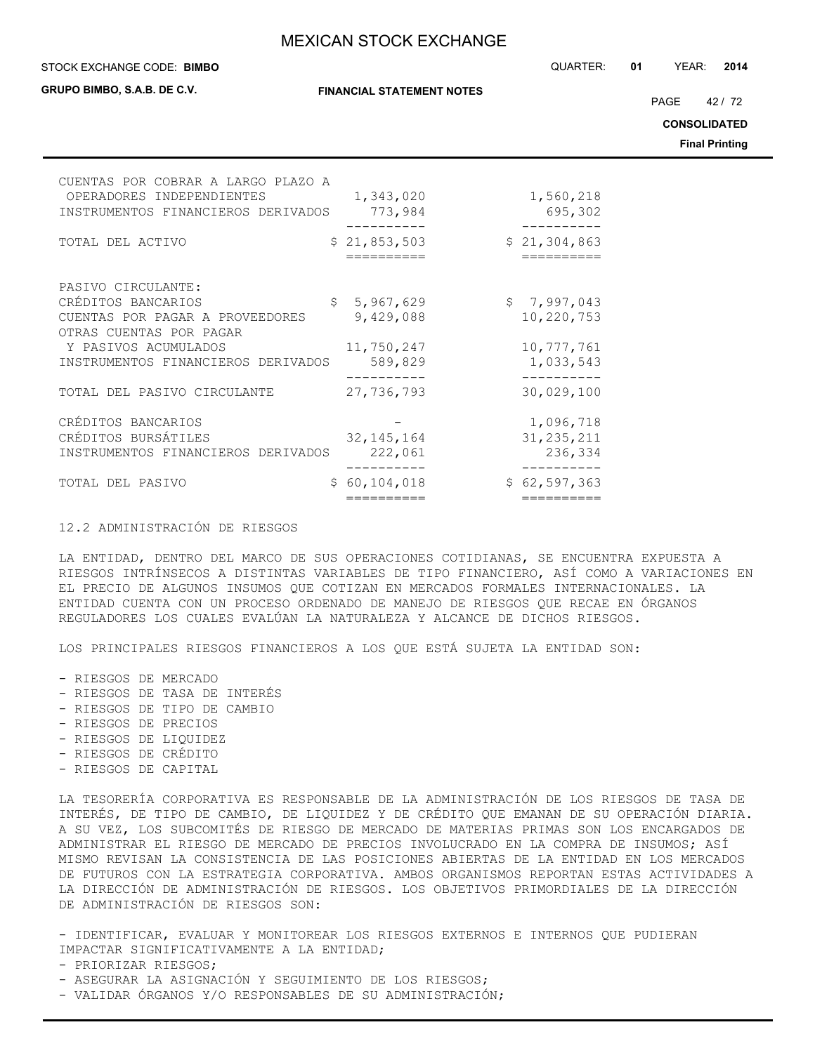| | | |
|---|---|---|
| CUENTAS POR COBRAR A LARGO PLAZO A OPERADORES INDEPENDIENTES | 1,343,020 | 1,560,218 |
| INSTRUMENTOS FINANCIEROS DERIVADOS | 773,984 | 695,302 |
| TOTAL DEL ACTIVO | $ 21,853,503 | $ 21,304,863 |
| PASIVO CIRCULANTE: | | |
| CRÉDITOS BANCARIOS | $ 5,967,629 | $ 7,997,043 |
| CUENTAS POR PAGAR A PROVEEDORES | 9,429,088 | 10,220,753 |
| OTRAS CUENTAS POR PAGAR Y PASIVOS ACUMULADOS | 11,750,247 | 10,777,761 |
| INSTRUMENTOS FINANCIEROS DERIVADOS | 589,829 | 1,033,543 |
| TOTAL DEL PASIVO CIRCULANTE | 27,736,793 | 30,029,100 |
| CRÉDITOS BANCARIOS | - | 1,096,718 |
| CRÉDITOS BURSÁTILES | 32,145,164 | 31,235,211 |
| INSTRUMENTOS FINANCIEROS DERIVADOS | 222,061 | 236,334 |
| TOTAL DEL PASIVO | $ 60,104,018 | $ 62,597,363 |

12.2 ADMINISTRACIÓN DE RIESGOS

LA ENTIDAD, DENTRO DEL MARCO DE SUS OPERACIONES COTIDIANAS, SE ENCUENTRA EXPUESTA A RIESGOS INTRÍNSECOS A DISTINTAS VARIABLES DE TIPO FINANCIERO, ASÍ COMO A VARIACIONES EN EL PRECIO DE ALGUNOS INSUMOS QUE COTIZAN EN MERCADOS FORMALES INTERNACIONALES. LA ENTIDAD CUENTA CON UN PROCESO ORDENADO DE MANEJO DE RIESGOS QUE RECAE EN ÓRGANOS REGULADORES LOS CUALES EVALÚAN LA NATURALEZA Y ALCANCE DE DICHOS RIESGOS.

LOS PRINCIPALES RIESGOS FINANCIEROS A LOS QUE ESTÁ SUJETA LA ENTIDAD SON:

- RIESGOS DE MERCADO
- RIESGOS DE TASA DE INTERÉS
- RIESGOS DE TIPO DE CAMBIO
- RIESGOS DE PRECIOS
- RIESGOS DE LIQUIDEZ
- RIESGOS DE CRÉDITO
- RIESGOS DE CAPITAL

LA TESORERÍA CORPORATIVA ES RESPONSABLE DE LA ADMINISTRACIÓN DE LOS RIESGOS DE TASA DE INTERÉS, DE TIPO DE CAMBIO, DE LIQUIDEZ Y DE CRÉDITO QUE EMANAN DE SU OPERACIÓN DIARIA. A SU VEZ, LOS SUBCOMITÉS DE RIESGO DE MERCADO DE MATERIAS PRIMAS SON LOS ENCARGADOS DE ADMINISTRAR EL RIESGO DE MERCADO DE PRECIOS INVOLUCRADO EN LA COMPRA DE INSUMOS; ASÍ MISMO REVISAN LA CONSISTENCIA DE LAS POSICIONES ABIERTAS DE LA ENTIDAD EN LOS MERCADOS DE FUTUROS CON LA ESTRATEGIA CORPORATIVA. AMBOS ORGANISMOS REPORTAN ESTAS ACTIVIDADES A LA DIRECCIÓN DE ADMINISTRACIÓN DE RIESGOS. LOS OBJETIVOS PRIMORDIALES DE LA DIRECCIÓN DE ADMINISTRACIÓN DE RIESGOS SON:

- IDENTIFICAR, EVALUAR Y MONITOREAR LOS RIESGOS EXTERNOS E INTERNOS QUE PUDIERAN IMPACTAR SIGNIFICATIVAMENTE A LA ENTIDAD;
- PRIORIZAR RIESGOS;
- ASEGURAR LA ASIGNACIÓN Y SEGUIMIENTO DE LOS RIESGOS;
- VALIDAR ÓRGANOS Y/O RESPONSABLES DE SU ADMINISTRACIÓN;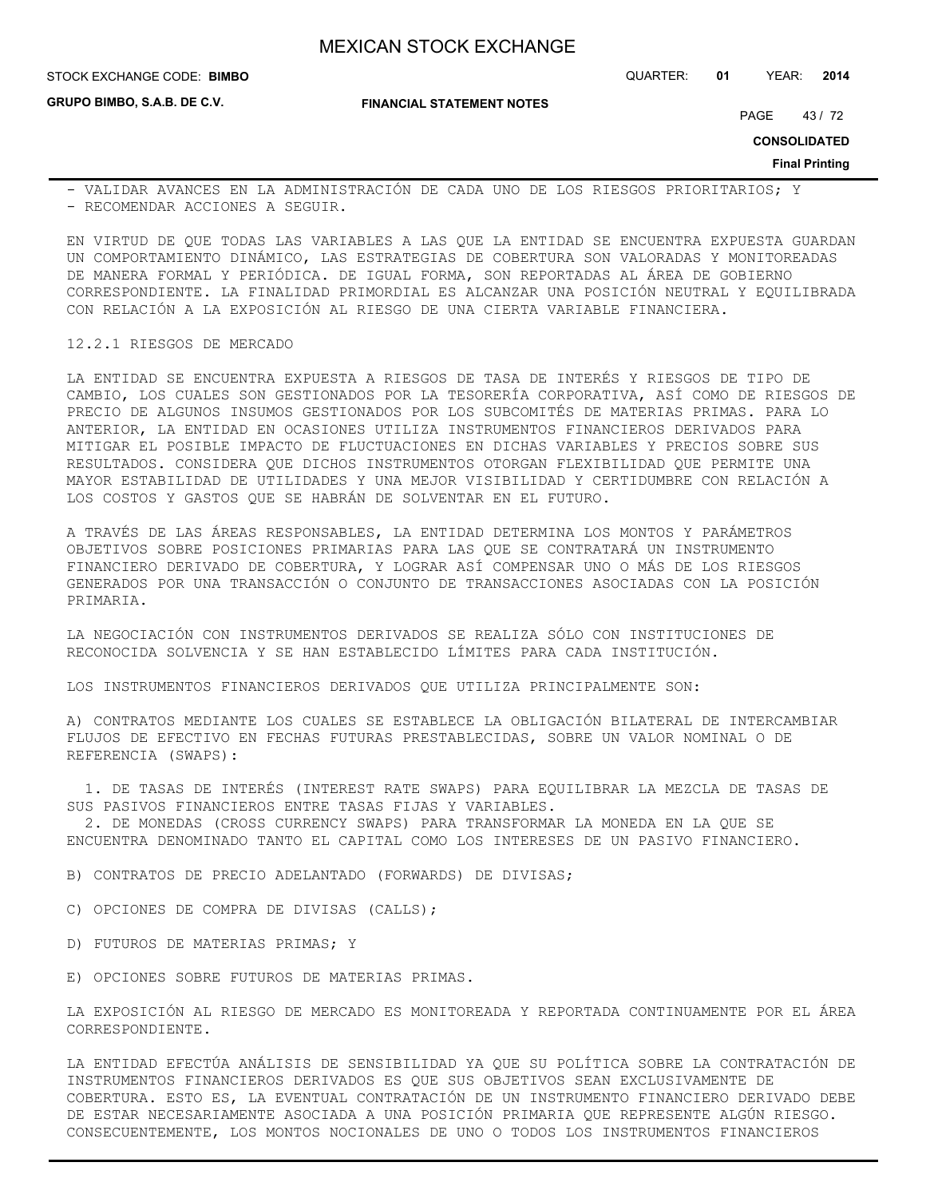- VALIDAR AVANCES EN LA ADMINISTRACIÓN DE CADA UNO DE LOS RIESGOS PRIORITARIOS; Y
- RECOMENDAR ACCIONES A SEGUIR.

EN VIRTUD DE QUE TODAS LAS VARIABLES A LAS QUE LA ENTIDAD SE ENCUENTRA EXPUESTA GUARDAN UN COMPORTAMIENTO DINÁMICO, LAS ESTRATEGIAS DE COBERTURA SON VALORADAS Y MONITOREADAS DE MANERA FORMAL Y PERIÓDICA. DE IGUAL FORMA, SON REPORTADAS AL ÁREA DE GOBIERNO CORRESPONDIENTE. LA FINALIDAD PRIMORDIAL ES ALCANZAR UNA POSICIÓN NEUTRAL Y EQUILIBRADA CON RELACIÓN A LA EXPOSICIÓN AL RIESGO DE UNA CIERTA VARIABLE FINANCIERA.

12.2.1 RIESGOS DE MERCADO

LA ENTIDAD SE ENCUENTRA EXPUESTA A RIESGOS DE TASA DE INTERÉS Y RIESGOS DE TIPO DE CAMBIO, LOS CUALES SON GESTIONADOS POR LA TESORERÍA CORPORATIVA, ASÍ COMO DE RIESGOS DE PRECIO DE ALGUNOS INSUMOS GESTIONADOS POR LOS SUBCOMITÉS DE MATERIAS PRIMAS. PARA LO ANTERIOR, LA ENTIDAD EN OCASIONES UTILIZA INSTRUMENTOS FINANCIEROS DERIVADOS PARA MITIGAR EL POSIBLE IMPACTO DE FLUCTUACIONES EN DICHAS VARIABLES Y PRECIOS SOBRE SUS RESULTADOS. CONSIDERA QUE DICHOS INSTRUMENTOS OTORGAN FLEXIBILIDAD QUE PERMITE UNA MAYOR ESTABILIDAD DE UTILIDADES Y UNA MEJOR VISIBILIDAD Y CERTIDUMBRE CON RELACIÓN A LOS COSTOS Y GASTOS QUE SE HABRÁN DE SOLVENTAR EN EL FUTURO.

A TRAVÉS DE LAS ÁREAS RESPONSABLES, LA ENTIDAD DETERMINA LOS MONTOS Y PARÁMETROS OBJETIVOS SOBRE POSICIONES PRIMARIAS PARA LAS QUE SE CONTRATARÁ UN INSTRUMENTO FINANCIERO DERIVADO DE COBERTURA, Y LOGRAR ASÍ COMPENSAR UNO O MÁS DE LOS RIESGOS GENERADOS POR UNA TRANSACCIÓN O CONJUNTO DE TRANSACCIONES ASOCIADAS CON LA POSICIÓN PRIMARIA.

LA NEGOCIACIÓN CON INSTRUMENTOS DERIVADOS SE REALIZA SÓLO CON INSTITUCIONES DE RECONOCIDA SOLVENCIA Y SE HAN ESTABLECIDO LÍMITES PARA CADA INSTITUCIÓN.

LOS INSTRUMENTOS FINANCIEROS DERIVADOS QUE UTILIZA PRINCIPALMENTE SON:

A) CONTRATOS MEDIANTE LOS CUALES SE ESTABLECE LA OBLIGACIÓN BILATERAL DE INTERCAMBIAR FLUJOS DE EFECTIVO EN FECHAS FUTURAS PRESTABLECIDAS, SOBRE UN VALOR NOMINAL O DE REFERENCIA (SWAPS):

1. DE TASAS DE INTERÉS (INTEREST RATE SWAPS) PARA EQUILIBRAR LA MEZCLA DE TASAS DE SUS PASIVOS FINANCIEROS ENTRE TASAS FIJAS Y VARIABLES.
2. DE MONEDAS (CROSS CURRENCY SWAPS) PARA TRANSFORMAR LA MONEDA EN LA QUE SE ENCUENTRA DENOMINADO TANTO EL CAPITAL COMO LOS INTERESES DE UN PASIVO FINANCIERO.

B) CONTRATOS DE PRECIO ADELANTADO (FORWARDS) DE DIVISAS;

C) OPCIONES DE COMPRA DE DIVISAS (CALLS);

D) FUTUROS DE MATERIAS PRIMAS; Y

E) OPCIONES SOBRE FUTUROS DE MATERIAS PRIMAS.

LA EXPOSICIÓN AL RIESGO DE MERCADO ES MONITOREADA Y REPORTADA CONTINUAMENTE POR EL ÁREA CORRESPONDIENTE.

LA ENTIDAD EFECTÚA ANÁLISIS DE SENSIBILIDAD YA QUE SU POLÍTICA SOBRE LA CONTRATACIÓN DE INSTRUMENTOS FINANCIEROS DERIVADOS ES QUE SUS OBJETIVOS SEAN EXCLUSIVAMENTE DE COBERTURA. ESTO ES, LA EVENTUAL CONTRATACIÓN DE UN INSTRUMENTO FINANCIERO DERIVADO DEBE DE ESTAR NECESARIAMENTE ASOCIADA A UNA POSICIÓN PRIMARIA QUE REPRESENTE ALGÚN RIESGO. CONSECUENTEMENTE, LOS MONTOS NOCIONALES DE UNO O TODOS LOS INSTRUMENTOS FINANCIEROS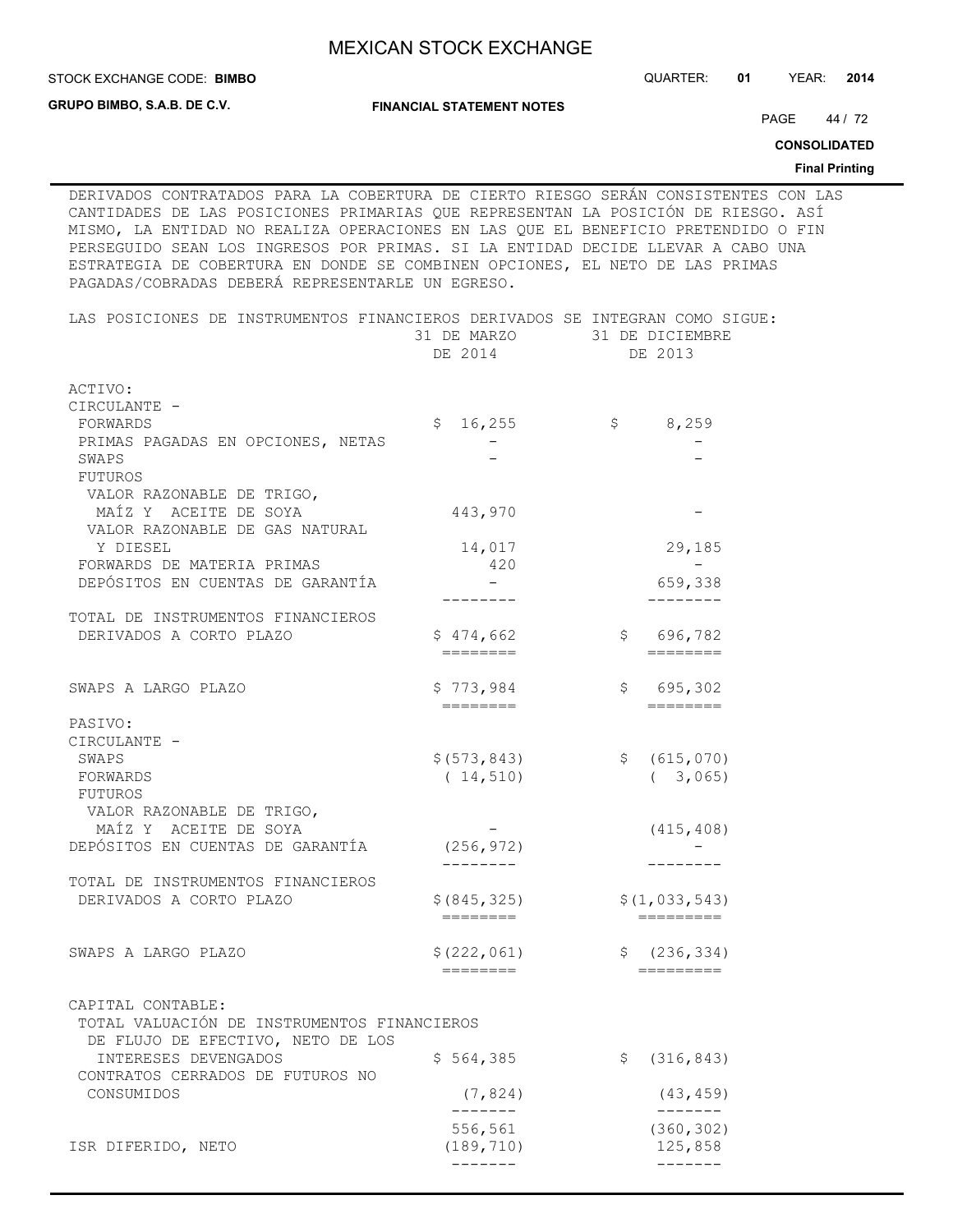DERIVADOS CONTRATADOS PARA LA COBERTURA DE CIERTO RIESGO SERÁN CONSISTENTES CON LAS CANTIDADES DE LAS POSICIONES PRIMARIAS QUE REPRESENTAN LA POSICIÓN DE RIESGO. ASÍ MISMO, LA ENTIDAD NO REALIZA OPERACIONES EN LAS QUE EL BENEFICIO PRETENDIDO O FIN PERSEGUIDO SEAN LOS INGRESOS POR PRIMAS. SI LA ENTIDAD DECIDE LLEVAR A CABO UNA ESTRATEGIA DE COBERTURA EN DONDE SE COMBINEN OPCIONES, EL NETO DE LAS PRIMAS PAGADAS/COBRADAS DEBERÁ REPRESENTARLE UN EGRESO.

LAS POSICIONES DE INSTRUMENTOS FINANCIEROS DERIVADOS SE INTEGRAN COMO SIGUE:

| | 31 DE MARZO DE 2014 | 31 DE DICIEMBRE DE 2013 |
|---|---|---|
| ACTIVO: | | |
| CIRCULANTE - | | |
| FORWARDS | $ 16,255 | $ 8,259 |
| PRIMAS PAGADAS EN OPCIONES, NETAS | - | - |
| SWAPS | - | - |
| FUTUROS | | |
| VALOR RAZONABLE DE TRIGO, MAÍZ Y ACEITE DE SOYA | 443,970 | - |
| VALOR RAZONABLE DE GAS NATURAL Y DIESEL | 14,017 | 29,185 |
| FORWARDS DE MATERIA PRIMAS | 420 | - |
| DEPÓSITOS EN CUENTAS DE GARANTÍA | - | 659,338 |
| TOTAL DE INSTRUMENTOS FINANCIEROS DERIVADOS A CORTO PLAZO | $ 474,662 | $ 696,782 |
| SWAPS A LARGO PLAZO | $ 773,984 | $ 695,302 |
| PASIVO: | | |
| CIRCULANTE - | | |
| SWAPS | $(573,843) | $ (615,070) |
| FORWARDS | ( 14,510) | ( 3,065) |
| FUTUROS | | |
| VALOR RAZONABLE DE TRIGO, MAÍZ Y ACEITE DE SOYA | - | (415,408) |
| DEPÓSITOS EN CUENTAS DE GARANTÍA | (256,972) | - |
| TOTAL DE INSTRUMENTOS FINANCIEROS DERIVADOS A CORTO PLAZO | $(845,325) | $(1,033,543) |
| SWAPS A LARGO PLAZO | $(222,061) | $ (236,334) |
| CAPITAL CONTABLE: | | |
| TOTAL VALUACIÓN DE INSTRUMENTOS FINANCIEROS DE FLUJO DE EFECTIVO, NETO DE LOS INTERESES DEVENGADOS | $ 564,385 | $ (316,843) |
| CONTRATOS CERRADOS DE FUTUROS NO CONSUMIDOS | (7,824) | (43,459) |
| | 556,561 | (360,302) |
| ISR DIFERIDO, NETO | (189,710) | 125,858 |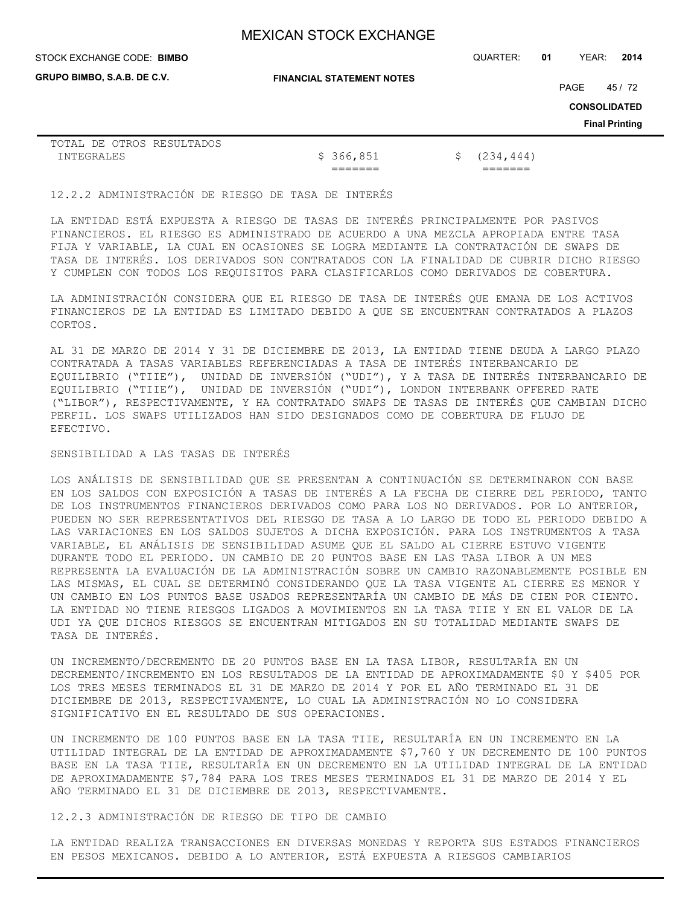| TOTAL DE OTROS RESULTADOS INTEGRALES | \$ 366,851 | \$ (234,444) |
|---|---|---|
| | ======= | ======= |

12.2.2 ADMINISTRACIÓN DE RIESGO DE TASA DE INTERÉS

LA ENTIDAD ESTÁ EXPUESTA A RIESGO DE TASAS DE INTERÉS PRINCIPALMENTE POR PASIVOS FINANCIEROS. EL RIESGO ES ADMINISTRADO DE ACUERDO A UNA MEZCLA APROPIADA ENTRE TASA FIJA Y VARIABLE, LA CUAL EN OCASIONES SE LOGRA MEDIANTE LA CONTRATACIÓN DE SWAPS DE TASA DE INTERÉS. LOS DERIVADOS SON CONTRATADOS CON LA FINALIDAD DE CUBRIR DICHO RIESGO Y CUMPLEN CON TODOS LOS REQUISITOS PARA CLASIFICARLOS COMO DERIVADOS DE COBERTURA.

LA ADMINISTRACIÓN CONSIDERA QUE EL RIESGO DE TASA DE INTERÉS QUE EMANA DE LOS ACTIVOS FINANCIEROS DE LA ENTIDAD ES LIMITADO DEBIDO A QUE SE ENCUENTRAN CONTRATADOS A PLAZOS CORTOS.

AL 31 DE MARZO DE 2014 Y 31 DE DICIEMBRE DE 2013, LA ENTIDAD TIENE DEUDA A LARGO PLAZO CONTRATADA A TASAS VARIABLES REFERENCIADAS A TASA DE INTERÉS INTERBANCARIO DE EQUILIBRIO ("TIIE"), UNIDAD DE INVERSIÓN ("UDI"), Y A TASA DE INTERÉS INTERBANCARIO DE EQUILIBRIO ("TIIE"), UNIDAD DE INVERSIÓN ("UDI"), LONDON INTERBANK OFFERED RATE ("LIBOR"), RESPECTIVAMENTE, Y HA CONTRATADO SWAPS DE TASAS DE INTERÉS QUE CAMBIAN DICHO PERFIL. LOS SWAPS UTILIZADOS HAN SIDO DESIGNADOS COMO DE COBERTURA DE FLUJO DE EFECTIVO.

SENSIBILIDAD A LAS TASAS DE INTERÉS

LOS ANÁLISIS DE SENSIBILIDAD QUE SE PRESENTAN A CONTINUACIÓN SE DETERMINARON CON BASE EN LOS SALDOS CON EXPOSICIÓN A TASAS DE INTERÉS A LA FECHA DE CIERRE DEL PERIODO, TANTO DE LOS INSTRUMENTOS FINANCIEROS DERIVADOS COMO PARA LOS NO DERIVADOS. POR LO ANTERIOR, PUEDEN NO SER REPRESENTATIVOS DEL RIESGO DE TASA A LO LARGO DE TODO EL PERIODO DEBIDO A LAS VARIACIONES EN LOS SALDOS SUJETOS A DICHA EXPOSICIÓN. PARA LOS INSTRUMENTOS A TASA VARIABLE, EL ANÁLISIS DE SENSIBILIDAD ASUME QUE EL SALDO AL CIERRE ESTUVO VIGENTE DURANTE TODO EL PERIODO. UN CAMBIO DE 20 PUNTOS BASE EN LAS TASA LIBOR A UN MES REPRESENTA LA EVALUACIÓN DE LA ADMINISTRACIÓN SOBRE UN CAMBIO RAZONABLEMENTE POSIBLE EN LAS MISMAS, EL CUAL SE DETERMINÓ CONSIDERANDO QUE LA TASA VIGENTE AL CIERRE ES MENOR Y UN CAMBIO EN LOS PUNTOS BASE USADOS REPRESENTARÍA UN CAMBIO DE MÁS DE CIEN POR CIENTO. LA ENTIDAD NO TIENE RIESGOS LIGADOS A MOVIMIENTOS EN LA TASA TIIE Y EN EL VALOR DE LA UDI YA QUE DICHOS RIESGOS SE ENCUENTRAN MITIGADOS EN SU TOTALIDAD MEDIANTE SWAPS DE TASA DE INTERÉS.

UN INCREMENTO/DECREMENTO DE 20 PUNTOS BASE EN LA TASA LIBOR, RESULTARÍA EN UN DECREMENTO/INCREMENTO EN LOS RESULTADOS DE LA ENTIDAD DE APROXIMADAMENTE \$0 Y \$405 POR LOS TRES MESES TERMINADOS EL 31 DE MARZO DE 2014 Y POR EL AÑO TERMINADO EL 31 DE DICIEMBRE DE 2013, RESPECTIVAMENTE, LO CUAL LA ADMINISTRACIÓN NO LO CONSIDERA SIGNIFICATIVO EN EL RESULTADO DE SUS OPERACIONES.

UN INCREMENTO DE 100 PUNTOS BASE EN LA TASA TIIE, RESULTARÍA EN UN INCREMENTO EN LA UTILIDAD INTEGRAL DE LA ENTIDAD DE APROXIMADAMENTE \$7,760 Y UN DECREMENTO DE 100 PUNTOS BASE EN LA TASA TIIE, RESULTARÍA EN UN DECREMENTO EN LA UTILIDAD INTEGRAL DE LA ENTIDAD DE APROXIMADAMENTE \$7,784 PARA LOS TRES MESES TERMINADOS EL 31 DE MARZO DE 2014 Y EL AÑO TERMINADO EL 31 DE DICIEMBRE DE 2013, RESPECTIVAMENTE.

12.2.3 ADMINISTRACIÓN DE RIESGO DE TIPO DE CAMBIO

LA ENTIDAD REALIZA TRANSACCIONES EN DIVERSAS MONEDAS Y REPORTA SUS ESTADOS FINANCIEROS EN PESOS MEXICANOS. DEBIDO A LO ANTERIOR, ESTÁ EXPUESTA A RIESGOS CAMBIARIOS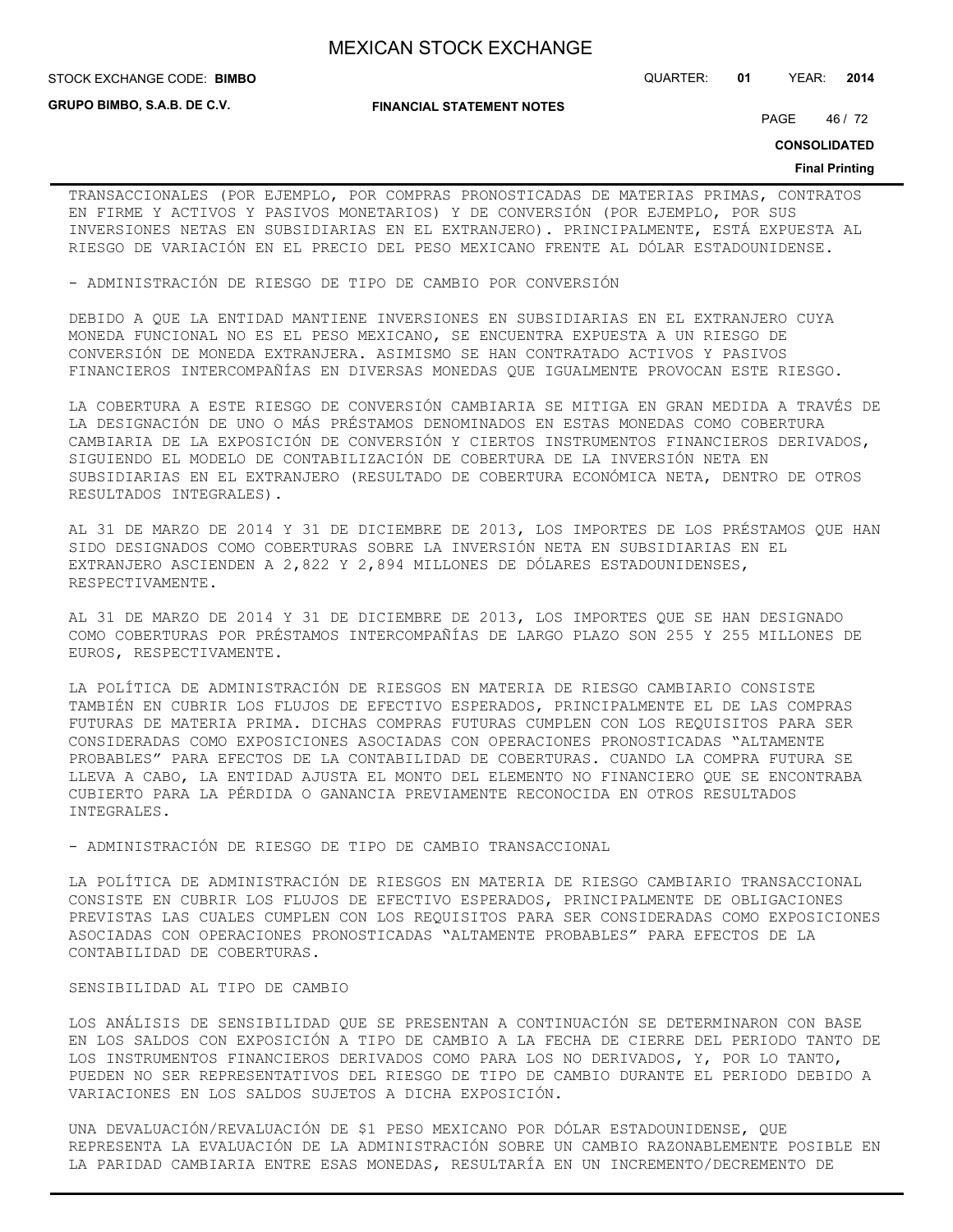TRANSACCIONALES (POR EJEMPLO, POR COMPRAS PRONOSTICADAS DE MATERIAS PRIMAS, CONTRATOS EN FIRME Y ACTIVOS Y PASIVOS MONETARIOS) Y DE CONVERSIÓN (POR EJEMPLO, POR SUS INVERSIONES NETAS EN SUBSIDIARIAS EN EL EXTRANJERO). PRINCIPALMENTE, ESTÁ EXPUESTA AL RIESGO DE VARIACIÓN EN EL PRECIO DEL PESO MEXICANO FRENTE AL DÓLAR ESTADOUNIDENSE.

- ADMINISTRACIÓN DE RIESGO DE TIPO DE CAMBIO POR CONVERSIÓN

DEBIDO A QUE LA ENTIDAD MANTIENE INVERSIONES EN SUBSIDIARIAS EN EL EXTRANJERO CUYA MONEDA FUNCIONAL NO ES EL PESO MEXICANO, SE ENCUENTRA EXPUESTA A UN RIESGO DE CONVERSIÓN DE MONEDA EXTRANJERA. ASIMISMO SE HAN CONTRATADO ACTIVOS Y PASIVOS FINANCIEROS INTERCOMPAÑÍAS EN DIVERSAS MONEDAS QUE IGUALMENTE PROVOCAN ESTE RIESGO.

LA COBERTURA A ESTE RIESGO DE CONVERSIÓN CAMBIARIA SE MITIGA EN GRAN MEDIDA A TRAVÉS DE LA DESIGNACIÓN DE UNO O MÁS PRÉSTAMOS DENOMINADOS EN ESTAS MONEDAS COMO COBERTURA CAMBIARIA DE LA EXPOSICIÓN DE CONVERSIÓN Y CIERTOS INSTRUMENTOS FINANCIEROS DERIVADOS, SIGUIENDO EL MODELO DE CONTABILIZACIÓN DE COBERTURA DE LA INVERSIÓN NETA EN SUBSIDIARIAS EN EL EXTRANJERO (RESULTADO DE COBERTURA ECONÓMICA NETA, DENTRO DE OTROS RESULTADOS INTEGRALES).

AL 31 DE MARZO DE 2014 Y 31 DE DICIEMBRE DE 2013, LOS IMPORTES DE LOS PRÉSTAMOS QUE HAN SIDO DESIGNADOS COMO COBERTURAS SOBRE LA INVERSIÓN NETA EN SUBSIDIARIAS EN EL EXTRANJERO ASCIENDEN A 2,822 Y 2,894 MILLONES DE DÓLARES ESTADOUNIDENSES, RESPECTIVAMENTE.

AL 31 DE MARZO DE 2014 Y 31 DE DICIEMBRE DE 2013, LOS IMPORTES QUE SE HAN DESIGNADO COMO COBERTURAS POR PRÉSTAMOS INTERCOMPAÑÍAS DE LARGO PLAZO SON 255 Y 255 MILLONES DE EUROS, RESPECTIVAMENTE.

LA POLÍTICA DE ADMINISTRACIÓN DE RIESGOS EN MATERIA DE RIESGO CAMBIARIO CONSISTE TAMBIÉN EN CUBRIR LOS FLUJOS DE EFECTIVO ESPERADOS, PRINCIPALMENTE EL DE LAS COMPRAS FUTURAS DE MATERIA PRIMA. DICHAS COMPRAS FUTURAS CUMPLEN CON LOS REQUISITOS PARA SER CONSIDERADAS COMO EXPOSICIONES ASOCIADAS CON OPERACIONES PRONOSTICADAS "ALTAMENTE PROBABLES" PARA EFECTOS DE LA CONTABILIDAD DE COBERTURAS. CUANDO LA COMPRA FUTURA SE LLEVA A CABO, LA ENTIDAD AJUSTA EL MONTO DEL ELEMENTO NO FINANCIERO QUE SE ENCONTRABA CUBIERTO PARA LA PÉRDIDA O GANANCIA PREVIAMENTE RECONOCIDA EN OTROS RESULTADOS INTEGRALES.

- ADMINISTRACIÓN DE RIESGO DE TIPO DE CAMBIO TRANSACCIONAL

LA POLÍTICA DE ADMINISTRACIÓN DE RIESGOS EN MATERIA DE RIESGO CAMBIARIO TRANSACCIONAL CONSISTE EN CUBRIR LOS FLUJOS DE EFECTIVO ESPERADOS, PRINCIPALMENTE DE OBLIGACIONES PREVISTAS LAS CUALES CUMPLEN CON LOS REQUISITOS PARA SER CONSIDERADAS COMO EXPOSICIONES ASOCIADAS CON OPERACIONES PRONOSTICADAS "ALTAMENTE PROBABLES" PARA EFECTOS DE LA CONTABILIDAD DE COBERTURAS.

SENSIBILIDAD AL TIPO DE CAMBIO

LOS ANÁLISIS DE SENSIBILIDAD QUE SE PRESENTAN A CONTINUACIÓN SE DETERMINARON CON BASE EN LOS SALDOS CON EXPOSICIÓN A TIPO DE CAMBIO A LA FECHA DE CIERRE DEL PERIODO TANTO DE LOS INSTRUMENTOS FINANCIEROS DERIVADOS COMO PARA LOS NO DERIVADOS, Y, POR LO TANTO, PUEDEN NO SER REPRESENTATIVOS DEL RIESGO DE TIPO DE CAMBIO DURANTE EL PERIODO DEBIDO A VARIACIONES EN LOS SALDOS SUJETOS A DICHA EXPOSICIÓN.

UNA DEVALUACIÓN/REVALUACIÓN DE $1 PESO MEXICANO POR DÓLAR ESTADOUNIDENSE, QUE REPRESENTA LA EVALUACIÓN DE LA ADMINISTRACIÓN SOBRE UN CAMBIO RAZONABLEMENTE POSIBLE EN LA PARIDAD CAMBIARIA ENTRE ESAS MONEDAS, RESULTARÍA EN UN INCREMENTO/DECREMENTO DE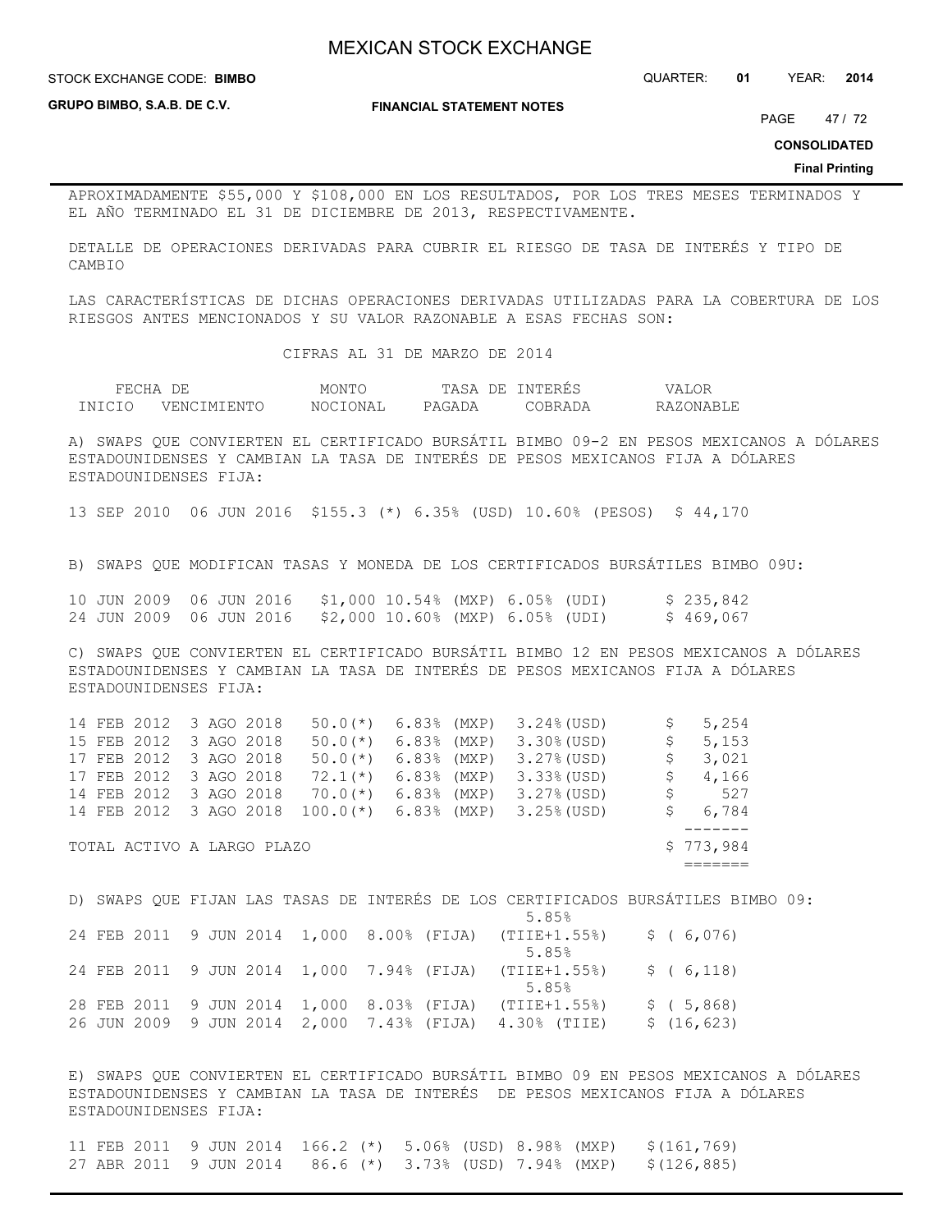APROXIMADAMENTE $55,000 Y $108,000 EN LOS RESULTADOS, POR LOS TRES MESES TERMINADOS Y EL AÑO TERMINADO EL 31 DE DICIEMBRE DE 2013, RESPECTIVAMENTE.

DETALLE DE OPERACIONES DERIVADAS PARA CUBRIR EL RIESGO DE TASA DE INTERÉS Y TIPO DE CAMBIO

LAS CARACTERÍSTICAS DE DICHAS OPERACIONES DERIVADAS UTILIZADAS PARA LA COBERTURA DE LOS RIESGOS ANTES MENCIONADOS Y SU VALOR RAZONABLE A ESAS FECHAS SON:

CIFRAS AL 31 DE MARZO DE 2014

| FECHA DE INICIO | FECHA DE VENCIMIENTO | MONTO NOCIONAL | TASA DE INTERÉS PAGADA | TASA DE INTERÉS COBRADA | VALOR RAZONABLE |
|---|---|---|---|---|---|
| A) SWAPS QUE CONVIERTEN EL CERTIFICADO BURSÁTIL BIMBO 09-2 EN PESOS MEXICANOS A DÓLARES ESTADOUNIDENSES Y CAMBIAN LA TASA DE INTERÉS DE PESOS MEXICANOS FIJA A DÓLARES ESTADOUNIDENSES FIJA: | | | | | |
| 13 SEP 2010 | 06 JUN 2016 | $155.3 (*) | 6.35% (USD) | 10.60% (PESOS) | $ 44,170 |
| B) SWAPS QUE MODIFICAN TASAS Y MONEDA DE LOS CERTIFICADOS BURSÁTILES BIMBO 09U: | | | | | |
| 10 JUN 2009 | 06 JUN 2016 | $1,000 | 10.54% (MXP) | 6.05% (UDI) | $ 235,842 |
| 24 JUN 2009 | 06 JUN 2016 | $2,000 | 10.60% (MXP) | 6.05% (UDI) | $ 469,067 |
| C) SWAPS QUE CONVIERTEN EL CERTIFICADO BURSÁTIL BIMBO 12 EN PESOS MEXICANOS A DÓLARES ESTADOUNIDENSES Y CAMBIAN LA TASA DE INTERÉS DE PESOS MEXICANOS FIJA A DÓLARES ESTADOUNIDENSES FIJA: | | | | | |
| 14 FEB 2012 | 3 AGO 2018 | 50.0(*) | 6.83% (MXP) | 3.24%(USD) | $ 5,254 |
| 15 FEB 2012 | 3 AGO 2018 | 50.0(*) | 6.83% (MXP) | 3.30%(USD) | $ 5,153 |
| 17 FEB 2012 | 3 AGO 2018 | 50.0(*) | 6.83% (MXP) | 3.27%(USD) | $ 3,021 |
| 17 FEB 2012 | 3 AGO 2018 | 72.1(*) | 6.83% (MXP) | 3.33%(USD) | $ 4,166 |
| 14 FEB 2012 | 3 AGO 2018 | 70.0(*) | 6.83% (MXP) | 3.27%(USD) | $ 527 |
| 14 FEB 2012 | 3 AGO 2018 | 100.0(*) | 6.83% (MXP) | 3.25%(USD) | $ 6,784 |
| TOTAL ACTIVO A LARGO PLAZO | | | | | $ 773,984 |
| D) SWAPS QUE FIJAN LAS TASAS DE INTERÉS DE LOS CERTIFICADOS BURSÁTILES BIMBO 09: | | | | | |
| 24 FEB 2011 | 9 JUN 2014 | 1,000 | 8.00% (FIJA) | 5.85% (TIIE+1.55%) | $ ( 6,076) |
| 24 FEB 2011 | 9 JUN 2014 | 1,000 | 7.94% (FIJA) | 5.85% (TIIE+1.55%) | $ ( 6,118) |
| 28 FEB 2011 | 9 JUN 2014 | 1,000 | 8.03% (FIJA) | 5.85% (TIIE+1.55%) | $ ( 5,868) |
| 26 JUN 2009 | 9 JUN 2014 | 2,000 | 7.43% (FIJA) | 4.30% (TIIE) | $ (16,623) |
| E) SWAPS QUE CONVIERTEN EL CERTIFICADO BURSÁTIL BIMBO 09 EN PESOS MEXICANOS A DÓLARES ESTADOUNIDENSES Y CAMBIAN LA TASA DE INTERÉS DE PESOS MEXICANOS FIJA A DÓLARES ESTADOUNIDENSES FIJA: | | | | | |
| 11 FEB 2011 | 9 JUN 2014 | 166.2 (*) | 5.06% (USD) | 8.98% (MXP) | $(161,769) |
| 27 ABR 2011 | 9 JUN 2014 | 86.6 (*) | 3.73% (USD) | 7.94% (MXP) | $(126,885) |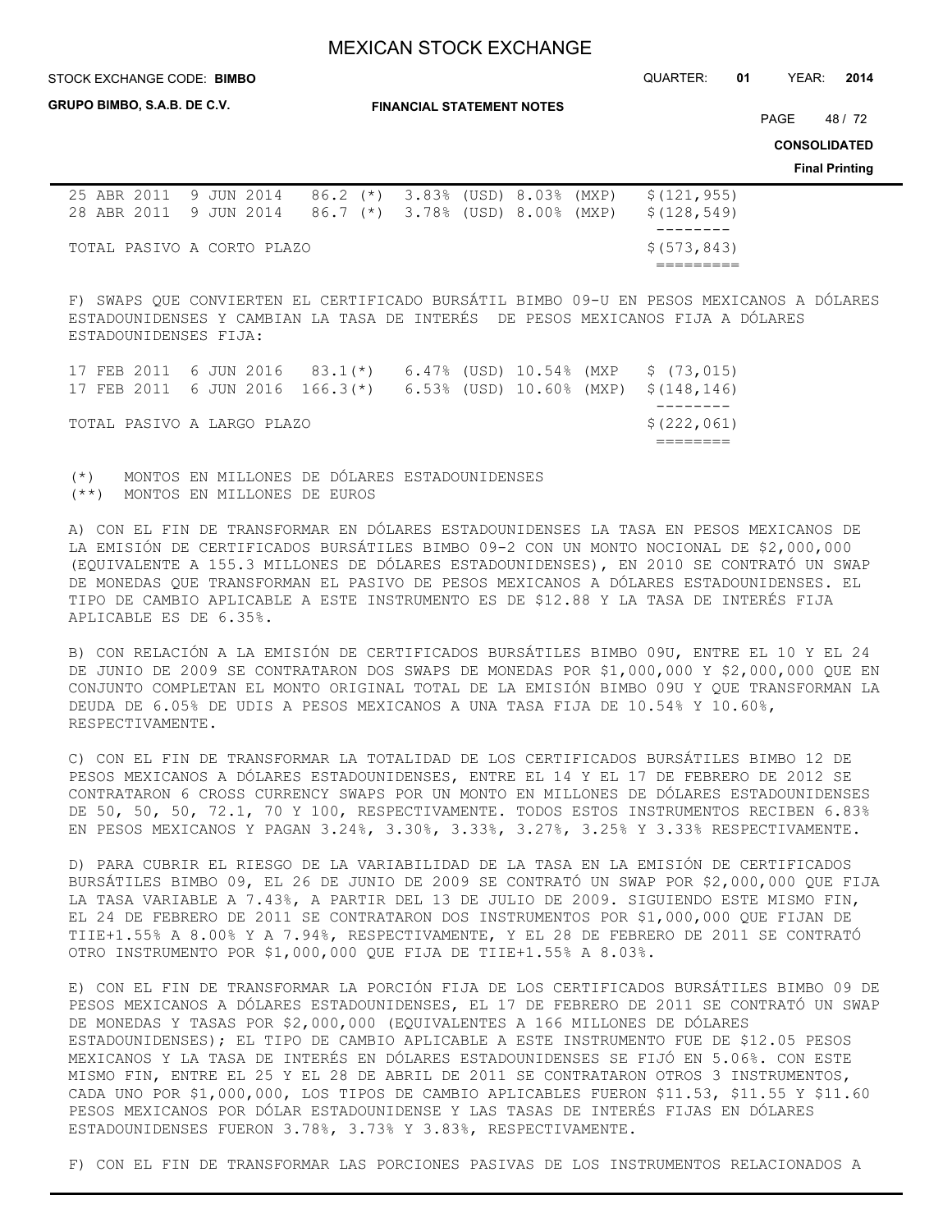| | | | | | |
|---|---|---|---|---|---|
| 25 ABR 2011 | 9 JUN 2014 | 86.2 (*) | 3.83% (USD) | 8.03% (MXP) | $(121,955) |
| 28 ABR 2011 | 9 JUN 2014 | 86.7 (*) | 3.78% (USD) | 8.00% (MXP) | $(128,549) |
| TOTAL PASIVO A CORTO PLAZO | | | | | $(573,843) |

F) SWAPS QUE CONVIERTEN EL CERTIFICADO BURSÁTIL BIMBO 09-U EN PESOS MEXICANOS A DÓLARES ESTADOUNIDENSES Y CAMBIAN LA TASA DE INTERÉS DE PESOS MEXICANOS FIJA A DÓLARES ESTADOUNIDENSES FIJA:

| | | | | | |
|---|---|---|---|---|---|
| 17 FEB 2011 | 6 JUN 2016 | 83.1(*) | 6.47% (USD) | 10.54% (MXP | $ (73,015) |
| 17 FEB 2011 | 6 JUN 2016 | 166.3(*) | 6.53% (USD) | 10.60% (MXP) | $(148,146) |
| TOTAL PASIVO A LARGO PLAZO | | | | | $(222,061) |

(*) MONTOS EN MILLONES DE DÓLARES ESTADOUNIDENSES
(**) MONTOS EN MILLONES DE EUROS

A) CON EL FIN DE TRANSFORMAR EN DÓLARES ESTADOUNIDENSES LA TASA EN PESOS MEXICANOS DE LA EMISIÓN DE CERTIFICADOS BURSÁTILES BIMBO 09-2 CON UN MONTO NOCIONAL DE $2,000,000 (EQUIVALENTE A 155.3 MILLONES DE DÓLARES ESTADOUNIDENSES), EN 2010 SE CONTRATÓ UN SWAP DE MONEDAS QUE TRANSFORMAN EL PASIVO DE PESOS MEXICANOS A DÓLARES ESTADOUNIDENSES. EL TIPO DE CAMBIO APLICABLE A ESTE INSTRUMENTO ES DE $12.88 Y LA TASA DE INTERÉS FIJA APLICABLE ES DE 6.35%.

B) CON RELACIÓN A LA EMISIÓN DE CERTIFICADOS BURSÁTILES BIMBO 09U, ENTRE EL 10 Y EL 24 DE JUNIO DE 2009 SE CONTRATARON DOS SWAPS DE MONEDAS POR $1,000,000 Y $2,000,000 QUE EN CONJUNTO COMPLETAN EL MONTO ORIGINAL TOTAL DE LA EMISIÓN BIMBO 09U Y QUE TRANSFORMAN LA DEUDA DE 6.05% DE UDIS A PESOS MEXICANOS A UNA TASA FIJA DE 10.54% Y 10.60%, RESPECTIVAMENTE.

C) CON EL FIN DE TRANSFORMAR LA TOTALIDAD DE LOS CERTIFICADOS BURSÁTILES BIMBO 12 DE PESOS MEXICANOS A DÓLARES ESTADOUNIDENSES, ENTRE EL 14 Y EL 17 DE FEBRERO DE 2012 SE CONTRATARON 6 CROSS CURRENCY SWAPS POR UN MONTO EN MILLONES DE DÓLARES ESTADOUNIDENSES DE 50, 50, 50, 72.1, 70 Y 100, RESPECTIVAMENTE. TODOS ESTOS INSTRUMENTOS RECIBEN 6.83% EN PESOS MEXICANOS Y PAGAN 3.24%, 3.30%, 3.33%, 3.27%, 3.25% Y 3.33% RESPECTIVAMENTE.

D) PARA CUBRIR EL RIESGO DE LA VARIABILIDAD DE LA TASA EN LA EMISIÓN DE CERTIFICADOS BURSÁTILES BIMBO 09, EL 26 DE JUNIO DE 2009 SE CONTRATÓ UN SWAP POR $2,000,000 QUE FIJA LA TASA VARIABLE A 7.43%, A PARTIR DEL 13 DE JULIO DE 2009. SIGUIENDO ESTE MISMO FIN, EL 24 DE FEBRERO DE 2011 SE CONTRATARON DOS INSTRUMENTOS POR $1,000,000 QUE FIJAN DE TIIE+1.55% A 8.00% Y A 7.94%, RESPECTIVAMENTE, Y EL 28 DE FEBRERO DE 2011 SE CONTRATÓ OTRO INSTRUMENTO POR $1,000,000 QUE FIJA DE TIIE+1.55% A 8.03%.

E) CON EL FIN DE TRANSFORMAR LA PORCIÓN FIJA DE LOS CERTIFICADOS BURSÁTILES BIMBO 09 DE PESOS MEXICANOS A DÓLARES ESTADOUNIDENSES, EL 17 DE FEBRERO DE 2011 SE CONTRATÓ UN SWAP DE MONEDAS Y TASAS POR $2,000,000 (EQUIVALENTES A 166 MILLONES DE DÓLARES ESTADOUNIDENSES); EL TIPO DE CAMBIO APLICABLE A ESTE INSTRUMENTO FUE DE $12.05 PESOS MEXICANOS Y LA TASA DE INTERÉS EN DÓLARES ESTADOUNIDENSES SE FIJÓ EN 5.06%. CON ESTE MISMO FIN, ENTRE EL 25 Y EL 28 DE ABRIL DE 2011 SE CONTRATARON OTROS 3 INSTRUMENTOS, CADA UNO POR $1,000,000, LOS TIPOS DE CAMBIO APLICABLES FUERON $11.53, $11.55 Y $11.60 PESOS MEXICANOS POR DÓLAR ESTADOUNIDENSE Y LAS TASAS DE INTERÉS FIJAS EN DÓLARES ESTADOUNIDENSES FUERON 3.78%, 3.73% Y 3.83%, RESPECTIVAMENTE.

F) CON EL FIN DE TRANSFORMAR LAS PORCIONES PASIVAS DE LOS INSTRUMENTOS RELACIONADOS A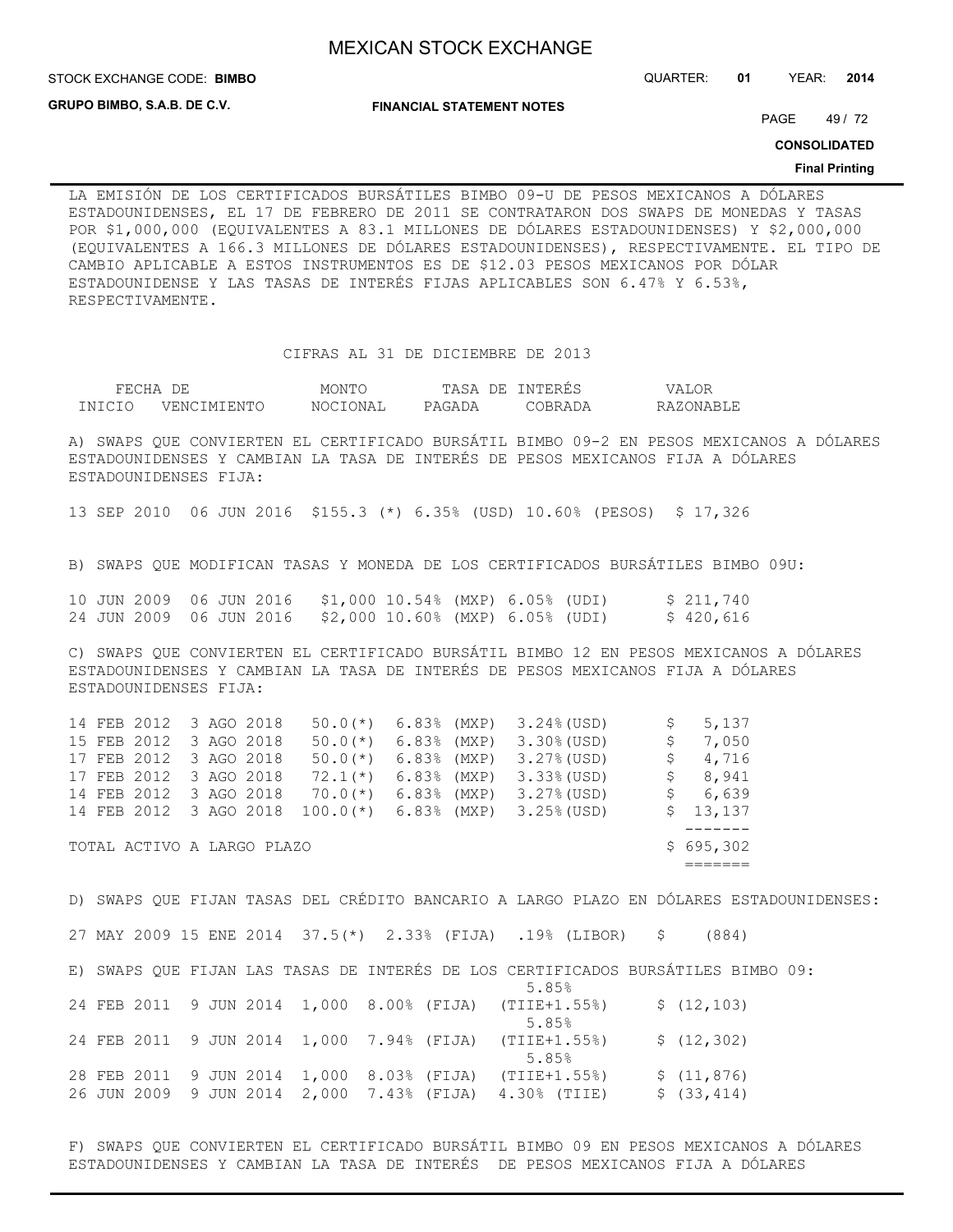LA EMISIÓN DE LOS CERTIFICADOS BURSÁTILES BIMBO 09-U DE PESOS MEXICANOS A DÓLARES ESTADOUNIDENSES, EL 17 DE FEBRERO DE 2011 SE CONTRATARON DOS SWAPS DE MONEDAS Y TASAS POR $1,000,000 (EQUIVALENTES A 83.1 MILLONES DE DÓLARES ESTADOUNIDENSES) Y $2,000,000 (EQUIVALENTES A 166.3 MILLONES DE DÓLARES ESTADOUNIDENSES), RESPECTIVAMENTE. EL TIPO DE CAMBIO APLICABLE A ESTOS INSTRUMENTOS ES DE $12.03 PESOS MEXICANOS POR DÓLAR ESTADOUNIDENSE Y LAS TASAS DE INTERÉS FIJAS APLICABLES SON 6.47% Y 6.53%, RESPECTIVAMENTE.

CIFRAS AL 31 DE DICIEMBRE DE 2013

| FECHA DE INICIO | VENCIMIENTO | MONTO NOCIONAL | TASA DE INTERÉS PAGADA | TASA DE INTERÉS COBRADA | VALOR RAZONABLE |
|---|---|---|---|---|---|
| A) SWAPS QUE CONVIERTEN EL CERTIFICADO BURSÁTIL BIMBO 09-2 EN PESOS MEXICANOS A DÓLARES ESTADOUNIDENSES Y CAMBIAN LA TASA DE INTERÉS DE PESOS MEXICANOS FIJA A DÓLARES ESTADOUNIDENSES FIJA: | | | | | |
| 13 SEP 2010 | 06 JUN 2016 | $155.3 (*) | 6.35% (USD) | 10.60% (PESOS) | $ 17,326 |
| B) SWAPS QUE MODIFICAN TASAS Y MONEDA DE LOS CERTIFICADOS BURSÁTILES BIMBO 09U: | | | | | |
| 10 JUN 2009 | 06 JUN 2016 | $1,000 | 10.54% (MXP) | 6.05% (UDI) | $ 211,740 |
| 24 JUN 2009 | 06 JUN 2016 | $2,000 | 10.60% (MXP) | 6.05% (UDI) | $ 420,616 |
| C) SWAPS QUE CONVIERTEN EL CERTIFICADO BURSÁTIL BIMBO 12 EN PESOS MEXICANOS A DÓLARES ESTADOUNIDENSES Y CAMBIAN LA TASA DE INTERÉS DE PESOS MEXICANOS FIJA A DÓLARES ESTADOUNIDENSES FIJA: | | | | | |
| 14 FEB 2012 | 3 AGO 2018 | 50.0(*) | 6.83% (MXP) | 3.24%(USD) | $ 5,137 |
| 15 FEB 2012 | 3 AGO 2018 | 50.0(*) | 6.83% (MXP) | 3.30%(USD) | $ 7,050 |
| 17 FEB 2012 | 3 AGO 2018 | 50.0(*) | 6.83% (MXP) | 3.27%(USD) | $ 4,716 |
| 17 FEB 2012 | 3 AGO 2018 | 72.1(*) | 6.83% (MXP) | 3.33%(USD) | $ 8,941 |
| 14 FEB 2012 | 3 AGO 2018 | 70.0(*) | 6.83% (MXP) | 3.27%(USD) | $ 6,639 |
| 14 FEB 2012 | 3 AGO 2018 | 100.0(*) | 6.83% (MXP) | 3.25%(USD) | $ 13,137 |
| TOTAL ACTIVO A LARGO PLAZO | | | | | $ 695,302 |
| D) SWAPS QUE FIJAN TASAS DEL CRÉDITO BANCARIO A LARGO PLAZO EN DÓLARES ESTADOUNIDENSES: | | | | | |
| 27 MAY 2009 | 15 ENE 2014 | 37.5(*) | 2.33% (FIJA) | .19% (LIBOR) | $ (884) |
| E) SWAPS QUE FIJAN LAS TASAS DE INTERÉS DE LOS CERTIFICADOS BURSÁTILES BIMBO 09: | | | | | |
| 24 FEB 2011 | 9 JUN 2014 | 1,000 | 8.00% (FIJA) | 5.85% (TIIE+1.55%) | $ (12,103) |
| 24 FEB 2011 | 9 JUN 2014 | 1,000 | 7.94% (FIJA) | 5.85% (TIIE+1.55%) | $ (12,302) |
| 28 FEB 2011 | 9 JUN 2014 | 1,000 | 8.03% (FIJA) | 5.85% (TIIE+1.55%) | $ (11,876) |
| 26 JUN 2009 | 9 JUN 2014 | 2,000 | 7.43% (FIJA) | 4.30% (TIIE) | $ (33,414) |

F) SWAPS QUE CONVIERTEN EL CERTIFICADO BURSÁTIL BIMBO 09 EN PESOS MEXICANOS A DÓLARES ESTADOUNIDENSES Y CAMBIAN LA TASA DE INTERÉS DE PESOS MEXICANOS FIJA A DÓLARES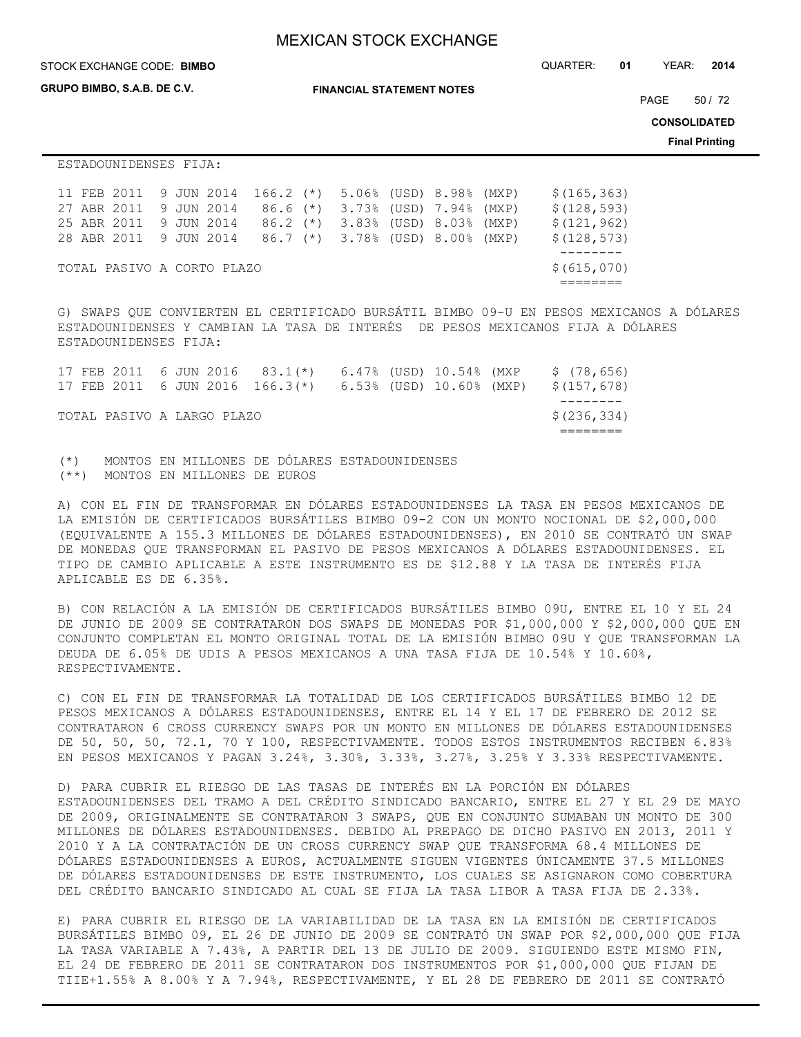ESTADOUNIDENSES FIJA:

| | | | | | |
|---|---|---|---|---|---|
| 11 FEB 2011 | 9 JUN 2014 | 166.2 (*) | 5.06% (USD) | 8.98% (MXP) | $(165,363) |
| 27 ABR 2011 | 9 JUN 2014 | 86.6 (*) | 3.73% (USD) | 7.94% (MXP) | $(128,593) |
| 25 ABR 2011 | 9 JUN 2014 | 86.2 (*) | 3.83% (USD) | 8.03% (MXP) | $(121,962) |
| 28 ABR 2011 | 9 JUN 2014 | 86.7 (*) | 3.78% (USD) | 8.00% (MXP) | $(128,573) |
| TOTAL PASIVO A CORTO PLAZO | | | | | $(615,070) |

G) SWAPS QUE CONVIERTEN EL CERTIFICADO BURSÁTIL BIMBO 09-U EN PESOS MEXICANOS A DÓLARES ESTADOUNIDENSES Y CAMBIAN LA TASA DE INTERÉS DE PESOS MEXICANOS FIJA A DÓLARES ESTADOUNIDENSES FIJA:

| | | | | | |
|---|---|---|---|---|---|
| 17 FEB 2011 | 6 JUN 2016 | 83.1(*) | 6.47% (USD) | 10.54% (MXP | $ (78,656) |
| 17 FEB 2011 | 6 JUN 2016 | 166.3(*) | 6.53% (USD) | 10.60% (MXP) | $(157,678) |
| TOTAL PASIVO A LARGO PLAZO | | | | | $(236,334) |

(*) MONTOS EN MILLONES DE DÓLARES ESTADOUNIDENSES
(**) MONTOS EN MILLONES DE EUROS

A) CON EL FIN DE TRANSFORMAR EN DÓLARES ESTADOUNIDENSES LA TASA EN PESOS MEXICANOS DE LA EMISIÓN DE CERTIFICADOS BURSÁTILES BIMBO 09-2 CON UN MONTO NOCIONAL DE $2,000,000 (EQUIVALENTE A 155.3 MILLONES DE DÓLARES ESTADOUNIDENSES), EN 2010 SE CONTRATÓ UN SWAP DE MONEDAS QUE TRANSFORMAN EL PASIVO DE PESOS MEXICANOS A DÓLARES ESTADOUNIDENSES. EL TIPO DE CAMBIO APLICABLE A ESTE INSTRUMENTO ES DE $12.88 Y LA TASA DE INTERÉS FIJA APLICABLE ES DE 6.35%.

B) CON RELACIÓN A LA EMISIÓN DE CERTIFICADOS BURSÁTILES BIMBO 09U, ENTRE EL 10 Y EL 24 DE JUNIO DE 2009 SE CONTRATARON DOS SWAPS DE MONEDAS POR $1,000,000 Y $2,000,000 QUE EN CONJUNTO COMPLETAN EL MONTO ORIGINAL TOTAL DE LA EMISIÓN BIMBO 09U Y QUE TRANSFORMAN LA DEUDA DE 6.05% DE UDIS A PESOS MEXICANOS A UNA TASA FIJA DE 10.54% Y 10.60%, RESPECTIVAMENTE.

C) CON EL FIN DE TRANSFORMAR LA TOTALIDAD DE LOS CERTIFICADOS BURSÁTILES BIMBO 12 DE PESOS MEXICANOS A DÓLARES ESTADOUNIDENSES, ENTRE EL 14 Y EL 17 DE FEBRERO DE 2012 SE CONTRATARON 6 CROSS CURRENCY SWAPS POR UN MONTO EN MILLONES DE DÓLARES ESTADOUNIDENSES DE 50, 50, 50, 72.1, 70 Y 100, RESPECTIVAMENTE. TODOS ESTOS INSTRUMENTOS RECIBEN 6.83% EN PESOS MEXICANOS Y PAGAN 3.24%, 3.30%, 3.33%, 3.27%, 3.25% Y 3.33% RESPECTIVAMENTE.

D) PARA CUBRIR EL RIESGO DE LAS TASAS DE INTERÉS EN LA PORCIÓN EN DÓLARES ESTADOUNIDENSES DEL TRAMO A DEL CRÉDITO SINDICADO BANCARIO, ENTRE EL 27 Y EL 29 DE MAYO DE 2009, ORIGINALMENTE SE CONTRATARON 3 SWAPS, QUE EN CONJUNTO SUMABAN UN MONTO DE 300 MILLONES DE DÓLARES ESTADOUNIDENSES. DEBIDO AL PREPAGO DE DICHO PASIVO EN 2013, 2011 Y 2010 Y A LA CONTRATACIÓN DE UN CROSS CURRENCY SWAP QUE TRANSFORMA 68.4 MILLONES DE DÓLARES ESTADOUNIDENSES A EUROS, ACTUALMENTE SIGUEN VIGENTES ÚNICAMENTE 37.5 MILLONES DE DÓLARES ESTADOUNIDENSES DE ESTE INSTRUMENTO, LOS CUALES SE ASIGNARON COMO COBERTURA DEL CRÉDITO BANCARIO SINDICADO AL CUAL SE FIJA LA TASA LIBOR A TASA FIJA DE 2.33%.

E) PARA CUBRIR EL RIESGO DE LA VARIABILIDAD DE LA TASA EN LA EMISIÓN DE CERTIFICADOS BURSÁTILES BIMBO 09, EL 26 DE JUNIO DE 2009 SE CONTRATÓ UN SWAP POR $2,000,000 QUE FIJA LA TASA VARIABLE A 7.43%, A PARTIR DEL 13 DE JULIO DE 2009. SIGUIENDO ESTE MISMO FIN, EL 24 DE FEBRERO DE 2011 SE CONTRATARON DOS INSTRUMENTOS POR $1,000,000 QUE FIJAN DE TIIE+1.55% A 8.00% Y A 7.94%, RESPECTIVAMENTE, Y EL 28 DE FEBRERO DE 2011 SE CONTRATÓ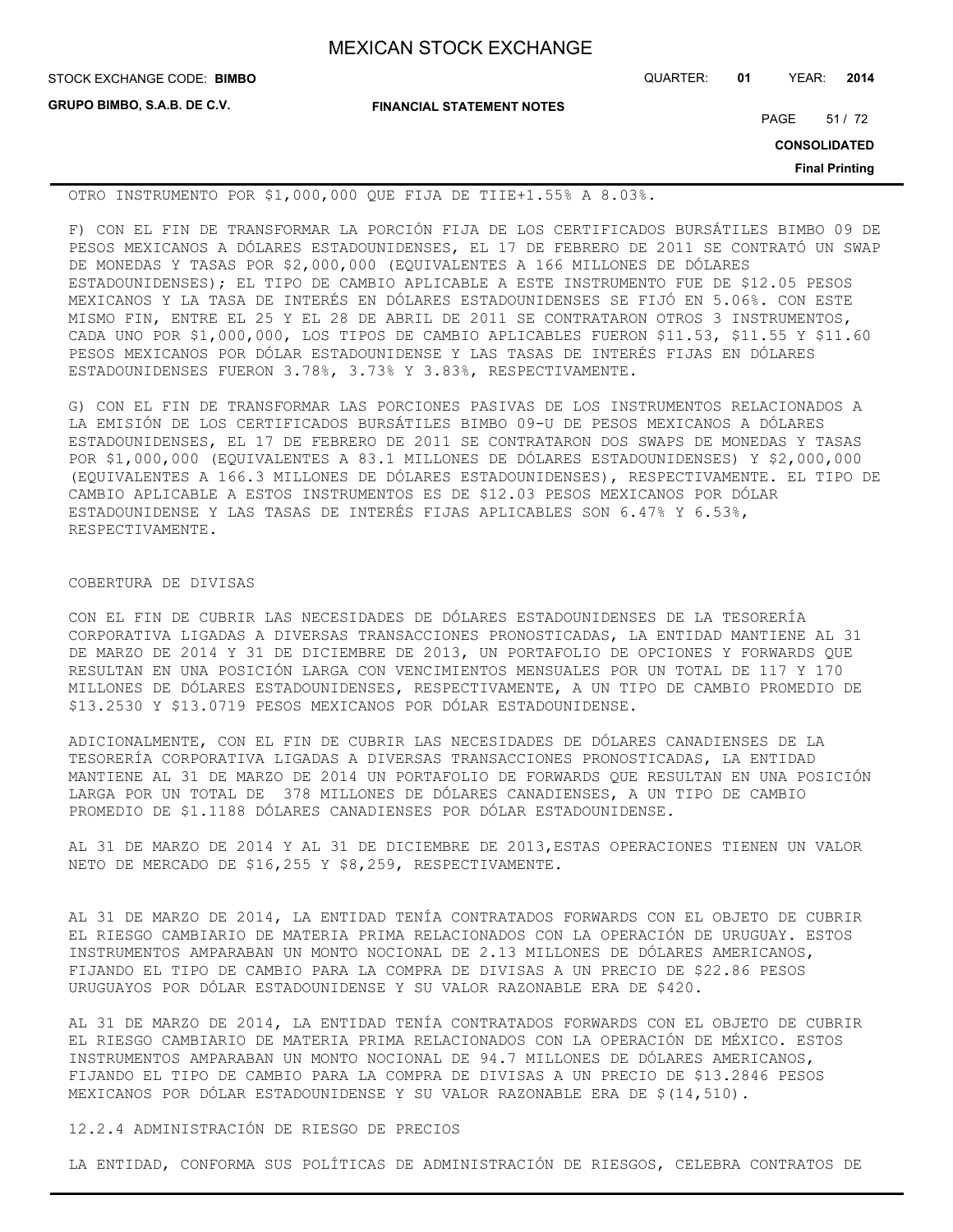OTRO INSTRUMENTO POR $1,000,000 QUE FIJA DE TIIE+1.55% A 8.03%.

F) CON EL FIN DE TRANSFORMAR LA PORCIÓN FIJA DE LOS CERTIFICADOS BURSÁTILES BIMBO 09 DE PESOS MEXICANOS A DÓLARES ESTADOUNIDENSES, EL 17 DE FEBRERO DE 2011 SE CONTRATÓ UN SWAP DE MONEDAS Y TASAS POR $2,000,000 (EQUIVALENTES A 166 MILLONES DE DÓLARES ESTADOUNIDENSES); EL TIPO DE CAMBIO APLICABLE A ESTE INSTRUMENTO FUE DE $12.05 PESOS MEXICANOS Y LA TASA DE INTERÉS EN DÓLARES ESTADOUNIDENSES SE FIJÓ EN 5.06%. CON ESTE MISMO FIN, ENTRE EL 25 Y EL 28 DE ABRIL DE 2011 SE CONTRATARON OTROS 3 INSTRUMENTOS, CADA UNO POR $1,000,000, LOS TIPOS DE CAMBIO APLICABLES FUERON $11.53, $11.55 Y $11.60 PESOS MEXICANOS POR DÓLAR ESTADOUNIDENSE Y LAS TASAS DE INTERÉS FIJAS EN DÓLARES ESTADOUNIDENSES FUERON 3.78%, 3.73% Y 3.83%, RESPECTIVAMENTE.

G) CON EL FIN DE TRANSFORMAR LAS PORCIONES PASIVAS DE LOS INSTRUMENTOS RELACIONADOS A LA EMISIÓN DE LOS CERTIFICADOS BURSÁTILES BIMBO 09-U DE PESOS MEXICANOS A DÓLARES ESTADOUNIDENSES, EL 17 DE FEBRERO DE 2011 SE CONTRATARON DOS SWAPS DE MONEDAS Y TASAS POR $1,000,000 (EQUIVALENTES A 83.1 MILLONES DE DÓLARES ESTADOUNIDENSES) Y $2,000,000 (EQUIVALENTES A 166.3 MILLONES DE DÓLARES ESTADOUNIDENSES), RESPECTIVAMENTE. EL TIPO DE CAMBIO APLICABLE A ESTOS INSTRUMENTOS ES DE $12.03 PESOS MEXICANOS POR DÓLAR ESTADOUNIDENSE Y LAS TASAS DE INTERÉS FIJAS APLICABLES SON 6.47% Y 6.53%, RESPECTIVAMENTE.

COBERTURA DE DIVISAS

CON EL FIN DE CUBRIR LAS NECESIDADES DE DÓLARES ESTADOUNIDENSES DE LA TESORERÍA CORPORATIVA LIGADAS A DIVERSAS TRANSACCIONES PRONOSTICADAS, LA ENTIDAD MANTIENE AL 31 DE MARZO DE 2014 Y 31 DE DICIEMBRE DE 2013, UN PORTAFOLIO DE OPCIONES Y FORWARDS QUE RESULTAN EN UNA POSICIÓN LARGA CON VENCIMIENTOS MENSUALES POR UN TOTAL DE 117 Y 170 MILLONES DE DÓLARES ESTADOUNIDENSES, RESPECTIVAMENTE, A UN TIPO DE CAMBIO PROMEDIO DE $13.2530 Y $13.0719 PESOS MEXICANOS POR DÓLAR ESTADOUNIDENSE.

ADICIONALMENTE, CON EL FIN DE CUBRIR LAS NECESIDADES DE DÓLARES CANADIENSES DE LA TESORERÍA CORPORATIVA LIGADAS A DIVERSAS TRANSACCIONES PRONOSTICADAS, LA ENTIDAD MANTIENE AL 31 DE MARZO DE 2014 UN PORTAFOLIO DE FORWARDS QUE RESULTAN EN UNA POSICIÓN LARGA POR UN TOTAL DE 378 MILLONES DE DÓLARES CANADIENSES, A UN TIPO DE CAMBIO PROMEDIO DE $1.1188 DÓLARES CANADIENSES POR DÓLAR ESTADOUNIDENSE.

AL 31 DE MARZO DE 2014 Y AL 31 DE DICIEMBRE DE 2013,ESTAS OPERACIONES TIENEN UN VALOR NETO DE MERCADO DE $16,255 Y $8,259, RESPECTIVAMENTE.

AL 31 DE MARZO DE 2014, LA ENTIDAD TENÍA CONTRATADOS FORWARDS CON EL OBJETO DE CUBRIR EL RIESGO CAMBIARIO DE MATERIA PRIMA RELACIONADOS CON LA OPERACIÓN DE URUGUAY. ESTOS INSTRUMENTOS AMPARABAN UN MONTO NOCIONAL DE 2.13 MILLONES DE DÓLARES AMERICANOS, FIJANDO EL TIPO DE CAMBIO PARA LA COMPRA DE DIVISAS A UN PRECIO DE $22.86 PESOS URUGUAYOS POR DÓLAR ESTADOUNIDENSE Y SU VALOR RAZONABLE ERA DE $420.

AL 31 DE MARZO DE 2014, LA ENTIDAD TENÍA CONTRATADOS FORWARDS CON EL OBJETO DE CUBRIR EL RIESGO CAMBIARIO DE MATERIA PRIMA RELACIONADOS CON LA OPERACIÓN DE MÉXICO. ESTOS INSTRUMENTOS AMPARABAN UN MONTO NOCIONAL DE 94.7 MILLONES DE DÓLARES AMERICANOS, FIJANDO EL TIPO DE CAMBIO PARA LA COMPRA DE DIVISAS A UN PRECIO DE $13.2846 PESOS MEXICANOS POR DÓLAR ESTADOUNIDENSE Y SU VALOR RAZONABLE ERA DE $(14,510).

12.2.4 ADMINISTRACIÓN DE RIESGO DE PRECIOS

LA ENTIDAD, CONFORMA SUS POLÍTICAS DE ADMINISTRACIÓN DE RIESGOS, CELEBRA CONTRATOS DE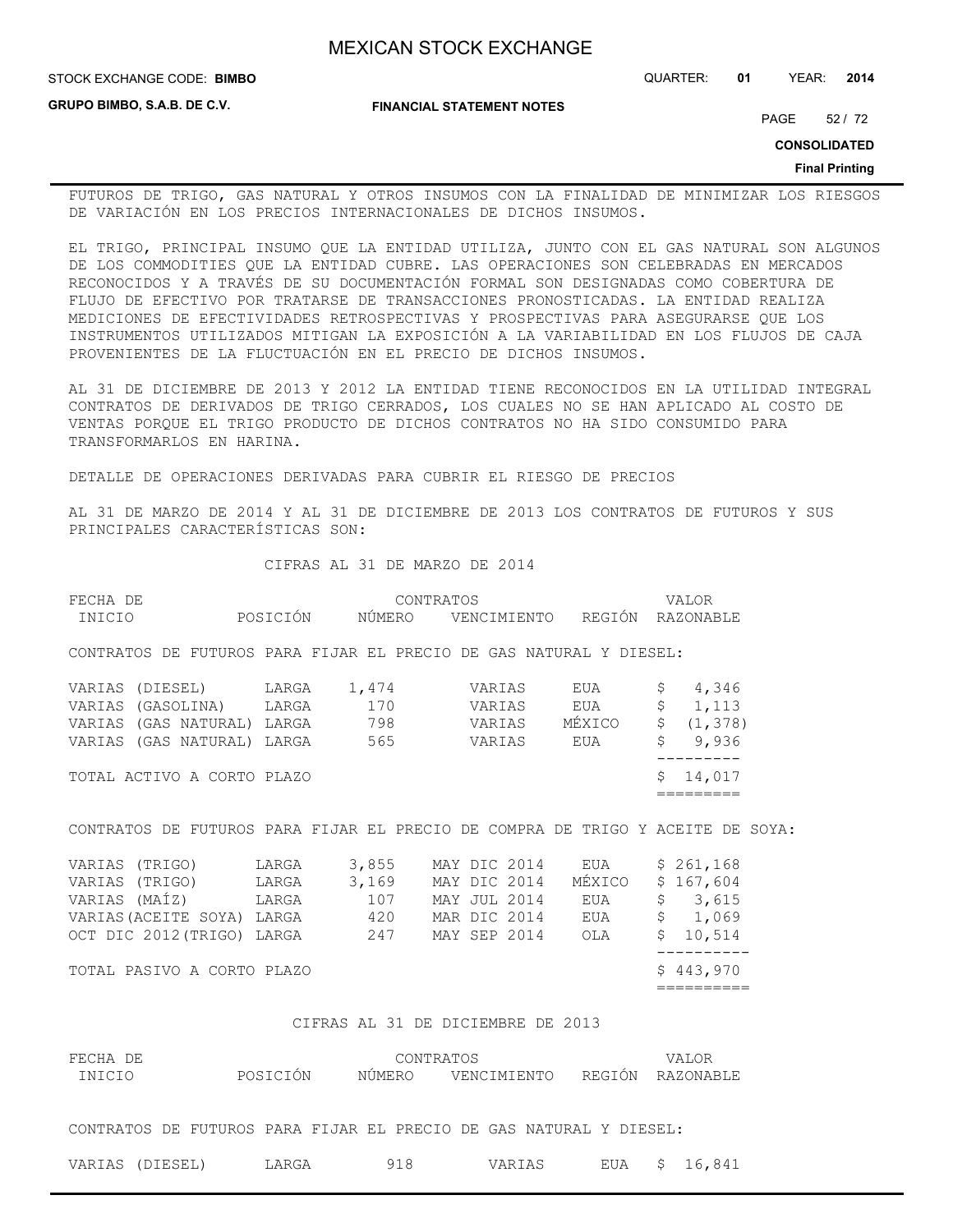FUTUROS DE TRIGO, GAS NATURAL Y OTROS INSUMOS CON LA FINALIDAD DE MINIMIZAR LOS RIESGOS DE VARIACIÓN EN LOS PRECIOS INTERNACIONALES DE DICHOS INSUMOS.

EL TRIGO, PRINCIPAL INSUMO QUE LA ENTIDAD UTILIZA, JUNTO CON EL GAS NATURAL SON ALGUNOS DE LOS COMMODITIES QUE LA ENTIDAD CUBRE. LAS OPERACIONES SON CELEBRADAS EN MERCADOS RECONOCIDOS Y A TRAVÉS DE SU DOCUMENTACIÓN FORMAL SON DESIGNADAS COMO COBERTURA DE FLUJO DE EFECTIVO POR TRATARSE DE TRANSACCIONES PRONOSTICADAS. LA ENTIDAD REALIZA MEDICIONES DE EFECTIVIDADES RETROSPECTIVAS Y PROSPECTIVAS PARA ASEGURARSE QUE LOS INSTRUMENTOS UTILIZADOS MITIGAN LA EXPOSICIÓN A LA VARIABILIDAD EN LOS FLUJOS DE CAJA PROVENIENTES DE LA FLUCTUACIÓN EN EL PRECIO DE DICHOS INSUMOS.

AL 31 DE DICIEMBRE DE 2013 Y 2012 LA ENTIDAD TIENE RECONOCIDOS EN LA UTILIDAD INTEGRAL CONTRATOS DE DERIVADOS DE TRIGO CERRADOS, LOS CUALES NO SE HAN APLICADO AL COSTO DE VENTAS PORQUE EL TRIGO PRODUCTO DE DICHOS CONTRATOS NO HA SIDO CONSUMIDO PARA TRANSFORMARLOS EN HARINA.

DETALLE DE OPERACIONES DERIVADAS PARA CUBRIR EL RIESGO DE PRECIOS

AL 31 DE MARZO DE 2014 Y AL 31 DE DICIEMBRE DE 2013 LOS CONTRATOS DE FUTUROS Y SUS PRINCIPALES CARACTERÍSTICAS SON:

CIFRAS AL 31 DE MARZO DE 2014

| FECHA DE INICIO | POSICIÓN | CONTRATOS NÚMERO | VENCIMIENTO | REGIÓN | VALOR RAZONABLE |
|---|---|---|---|---|---|
| CONTRATOS DE FUTUROS PARA FIJAR EL PRECIO DE GAS NATURAL Y DIESEL: | | | | | |
| VARIAS (DIESEL) | LARGA | 1,474 | VARIAS | EUA | $ 4,346 |
| VARIAS (GASOLINA) | LARGA | 170 | VARIAS | EUA | $ 1,113 |
| VARIAS (GAS NATURAL) | LARGA | 798 | VARIAS | MÉXICO | $ (1,378) |
| VARIAS (GAS NATURAL) | LARGA | 565 | VARIAS | EUA | $ 9,936 |
| TOTAL ACTIVO A CORTO PLAZO | | | | | $ 14,017 |
| CONTRATOS DE FUTUROS PARA FIJAR EL PRECIO DE COMPRA DE TRIGO Y ACEITE DE SOYA: | | | | | |
| VARIAS (TRIGO) | LARGA | 3,855 | MAY DIC 2014 | EUA | $ 261,168 |
| VARIAS (TRIGO) | LARGA | 3,169 | MAY DIC 2014 | MÉXICO | $ 167,604 |
| VARIAS (MAÍZ) | LARGA | 107 | MAY JUL 2014 | EUA | $ 3,615 |
| VARIAS (ACEITE SOYA) | LARGA | 420 | MAR DIC 2014 | EUA | $ 1,069 |
| OCT DIC 2012 (TRIGO) | LARGA | 247 | MAY SEP 2014 | OLA | $ 10,514 |
| TOTAL PASIVO A CORTO PLAZO | | | | | $ 443,970 |

CIFRAS AL 31 DE DICIEMBRE DE 2013

| FECHA DE INICIO | POSICIÓN | CONTRATOS NÚMERO | VENCIMIENTO | REGIÓN | VALOR RAZONABLE |
|---|---|---|---|---|---|
| CONTRATOS DE FUTUROS PARA FIJAR EL PRECIO DE GAS NATURAL Y DIESEL: | | | | | |
| VARIAS (DIESEL) | LARGA | 918 | VARIAS | EUA | $ 16,841 |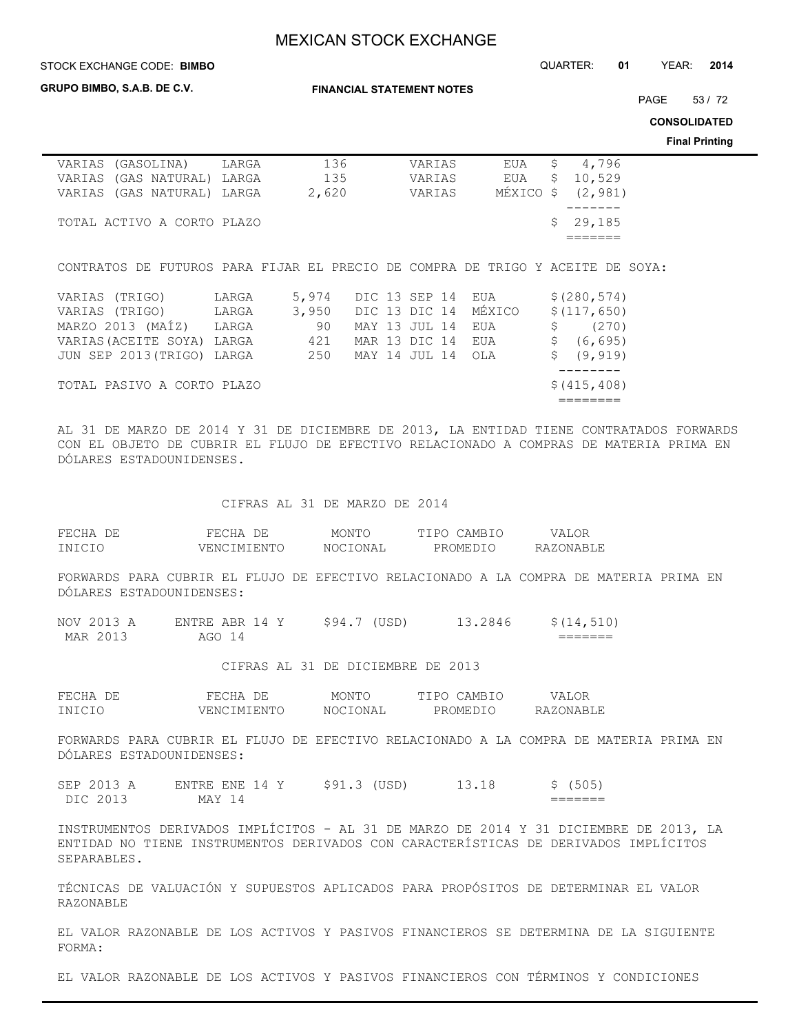| | | | | | |
|---|---|---|---|---|---|
| VARIAS (GASOLINA) | LARGA | 136 | VARIAS | EUA | $ 4,796 |
| VARIAS (GAS NATURAL) | LARGA | 135 | VARIAS | EUA | $ 10,529 |
| VARIAS (GAS NATURAL) | LARGA | 2,620 | VARIAS | MÉXICO | $ (2,981) |
| TOTAL ACTIVO A CORTO PLAZO | | | | | $ 29,185 |

CONTRATOS DE FUTUROS PARA FIJAR EL PRECIO DE COMPRA DE TRIGO Y ACEITE DE SOYA:

| | | | | | |
|---|---|---|---|---|---|
| VARIAS (TRIGO) | LARGA | 5,974 | DIC 13 SEP 14 | EUA | $(280,574) |
| VARIAS (TRIGO) | LARGA | 3,950 | DIC 13 DIC 14 | MÉXICO | $(117,650) |
| MARZO 2013 (MAÍZ) | LARGA | 90 | MAY 13 JUL 14 | EUA | $ (270) |
| VARIAS(ACEITE SOYA) | LARGA | 421 | MAR 13 DIC 14 | EUA | $ (6,695) |
| JUN SEP 2013(TRIGO) | LARGA | 250 | MAY 14 JUL 14 | OLA | $ (9,919) |
| TOTAL PASIVO A CORTO PLAZO | | | | | $(415,408) |

AL 31 DE MARZO DE 2014 Y 31 DE DICIEMBRE DE 2013, LA ENTIDAD TIENE CONTRATADOS FORWARDS CON EL OBJETO DE CUBRIR EL FLUJO DE EFECTIVO RELACIONADO A COMPRAS DE MATERIA PRIMA EN DÓLARES ESTADOUNIDENSES.

CIFRAS AL 31 DE MARZO DE 2014

| FECHA DE INICIO | FECHA DE VENCIMIENTO | MONTO NOCIONAL | TIPO CAMBIO PROMEDIO | VALOR RAZONABLE |
|---|---|---|---|---|
| FORWARDS PARA CUBRIR EL FLUJO DE EFECTIVO RELACIONADO A LA COMPRA DE MATERIA PRIMA EN DÓLARES ESTADOUNIDENSES: | | | | |
| NOV 2013 A MAR 2013 | ENTRE ABR 14 Y AGO 14 | $94.7 (USD) | 13.2846 | $(14,510) |

CIFRAS AL 31 DE DICIEMBRE DE 2013

| FECHA DE INICIO | FECHA DE VENCIMIENTO | MONTO NOCIONAL | TIPO CAMBIO PROMEDIO | VALOR RAZONABLE |
|---|---|---|---|---|
| FORWARDS PARA CUBRIR EL FLUJO DE EFECTIVO RELACIONADO A LA COMPRA DE MATERIA PRIMA EN DÓLARES ESTADOUNIDENSES: | | | | |
| SEP 2013 A DIC 2013 | ENTRE ENE 14 Y MAY 14 | $91.3 (USD) | 13.18 | $ (505) |

INSTRUMENTOS DERIVADOS IMPLÍCITOS - AL 31 DE MARZO DE 2014 Y 31 DICIEMBRE DE 2013, LA ENTIDAD NO TIENE INSTRUMENTOS DERIVADOS CON CARACTERÍSTICAS DE DERIVADOS IMPLÍCITOS SEPARABLES.

TÉCNICAS DE VALUACIÓN Y SUPUESTOS APLICADOS PARA PROPÓSITOS DE DETERMINAR EL VALOR RAZONABLE

EL VALOR RAZONABLE DE LOS ACTIVOS Y PASIVOS FINANCIEROS SE DETERMINA DE LA SIGUIENTE FORMA:

EL VALOR RAZONABLE DE LOS ACTIVOS Y PASIVOS FINANCIEROS CON TÉRMINOS Y CONDICIONES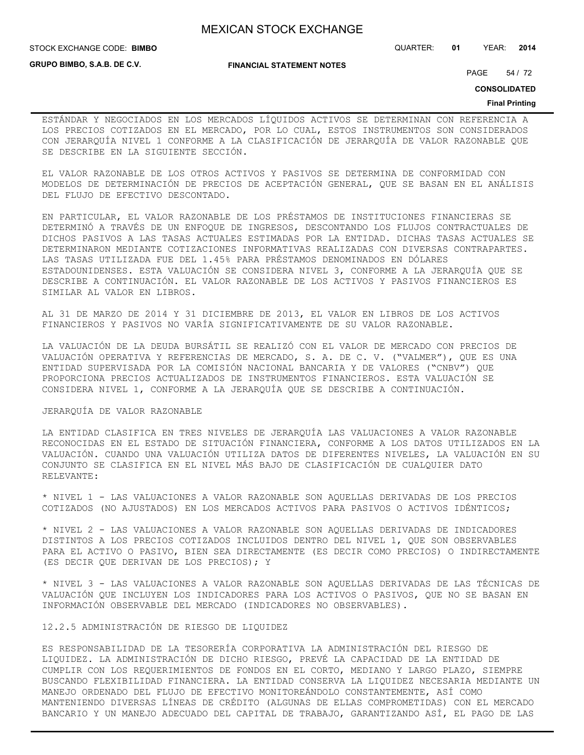ESTÁNDAR Y NEGOCIADOS EN LOS MERCADOS LÍQUIDOS ACTIVOS SE DETERMINAN CON REFERENCIA A LOS PRECIOS COTIZADOS EN EL MERCADO, POR LO CUAL, ESTOS INSTRUMENTOS SON CONSIDERADOS CON JERARQUÍA NIVEL 1 CONFORME A LA CLASIFICACIÓN DE JERARQUÍA DE VALOR RAZONABLE QUE SE DESCRIBE EN LA SIGUIENTE SECCIÓN.

EL VALOR RAZONABLE DE LOS OTROS ACTIVOS Y PASIVOS SE DETERMINA DE CONFORMIDAD CON MODELOS DE DETERMINACIÓN DE PRECIOS DE ACEPTACIÓN GENERAL, QUE SE BASAN EN EL ANÁLISIS DEL FLUJO DE EFECTIVO DESCONTADO.

EN PARTICULAR, EL VALOR RAZONABLE DE LOS PRÉSTAMOS DE INSTITUCIONES FINANCIERAS SE DETERMINÓ A TRAVÉS DE UN ENFOQUE DE INGRESOS, DESCONTANDO LOS FLUJOS CONTRACTUALES DE DICHOS PASIVOS A LAS TASAS ACTUALES ESTIMADAS POR LA ENTIDAD. DICHAS TASAS ACTUALES SE DETERMINARON MEDIANTE COTIZACIONES INFORMATIVAS REALIZADAS CON DIVERSAS CONTRAPARTES. LAS TASAS UTILIZADA FUE DEL 1.45% PARA PRÉSTAMOS DENOMINADOS EN DÓLARES ESTADOUNIDENSES. ESTA VALUACIÓN SE CONSIDERA NIVEL 3, CONFORME A LA JERARQUÍA QUE SE DESCRIBE A CONTINUACIÓN. EL VALOR RAZONABLE DE LOS ACTIVOS Y PASIVOS FINANCIEROS ES SIMILAR AL VALOR EN LIBROS.

AL 31 DE MARZO DE 2014 Y 31 DICIEMBRE DE 2013, EL VALOR EN LIBROS DE LOS ACTIVOS FINANCIEROS Y PASIVOS NO VARÍA SIGNIFICATIVAMENTE DE SU VALOR RAZONABLE.

LA VALUACIÓN DE LA DEUDA BURSÁTIL SE REALIZÓ CON EL VALOR DE MERCADO CON PRECIOS DE VALUACIÓN OPERATIVA Y REFERENCIAS DE MERCADO, S. A. DE C. V. ("VALMER"), QUE ES UNA ENTIDAD SUPERVISADA POR LA COMISIÓN NACIONAL BANCARIA Y DE VALORES ("CNBV") QUE PROPORCIONA PRECIOS ACTUALIZADOS DE INSTRUMENTOS FINANCIEROS. ESTA VALUACIÓN SE CONSIDERA NIVEL 1, CONFORME A LA JERARQUÍA QUE SE DESCRIBE A CONTINUACIÓN.

JERARQUÍA DE VALOR RAZONABLE

LA ENTIDAD CLASIFICA EN TRES NIVELES DE JERARQUÍA LAS VALUACIONES A VALOR RAZONABLE RECONOCIDAS EN EL ESTADO DE SITUACIÓN FINANCIERA, CONFORME A LOS DATOS UTILIZADOS EN LA VALUACIÓN. CUANDO UNA VALUACIÓN UTILIZA DATOS DE DIFERENTES NIVELES, LA VALUACIÓN EN SU CONJUNTO SE CLASIFICA EN EL NIVEL MÁS BAJO DE CLASIFICACIÓN DE CUALQUIER DATO RELEVANTE:

* NIVEL 1 - LAS VALUACIONES A VALOR RAZONABLE SON AQUELLAS DERIVADAS DE LOS PRECIOS COTIZADOS (NO AJUSTADOS) EN LOS MERCADOS ACTIVOS PARA PASIVOS O ACTIVOS IDÉNTICOS;

* NIVEL 2 - LAS VALUACIONES A VALOR RAZONABLE SON AQUELLAS DERIVADAS DE INDICADORES DISTINTOS A LOS PRECIOS COTIZADOS INCLUIDOS DENTRO DEL NIVEL 1, QUE SON OBSERVABLES PARA EL ACTIVO O PASIVO, BIEN SEA DIRECTAMENTE (ES DECIR COMO PRECIOS) O INDIRECTAMENTE (ES DECIR QUE DERIVAN DE LOS PRECIOS); Y

* NIVEL 3 - LAS VALUACIONES A VALOR RAZONABLE SON AQUELLAS DERIVADAS DE LAS TÉCNICAS DE VALUACIÓN QUE INCLUYEN LOS INDICADORES PARA LOS ACTIVOS O PASIVOS, QUE NO SE BASAN EN INFORMACIÓN OBSERVABLE DEL MERCADO (INDICADORES NO OBSERVABLES).

12.2.5 ADMINISTRACIÓN DE RIESGO DE LIQUIDEZ

ES RESPONSABILIDAD DE LA TESORERÍA CORPORATIVA LA ADMINISTRACIÓN DEL RIESGO DE LIQUIDEZ. LA ADMINISTRACIÓN DE DICHO RIESGO, PREVÉ LA CAPACIDAD DE LA ENTIDAD DE CUMPLIR CON LOS REQUERIMIENTOS DE FONDOS EN EL CORTO, MEDIANO Y LARGO PLAZO, SIEMPRE BUSCANDO FLEXIBILIDAD FINANCIERA. LA ENTIDAD CONSERVA LA LIQUIDEZ NECESARIA MEDIANTE UN MANEJO ORDENADO DEL FLUJO DE EFECTIVO MONITOREÁNDOLO CONSTANTEMENTE, ASÍ COMO MANTENIENDO DIVERSAS LÍNEAS DE CRÉDITO (ALGUNAS DE ELLAS COMPROMETIDAS) CON EL MERCADO BANCARIO Y UN MANEJO ADECUADO DEL CAPITAL DE TRABAJO, GARANTIZANDO ASÍ, EL PAGO DE LAS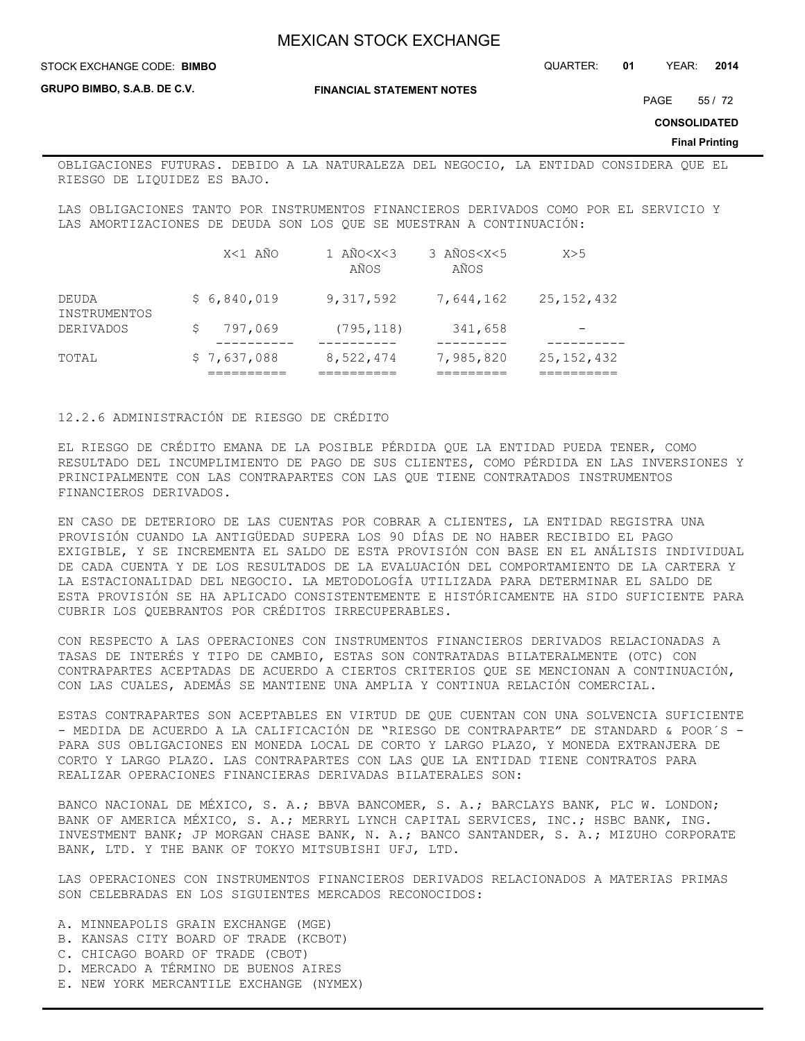OBLIGACIONES FUTURAS. DEBIDO A LA NATURALEZA DEL NEGOCIO, LA ENTIDAD CONSIDERA QUE EL RIESGO DE LIQUIDEZ ES BAJO.

LAS OBLIGACIONES TANTO POR INSTRUMENTOS FINANCIEROS DERIVADOS COMO POR EL SERVICIO Y LAS AMORTIZACIONES DE DEUDA SON LOS QUE SE MUESTRAN A CONTINUACIÓN:

| | X<1 AÑO | 1 AÑO<X<3 AÑOS | 3 AÑOS<X<5 AÑOS | X>5 |
|---|---|---|---|---|
| DEUDA | $ 6,840,019 | 9,317,592 | 7,644,162 | 25,152,432 |
| INSTRUMENTOS DERIVADOS | $ 797,069 | (795,118) | 341,658 | - |
| TOTAL | $ 7,637,088 | 8,522,474 | 7,985,820 | 25,152,432 |

12.2.6 ADMINISTRACIÓN DE RIESGO DE CRÉDITO

EL RIESGO DE CRÉDITO EMANA DE LA POSIBLE PÉRDIDA QUE LA ENTIDAD PUEDA TENER, COMO RESULTADO DEL INCUMPLIMIENTO DE PAGO DE SUS CLIENTES, COMO PÉRDIDA EN LAS INVERSIONES Y PRINCIPALMENTE CON LAS CONTRAPARTES CON LAS QUE TIENE CONTRATADOS INSTRUMENTOS FINANCIEROS DERIVADOS.

EN CASO DE DETERIORO DE LAS CUENTAS POR COBRAR A CLIENTES, LA ENTIDAD REGISTRA UNA PROVISIÓN CUANDO LA ANTIGÜEDAD SUPERA LOS 90 DÍAS DE NO HABER RECIBIDO EL PAGO EXIGIBLE, Y SE INCREMENTA EL SALDO DE ESTA PROVISIÓN CON BASE EN EL ANÁLISIS INDIVIDUAL DE CADA CUENTA Y DE LOS RESULTADOS DE LA EVALUACIÓN DEL COMPORTAMIENTO DE LA CARTERA Y LA ESTACIONALIDAD DEL NEGOCIO. LA METODOLOGÍA UTILIZADA PARA DETERMINAR EL SALDO DE ESTA PROVISIÓN SE HA APLICADO CONSISTENTEMENTE E HISTÓRICAMENTE HA SIDO SUFICIENTE PARA CUBRIR LOS QUEBRANTOS POR CRÉDITOS IRRECUPERABLES.

CON RESPECTO A LAS OPERACIONES CON INSTRUMENTOS FINANCIEROS DERIVADOS RELACIONADAS A TASAS DE INTERÉS Y TIPO DE CAMBIO, ESTAS SON CONTRATADAS BILATERALMENTE (OTC) CON CONTRAPARTES ACEPTADAS DE ACUERDO A CIERTOS CRITERIOS QUE SE MENCIONAN A CONTINUACIÓN, CON LAS CUALES, ADEMÁS SE MANTIENE UNA AMPLIA Y CONTINUA RELACIÓN COMERCIAL.

ESTAS CONTRAPARTES SON ACEPTABLES EN VIRTUD DE QUE CUENTAN CON UNA SOLVENCIA SUFICIENTE - MEDIDA DE ACUERDO A LA CALIFICACIÓN DE "RIESGO DE CONTRAPARTE" DE STANDARD & POOR´S - PARA SUS OBLIGACIONES EN MONEDA LOCAL DE CORTO Y LARGO PLAZO, Y MONEDA EXTRANJERA DE CORTO Y LARGO PLAZO. LAS CONTRAPARTES CON LAS QUE LA ENTIDAD TIENE CONTRATOS PARA REALIZAR OPERACIONES FINANCIERAS DERIVADAS BILATERALES SON:

BANCO NACIONAL DE MÉXICO, S. A.; BBVA BANCOMER, S. A.; BARCLAYS BANK, PLC W. LONDON; BANK OF AMERICA MÉXICO, S. A.; MERRYL LYNCH CAPITAL SERVICES, INC.; HSBC BANK, ING. INVESTMENT BANK; JP MORGAN CHASE BANK, N. A.; BANCO SANTANDER, S. A.; MIZUHO CORPORATE BANK, LTD. Y THE BANK OF TOKYO MITSUBISHI UFJ, LTD.

LAS OPERACIONES CON INSTRUMENTOS FINANCIEROS DERIVADOS RELACIONADOS A MATERIAS PRIMAS SON CELEBRADAS EN LOS SIGUIENTES MERCADOS RECONOCIDOS:

A. MINNEAPOLIS GRAIN EXCHANGE (MGE)
B. KANSAS CITY BOARD OF TRADE (KCBOT)
C. CHICAGO BOARD OF TRADE (CBOT)
D. MERCADO A TÉRMINO DE BUENOS AIRES
E. NEW YORK MERCANTILE EXCHANGE (NYMEX)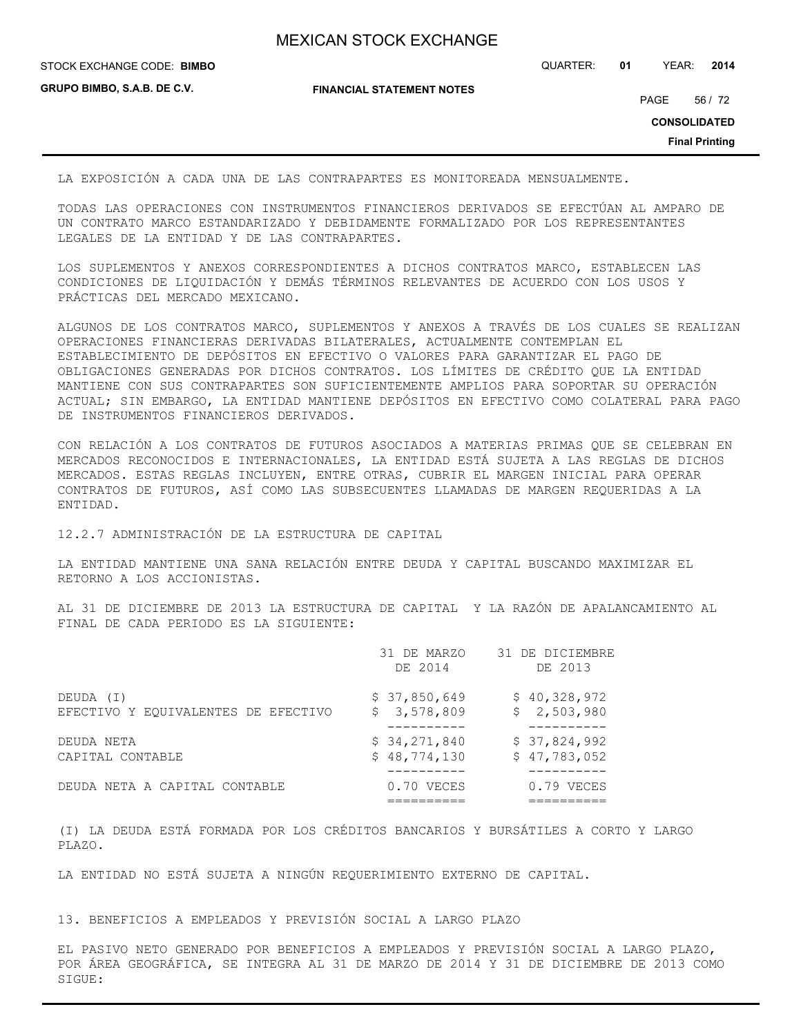LA EXPOSICIÓN A CADA UNA DE LAS CONTRAPARTES ES MONITOREADA MENSUALMENTE.

TODAS LAS OPERACIONES CON INSTRUMENTOS FINANCIEROS DERIVADOS SE EFECTÚAN AL AMPARO DE UN CONTRATO MARCO ESTANDARIZADO Y DEBIDAMENTE FORMALIZADO POR LOS REPRESENTANTES LEGALES DE LA ENTIDAD Y DE LAS CONTRAPARTES.

LOS SUPLEMENTOS Y ANEXOS CORRESPONDIENTES A DICHOS CONTRATOS MARCO, ESTABLECEN LAS CONDICIONES DE LIQUIDACIÓN Y DEMÁS TÉRMINOS RELEVANTES DE ACUERDO CON LOS USOS Y PRÁCTICAS DEL MERCADO MEXICANO.

ALGUNOS DE LOS CONTRATOS MARCO, SUPLEMENTOS Y ANEXOS A TRAVÉS DE LOS CUALES SE REALIZAN OPERACIONES FINANCIERAS DERIVADAS BILATERALES, ACTUALMENTE CONTEMPLAN EL ESTABLECIMIENTO DE DEPÓSITOS EN EFECTIVO O VALORES PARA GARANTIZAR EL PAGO DE OBLIGACIONES GENERADAS POR DICHOS CONTRATOS. LOS LÍMITES DE CRÉDITO QUE LA ENTIDAD MANTIENE CON SUS CONTRAPARTES SON SUFICIENTEMENTE AMPLIOS PARA SOPORTAR SU OPERACIÓN ACTUAL; SIN EMBARGO, LA ENTIDAD MANTIENE DEPÓSITOS EN EFECTIVO COMO COLATERAL PARA PAGO DE INSTRUMENTOS FINANCIEROS DERIVADOS.

CON RELACIÓN A LOS CONTRATOS DE FUTUROS ASOCIADOS A MATERIAS PRIMAS QUE SE CELEBRAN EN MERCADOS RECONOCIDOS E INTERNACIONALES, LA ENTIDAD ESTÁ SUJETA A LAS REGLAS DE DICHOS MERCADOS. ESTAS REGLAS INCLUYEN, ENTRE OTRAS, CUBRIR EL MARGEN INICIAL PARA OPERAR CONTRATOS DE FUTUROS, ASÍ COMO LAS SUBSECUENTES LLAMADAS DE MARGEN REQUERIDAS A LA ENTIDAD.

12.2.7 ADMINISTRACIÓN DE LA ESTRUCTURA DE CAPITAL

LA ENTIDAD MANTIENE UNA SANA RELACIÓN ENTRE DEUDA Y CAPITAL BUSCANDO MAXIMIZAR EL RETORNO A LOS ACCIONISTAS.

AL 31 DE DICIEMBRE DE 2013 LA ESTRUCTURA DE CAPITAL Y LA RAZÓN DE APALANCAMIENTO AL FINAL DE CADA PERIODO ES LA SIGUIENTE:

| | 31 DE MARZO DE 2014 | 31 DE DICIEMBRE DE 2013 |
|---|---|---|
| DEUDA (I) | $ 37,850,649 | $ 40,328,972 |
| EFECTIVO Y EQUIVALENTES DE EFECTIVO | $ 3,578,809 | $ 2,503,980 |
| DEUDA NETA | $ 34,271,840 | $ 37,824,992 |
| CAPITAL CONTABLE | $ 48,774,130 | $ 47,783,052 |
| DEUDA NETA A CAPITAL CONTABLE | 0.70 VECES | 0.79 VECES |

(I) LA DEUDA ESTÁ FORMADA POR LOS CRÉDITOS BANCARIOS Y BURSÁTILES A CORTO Y LARGO PLAZO.

LA ENTIDAD NO ESTÁ SUJETA A NINGÚN REQUERIMIENTO EXTERNO DE CAPITAL.

13. BENEFICIOS A EMPLEADOS Y PREVISIÓN SOCIAL A LARGO PLAZO

EL PASIVO NETO GENERADO POR BENEFICIOS A EMPLEADOS Y PREVISIÓN SOCIAL A LARGO PLAZO, POR ÁREA GEOGRÁFICA, SE INTEGRA AL 31 DE MARZO DE 2014 Y 31 DE DICIEMBRE DE 2013 COMO SIGUE: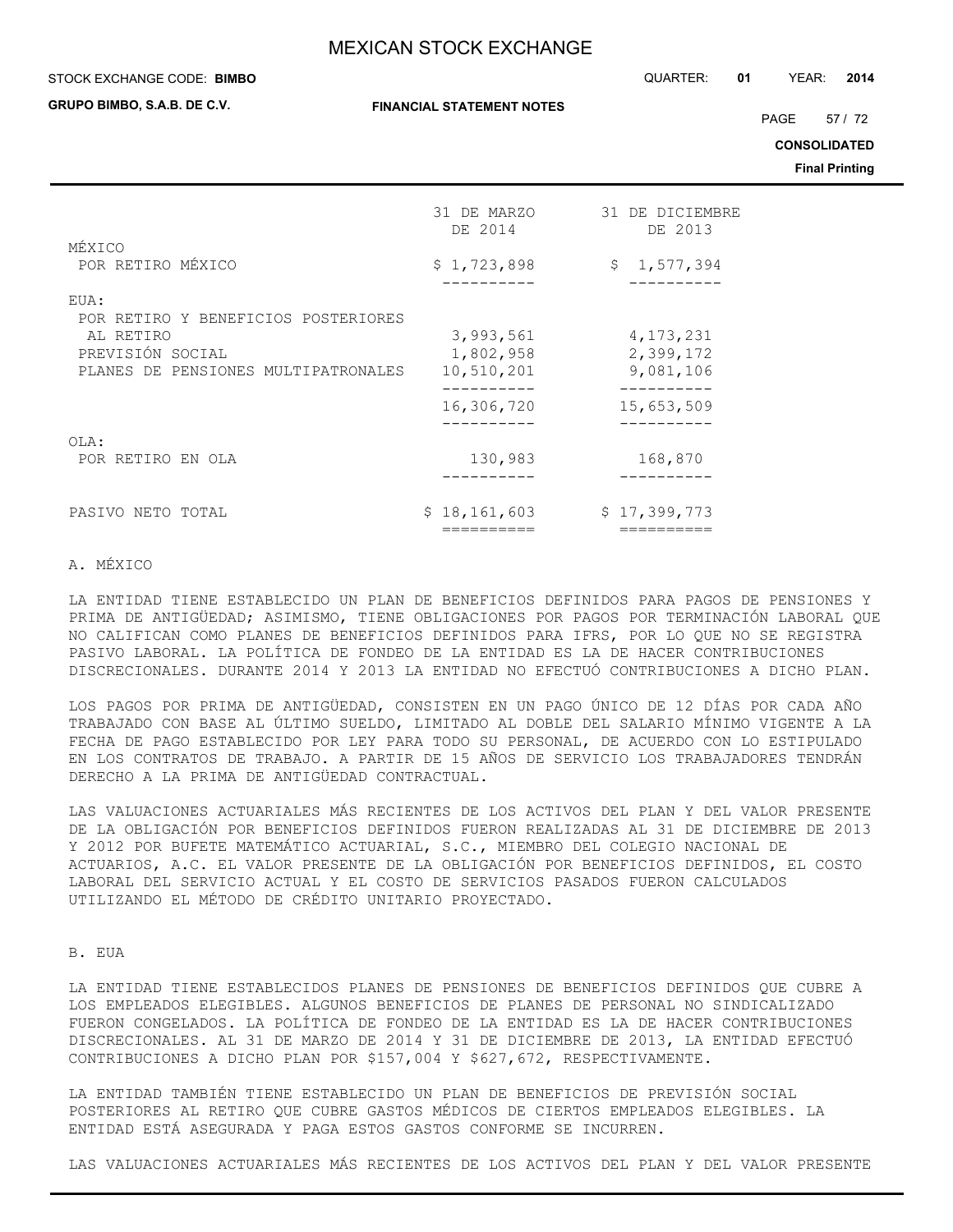| | 31 DE MARZO DE 2014 | 31 DE DICIEMBRE DE 2013 |
|---|---|---|
| MÉXICO | | |
| POR RETIRO MÉXICO | $ 1,723,898 | $ 1,577,394 |
| EUA: | | |
| POR RETIRO Y BENEFICIOS POSTERIORES AL RETIRO | 3,993,561 | 4,173,231 |
| PREVISIÓN SOCIAL | 1,802,958 | 2,399,172 |
| PLANES DE PENSIONES MULTIPATRONALES | 10,510,201 | 9,081,106 |
| | 16,306,720 | 15,653,509 |
| OLA: | | |
| POR RETIRO EN OLA | 130,983 | 168,870 |
| PASIVO NETO TOTAL | $ 18,161,603 | $ 17,399,773 |

A. MÉXICO

LA ENTIDAD TIENE ESTABLECIDO UN PLAN DE BENEFICIOS DEFINIDOS PARA PAGOS DE PENSIONES Y PRIMA DE ANTIGÜEDAD; ASIMISMO, TIENE OBLIGACIONES POR PAGOS POR TERMINACIÓN LABORAL QUE NO CALIFICAN COMO PLANES DE BENEFICIOS DEFINIDOS PARA IFRS, POR LO QUE NO SE REGISTRA PASIVO LABORAL. LA POLÍTICA DE FONDEO DE LA ENTIDAD ES LA DE HACER CONTRIBUCIONES DISCRECIONALES. DURANTE 2014 Y 2013 LA ENTIDAD NO EFECTUÓ CONTRIBUCIONES A DICHO PLAN.

LOS PAGOS POR PRIMA DE ANTIGÜEDAD, CONSISTEN EN UN PAGO ÚNICO DE 12 DÍAS POR CADA AÑO TRABAJADO CON BASE AL ÚLTIMO SUELDO, LIMITADO AL DOBLE DEL SALARIO MÍNIMO VIGENTE A LA FECHA DE PAGO ESTABLECIDO POR LEY PARA TODO SU PERSONAL, DE ACUERDO CON LO ESTIPULADO EN LOS CONTRATOS DE TRABAJO. A PARTIR DE 15 AÑOS DE SERVICIO LOS TRABAJADORES TENDRÁN DERECHO A LA PRIMA DE ANTIGÜEDAD CONTRACTUAL.

LAS VALUACIONES ACTUARIALES MÁS RECIENTES DE LOS ACTIVOS DEL PLAN Y DEL VALOR PRESENTE DE LA OBLIGACIÓN POR BENEFICIOS DEFINIDOS FUERON REALIZADAS AL 31 DE DICIEMBRE DE 2013 Y 2012 POR BUFETE MATEMÁTICO ACTUARIAL, S.C., MIEMBRO DEL COLEGIO NACIONAL DE ACTUARIOS, A.C. EL VALOR PRESENTE DE LA OBLIGACIÓN POR BENEFICIOS DEFINIDOS, EL COSTO LABORAL DEL SERVICIO ACTUAL Y EL COSTO DE SERVICIOS PASADOS FUERON CALCULADOS UTILIZANDO EL MÉTODO DE CRÉDITO UNITARIO PROYECTADO.

B. EUA

LA ENTIDAD TIENE ESTABLECIDOS PLANES DE PENSIONES DE BENEFICIOS DEFINIDOS QUE CUBRE A LOS EMPLEADOS ELEGIBLES. ALGUNOS BENEFICIOS DE PLANES DE PERSONAL NO SINDICALIZADO FUERON CONGELADOS. LA POLÍTICA DE FONDEO DE LA ENTIDAD ES LA DE HACER CONTRIBUCIONES DISCRECIONALES. AL 31 DE MARZO DE 2014 Y 31 DE DICIEMBRE DE 2013, LA ENTIDAD EFECTUÓ CONTRIBUCIONES A DICHO PLAN POR $157,004 Y $627,672, RESPECTIVAMENTE.

LA ENTIDAD TAMBIÉN TIENE ESTABLECIDO UN PLAN DE BENEFICIOS DE PREVISIÓN SOCIAL POSTERIORES AL RETIRO QUE CUBRE GASTOS MÉDICOS DE CIERTOS EMPLEADOS ELEGIBLES. LA ENTIDAD ESTÁ ASEGURADA Y PAGA ESTOS GASTOS CONFORME SE INCURREN.

LAS VALUACIONES ACTUARIALES MÁS RECIENTES DE LOS ACTIVOS DEL PLAN Y DEL VALOR PRESENTE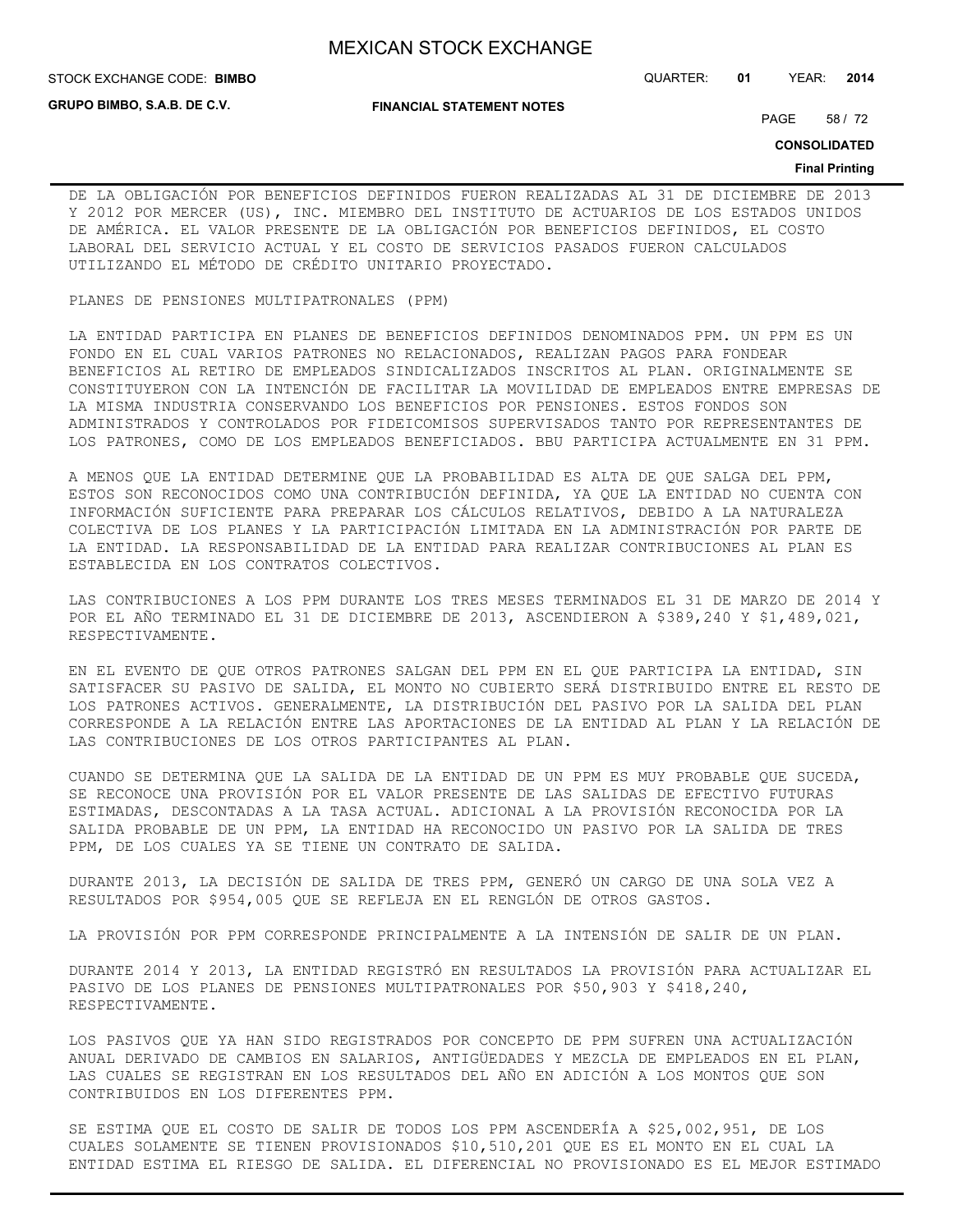DE LA OBLIGACIÓN POR BENEFICIOS DEFINIDOS FUERON REALIZADAS AL 31 DE DICIEMBRE DE 2013 Y 2012 POR MERCER (US), INC. MIEMBRO DEL INSTITUTO DE ACTUARIOS DE LOS ESTADOS UNIDOS DE AMÉRICA. EL VALOR PRESENTE DE LA OBLIGACIÓN POR BENEFICIOS DEFINIDOS, EL COSTO LABORAL DEL SERVICIO ACTUAL Y EL COSTO DE SERVICIOS PASADOS FUERON CALCULADOS UTILIZANDO EL MÉTODO DE CRÉDITO UNITARIO PROYECTADO.

PLANES DE PENSIONES MULTIPATRONALES (PPM)

LA ENTIDAD PARTICIPA EN PLANES DE BENEFICIOS DEFINIDOS DENOMINADOS PPM. UN PPM ES UN FONDO EN EL CUAL VARIOS PATRONES NO RELACIONADOS, REALIZAN PAGOS PARA FONDEAR BENEFICIOS AL RETIRO DE EMPLEADOS SINDICALIZADOS INSCRITOS AL PLAN. ORIGINALMENTE SE CONSTITUYERON CON LA INTENCIÓN DE FACILITAR LA MOVILIDAD DE EMPLEADOS ENTRE EMPRESAS DE LA MISMA INDUSTRIA CONSERVANDO LOS BENEFICIOS POR PENSIONES. ESTOS FONDOS SON ADMINISTRADOS Y CONTROLADOS POR FIDEICOMISOS SUPERVISADOS TANTO POR REPRESENTANTES DE LOS PATRONES, COMO DE LOS EMPLEADOS BENEFICIADOS. BBU PARTICIPA ACTUALMENTE EN 31 PPM.

A MENOS QUE LA ENTIDAD DETERMINE QUE LA PROBABILIDAD ES ALTA DE QUE SALGA DEL PPM, ESTOS SON RECONOCIDOS COMO UNA CONTRIBUCIÓN DEFINIDA, YA QUE LA ENTIDAD NO CUENTA CON INFORMACIÓN SUFICIENTE PARA PREPARAR LOS CÁLCULOS RELATIVOS, DEBIDO A LA NATURALEZA COLECTIVA DE LOS PLANES Y LA PARTICIPACIÓN LIMITADA EN LA ADMINISTRACIÓN POR PARTE DE LA ENTIDAD. LA RESPONSABILIDAD DE LA ENTIDAD PARA REALIZAR CONTRIBUCIONES AL PLAN ES ESTABLECIDA EN LOS CONTRATOS COLECTIVOS.

LAS CONTRIBUCIONES A LOS PPM DURANTE LOS TRES MESES TERMINADOS EL 31 DE MARZO DE 2014 Y POR EL AÑO TERMINADO EL 31 DE DICIEMBRE DE 2013, ASCENDIERON A $389,240 Y $1,489,021, RESPECTIVAMENTE.

EN EL EVENTO DE QUE OTROS PATRONES SALGAN DEL PPM EN EL QUE PARTICIPA LA ENTIDAD, SIN SATISFACER SU PASIVO DE SALIDA, EL MONTO NO CUBIERTO SERÁ DISTRIBUIDO ENTRE EL RESTO DE LOS PATRONES ACTIVOS. GENERALMENTE, LA DISTRIBUCIÓN DEL PASIVO POR LA SALIDA DEL PLAN CORRESPONDE A LA RELACIÓN ENTRE LAS APORTACIONES DE LA ENTIDAD AL PLAN Y LA RELACIÓN DE LAS CONTRIBUCIONES DE LOS OTROS PARTICIPANTES AL PLAN.

CUANDO SE DETERMINA QUE LA SALIDA DE LA ENTIDAD DE UN PPM ES MUY PROBABLE QUE SUCEDA, SE RECONOCE UNA PROVISIÓN POR EL VALOR PRESENTE DE LAS SALIDAS DE EFECTIVO FUTURAS ESTIMADAS, DESCONTADAS A LA TASA ACTUAL. ADICIONAL A LA PROVISIÓN RECONOCIDA POR LA SALIDA PROBABLE DE UN PPM, LA ENTIDAD HA RECONOCIDO UN PASIVO POR LA SALIDA DE TRES PPM, DE LOS CUALES YA SE TIENE UN CONTRATO DE SALIDA.

DURANTE 2013, LA DECISIÓN DE SALIDA DE TRES PPM, GENERÓ UN CARGO DE UNA SOLA VEZ A RESULTADOS POR $954,005 QUE SE REFLEJA EN EL RENGLÓN DE OTROS GASTOS.

LA PROVISIÓN POR PPM CORRESPONDE PRINCIPALMENTE A LA INTENSIÓN DE SALIR DE UN PLAN.

DURANTE 2014 Y 2013, LA ENTIDAD REGISTRÓ EN RESULTADOS LA PROVISIÓN PARA ACTUALIZAR EL PASIVO DE LOS PLANES DE PENSIONES MULTIPATRONALES POR $50,903 Y $418,240, RESPECTIVAMENTE.

LOS PASIVOS QUE YA HAN SIDO REGISTRADOS POR CONCEPTO DE PPM SUFREN UNA ACTUALIZACIÓN ANUAL DERIVADO DE CAMBIOS EN SALARIOS, ANTIGÜEDADES Y MEZCLA DE EMPLEADOS EN EL PLAN, LAS CUALES SE REGISTRAN EN LOS RESULTADOS DEL AÑO EN ADICIÓN A LOS MONTOS QUE SON CONTRIBUIDOS EN LOS DIFERENTES PPM.

SE ESTIMA QUE EL COSTO DE SALIR DE TODOS LOS PPM ASCENDERÍA A $25,002,951, DE LOS CUALES SOLAMENTE SE TIENEN PROVISIONADOS $10,510,201 QUE ES EL MONTO EN EL CUAL LA ENTIDAD ESTIMA EL RIESGO DE SALIDA. EL DIFERENCIAL NO PROVISIONADO ES EL MEJOR ESTIMADO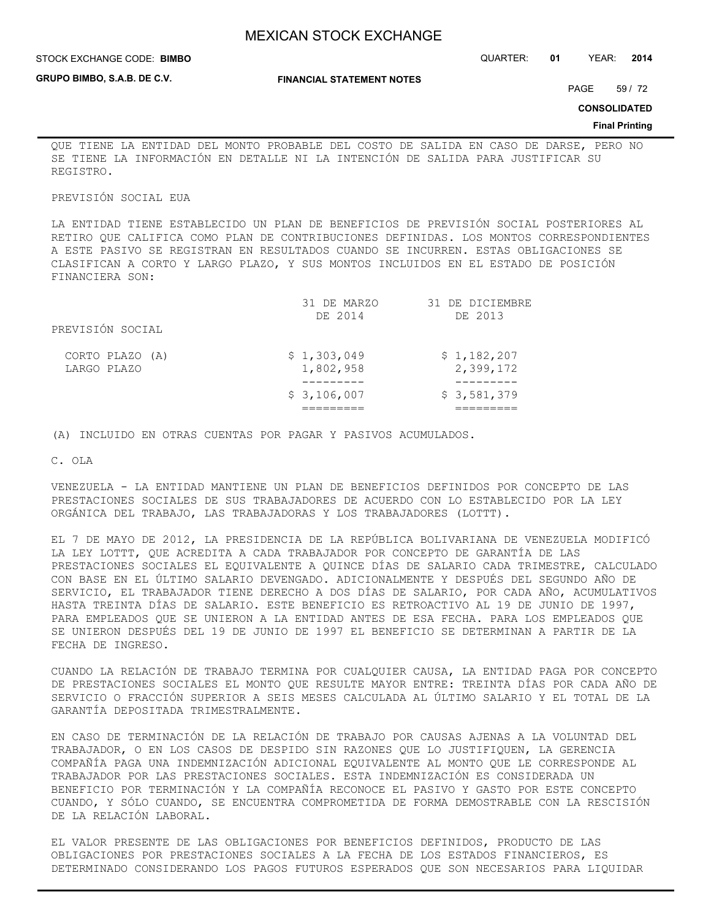QUE TIENE LA ENTIDAD DEL MONTO PROBABLE DEL COSTO DE SALIDA EN CASO DE DARSE, PERO NO SE TIENE LA INFORMACIÓN EN DETALLE NI LA INTENCIÓN DE SALIDA PARA JUSTIFICAR SU REGISTRO.

PREVISIÓN SOCIAL EUA

LA ENTIDAD TIENE ESTABLECIDO UN PLAN DE BENEFICIOS DE PREVISIÓN SOCIAL POSTERIORES AL RETIRO QUE CALIFICA COMO PLAN DE CONTRIBUCIONES DEFINIDAS. LOS MONTOS CORRESPONDIENTES A ESTE PASIVO SE REGISTRAN EN RESULTADOS CUANDO SE INCURREN. ESTAS OBLIGACIONES SE CLASIFICAN A CORTO Y LARGO PLAZO, Y SUS MONTOS INCLUIDOS EN EL ESTADO DE POSICIÓN FINANCIERA SON:

| | 31 DE MARZO DE 2014 | 31 DE DICIEMBRE DE 2013 |
|---|---|---|
| PREVISIÓN SOCIAL | | |
| CORTO PLAZO (A) | $ 1,303,049 | $ 1,182,207 |
| LARGO PLAZO | 1,802,958 | 2,399,172 |
| | $ 3,106,007 | $ 3,581,379 |

(A) INCLUIDO EN OTRAS CUENTAS POR PAGAR Y PASIVOS ACUMULADOS.

C. OLA

VENEZUELA - LA ENTIDAD MANTIENE UN PLAN DE BENEFICIOS DEFINIDOS POR CONCEPTO DE LAS PRESTACIONES SOCIALES DE SUS TRABAJADORES DE ACUERDO CON LO ESTABLECIDO POR LA LEY ORGÁNICA DEL TRABAJO, LAS TRABAJADORAS Y LOS TRABAJADORES (LOTTT).

EL 7 DE MAYO DE 2012, LA PRESIDENCIA DE LA REPÚBLICA BOLIVARIANA DE VENEZUELA MODIFICÓ LA LEY LOTTT, QUE ACREDITA A CADA TRABAJADOR POR CONCEPTO DE GARANTÍA DE LAS PRESTACIONES SOCIALES EL EQUIVALENTE A QUINCE DÍAS DE SALARIO CADA TRIMESTRE, CALCULADO CON BASE EN EL ÚLTIMO SALARIO DEVENGADO. ADICIONALMENTE Y DESPUÉS DEL SEGUNDO AÑO DE SERVICIO, EL TRABAJADOR TIENE DERECHO A DOS DÍAS DE SALARIO, POR CADA AÑO, ACUMULATIVOS HASTA TREINTA DÍAS DE SALARIO. ESTE BENEFICIO ES RETROACTIVO AL 19 DE JUNIO DE 1997, PARA EMPLEADOS QUE SE UNIERON A LA ENTIDAD ANTES DE ESA FECHA. PARA LOS EMPLEADOS QUE SE UNIERON DESPUÉS DEL 19 DE JUNIO DE 1997 EL BENEFICIO SE DETERMINAN A PARTIR DE LA FECHA DE INGRESO.

CUANDO LA RELACIÓN DE TRABAJO TERMINA POR CUALQUIER CAUSA, LA ENTIDAD PAGA POR CONCEPTO DE PRESTACIONES SOCIALES EL MONTO QUE RESULTE MAYOR ENTRE: TREINTA DÍAS POR CADA AÑO DE SERVICIO O FRACCIÓN SUPERIOR A SEIS MESES CALCULADA AL ÚLTIMO SALARIO Y EL TOTAL DE LA GARANTÍA DEPOSITADA TRIMESTRALMENTE.

EN CASO DE TERMINACIÓN DE LA RELACIÓN DE TRABAJO POR CAUSAS AJENAS A LA VOLUNTAD DEL TRABAJADOR, O EN LOS CASOS DE DESPIDO SIN RAZONES QUE LO JUSTIFIQUEN, LA GERENCIA COMPAÑÍA PAGA UNA INDEMNIZACIÓN ADICIONAL EQUIVALENTE AL MONTO QUE LE CORRESPONDE AL TRABAJADOR POR LAS PRESTACIONES SOCIALES. ESTA INDEMNIZACIÓN ES CONSIDERADA UN BENEFICIO POR TERMINACIÓN Y LA COMPAÑÍA RECONOCE EL PASIVO Y GASTO POR ESTE CONCEPTO CUANDO, Y SÓLO CUANDO, SE ENCUENTRA COMPROMETIDA DE FORMA DEMOSTRABLE CON LA RESCISIÓN DE LA RELACIÓN LABORAL.

EL VALOR PRESENTE DE LAS OBLIGACIONES POR BENEFICIOS DEFINIDOS, PRODUCTO DE LAS OBLIGACIONES POR PRESTACIONES SOCIALES A LA FECHA DE LOS ESTADOS FINANCIEROS, ES DETERMINADO CONSIDERANDO LOS PAGOS FUTUROS ESPERADOS QUE SON NECESARIOS PARA LIQUIDAR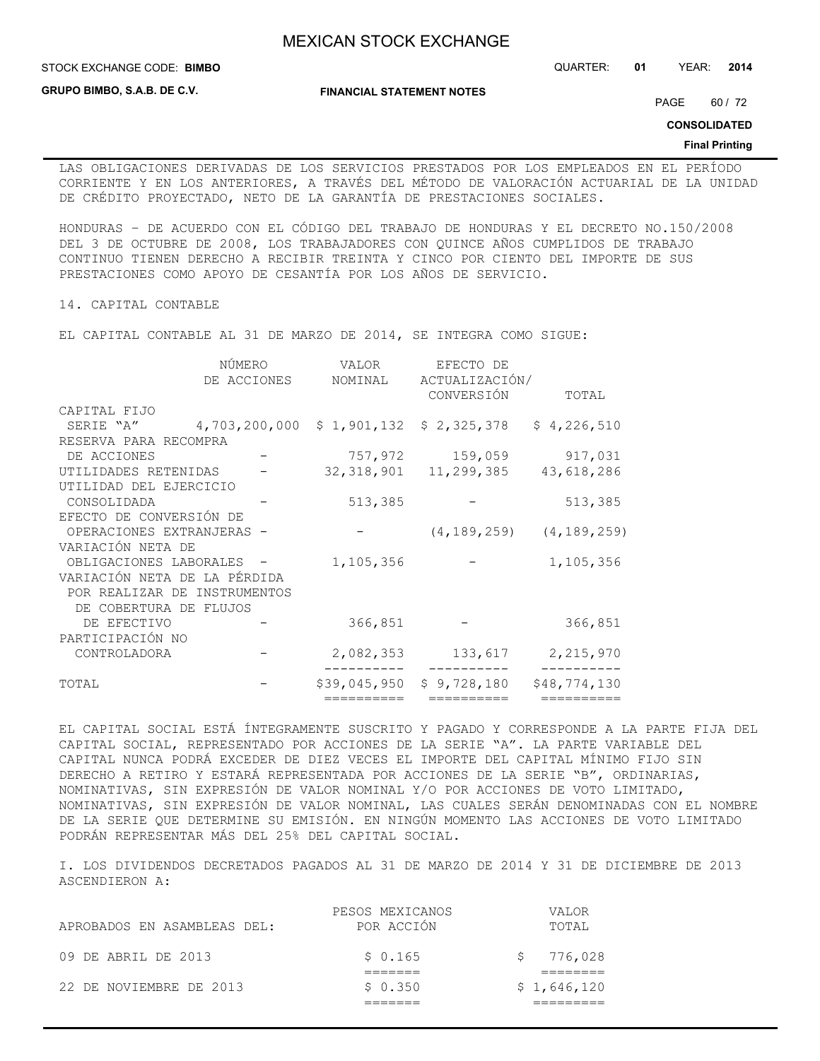LAS OBLIGACIONES DERIVADAS DE LOS SERVICIOS PRESTADOS POR LOS EMPLEADOS EN EL PERÍODO CORRIENTE Y EN LOS ANTERIORES, A TRAVÉS DEL MÉTODO DE VALORACIÓN ACTUARIAL DE LA UNIDAD DE CRÉDITO PROYECTADO, NETO DE LA GARANTÍA DE PRESTACIONES SOCIALES.

HONDURAS – DE ACUERDO CON EL CÓDIGO DEL TRABAJO DE HONDURAS Y EL DECRETO NO.150/2008 DEL 3 DE OCTUBRE DE 2008, LOS TRABAJADORES CON QUINCE AÑOS CUMPLIDOS DE TRABAJO CONTINUO TIENEN DERECHO A RECIBIR TREINTA Y CINCO POR CIENTO DEL IMPORTE DE SUS PRESTACIONES COMO APOYO DE CESANTÍA POR LOS AÑOS DE SERVICIO.

## 14. CAPITAL CONTABLE

EL CAPITAL CONTABLE AL 31 DE MARZO DE 2014, SE INTEGRA COMO SIGUE:

| | NÚMERO DE ACCIONES | VALOR NOMINAL | EFECTO DE ACTUALIZACIÓN/ CONVERSIÓN | TOTAL |
|---|---|---|---|---|
| CAPITAL FIJO | | | | |
| SERIE "A" | 4,703,200,000 | $ 1,901,132 | $ 2,325,378 | $ 4,226,510 |
| RESERVA PARA RECOMPRA DE ACCIONES | - | 757,972 | 159,059 | 917,031 |
| UTILIDADES RETENIDAS | - | 32,318,901 | 11,299,385 | 43,618,286 |
| UTILIDAD DEL EJERCICIO CONSOLIDADA | - | 513,385 | - | 513,385 |
| EFECTO DE CONVERSIÓN DE OPERACIONES EXTRANJERAS | - | - | (4,189,259) | (4,189,259) |
| VARIACIÓN NETA DE OBLIGACIONES LABORALES | - | 1,105,356 | - | 1,105,356 |
| VARIACIÓN NETA DE LA PÉRDIDA POR REALIZAR DE INSTRUMENTOS DE COBERTURA DE FLUJOS DE EFECTIVO | - | 366,851 | - | 366,851 |
| PARTICIPACIÓN NO CONTROLADORA | - | 2,082,353 | 133,617 | 2,215,970 |
| TOTAL | - | $39,045,950 | $ 9,728,180 | $48,774,130 |

EL CAPITAL SOCIAL ESTÁ ÍNTEGRAMENTE SUSCRITO Y PAGADO Y CORRESPONDE A LA PARTE FIJA DEL CAPITAL SOCIAL, REPRESENTADO POR ACCIONES DE LA SERIE "A". LA PARTE VARIABLE DEL CAPITAL NUNCA PODRÁ EXCEDER DE DIEZ VECES EL IMPORTE DEL CAPITAL MÍNIMO FIJO SIN DERECHO A RETIRO Y ESTARÁ REPRESENTADA POR ACCIONES DE LA SERIE "B", ORDINARIAS, NOMINATIVAS, SIN EXPRESIÓN DE VALOR NOMINAL Y/O POR ACCIONES DE VOTO LIMITADO, NOMINATIVAS, SIN EXPRESIÓN DE VALOR NOMINAL, LAS CUALES SERÁN DENOMINADAS CON EL NOMBRE DE LA SERIE QUE DETERMINE SU EMISIÓN. EN NINGÚN MOMENTO LAS ACCIONES DE VOTO LIMITADO PODRÁN REPRESENTAR MÁS DEL 25% DEL CAPITAL SOCIAL.

I. LOS DIVIDENDOS DECRETADOS PAGADOS AL 31 DE MARZO DE 2014 Y 31 DE DICIEMBRE DE 2013 ASCENDIERON A:

| APROBADOS EN ASAMBLEAS DEL: | PESOS MEXICANOS POR ACCIÓN | VALOR TOTAL |
|---|---|---|
| 09 DE ABRIL DE 2013 | $ 0.165 | $ 776,028 |
| 22 DE NOVIEMBRE DE 2013 | $ 0.350 | $ 1,646,120 |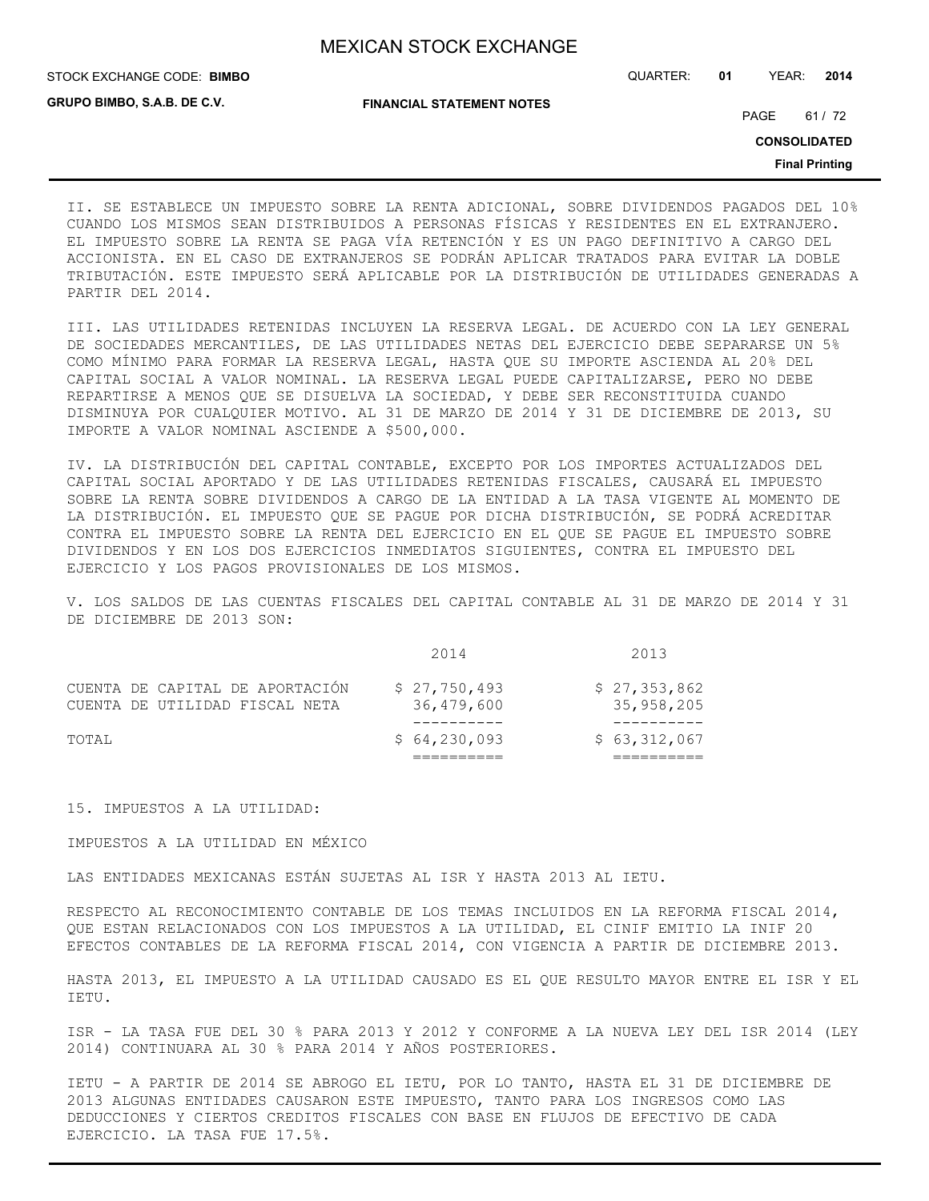II. SE ESTABLECE UN IMPUESTO SOBRE LA RENTA ADICIONAL, SOBRE DIVIDENDOS PAGADOS DEL 10% CUANDO LOS MISMOS SEAN DISTRIBUIDOS A PERSONAS FÍSICAS Y RESIDENTES EN EL EXTRANJERO. EL IMPUESTO SOBRE LA RENTA SE PAGA VÍA RETENCIÓN Y ES UN PAGO DEFINITIVO A CARGO DEL ACCIONISTA. EN EL CASO DE EXTRANJEROS SE PODRÁN APLICAR TRATADOS PARA EVITAR LA DOBLE TRIBUTACIÓN. ESTE IMPUESTO SERÁ APLICABLE POR LA DISTRIBUCIÓN DE UTILIDADES GENERADAS A PARTIR DEL 2014.

III. LAS UTILIDADES RETENIDAS INCLUYEN LA RESERVA LEGAL. DE ACUERDO CON LA LEY GENERAL DE SOCIEDADES MERCANTILES, DE LAS UTILIDADES NETAS DEL EJERCICIO DEBE SEPARARSE UN 5% COMO MÍNIMO PARA FORMAR LA RESERVA LEGAL, HASTA QUE SU IMPORTE ASCIENDA AL 20% DEL CAPITAL SOCIAL A VALOR NOMINAL. LA RESERVA LEGAL PUEDE CAPITALIZARSE, PERO NO DEBE REPARTIRSE A MENOS QUE SE DISUELVA LA SOCIEDAD, Y DEBE SER RECONSTITUIDA CUANDO DISMINUYA POR CUALQUIER MOTIVO. AL 31 DE MARZO DE 2014 Y 31 DE DICIEMBRE DE 2013, SU IMPORTE A VALOR NOMINAL ASCIENDE A $500,000.

IV. LA DISTRIBUCIÓN DEL CAPITAL CONTABLE, EXCEPTO POR LOS IMPORTES ACTUALIZADOS DEL CAPITAL SOCIAL APORTADO Y DE LAS UTILIDADES RETENIDAS FISCALES, CAUSARÁ EL IMPUESTO SOBRE LA RENTA SOBRE DIVIDENDOS A CARGO DE LA ENTIDAD A LA TASA VIGENTE AL MOMENTO DE LA DISTRIBUCIÓN. EL IMPUESTO QUE SE PAGUE POR DICHA DISTRIBUCIÓN, SE PODRÁ ACREDITAR CONTRA EL IMPUESTO SOBRE LA RENTA DEL EJERCICIO EN EL QUE SE PAGUE EL IMPUESTO SOBRE DIVIDENDOS Y EN LOS DOS EJERCICIOS INMEDIATOS SIGUIENTES, CONTRA EL IMPUESTO DEL EJERCICIO Y LOS PAGOS PROVISIONALES DE LOS MISMOS.

V. LOS SALDOS DE LAS CUENTAS FISCALES DEL CAPITAL CONTABLE AL 31 DE MARZO DE 2014 Y 31 DE DICIEMBRE DE 2013 SON:

| | 2014 | 2013 |
|---|---|---|
| CUENTA DE CAPITAL DE APORTACIÓN | $ 27,750,493 | $ 27,353,862 |
| CUENTA DE UTILIDAD FISCAL NETA | 36,479,600 | 35,958,205 |
| TOTAL | $ 64,230,093 | $ 63,312,067 |

15. IMPUESTOS A LA UTILIDAD:

IMPUESTOS A LA UTILIDAD EN MÉXICO

LAS ENTIDADES MEXICANAS ESTÁN SUJETAS AL ISR Y HASTA 2013 AL IETU.

RESPECTO AL RECONOCIMIENTO CONTABLE DE LOS TEMAS INCLUIDOS EN LA REFORMA FISCAL 2014, QUE ESTAN RELACIONADOS CON LOS IMPUESTOS A LA UTILIDAD, EL CINIF EMITIO LA INIF 20 EFECTOS CONTABLES DE LA REFORMA FISCAL 2014, CON VIGENCIA A PARTIR DE DICIEMBRE 2013.

HASTA 2013, EL IMPUESTO A LA UTILIDAD CAUSADO ES EL QUE RESULTO MAYOR ENTRE EL ISR Y EL IETU.

ISR - LA TASA FUE DEL 30 % PARA 2013 Y 2012 Y CONFORME A LA NUEVA LEY DEL ISR 2014 (LEY 2014) CONTINUARA AL 30 % PARA 2014 Y AÑOS POSTERIORES.

IETU - A PARTIR DE 2014 SE ABROGO EL IETU, POR LO TANTO, HASTA EL 31 DE DICIEMBRE DE 2013 ALGUNAS ENTIDADES CAUSARON ESTE IMPUESTO, TANTO PARA LOS INGRESOS COMO LAS DEDUCCIONES Y CIERTOS CREDITOS FISCALES CON BASE EN FLUJOS DE EFECTIVO DE CADA EJERCICIO. LA TASA FUE 17.5%.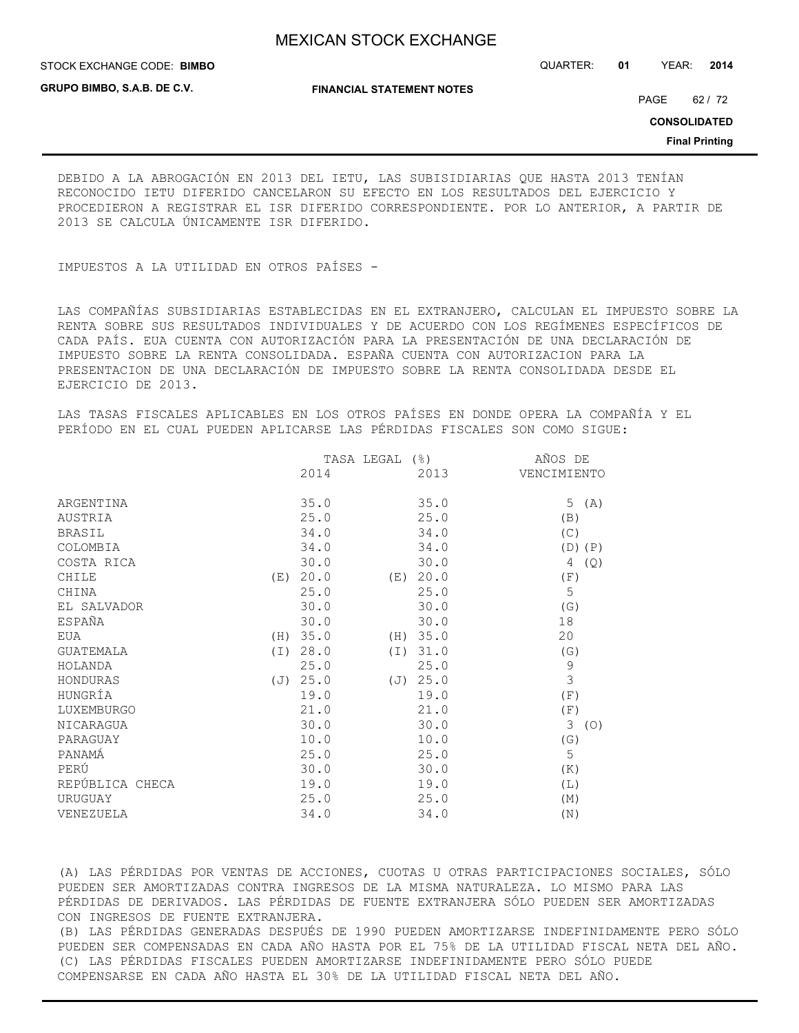DEBIDO A LA ABROGACIÓN EN 2013 DEL IETU, LAS SUBSIDIARIAS QUE HASTA 2013 TENÍAN RECONOCIDO IETU DIFERIDO CANCELARON SU EFECTO EN LOS RESULTADOS DEL EJERCICIO Y PROCEDIERON A REGISTRAR EL ISR DIFERIDO CORRESPONDIENTE. POR LO ANTERIOR, A PARTIR DE 2013 SE CALCULA ÚNICAMENTE ISR DIFERIDO.

IMPUESTOS A LA UTILIDAD EN OTROS PAÍSES -

LAS COMPAÑÍAS SUBSIDIARIAS ESTABLECIDAS EN EL EXTRANJERO, CALCULAN EL IMPUESTO SOBRE LA RENTA SOBRE SUS RESULTADOS INDIVIDUALES Y DE ACUERDO CON LOS REGÍMENES ESPECÍFICOS DE CADA PAÍS. EUA CUENTA CON AUTORIZACIÓN PARA LA PRESENTACIÓN DE UNA DECLARACIÓN DE IMPUESTO SOBRE LA RENTA CONSOLIDADA. ESPAÑA CUENTA CON AUTORIZACION PARA LA PRESENTACION DE UNA DECLARACIÓN DE IMPUESTO SOBRE LA RENTA CONSOLIDADA DESDE EL EJERCICIO DE 2013.

LAS TASAS FISCALES APLICABLES EN LOS OTROS PAÍSES EN DONDE OPERA LA COMPAÑÍA Y EL PERÍODO EN EL CUAL PUEDEN APLICARSE LAS PÉRDIDAS FISCALES SON COMO SIGUE:

| | TASA LEGAL (%) | | AÑOS DE |
|---|---|---|---|
| | 2014 | 2013 | VENCIMIENTO |
| ARGENTINA | 35.0 | 35.0 | 5 (A) |
| AUSTRIA | 25.0 | 25.0 | (B) |
| BRASIL | 34.0 | 34.0 | (C) |
| COLOMBIA | 34.0 | 34.0 | (D)(P) |
| COSTA RICA | 30.0 | 30.0 | 4 (Q) |
| CHILE | (E) 20.0 | (E) 20.0 | (F) |
| CHINA | 25.0 | 25.0 | 5 |
| EL SALVADOR | 30.0 | 30.0 | (G) |
| ESPAÑA | 30.0 | 30.0 | 18 |
| EUA | (H) 35.0 | (H) 35.0 | 20 |
| GUATEMALA | (I) 28.0 | (I) 31.0 | (G) |
| HOLANDA | 25.0 | 25.0 | 9 |
| HONDURAS | (J) 25.0 | (J) 25.0 | 3 |
| HUNGRÍA | 19.0 | 19.0 | (F) |
| LUXEMBURGO | 21.0 | 21.0 | (F) |
| NICARAGUA | 30.0 | 30.0 | 3 (O) |
| PARAGUAY | 10.0 | 10.0 | (G) |
| PANAMÁ | 25.0 | 25.0 | 5 |
| PERÚ | 30.0 | 30.0 | (K) |
| REPÚBLICA CHECA | 19.0 | 19.0 | (L) |
| URUGUAY | 25.0 | 25.0 | (M) |
| VENEZUELA | 34.0 | 34.0 | (N) |

(A) LAS PÉRDIDAS POR VENTAS DE ACCIONES, CUOTAS U OTRAS PARTICIPACIONES SOCIALES, SÓLO PUEDEN SER AMORTIZADAS CONTRA INGRESOS DE LA MISMA NATURALEZA. LO MISMO PARA LAS PÉRDIDAS DE DERIVADOS. LAS PÉRDIDAS DE FUENTE EXTRANJERA SÓLO PUEDEN SER AMORTIZADAS CON INGRESOS DE FUENTE EXTRANJERA.

(B) LAS PÉRDIDAS GENERADAS DESPUÉS DE 1990 PUEDEN AMORTIZARSE INDEFINIDAMENTE PERO SÓLO PUEDEN SER COMPENSADAS EN CADA AÑO HASTA POR EL 75% DE LA UTILIDAD FISCAL NETA DEL AÑO.

(C) LAS PÉRDIDAS FISCALES PUEDEN AMORTIZARSE INDEFINIDAMENTE PERO SÓLO PUEDE COMPENSARSE EN CADA AÑO HASTA EL 30% DE LA UTILIDAD FISCAL NETA DEL AÑO.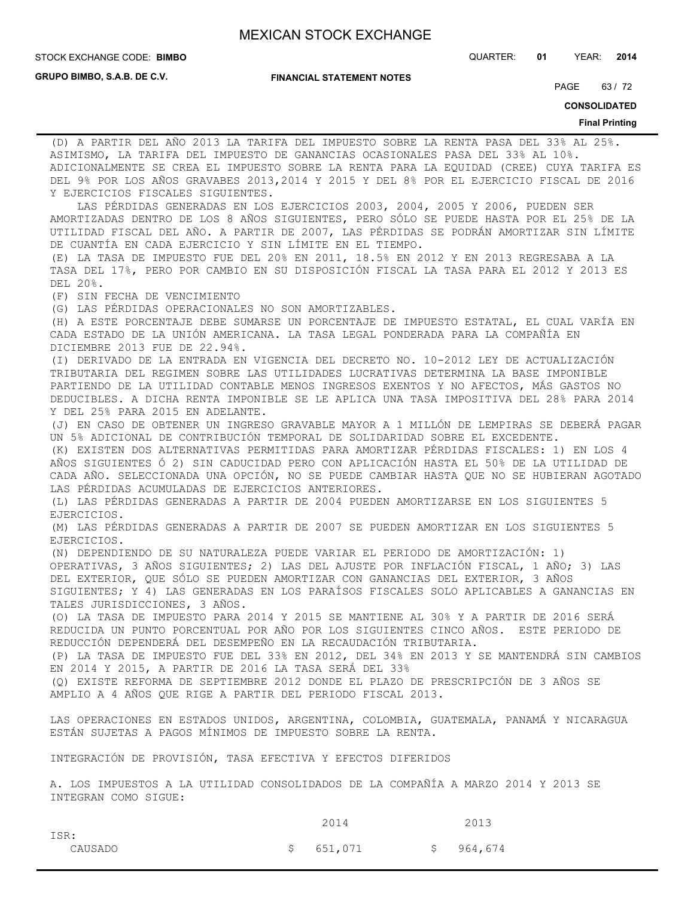(D) A PARTIR DEL AÑO 2013 LA TARIFA DEL IMPUESTO SOBRE LA RENTA PASA DEL 33% AL 25%. ASIMISMO, LA TARIFA DEL IMPUESTO DE GANANCIAS OCASIONALES PASA DEL 33% AL 10%. ADICIONALMENTE SE CREA EL IMPUESTO SOBRE LA RENTA PARA LA EQUIDAD (CREE) CUYA TARIFA ES DEL 9% POR LOS AÑOS GRAVABES 2013,2014 Y 2015 Y DEL 8% POR EL EJERCICIO FISCAL DE 2016 Y EJERCICIOS FISCALES SIGUIENTES.

LAS PÉRDIDAS GENERADAS EN LOS EJERCICIOS 2003, 2004, 2005 Y 2006, PUEDEN SER AMORTIZADAS DENTRO DE LOS 8 AÑOS SIGUIENTES, PERO SÓLO SE PUEDE HASTA POR EL 25% DE LA UTILIDAD FISCAL DEL AÑO. A PARTIR DE 2007, LAS PÉRDIDAS SE PODRÁN AMORTIZAR SIN LÍMITE DE CUANTÍA EN CADA EJERCICIO Y SIN LÍMITE EN EL TIEMPO.

(E) LA TASA DE IMPUESTO FUE DEL 20% EN 2011, 18.5% EN 2012 Y EN 2013 REGRESABA A LA TASA DEL 17%, PERO POR CAMBIO EN SU DISPOSICIÓN FISCAL LA TASA PARA EL 2012 Y 2013 ES DEL 20%.

(F) SIN FECHA DE VENCIMIENTO

(G) LAS PÉRDIDAS OPERACIONALES NO SON AMORTIZABLES.

(H) A ESTE PORCENTAJE DEBE SUMARSE UN PORCENTAJE DE IMPUESTO ESTATAL, EL CUAL VARÍA EN CADA ESTADO DE LA UNIÓN AMERICANA. LA TASA LEGAL PONDERADA PARA LA COMPAÑÍA EN DICIEMBRE 2013 FUE DE 22.94%.

(I) DERIVADO DE LA ENTRADA EN VIGENCIA DEL DECRETO NO. 10-2012 LEY DE ACTUALIZACIÓN TRIBUTARIA DEL REGIMEN SOBRE LAS UTILIDADES LUCRATIVAS DETERMINA LA BASE IMPONIBLE PARTIENDO DE LA UTILIDAD CONTABLE MENOS INGRESOS EXENTOS Y NO AFECTOS, MÁS GASTOS NO DEDUCIBLES. A DICHA RENTA IMPONIBLE SE LE APLICA UNA TASA IMPOSITIVA DEL 28% PARA 2014 Y DEL 25% PARA 2015 EN ADELANTE.

(J) EN CASO DE OBTENER UN INGRESO GRAVABLE MAYOR A 1 MILLÓN DE LEMPIRAS SE DEBERÁ PAGAR UN 5% ADICIONAL DE CONTRIBUCIÓN TEMPORAL DE SOLIDARIDAD SOBRE EL EXCEDENTE.

(K) EXISTEN DOS ALTERNATIVAS PERMITIDAS PARA AMORTIZAR PÉRDIDAS FISCALES: 1) EN LOS 4 AÑOS SIGUIENTES Ó 2) SIN CADUCIDAD PERO CON APLICACIÓN HASTA EL 50% DE LA UTILIDAD DE CADA AÑO. SELECCIONADA UNA OPCIÓN, NO SE PUEDE CAMBIAR HASTA QUE NO SE HUBIERAN AGOTADO LAS PÉRDIDAS ACUMULADAS DE EJERCICIOS ANTERIORES.

(L) LAS PÉRDIDAS GENERADAS A PARTIR DE 2004 PUEDEN AMORTIZARSE EN LOS SIGUIENTES 5 EJERCICIOS.

(M) LAS PÉRDIDAS GENERADAS A PARTIR DE 2007 SE PUEDEN AMORTIZAR EN LOS SIGUIENTES 5 EJERCICIOS.

(N) DEPENDIENDO DE SU NATURALEZA PUEDE VARIAR EL PERIODO DE AMORTIZACIÓN: 1) OPERATIVAS, 3 AÑOS SIGUIENTES; 2) LAS DEL AJUSTE POR INFLACIÓN FISCAL, 1 AÑO; 3) LAS DEL EXTERIOR, QUE SÓLO SE PUEDEN AMORTIZAR CON GANANCIAS DEL EXTERIOR, 3 AÑOS SIGUIENTES; Y 4) LAS GENERADAS EN LOS PARAÍSOS FISCALES SOLO APLICABLES A GANANCIAS EN TALES JURISDICCIONES, 3 AÑOS.

(O) LA TASA DE IMPUESTO PARA 2014 Y 2015 SE MANTIENE AL 30% Y A PARTIR DE 2016 SERÁ REDUCIDA UN PUNTO PORCENTUAL POR AÑO POR LOS SIGUIENTES CINCO AÑOS. ESTE PERIODO DE REDUCCIÓN DEPENDERÁ DEL DESEMPEÑO EN LA RECAUDACIÓN TRIBUTARIA.

(P) LA TASA DE IMPUESTO FUE DEL 33% EN 2012, DEL 34% EN 2013 Y SE MANTENDRÁ SIN CAMBIOS EN 2014 Y 2015, A PARTIR DE 2016 LA TASA SERÁ DEL 33%

(Q) EXISTE REFORMA DE SEPTIEMBRE 2012 DONDE EL PLAZO DE PRESCRIPCIÓN DE 3 AÑOS SE AMPLIO A 4 AÑOS QUE RIGE A PARTIR DEL PERIODO FISCAL 2013.

LAS OPERACIONES EN ESTADOS UNIDOS, ARGENTINA, COLOMBIA, GUATEMALA, PANAMÁ Y NICARAGUA ESTÁN SUJETAS A PAGOS MÍNIMOS DE IMPUESTO SOBRE LA RENTA.

INTEGRACIÓN DE PROVISIÓN, TASA EFECTIVA Y EFECTOS DIFERIDOS

A. LOS IMPUESTOS A LA UTILIDAD CONSOLIDADOS DE LA COMPAÑÍA A MARZO 2014 Y 2013 SE INTEGRAN COMO SIGUE:

| | 2014 | 2013 |
|---|---|---|
| ISR: | | |
| CAUSADO | $ 651,071 | $ 964,674 |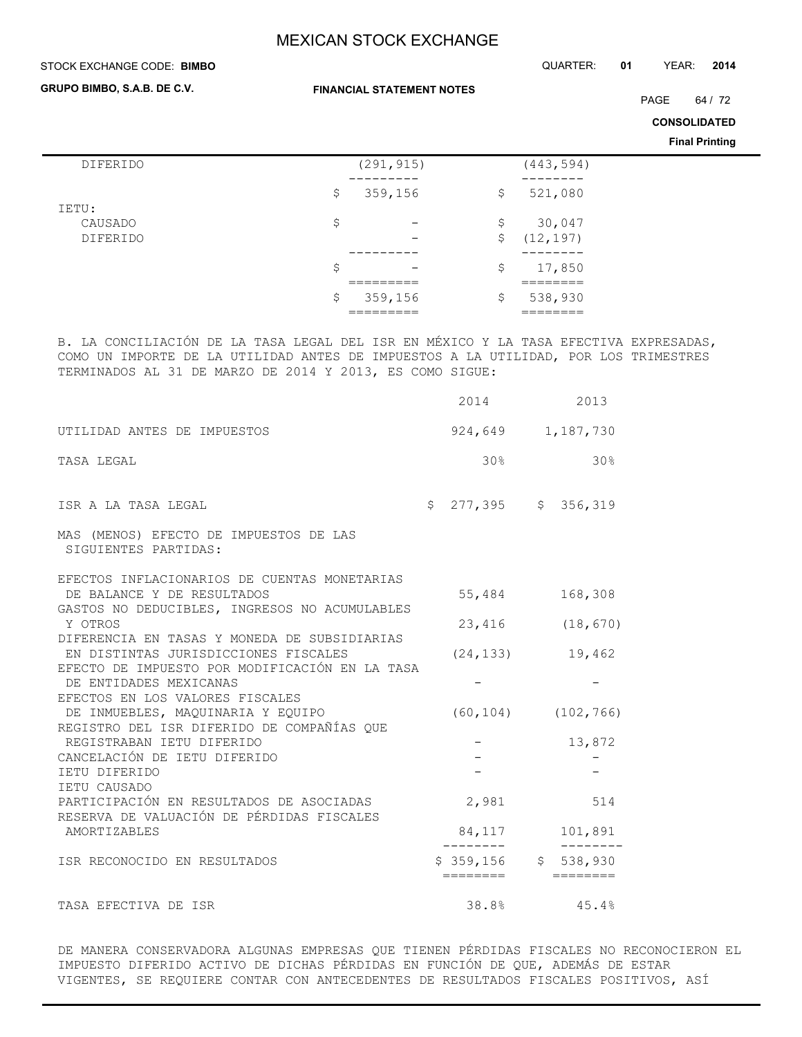| | | |
|---|---|---|
| DIFERIDO | (291,915) | (443,594) |
| | $ 359,156 | $ 521,080 |
| IETU: | | |
| CAUSADO | $ - | $ 30,047 |
| DIFERIDO | - | $ (12,197) |
| | $ - | $ 17,850 |
| | $ 359,156 | $ 538,930 |

B. LA CONCILIACIÓN DE LA TASA LEGAL DEL ISR EN MÉXICO Y LA TASA EFECTIVA EXPRESADAS, COMO UN IMPORTE DE LA UTILIDAD ANTES DE IMPUESTOS A LA UTILIDAD, POR LOS TRIMESTRES TERMINADOS AL 31 DE MARZO DE 2014 Y 2013, ES COMO SIGUE:

| | 2014 | 2013 |
|---|---|---|
| UTILIDAD ANTES DE IMPUESTOS | 924,649 | 1,187,730 |
| TASA LEGAL | 30% | 30% |
| ISR A LA TASA LEGAL | $ 277,395 | $ 356,319 |
| MAS (MENOS) EFECTO DE IMPUESTOS DE LAS SIGUIENTES PARTIDAS: | | |
| EFECTOS INFLACIONARIOS DE CUENTAS MONETARIAS DE BALANCE Y DE RESULTADOS | 55,484 | 168,308 |
| GASTOS NO DEDUCIBLES, INGRESOS NO ACUMULABLES Y OTROS | 23,416 | (18,670) |
| DIFERENCIA EN TASAS Y MONEDA DE SUBSIDIARIAS EN DISTINTAS JURISDICCIONES FISCALES | (24,133) | 19,462 |
| EFECTO DE IMPUESTO POR MODIFICACIÓN EN LA TASA DE ENTIDADES MEXICANAS | - | - |
| EFECTOS EN LOS VALORES FISCALES DE INMUEBLES, MAQUINARIA Y EQUIPO | (60,104) | (102,766) |
| REGISTRO DEL ISR DIFERIDO DE COMPAÑÍAS QUE REGISTRABAN IETU DIFERIDO | - | 13,872 |
| CANCELACIÓN DE IETU DIFERIDO | - | - |
| IETU DIFERIDO | - | - |
| IETU CAUSADO | | |
| PARTICIPACIÓN EN RESULTADOS DE ASOCIADAS | 2,981 | 514 |
| RESERVA DE VALUACIÓN DE PÉRDIDAS FISCALES AMORTIZABLES | 84,117 | 101,891 |
| ISR RECONOCIDO EN RESULTADOS | $ 359,156 | $ 538,930 |
| TASA EFECTIVA DE ISR | 38.8% | 45.4% |

DE MANERA CONSERVADORA ALGUNAS EMPRESAS QUE TIENEN PÉRDIDAS FISCALES NO RECONOCIERON EL IMPUESTO DIFERIDO ACTIVO DE DICHAS PÉRDIDAS EN FUNCIÓN DE QUE, ADEMÁS DE ESTAR VIGENTES, SE REQUIERE CONTAR CON ANTECEDENTES DE RESULTADOS FISCALES POSITIVOS, ASÍ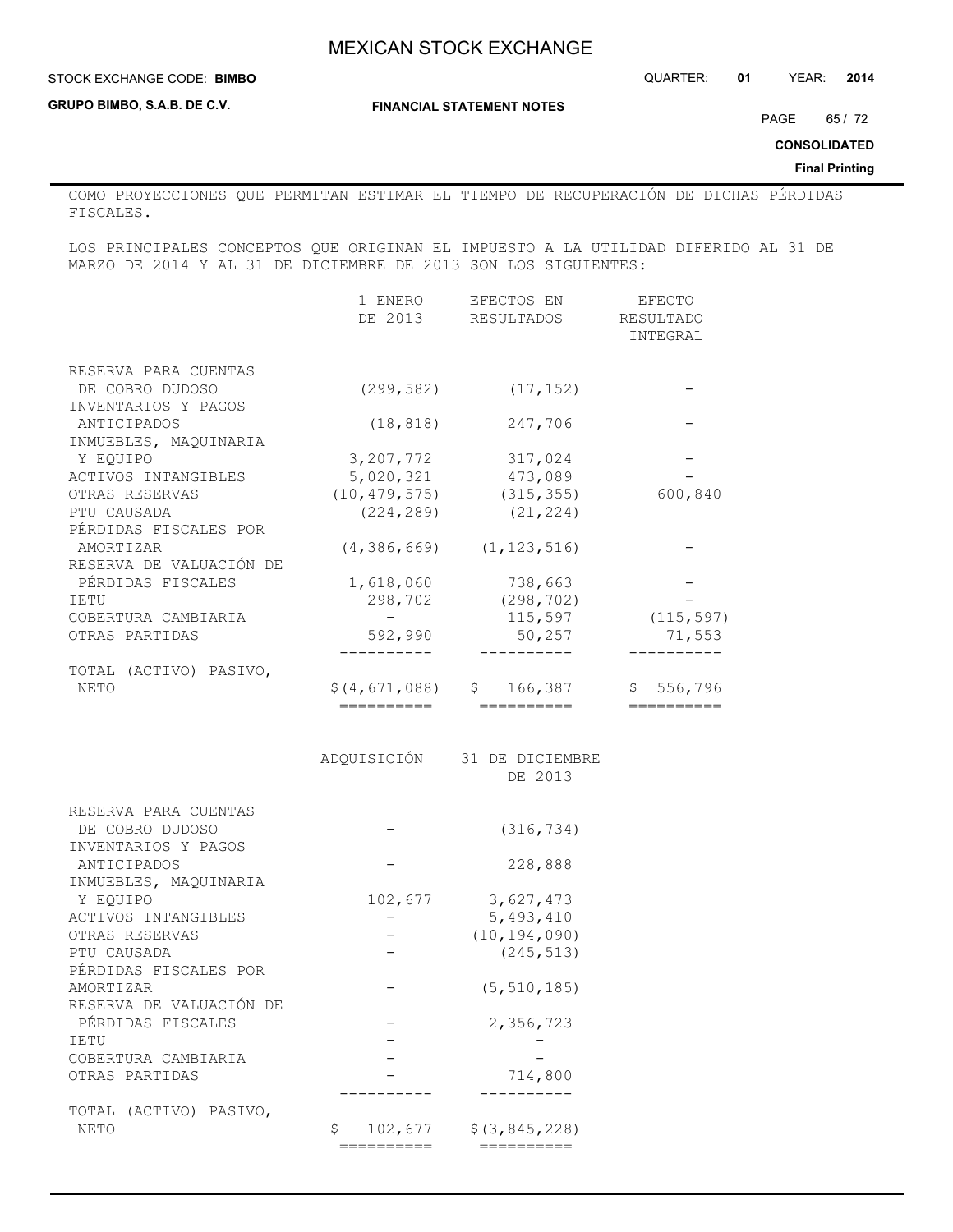COMO PROYECCIONES QUE PERMITAN ESTIMAR EL TIEMPO DE RECUPERACIÓN DE DICHAS PÉRDIDAS FISCALES.

LOS PRINCIPALES CONCEPTOS QUE ORIGINAN EL IMPUESTO A LA UTILIDAD DIFERIDO AL 31 DE MARZO DE 2014 Y AL 31 DE DICIEMBRE DE 2013 SON LOS SIGUIENTES:

| | 1 ENERO DE 2013 | EFECTOS EN RESULTADOS | EFECTO RESULTADO INTEGRAL |
|---|---|---|---|
| RESERVA PARA CUENTAS DE COBRO DUDOSO | (299,582) | (17,152) | - |
| INVENTARIOS Y PAGOS ANTICIPADOS | (18,818) | 247,706 | - |
| INMUEBLES, MAQUINARIA Y EQUIPO | 3,207,772 | 317,024 | - |
| ACTIVOS INTANGIBLES | 5,020,321 | 473,089 | - |
| OTRAS RESERVAS | (10,479,575) | (315,355) | 600,840 |
| PTU CAUSADA | (224,289) | (21,224) | |
| PÉRDIDAS FISCALES POR AMORTIZAR | (4,386,669) | (1,123,516) | - |
| RESERVA DE VALUACIÓN DE PÉRDIDAS FISCALES | 1,618,060 | 738,663 | - |
| IETU | 298,702 | (298,702) | - |
| COBERTURA CAMBIARIA | - | 115,597 | (115,597) |
| OTRAS PARTIDAS | 592,990 | 50,257 | 71,553 |
| TOTAL (ACTIVO) PASIVO, NETO | $(4,671,088) | $ 166,387 | $ 556,796 |

| | ADQUISICIÓN | 31 DE DICIEMBRE DE 2013 |
|---|---|---|
| RESERVA PARA CUENTAS DE COBRO DUDOSO | - | (316,734) |
| INVENTARIOS Y PAGOS ANTICIPADOS | - | 228,888 |
| INMUEBLES, MAQUINARIA Y EQUIPO | 102,677 | 3,627,473 |
| ACTIVOS INTANGIBLES | - | 5,493,410 |
| OTRAS RESERVAS | - | (10,194,090) |
| PTU CAUSADA | - | (245,513) |
| PÉRDIDAS FISCALES POR AMORTIZAR | - | (5,510,185) |
| RESERVA DE VALUACIÓN DE PÉRDIDAS FISCALES | - | 2,356,723 |
| IETU | - | - |
| COBERTURA CAMBIARIA | - | - |
| OTRAS PARTIDAS | - | 714,800 |
| TOTAL (ACTIVO) PASIVO, NETO | $ 102,677 | $(3,845,228) |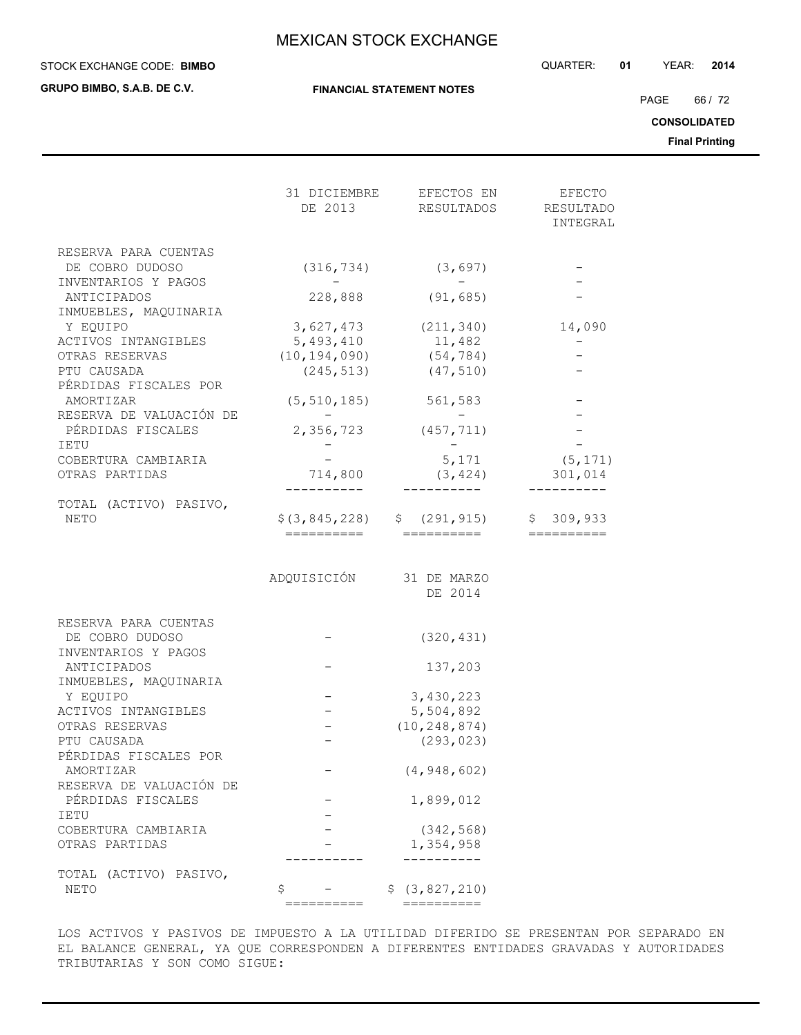| | 31 DICIEMBRE DE 2013 | EFECTOS EN RESULTADOS | EFECTO RESULTADO INTEGRAL |
|---|---|---|---|
| RESERVA PARA CUENTAS DE COBRO DUDOSO | (316,734) | (3,697) | - |
| INVENTARIOS Y PAGOS ANTICIPADOS | 228,888 | (91,685) | - |
| INMUEBLES, MAQUINARIA Y EQUIPO | 3,627,473 | (211,340) | 14,090 |
| ACTIVOS INTANGIBLES | 5,493,410 | 11,482 | - |
| OTRAS RESERVAS | (10,194,090) | (54,784) | - |
| PTU CAUSADA | (245,513) | (47,510) | - |
| PÉRDIDAS FISCALES POR AMORTIZAR | (5,510,185) | 561,583 | - |
| RESERVA DE VALUACIÓN DE PÉRDIDAS FISCALES | 2,356,723 | (457,711) | - |
| IETU | - | - | - |
| COBERTURA CAMBIARIA | - | 5,171 | (5,171) |
| OTRAS PARTIDAS | 714,800 | (3,424) | 301,014 |
| TOTAL (ACTIVO) PASIVO, NETO | $(3,845,228) | $ (291,915) | $ 309,933 |

| | ADQUISICIÓN | 31 DE MARZO DE 2014 |
|---|---|---|
| RESERVA PARA CUENTAS DE COBRO DUDOSO | - | (320,431) |
| INVENTARIOS Y PAGOS ANTICIPADOS | - | 137,203 |
| INMUEBLES, MAQUINARIA Y EQUIPO | - | 3,430,223 |
| ACTIVOS INTANGIBLES | - | 5,504,892 |
| OTRAS RESERVAS | - | (10,248,874) |
| PTU CAUSADA | - | (293,023) |
| PÉRDIDAS FISCALES POR AMORTIZAR | - | (4,948,602) |
| RESERVA DE VALUACIÓN DE PÉRDIDAS FISCALES | - | 1,899,012 |
| IETU | - | |
| COBERTURA CAMBIARIA | - | (342,568) |
| OTRAS PARTIDAS | - | 1,354,958 |
| TOTAL (ACTIVO) PASIVO, NETO | $ - | $ (3,827,210) |

LOS ACTIVOS Y PASIVOS DE IMPUESTO A LA UTILIDAD DIFERIDO SE PRESENTAN POR SEPARADO EN EL BALANCE GENERAL, YA QUE CORRESPONDEN A DIFERENTES ENTIDADES GRAVADAS Y AUTORIDADES TRIBUTARIAS Y SON COMO SIGUE: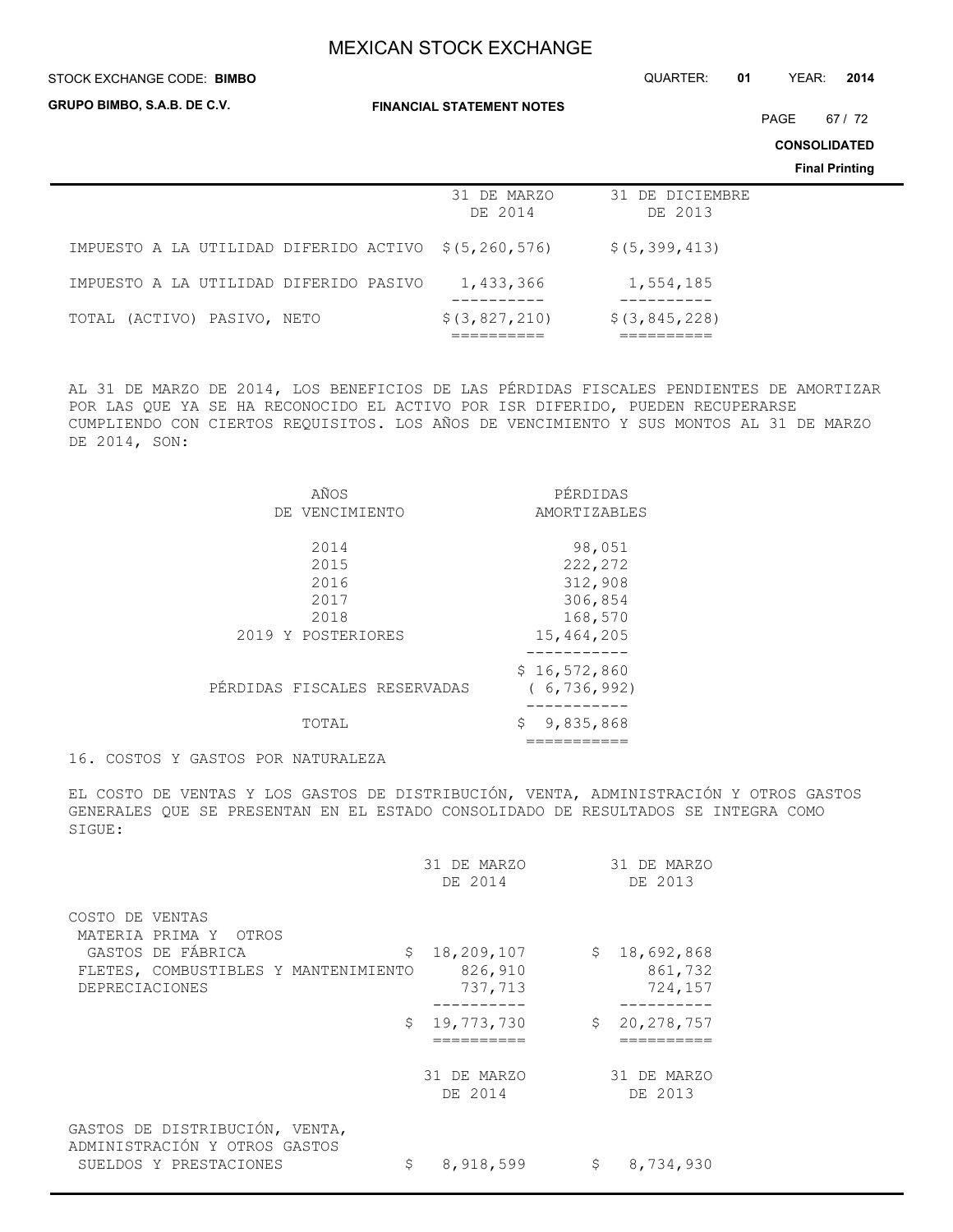| | 31 DE MARZO DE 2014 | 31 DE DICIEMBRE DE 2013 |
|---|---|---|
| IMPUESTO A LA UTILIDAD DIFERIDO ACTIVO | $(5,260,576) | $(5,399,413) |
| IMPUESTO A LA UTILIDAD DIFERIDO PASIVO | 1,433,366 | 1,554,185 |
| TOTAL (ACTIVO) PASIVO, NETO | $(3,827,210) | $(3,845,228) |

AL 31 DE MARZO DE 2014, LOS BENEFICIOS DE LAS PÉRDIDAS FISCALES PENDIENTES DE AMORTIZAR POR LAS QUE YA SE HA RECONOCIDO EL ACTIVO POR ISR DIFERIDO, PUEDEN RECUPERARSE CUMPLIENDO CON CIERTOS REQUISITOS. LOS AÑOS DE VENCIMIENTO Y SUS MONTOS AL 31 DE MARZO DE 2014, SON:

| AÑOS DE VENCIMIENTO | PÉRDIDAS AMORTIZABLES |
|---|---|
| 2014 | 98,051 |
| 2015 | 222,272 |
| 2016 | 312,908 |
| 2017 | 306,854 |
| 2018 | 168,570 |
| 2019 Y POSTERIORES | 15,464,205 |
| | $ 16,572,860 |
| PÉRDIDAS FISCALES RESERVADAS | ( 6,736,992) |
| TOTAL | $ 9,835,868 |

16. COSTOS Y GASTOS POR NATURALEZA

EL COSTO DE VENTAS Y LOS GASTOS DE DISTRIBUCIÓN, VENTA, ADMINISTRACIÓN Y OTROS GASTOS GENERALES QUE SE PRESENTAN EN EL ESTADO CONSOLIDADO DE RESULTADOS SE INTEGRA COMO SIGUE:

| | 31 DE MARZO DE 2014 | 31 DE MARZO DE 2013 |
|---|---|---|
| COSTO DE VENTAS | | |
| MATERIA PRIMA Y OTROS GASTOS DE FÁBRICA | $ 18,209,107 | $ 18,692,868 |
| FLETES, COMBUSTIBLES Y MANTENIMIENTO | 826,910 | 861,732 |
| DEPRECIACIONES | 737,713 | 724,157 |
| | $ 19,773,730 | $ 20,278,757 |

| | 31 DE MARZO DE 2014 | 31 DE MARZO DE 2013 |
|---|---|---|
| GASTOS DE DISTRIBUCIÓN, VENTA, ADMINISTRACIÓN Y OTROS GASTOS | | |
| SUELDOS Y PRESTACIONES | $ 8,918,599 | $ 8,734,930 |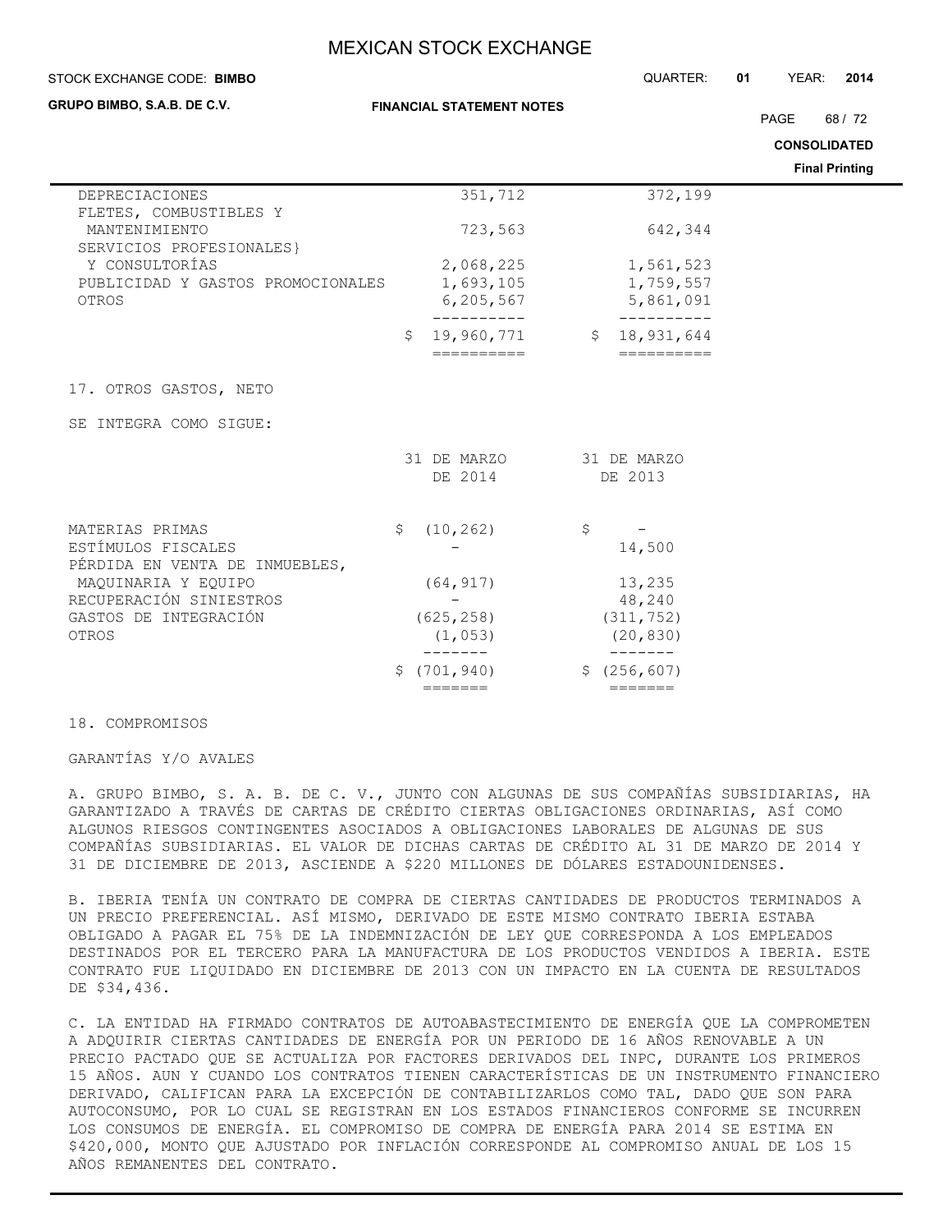| | | |
|---|---|---|
| DEPRECIACIONES | 351,712 | 372,199 |
| FLETES, COMBUSTIBLES Y MANTENIMIENTO | 723,563 | 642,344 |
| SERVICIOS PROFESIONALES} Y CONSULTORÍAS | 2,068,225 | 1,561,523 |
| PUBLICIDAD Y GASTOS PROMOCIONALES | 1,693,105 | 1,759,557 |
| OTROS | 6,205,567 | 5,861,091 |
| | $ 19,960,771 | $ 18,931,644 |

17. OTROS GASTOS, NETO

SE INTEGRA COMO SIGUE:

| | 31 DE MARZO DE 2014 | 31 DE MARZO DE 2013 |
|---|---|---|
| MATERIAS PRIMAS | $ (10,262) | $ - |
| ESTÍMULOS FISCALES | - | 14,500 |
| PÉRDIDA EN VENTA DE INMUEBLES, MAQUINARIA Y EQUIPO | (64,917) | 13,235 |
| RECUPERACIÓN SINIESTROS | - | 48,240 |
| GASTOS DE INTEGRACIÓN | (625,258) | (311,752) |
| OTROS | (1,053) | (20,830) |
| | $ (701,940) | $ (256,607) |

18. COMPROMISOS

GARANTÍAS Y/O AVALES

A. GRUPO BIMBO, S. A. B. DE C. V., JUNTO CON ALGUNAS DE SUS COMPAÑÍAS SUBSIDIARIAS, HA GARANTIZADO A TRAVÉS DE CARTAS DE CRÉDITO CIERTAS OBLIGACIONES ORDINARIAS, ASÍ COMO ALGUNOS RIESGOS CONTINGENTES ASOCIADOS A OBLIGACIONES LABORALES DE ALGUNAS DE SUS COMPAÑÍAS SUBSIDIARIAS. EL VALOR DE DICHAS CARTAS DE CRÉDITO AL 31 DE MARZO DE 2014 Y 31 DE DICIEMBRE DE 2013, ASCIENDE A $220 MILLONES DE DÓLARES ESTADOUNIDENSES.

B. IBERIA TENÍA UN CONTRATO DE COMPRA DE CIERTAS CANTIDADES DE PRODUCTOS TERMINADOS A UN PRECIO PREFERENCIAL. ASÍ MISMO, DERIVADO DE ESTE MISMO CONTRATO IBERIA ESTABA OBLIGADO A PAGAR EL 75% DE LA INDEMNIZACIÓN DE LEY QUE CORRESPONDA A LOS EMPLEADOS DESTINADOS POR EL TERCERO PARA LA MANUFACTURA DE LOS PRODUCTOS VENDIDOS A IBERIA. ESTE CONTRATO FUE LIQUIDADO EN DICIEMBRE DE 2013 CON UN IMPACTO EN LA CUENTA DE RESULTADOS DE $34,436.

C. LA ENTIDAD HA FIRMADO CONTRATOS DE AUTOABASTECIMIENTO DE ENERGÍA QUE LA COMPROMETEN A ADQUIRIR CIERTAS CANTIDADES DE ENERGÍA POR UN PERIODO DE 16 AÑOS RENOVABLE A UN PRECIO PACTADO QUE SE ACTUALIZA POR FACTORES DERIVADOS DEL INPC, DURANTE LOS PRIMEROS 15 AÑOS. AUN Y CUANDO LOS CONTRATOS TIENEN CARACTERÍSTICAS DE UN INSTRUMENTO FINANCIERO DERIVADO, CALIFICAN PARA LA EXCEPCIÓN DE CONTABILIZARLOS COMO TAL, DADO QUE SON PARA AUTOCONSUMO, POR LO CUAL SE REGISTRAN EN LOS ESTADOS FINANCIEROS CONFORME SE INCURREN LOS CONSUMOS DE ENERGÍA. EL COMPROMISO DE COMPRA DE ENERGÍA PARA 2014 SE ESTIMA EN $420,000, MONTO QUE AJUSTADO POR INFLACIÓN CORRESPONDE AL COMPROMISO ANUAL DE LOS 15 AÑOS REMANENTES DEL CONTRATO.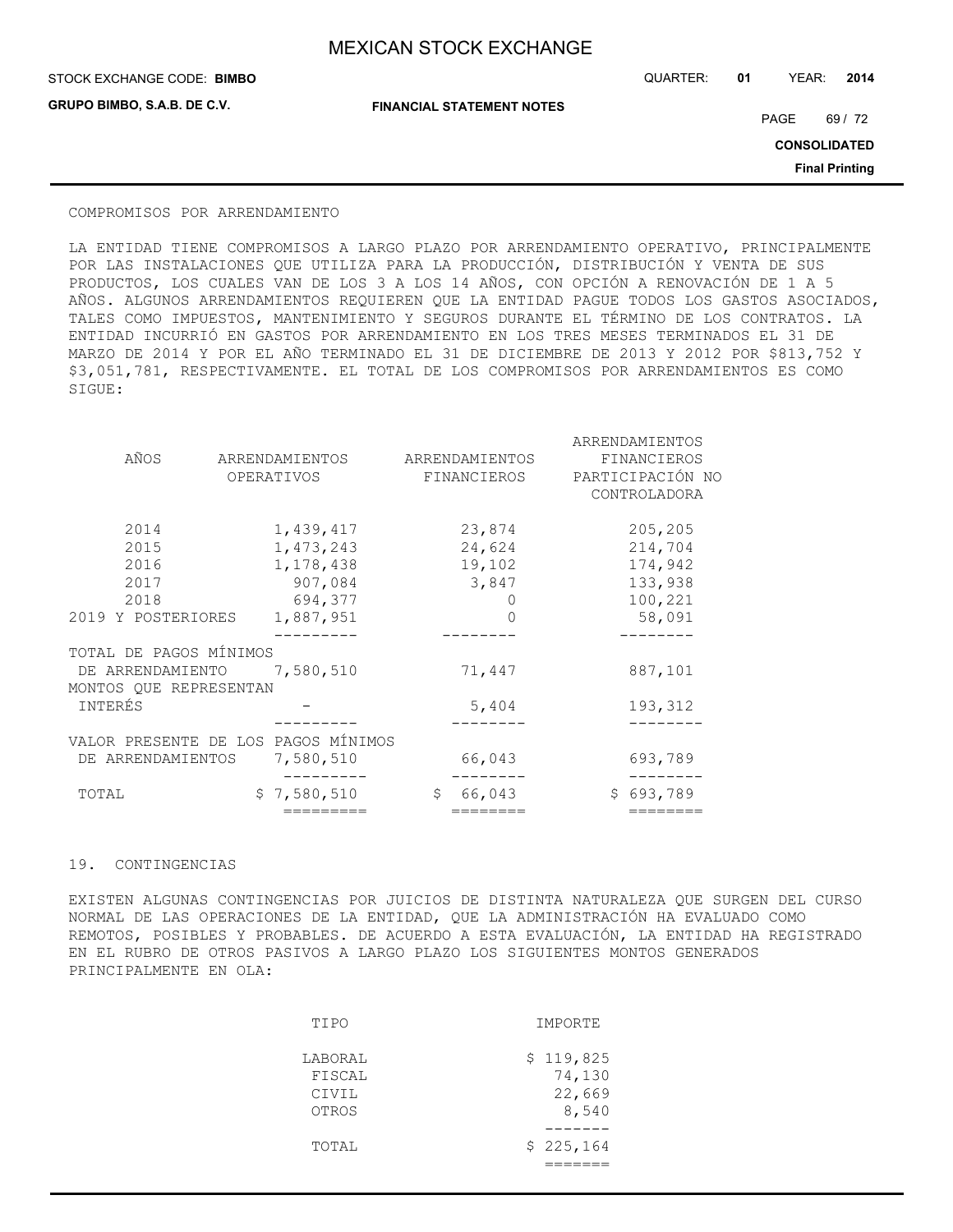COMPROMISOS POR ARRENDAMIENTO

LA ENTIDAD TIENE COMPROMISOS A LARGO PLAZO POR ARRENDAMIENTO OPERATIVO, PRINCIPALMENTE POR LAS INSTALACIONES QUE UTILIZA PARA LA PRODUCCIÓN, DISTRIBUCIÓN Y VENTA DE SUS PRODUCTOS, LOS CUALES VAN DE LOS 3 A LOS 14 AÑOS, CON OPCIÓN A RENOVACIÓN DE 1 A 5 AÑOS. ALGUNOS ARRENDAMIENTOS REQUIEREN QUE LA ENTIDAD PAGUE TODOS LOS GASTOS ASOCIADOS, TALES COMO IMPUESTOS, MANTENIMIENTO Y SEGUROS DURANTE EL TÉRMINO DE LOS CONTRATOS. LA ENTIDAD INCURRIÓ EN GASTOS POR ARRENDAMIENTO EN LOS TRES MESES TERMINADOS EL 31 DE MARZO DE 2014 Y POR EL AÑO TERMINADO EL 31 DE DICIEMBRE DE 2013 Y 2012 POR $813,752 Y $3,051,781, RESPECTIVAMENTE. EL TOTAL DE LOS COMPROMISOS POR ARRENDAMIENTOS ES COMO SIGUE:

| AÑOS | ARRENDAMIENTOS OPERATIVOS | ARRENDAMIENTOS FINANCIEROS | ARRENDAMIENTOS FINANCIEROS PARTICIPACIÓN NO CONTROLADORA |
|---|---|---|---|
| 2014 | 1,439,417 | 23,874 | 205,205 |
| 2015 | 1,473,243 | 24,624 | 214,704 |
| 2016 | 1,178,438 | 19,102 | 174,942 |
| 2017 | 907,084 | 3,847 | 133,938 |
| 2018 | 694,377 | 0 | 100,221 |
| 2019 Y POSTERIORES | 1,887,951 | 0 | 58,091 |
| TOTAL DE PAGOS MÍNIMOS DE ARRENDAMIENTO | 7,580,510 | 71,447 | 887,101 |
| MONTOS QUE REPRESENTAN INTERÉS | - | 5,404 | 193,312 |
| VALOR PRESENTE DE LOS PAGOS MÍNIMOS DE ARRENDAMIENTOS | 7,580,510 | 66,043 | 693,789 |
| TOTAL | $ 7,580,510 | $ 66,043 | $ 693,789 |

## 19. CONTINGENCIAS

EXISTEN ALGUNAS CONTINGENCIAS POR JUICIOS DE DISTINTA NATURALEZA QUE SURGEN DEL CURSO NORMAL DE LAS OPERACIONES DE LA ENTIDAD, QUE LA ADMINISTRACIÓN HA EVALUADO COMO REMOTOS, POSIBLES Y PROBABLES. DE ACUERDO A ESTA EVALUACIÓN, LA ENTIDAD HA REGISTRADO EN EL RUBRO DE OTROS PASIVOS A LARGO PLAZO LOS SIGUIENTES MONTOS GENERADOS PRINCIPALMENTE EN OLA:

| TIPO | IMPORTE |
|---|---|
| LABORAL | $ 119,825 |
| FISCAL | 74,130 |
| CIVIL | 22,669 |
| OTROS | 8,540 |
| TOTAL | $ 225,164 |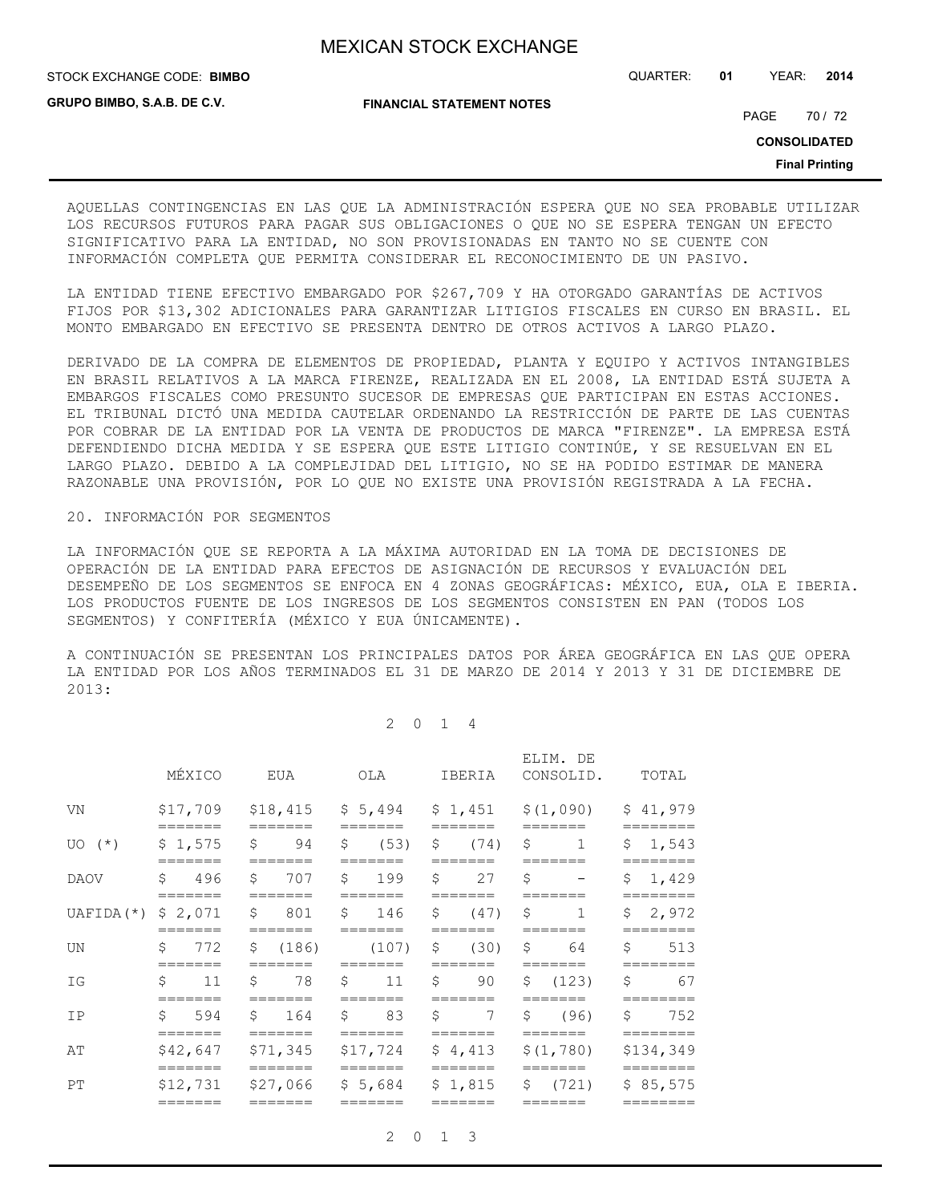AQUELLAS CONTINGENCIAS EN LAS QUE LA ADMINISTRACIÓN ESPERA QUE NO SEA PROBABLE UTILIZAR LOS RECURSOS FUTUROS PARA PAGAR SUS OBLIGACIONES O QUE NO SE ESPERA TENGAN UN EFECTO SIGNIFICATIVO PARA LA ENTIDAD, NO SON PROVISIONADAS EN TANTO NO SE CUENTE CON INFORMACIÓN COMPLETA QUE PERMITA CONSIDERAR EL RECONOCIMIENTO DE UN PASIVO.

LA ENTIDAD TIENE EFECTIVO EMBARGADO POR $267,709 Y HA OTORGADO GARANTÍAS DE ACTIVOS FIJOS POR $13,302 ADICIONALES PARA GARANTIZAR LITIGIOS FISCALES EN CURSO EN BRASIL. EL MONTO EMBARGADO EN EFECTIVO SE PRESENTA DENTRO DE OTROS ACTIVOS A LARGO PLAZO.

DERIVADO DE LA COMPRA DE ELEMENTOS DE PROPIEDAD, PLANTA Y EQUIPO Y ACTIVOS INTANGIBLES EN BRASIL RELATIVOS A LA MARCA FIRENZE, REALIZADA EN EL 2008, LA ENTIDAD ESTÁ SUJETA A EMBARGOS FISCALES COMO PRESUNTO SUCESOR DE EMPRESAS QUE PARTICIPAN EN ESTAS ACCIONES. EL TRIBUNAL DICTÓ UNA MEDIDA CAUTELAR ORDENANDO LA RESTRICCIÓN DE PARTE DE LAS CUENTAS POR COBRAR DE LA ENTIDAD POR LA VENTA DE PRODUCTOS DE MARCA "FIRENZE". LA EMPRESA ESTÁ DEFENDIENDO DICHA MEDIDA Y SE ESPERA QUE ESTE LITIGIO CONTINÚE, Y SE RESUELVAN EN EL LARGO PLAZO. DEBIDO A LA COMPLEJIDAD DEL LITIGIO, NO SE HA PODIDO ESTIMAR DE MANERA RAZONABLE UNA PROVISIÓN, POR LO QUE NO EXISTE UNA PROVISIÓN REGISTRADA A LA FECHA.

20. INFORMACIÓN POR SEGMENTOS

LA INFORMACIÓN QUE SE REPORTA A LA MÁXIMA AUTORIDAD EN LA TOMA DE DECISIONES DE OPERACIÓN DE LA ENTIDAD PARA EFECTOS DE ASIGNACIÓN DE RECURSOS Y EVALUACIÓN DEL DESEMPEÑO DE LOS SEGMENTOS SE ENFOCA EN 4 ZONAS GEOGRÁFICAS: MÉXICO, EUA, OLA E IBERIA. LOS PRODUCTOS FUENTE DE LOS INGRESOS DE LOS SEGMENTOS CONSISTEN EN PAN (TODOS LOS SEGMENTOS) Y CONFITERÍA (MÉXICO Y EUA ÚNICAMENTE).

A CONTINUACIÓN SE PRESENTAN LOS PRINCIPALES DATOS POR ÁREA GEOGRÁFICA EN LAS QUE OPERA LA ENTIDAD POR LOS AÑOS TERMINADOS EL 31 DE MARZO DE 2014 Y 2013 Y 31 DE DICIEMBRE DE 2013:

2 0 1 4

| | MÉXICO | EUA | OLA | IBERIA | ELIM. DE CONSOLID. | TOTAL |
|---|---|---|---|---|---|---|
| VN | $17,709 | $18,415 | $ 5,494 | $ 1,451 | $(1,090) | $ 41,979 |
| UO (*) | $ 1,575 | $ 94 | $ (53) | $ (74) | $ 1 | $ 1,543 |
| DAOV | $ 496 | $ 707 | $ 199 | $ 27 | $ - | $ 1,429 |
| UAFIDA(*) | $ 2,071 | $ 801 | $ 146 | $ (47) | $ 1 | $ 2,972 |
| UN | $ 772 | $ (186) | (107) | $ (30) | $ 64 | $ 513 |
| IG | $ 11 | $ 78 | $ 11 | $ 90 | $ (123) | $ 67 |
| IP | $ 594 | $ 164 | $ 83 | $ 7 | $ (96) | $ 752 |
| AT | $42,647 | $71,345 | $17,724 | $ 4,413 | $(1,780) | $134,349 |
| PT | $12,731 | $27,066 | $ 5,684 | $ 1,815 | $ (721) | $ 85,575 |

2 0 1 3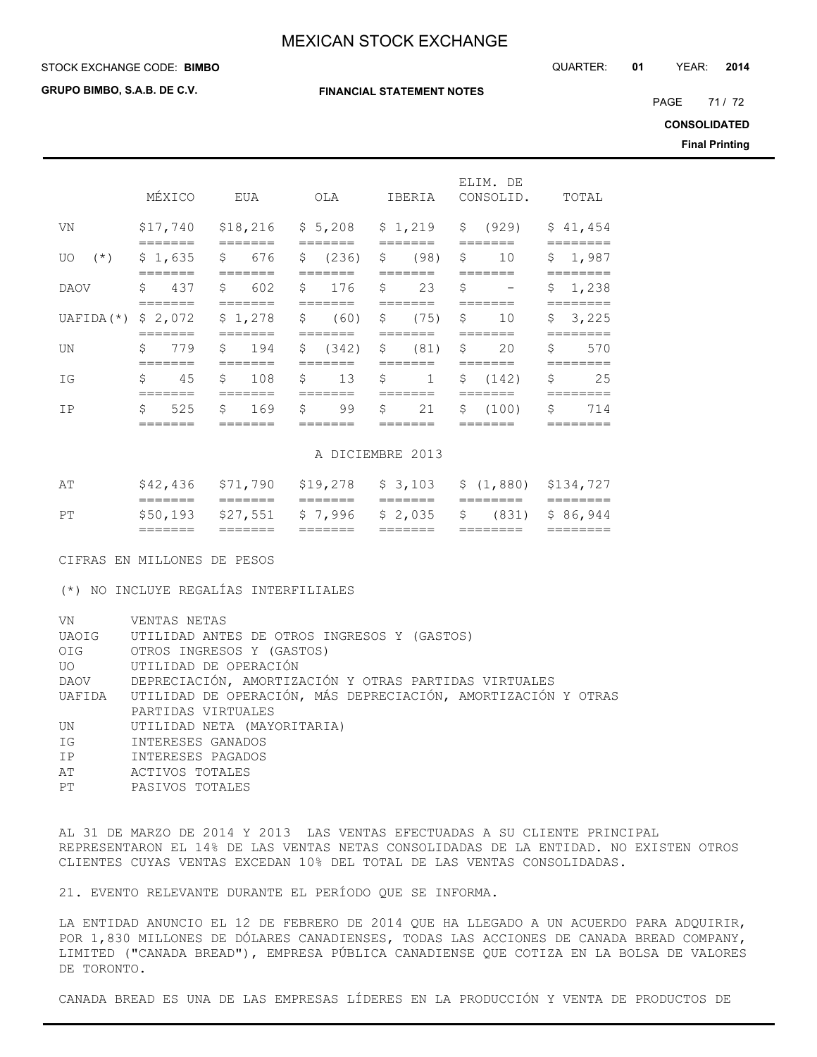| | MÉXICO | EUA | OLA | IBERIA | ELIM. DE CONSOLID. | TOTAL |
|---|---|---|---|---|---|---|
| VN | $17,740 | $18,216 | $ 5,208 | $ 1,219 | $ (929) | $ 41,454 |
| UO (*) | $ 1,635 | $ 676 | $ (236) | $ (98) | $ 10 | $ 1,987 |
| DAOV | $ 437 | $ 602 | $ 176 | $ 23 | $ - | $ 1,238 |
| UAFIDA(*) | $ 2,072 | $ 1,278 | $ (60) | $ (75) | $ 10 | $ 3,225 |
| UN | $ 779 | $ 194 | $ (342) | $ (81) | $ 20 | $ 570 |
| IG | $ 45 | $ 108 | $ 13 | $ 1 | $ (142) | $ 25 |
| IP | $ 525 | $ 169 | $ 99 | $ 21 | $ (100) | $ 714 |
| | | | | A DICIEMBRE 2013 | | |
| AT | $42,436 | $71,790 | $19,278 | $ 3,103 | $ (1,880) | $134,727 |
| PT | $50,193 | $27,551 | $ 7,996 | $ 2,035 | $ (831) | $ 86,944 |

CIFRAS EN MILLONES DE PESOS

(*) NO INCLUYE REGALÍAS INTERFILIALES

| | |
|---|---|
| VN | VENTAS NETAS |
| UAOIG | UTILIDAD ANTES DE OTROS INGRESOS Y (GASTOS) |
| OIG | OTROS INGRESOS Y (GASTOS) |
| UO | UTILIDAD DE OPERACIÓN |
| DAOV | DEPRECIACIÓN, AMORTIZACIÓN Y OTRAS PARTIDAS VIRTUALES |
| UAFIDA | UTILIDAD DE OPERACIÓN, MÁS DEPRECIACIÓN, AMORTIZACIÓN Y OTRAS PARTIDAS VIRTUALES |
| UN | UTILIDAD NETA (MAYORITARIA) |
| IG | INTERESES GANADOS |
| IP | INTERESES PAGADOS |
| AT | ACTIVOS TOTALES |
| PT | PASIVOS TOTALES |

AL 31 DE MARZO DE 2014 Y 2013 LAS VENTAS EFECTUADAS A SU CLIENTE PRINCIPAL REPRESENTARON EL 14% DE LAS VENTAS NETAS CONSOLIDADAS DE LA ENTIDAD. NO EXISTEN OTROS CLIENTES CUYAS VENTAS EXCEDAN 10% DEL TOTAL DE LAS VENTAS CONSOLIDADAS.

## 21. EVENTO RELEVANTE DURANTE EL PERÍODO QUE SE INFORMA.

LA ENTIDAD ANUNCIO EL 12 DE FEBRERO DE 2014 QUE HA LLEGADO A UN ACUERDO PARA ADQUIRIR, POR 1,830 MILLONES DE DÓLARES CANADIENSES, TODAS LAS ACCIONES DE CANADA BREAD COMPANY, LIMITED ("CANADA BREAD"), EMPRESA PÚBLICA CANADIENSE QUE COTIZA EN LA BOLSA DE VALORES DE TORONTO.

CANADA BREAD ES UNA DE LAS EMPRESAS LÍDERES EN LA PRODUCCIÓN Y VENTA DE PRODUCTOS DE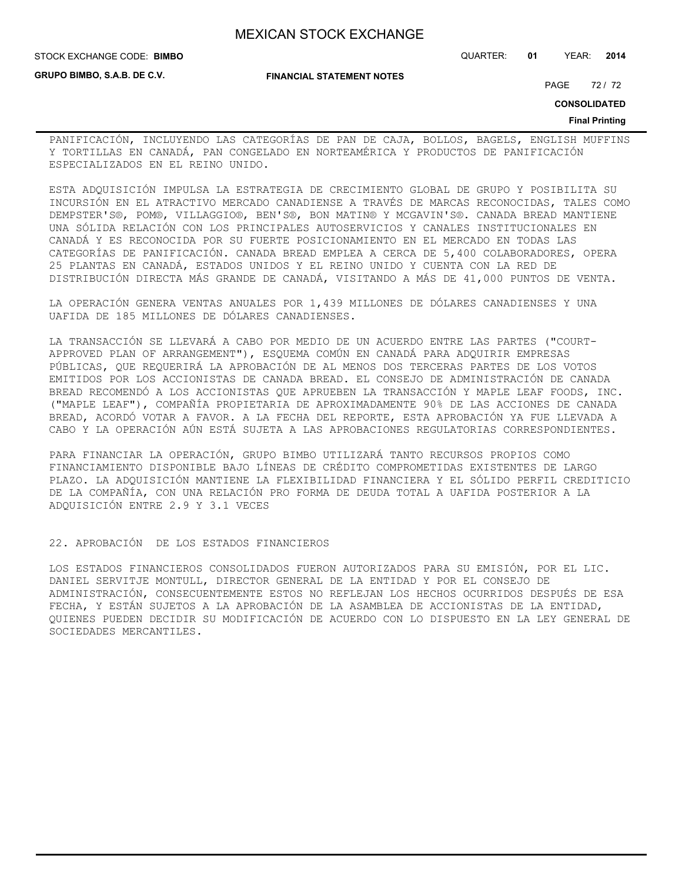PANIFICACIÓN, INCLUYENDO LAS CATEGORÍAS DE PAN DE CAJA, BOLLOS, BAGELS, ENGLISH MUFFINS Y TORTILLAS EN CANADÁ, PAN CONGELADO EN NORTEAMÉRICA Y PRODUCTOS DE PANIFICACIÓN ESPECIALIZADOS EN EL REINO UNIDO.

ESTA ADQUISICIÓN IMPULSA LA ESTRATEGIA DE CRECIMIENTO GLOBAL DE GRUPO Y POSIBILITA SU INCURSIÓN EN EL ATRACTIVO MERCADO CANADIENSE A TRAVÉS DE MARCAS RECONOCIDAS, TALES COMO DEMPSTER'S®, POM®, VILLAGGIO®, BEN'S®, BON MATIN® Y MCGAVIN'S®. CANADA BREAD MANTIENE UNA SÓLIDA RELACIÓN CON LOS PRINCIPALES AUTOSERVICIOS Y CANALES INSTITUCIONALES EN CANADÁ Y ES RECONOCIDA POR SU FUERTE POSICIONAMIENTO EN EL MERCADO EN TODAS LAS CATEGORÍAS DE PANIFICACIÓN. CANADA BREAD EMPLEA A CERCA DE 5,400 COLABORADORES, OPERA 25 PLANTAS EN CANADÁ, ESTADOS UNIDOS Y EL REINO UNIDO Y CUENTA CON LA RED DE DISTRIBUCIÓN DIRECTA MÁS GRANDE DE CANADÁ, VISITANDO A MÁS DE 41,000 PUNTOS DE VENTA.

LA OPERACIÓN GENERA VENTAS ANUALES POR 1,439 MILLONES DE DÓLARES CANADIENSES Y UNA UAFIDA DE 185 MILLONES DE DÓLARES CANADIENSES.

LA TRANSACCIÓN SE LLEVARÁ A CABO POR MEDIO DE UN ACUERDO ENTRE LAS PARTES ("COURT-APPROVED PLAN OF ARRANGEMENT"), ESQUEMA COMÚN EN CANADÁ PARA ADQUIRIR EMPRESAS PÚBLICAS, QUE REQUERIRÁ LA APROBACIÓN DE AL MENOS DOS TERCERAS PARTES DE LOS VOTOS EMITIDOS POR LOS ACCIONISTAS DE CANADA BREAD. EL CONSEJO DE ADMINISTRACIÓN DE CANADA BREAD RECOMENDÓ A LOS ACCIONISTAS QUE APRUEBEN LA TRANSACCIÓN Y MAPLE LEAF FOODS, INC. ("MAPLE LEAF"), COMPAÑÍA PROPIETARIA DE APROXIMADAMENTE 90% DE LAS ACCIONES DE CANADA BREAD, ACORDÓ VOTAR A FAVOR. A LA FECHA DEL REPORTE, ESTA APROBACIÓN YA FUE LLEVADA A CABO Y LA OPERACIÓN AÚN ESTÁ SUJETA A LAS APROBACIONES REGULATORIAS CORRESPONDIENTES.

PARA FINANCIAR LA OPERACIÓN, GRUPO BIMBO UTILIZARÁ TANTO RECURSOS PROPIOS COMO FINANCIAMIENTO DISPONIBLE BAJO LÍNEAS DE CRÉDITO COMPROMETIDAS EXISTENTES DE LARGO PLAZO. LA ADQUISICIÓN MANTIENE LA FLEXIBILIDAD FINANCIERA Y EL SÓLIDO PERFIL CREDITICIO DE LA COMPAÑÍA, CON UNA RELACIÓN PRO FORMA DE DEUDA TOTAL A UAFIDA POSTERIOR A LA ADQUISICIÓN ENTRE 2.9 Y 3.1 VECES

## 22. APROBACIÓN DE LOS ESTADOS FINANCIEROS

LOS ESTADOS FINANCIEROS CONSOLIDADOS FUERON AUTORIZADOS PARA SU EMISIÓN, POR EL LIC. DANIEL SERVITJE MONTULL, DIRECTOR GENERAL DE LA ENTIDAD Y POR EL CONSEJO DE ADMINISTRACIÓN, CONSECUENTEMENTE ESTOS NO REFLEJAN LOS HECHOS OCURRIDOS DESPUÉS DE ESA FECHA, Y ESTÁN SUJETOS A LA APROBACIÓN DE LA ASAMBLEA DE ACCIONISTAS DE LA ENTIDAD, QUIENES PUEDEN DECIDIR SU MODIFICACIÓN DE ACUERDO CON LO DISPUESTO EN LA LEY GENERAL DE SOCIEDADES MERCANTILES.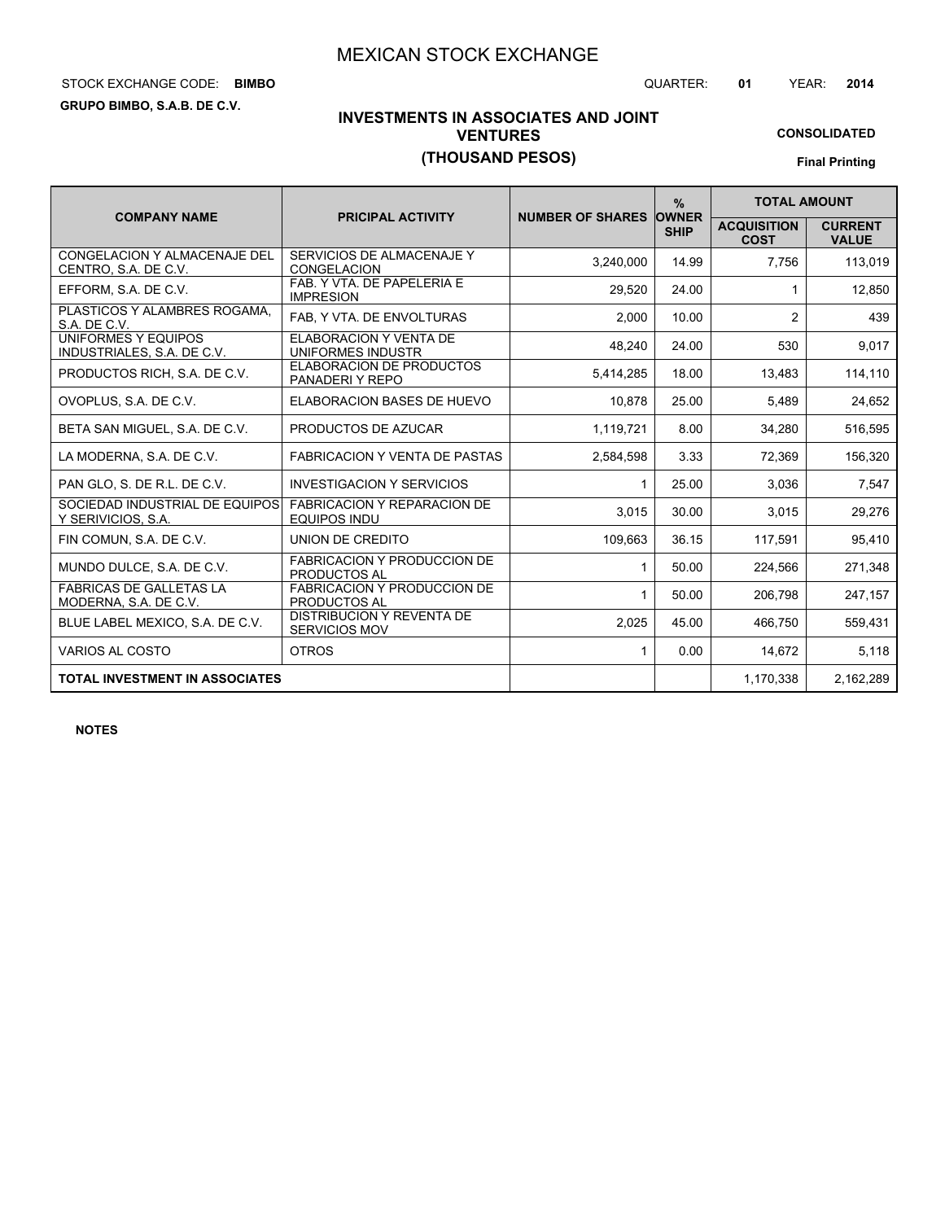# MEXICAN STOCK EXCHANGE

STOCK EXCHANGE CODE: **BIMBO** QUARTER: **01** YEAR: **2014**

**GRUPO BIMBO, S.A.B. DE C.V.**

## INVESTMENTS IN ASSOCIATES AND JOINT VENTURES
## (THOUSAND PESOS)

**CONSOLIDATED**

**Final Printing**

| COMPANY NAME | PRICIPAL ACTIVITY | NUMBER OF SHARES | % OWNER SHIP | TOTAL AMOUNT | |
|---|---|---|---|---|---|
| | | | | ACQUISITION COST | CURRENT VALUE |
| CONGELACION Y ALMACENAJE DEL CENTRO, S.A. DE C.V. | SERVICIOS DE ALMACENAJE Y CONGELACION | 3,240,000 | 14.99 | 7,756 | 113,019 |
| EFFORM, S.A. DE C.V. | FAB. Y VTA. DE PAPELERIA E IMPRESION | 29,520 | 24.00 | 1 | 12,850 |
| PLASTICOS Y ALAMBRES ROGAMA, S.A. DE C.V. | FAB, Y VTA. DE ENVOLTURAS | 2,000 | 10.00 | 2 | 439 |
| UNIFORMES Y EQUIPOS INDUSTRIALES, S.A. DE C.V. | ELABORACION Y VENTA DE UNIFORMES INDUSTR | 48,240 | 24.00 | 530 | 9,017 |
| PRODUCTOS RICH, S.A. DE C.V. | ELABORACION DE PRODUCTOS PANADERI Y REPO | 5,414,285 | 18.00 | 13,483 | 114,110 |
| OVOPLUS, S.A. DE C.V. | ELABORACION BASES DE HUEVO | 10,878 | 25.00 | 5,489 | 24,652 |
| BETA SAN MIGUEL, S.A. DE C.V. | PRODUCTOS DE AZUCAR | 1,119,721 | 8.00 | 34,280 | 516,595 |
| LA MODERNA, S.A. DE C.V. | FABRICACION Y VENTA DE PASTAS | 2,584,598 | 3.33 | 72,369 | 156,320 |
| PAN GLO, S. DE R.L. DE C.V. | INVESTIGACION Y SERVICIOS | 1 | 25.00 | 3,036 | 7,547 |
| SOCIEDAD INDUSTRIAL DE EQUIPOS Y SERIVICIOS, S.A. | FABRICACION Y REPARACION DE EQUIPOS INDU | 3,015 | 30.00 | 3,015 | 29,276 |
| FIN COMUN, S.A. DE C.V. | UNION DE CREDITO | 109,663 | 36.15 | 117,591 | 95,410 |
| MUNDO DULCE, S.A. DE C.V. | FABRICACION Y PRODUCCION DE PRODUCTOS AL | 1 | 50.00 | 224,566 | 271,348 |
| FABRICAS DE GALLETAS LA MODERNA, S.A. DE C.V. | FABRICACION Y PRODUCCION DE PRODUCTOS AL | 1 | 50.00 | 206,798 | 247,157 |
| BLUE LABEL MEXICO, S.A. DE C.V. | DISTRIBUCION Y REVENTA DE SERVICIOS MOV | 2,025 | 45.00 | 466,750 | 559,431 |
| VARIOS AL COSTO | OTROS | 1 | 0.00 | 14,672 | 5,118 |
| **TOTAL INVESTMENT IN ASSOCIATES** | | | | 1,170,338 | 2,162,289 |

**NOTES**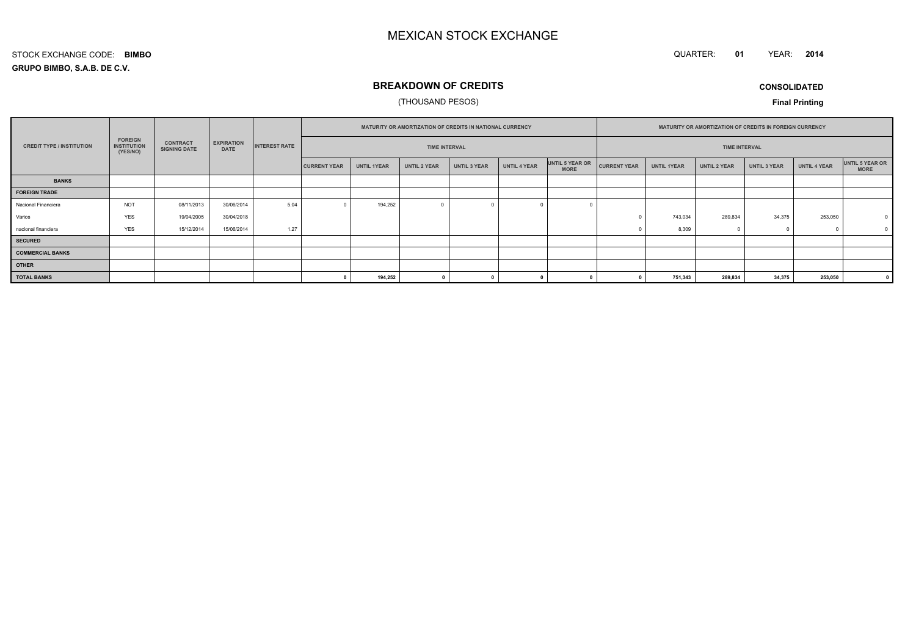# MEXICAN STOCK EXCHANGE

STOCK EXCHANGE CODE: **BIMBO**

QUARTER: **01** YEAR: **2014**

**GRUPO BIMBO, S.A.B. DE C.V.**

## BREAKDOWN OF CREDITS

(THOUSAND PESOS)

**CONSOLIDATED**

**Final Printing**

| CREDIT TYPE / INSTITUTION | FOREIGN INSTITUTION (YES/NO) | CONTRACT SIGNING DATE | EXPIRATION DATE | INTEREST RATE | MATURITY OR AMORTIZATION OF CREDITS IN NATIONAL CURRENCY | | | | | | MATURITY OR AMORTIZATION OF CREDITS IN FOREIGN CURRENCY | | | | | |
|---|---|---|---|---|---|---|---|---|---|---|---|---|---|---|---|---|
| | | | | | TIME INTERVAL | | | | | | TIME INTERVAL | | | | | |
| | | | | | CURRENT YEAR | UNTIL 1YEAR | UNTIL 2 YEAR | UNTIL 3 YEAR | UNTIL 4 YEAR | UNTIL 5 YEAR OR MORE | CURRENT YEAR | UNTIL 1YEAR | UNTIL 2 YEAR | UNTIL 3 YEAR | UNTIL 4 YEAR | UNTIL 5 YEAR OR MORE |
| **BANKS** | | | | | | | | | | | | | | | | |
| **FOREIGN TRADE** | | | | | | | | | | | | | | | | |
| Nacional Financiera | NOT | 08/11/2013 | 30/06/2014 | 5.04 | 0 | 194,252 | 0 | 0 | 0 | 0 | | | | | | |
| Varios | YES | 19/04/2005 | 30/04/2018 | | | | | | | | 0 | 743,034 | 289,834 | 34,375 | 253,050 | 0 |
| nacional financiera | YES | 15/12/2014 | 15/06/2014 | 1.27 | | | | | | | 0 | 8,309 | 0 | 0 | 0 | 0 |
| **SECURED** | | | | | | | | | | | | | | | | |
| **COMMERCIAL BANKS** | | | | | | | | | | | | | | | | |
| **OTHER** | | | | | | | | | | | | | | | | |
| **TOTAL BANKS** | | | | | **0** | **194,252** | **0** | **0** | **0** | **0** | **0** | **751,343** | **289,834** | **34,375** | **253,050** | **0** |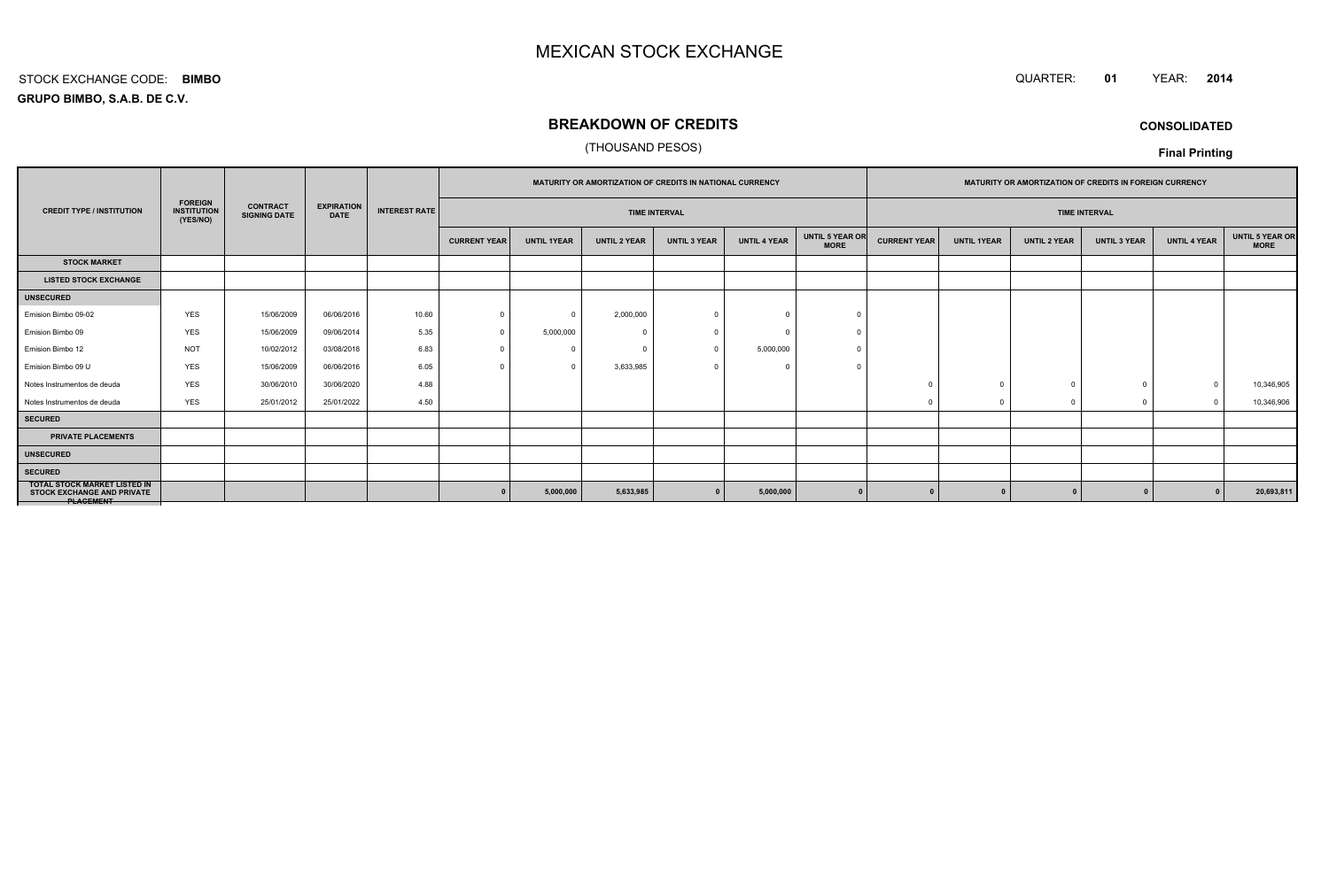# MEXICAN STOCK EXCHANGE

STOCK EXCHANGE CODE: **BIMBO**

QUARTER: **01** YEAR: **2014**

**GRUPO BIMBO, S.A.B. DE C.V.**

## BREAKDOWN OF CREDITS

(THOUSAND PESOS)

**CONSOLIDATED**

**Final Printing**

| CREDIT TYPE / INSTITUTION | FOREIGN INSTITUTION (YES/NO) | CONTRACT SIGNING DATE | EXPIRATION DATE | INTEREST RATE | MATURITY OR AMORTIZATION OF CREDITS IN NATIONAL CURRENCY | | | | | | MATURITY OR AMORTIZATION OF CREDITS IN FOREIGN CURRENCY | | | | | |
|---|---|---|---|---|---|---|---|---|---|---|---|---|---|---|---|---|
| | | | | | TIME INTERVAL | | | | | | TIME INTERVAL | | | | | |
| | | | | | CURRENT YEAR | UNTIL 1YEAR | UNTIL 2 YEAR | UNTIL 3 YEAR | UNTIL 4 YEAR | UNTIL 5 YEAR OR MORE | CURRENT YEAR | UNTIL 1YEAR | UNTIL 2 YEAR | UNTIL 3 YEAR | UNTIL 4 YEAR | UNTIL 5 YEAR OR MORE |
| **STOCK MARKET** | | | | | | | | | | | | | | | | |
| **LISTED STOCK EXCHANGE** | | | | | | | | | | | | | | | | |
| **UNSECURED** | | | | | | | | | | | | | | | | |
| Emision Bimbo 09-02 | YES | 15/06/2009 | 06/06/2016 | 10.60 | 0 | 0 | 2,000,000 | 0 | 0 | 0 | | | | | | |
| Emision Bimbo 09 | YES | 15/06/2009 | 09/06/2014 | 5.35 | 0 | 5,000,000 | 0 | 0 | 0 | 0 | | | | | | |
| Emision Bimbo 12 | NOT | 10/02/2012 | 03/08/2018 | 6.83 | 0 | 0 | 0 | 0 | 5,000,000 | 0 | | | | | | |
| Emision Bimbo 09 U | YES | 15/06/2009 | 06/06/2016 | 6.05 | 0 | 0 | 3,633,985 | 0 | 0 | 0 | | | | | | |
| Notes Instrumentos de deuda | YES | 30/06/2010 | 30/06/2020 | 4.88 | | | | | | | 0 | 0 | 0 | 0 | 0 | 10,346,905 |
| Notes Instrumentos de deuda | YES | 25/01/2012 | 25/01/2022 | 4.50 | | | | | | | 0 | 0 | 0 | 0 | 0 | 10,346,906 |
| **SECURED** | | | | | | | | | | | | | | | | |
| **PRIVATE PLACEMENTS** | | | | | | | | | | | | | | | | |
| **UNSECURED** | | | | | | | | | | | | | | | | |
| **SECURED** | | | | | | | | | | | | | | | | |
| **TOTAL STOCK MARKET LISTED IN STOCK EXCHANGE AND PRIVATE PLACEMENT** | | | | | **0** | **5,000,000** | **5,633,985** | **0** | **5,000,000** | **0** | **0** | **0** | **0** | **0** | **0** | **20,693,811** |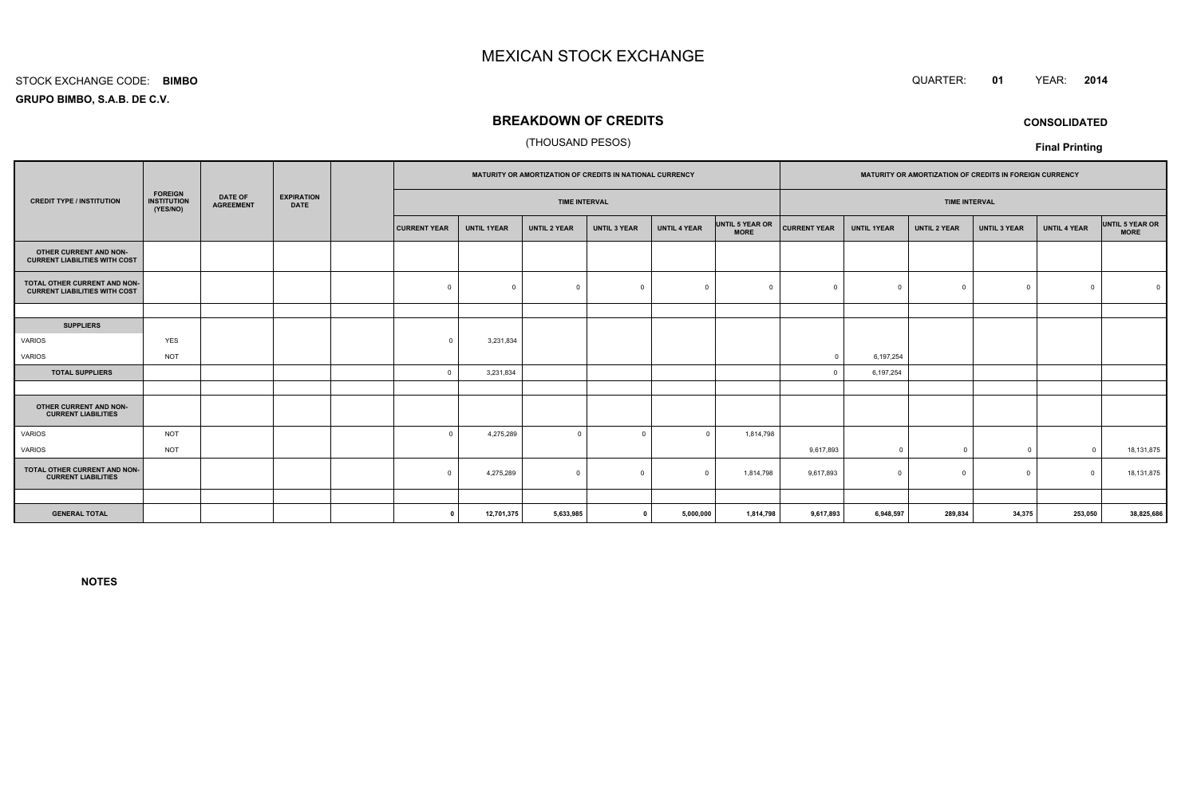# MEXICAN STOCK EXCHANGE

STOCK EXCHANGE CODE: **BIMBO**

QUARTER: **01** YEAR: **2014**

**GRUPO BIMBO, S.A.B. DE C.V.**

## BREAKDOWN OF CREDITS

(THOUSAND PESOS)

**CONSOLIDATED**

**Final Printing**

| CREDIT TYPE / INSTITUTION | FOREIGN INSTITUTION (YES/NO) | DATE OF AGREEMENT | EXPIRATION DATE | | MATURITY OR AMORTIZATION OF CREDITS IN NATIONAL CURRENCY | | | | | | MATURITY OR AMORTIZATION OF CREDITS IN FOREIGN CURRENCY | | | | | |
|---|---|---|---|---|---|---|---|---|---|---|---|---|---|---|---|---|
| | | | | | TIME INTERVAL | | | | | | TIME INTERVAL | | | | | |
| | | | | | CURRENT YEAR | UNTIL 1YEAR | UNTIL 2 YEAR | UNTIL 3 YEAR | UNTIL 4 YEAR | UNTIL 5 YEAR OR MORE | CURRENT YEAR | UNTIL 1YEAR | UNTIL 2 YEAR | UNTIL 3 YEAR | UNTIL 4 YEAR | UNTIL 5 YEAR OR MORE |
| **OTHER CURRENT AND NON-CURRENT LIABILITIES WITH COST** | | | | | | | | | | | | | | | | |
| **TOTAL OTHER CURRENT AND NON-CURRENT LIABILITIES WITH COST** | | | | | 0 | 0 | 0 | 0 | 0 | 0 | 0 | 0 | 0 | 0 | 0 | 0 |
| | | | | | | | | | | | | | | | | |
| **SUPPLIERS** | | | | | | | | | | | | | | | | |
| VARIOS | YES | | | | 0 | 3,231,834 | | | | | | | | | | |
| VARIOS | NOT | | | | | | | | | | 0 | 6,197,254 | | | | |
| **TOTAL SUPPLIERS** | | | | | 0 | 3,231,834 | | | | | 0 | 6,197,254 | | | | |
| | | | | | | | | | | | | | | | | |
| **OTHER CURRENT AND NON-CURRENT LIABILITIES** | | | | | | | | | | | | | | | | |
| VARIOS | NOT | | | | 0 | 4,275,289 | 0 | 0 | 0 | 1,814,798 | | | | | | |
| VARIOS | NOT | | | | | | | | | | 9,617,893 | 0 | 0 | 0 | 0 | 18,131,875 |
| **TOTAL OTHER CURRENT AND NON-CURRENT LIABILITIES** | | | | | 0 | 4,275,289 | 0 | 0 | 0 | 1,814,798 | 9,617,893 | 0 | 0 | 0 | 0 | 18,131,875 |
| | | | | | | | | | | | | | | | | |
| **GENERAL TOTAL** | | | | | **0** | **12,701,375** | **5,633,985** | **0** | **5,000,000** | **1,814,798** | **9,617,893** | **6,948,597** | **289,834** | **34,375** | **253,050** | **38,825,686** |

**NOTES**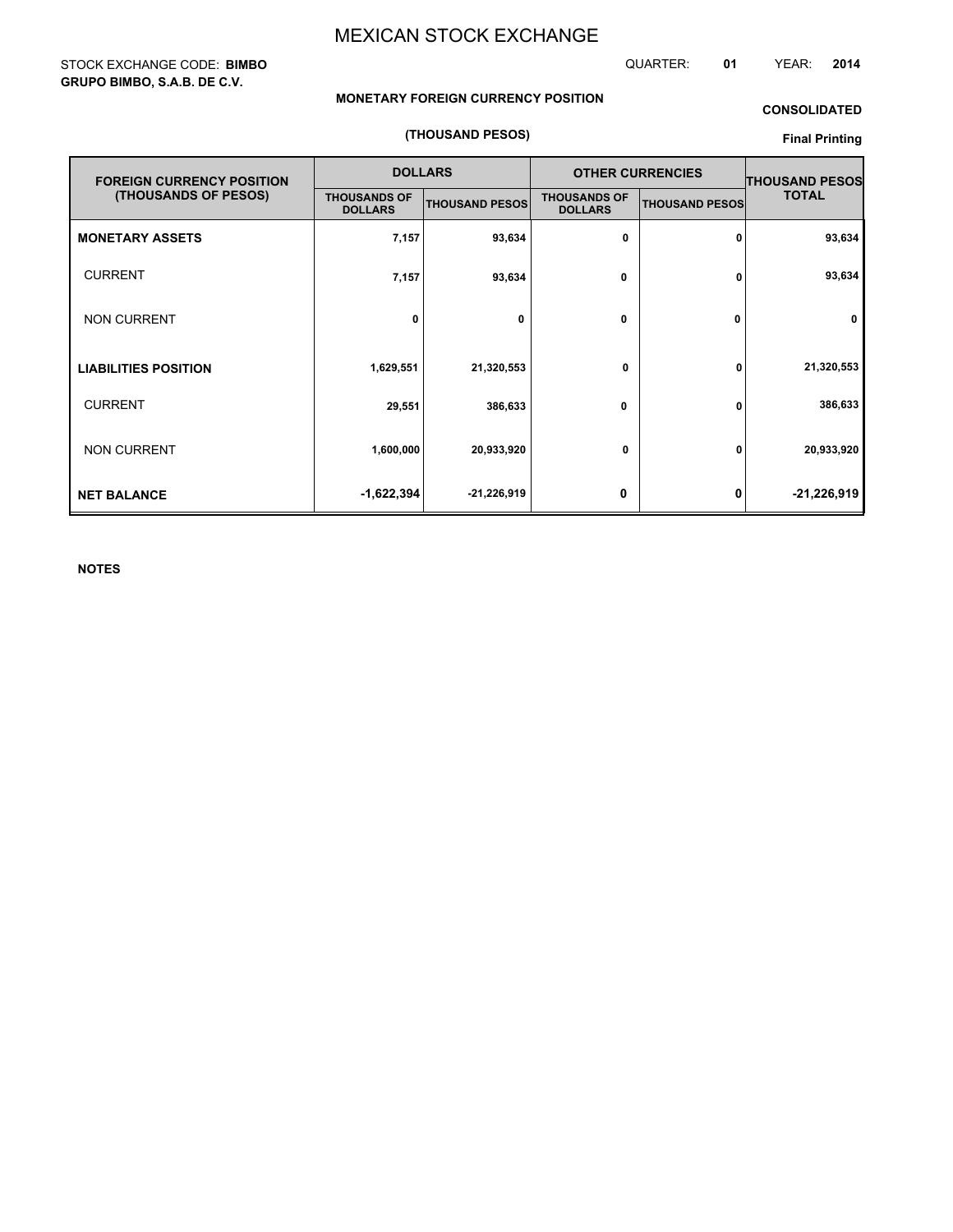# MEXICAN STOCK EXCHANGE

STOCK EXCHANGE CODE: **BIMBO**
**GRUPO BIMBO, S.A.B. DE C.V.**

QUARTER: **01** YEAR: **2014**

**MONETARY FOREIGN CURRENCY POSITION**

**CONSOLIDATED**

**(THOUSAND PESOS)**

**Final Printing**

| FOREIGN CURRENCY POSITION (THOUSANDS OF PESOS) | DOLLARS | | OTHER CURRENCIES | | THOUSAND PESOS TOTAL |
|---|---|---|---|---|---|
| | THOUSANDS OF DOLLARS | THOUSAND PESOS | THOUSANDS OF DOLLARS | THOUSAND PESOS | |
| **MONETARY ASSETS** | 7,157 | 93,634 | 0 | 0 | 93,634 |
| CURRENT | 7,157 | 93,634 | 0 | 0 | 93,634 |
| NON CURRENT | 0 | 0 | 0 | 0 | 0 |
| **LIABILITIES POSITION** | 1,629,551 | 21,320,553 | 0 | 0 | 21,320,553 |
| CURRENT | 29,551 | 386,633 | 0 | 0 | 386,633 |
| NON CURRENT | 1,600,000 | 20,933,920 | 0 | 0 | 20,933,920 |
| **NET BALANCE** | -1,622,394 | -21,226,919 | 0 | 0 | -21,226,919 |

**NOTES**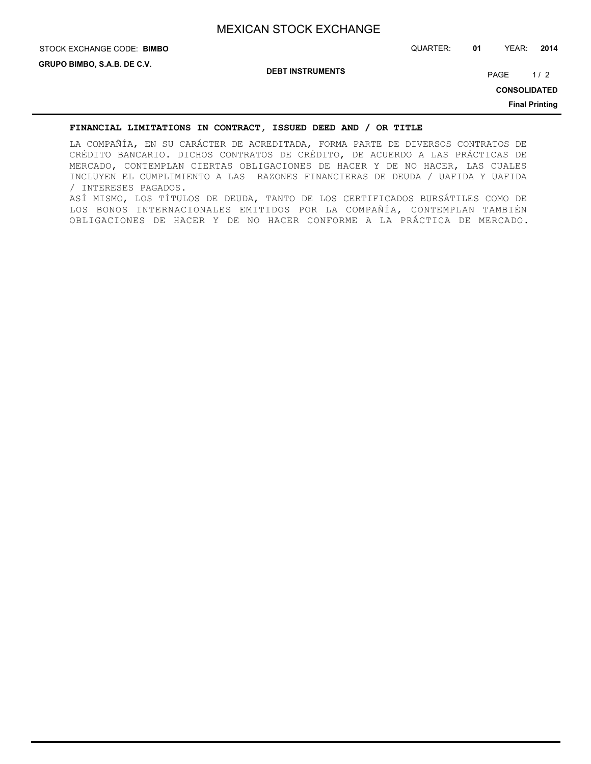## FINANCIAL LIMITATIONS IN CONTRACT, ISSUED DEED AND / OR TITLE

LA COMPAÑÍA, EN SU CARÁCTER DE ACREDITADA, FORMA PARTE DE DIVERSOS CONTRATOS DE CRÉDITO BANCARIO. DICHOS CONTRATOS DE CRÉDITO, DE ACUERDO A LAS PRÁCTICAS DE MERCADO, CONTEMPLAN CIERTAS OBLIGACIONES DE HACER Y DE NO HACER, LAS CUALES INCLUYEN EL CUMPLIMIENTO A LAS RAZONES FINANCIERAS DE DEUDA / UAFIDA Y UAFIDA / INTERESES PAGADOS.

ASÍ MISMO, LOS TÍTULOS DE DEUDA, TANTO DE LOS CERTIFICADOS BURSÁTILES COMO DE LOS BONOS INTERNACIONALES EMITIDOS POR LA COMPAÑÍA, CONTEMPLAN TAMBIÉN OBLIGACIONES DE HACER Y DE NO HACER CONFORME A LA PRÁCTICA DE MERCADO.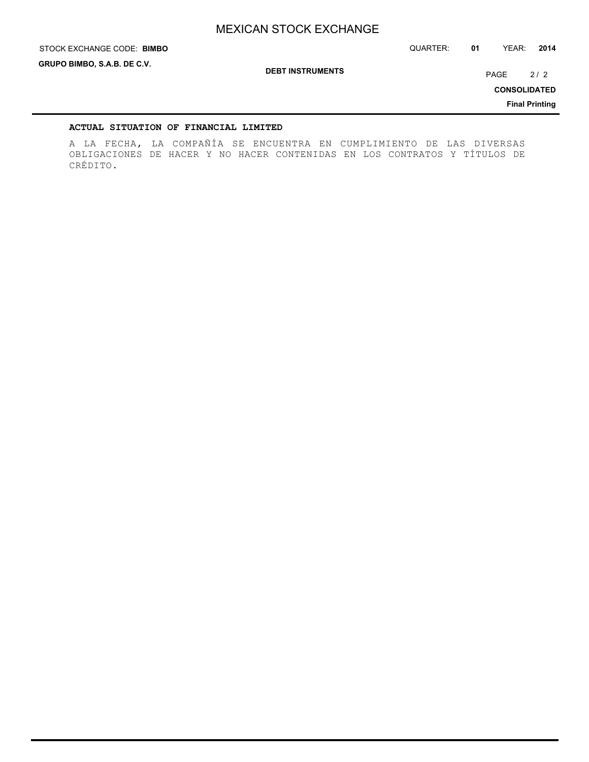**ACTUAL SITUATION OF FINANCIAL LIMITED**

A LA FECHA, LA COMPAÑÍA SE ENCUENTRA EN CUMPLIMIENTO DE LAS DIVERSAS OBLIGACIONES DE HACER Y NO HACER CONTENIDAS EN LOS CONTRATOS Y TÍTULOS DE CRÉDITO.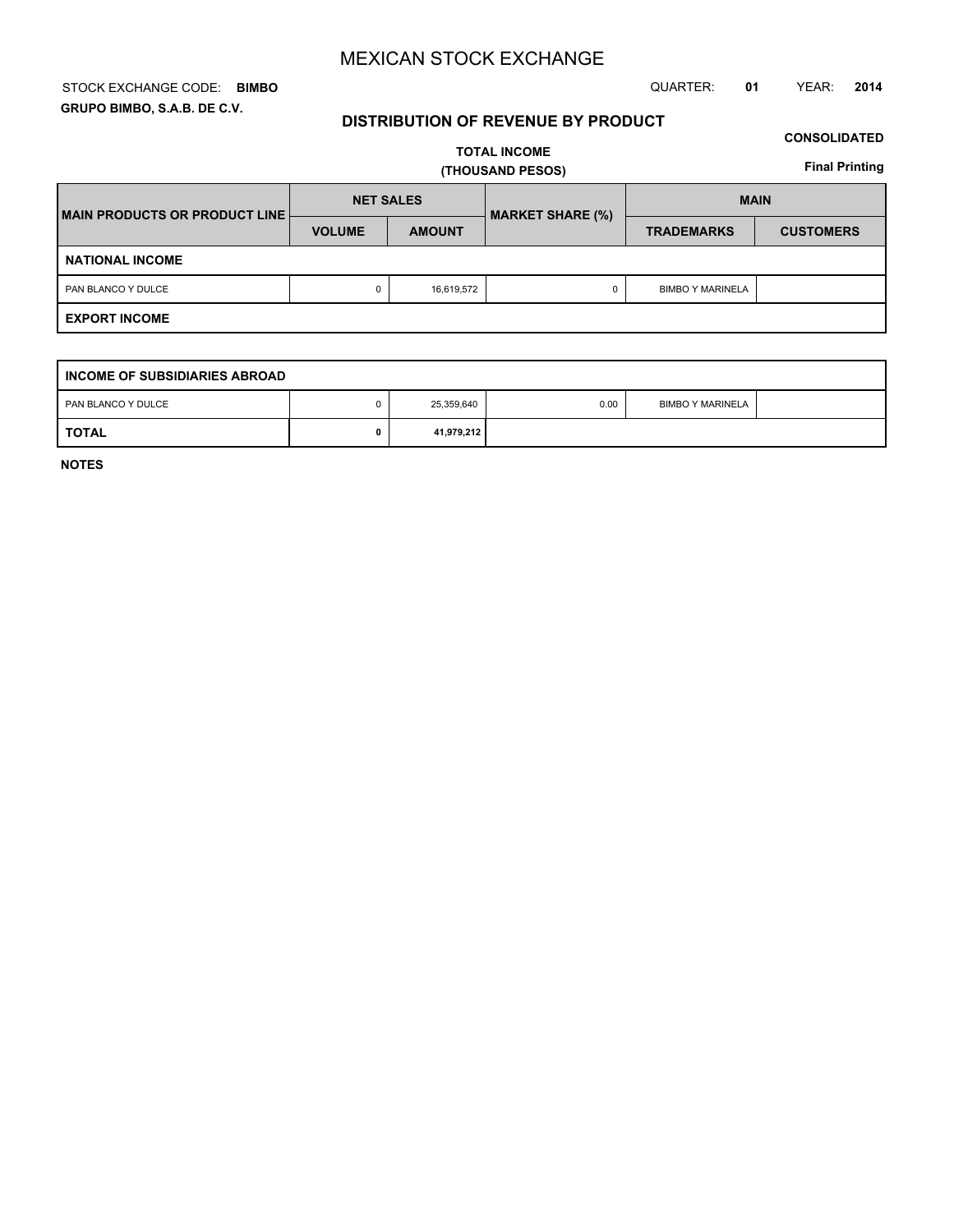# MEXICAN STOCK EXCHANGE

STOCK EXCHANGE CODE: **BIMBO**

QUARTER: **01** YEAR: **2014**

**GRUPO BIMBO, S.A.B. DE C.V.**

## DISTRIBUTION OF REVENUE BY PRODUCT

**CONSOLIDATED**

**TOTAL INCOME**
**(THOUSAND PESOS)**

**Final Printing**

| MAIN PRODUCTS OR PRODUCT LINE | NET SALES | | MARKET SHARE (%) | MAIN | |
|---|---|---|---|---|---|
| | VOLUME | AMOUNT | | TRADEMARKS | CUSTOMERS |
| **NATIONAL INCOME** | | | | | |
| PAN BLANCO Y DULCE | 0 | 16,619,572 | 0 | BIMBO Y MARINELA | |
| **EXPORT INCOME** | | | | | |
| **INCOME OF SUBSIDIARIES ABROAD** | | | | | |
| PAN BLANCO Y DULCE | 0 | 25,359,640 | 0.00 | BIMBO Y MARINELA | |
| **TOTAL** | **0** | **41,979,212** | | | |

**NOTES**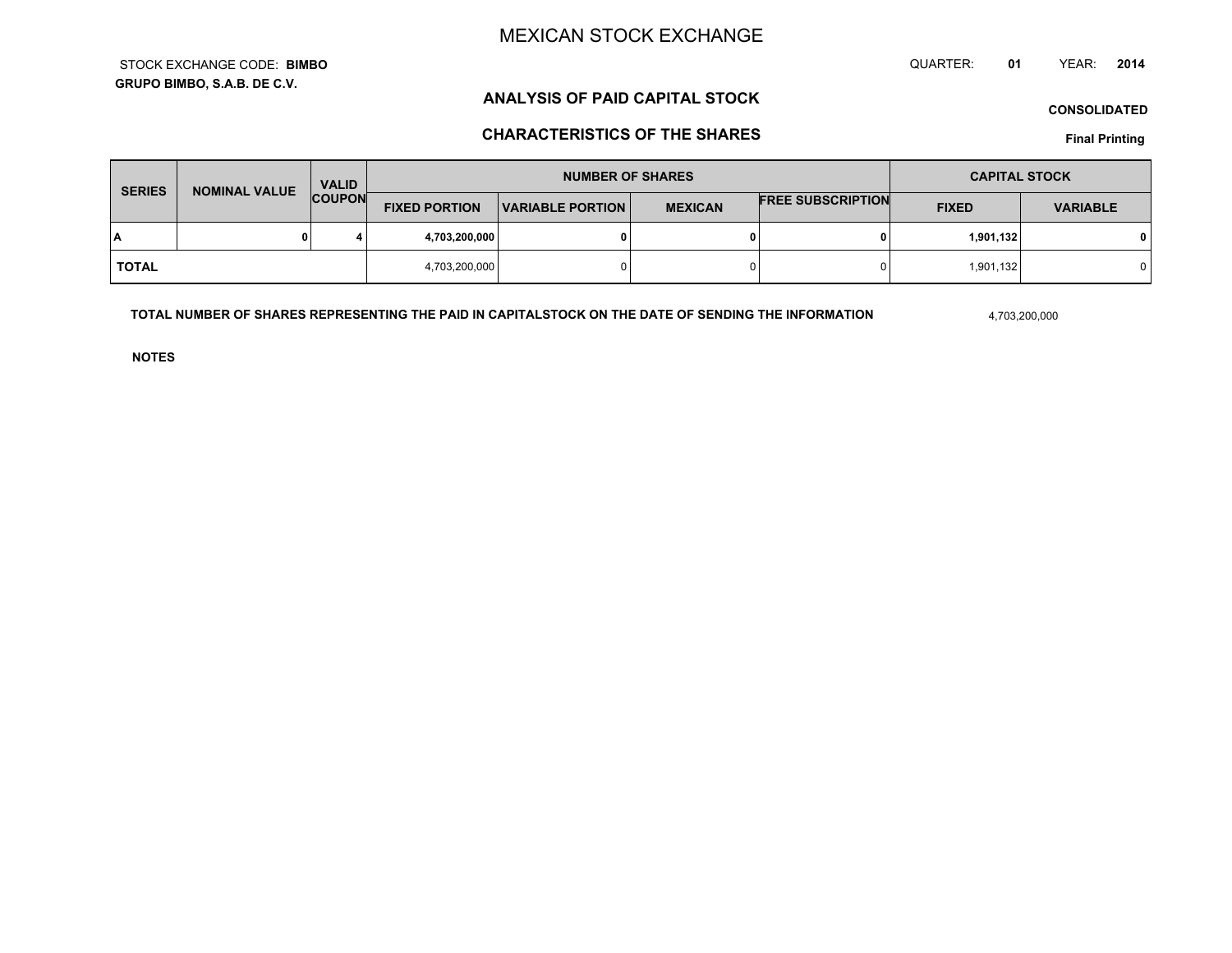# MEXICAN STOCK EXCHANGE

STOCK EXCHANGE CODE: **BIMBO**

**GRUPO BIMBO, S.A.B. DE C.V.**

QUARTER: **01** YEAR: **2014**

## ANALYSIS OF PAID CAPITAL STOCK

**CONSOLIDATED**

## CHARACTERISTICS OF THE SHARES

**Final Printing**

| SERIES | NOMINAL VALUE | VALID COUPON | NUMBER OF SHARES | | | | CAPITAL STOCK | |
|---|---|---|---|---|---|---|---|---|
| | | | FIXED PORTION | VARIABLE PORTION | MEXICAN | FREE SUBSCRIPTION | FIXED | VARIABLE |
| **A** | **0** | **4** | **4,703,200,000** | **0** | **0** | **0** | **1,901,132** | **0** |
| **TOTAL** | | | 4,703,200,000 | 0 | 0 | 0 | 1,901,132 | 0 |

**TOTAL NUMBER OF SHARES REPRESENTING THE PAID IN CAPITALSTOCK ON THE DATE OF SENDING THE INFORMATION** 4,703,200,000

**NOTES**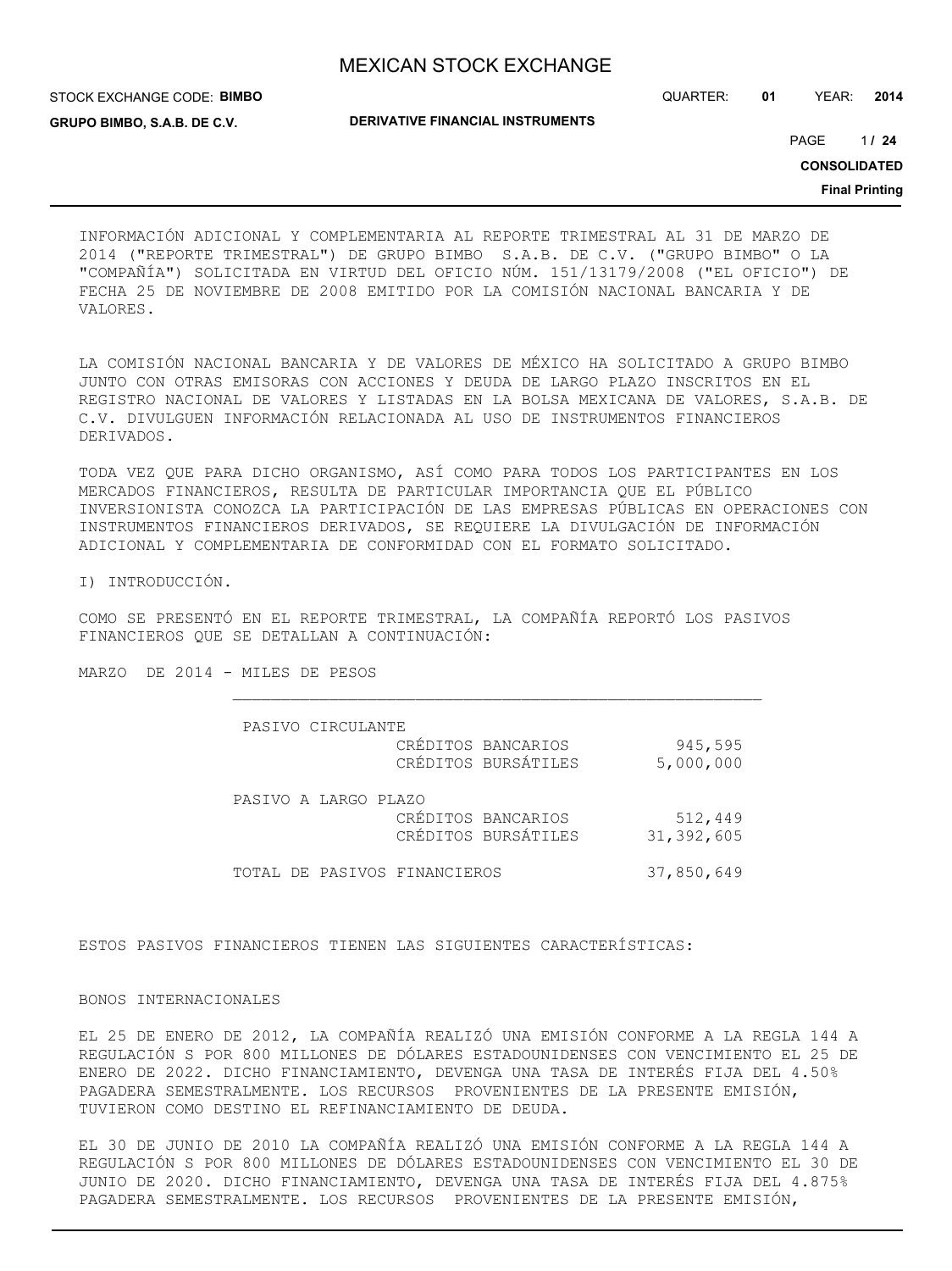INFORMACIÓN ADICIONAL Y COMPLEMENTARIA AL REPORTE TRIMESTRAL AL 31 DE MARZO DE 2014 ("REPORTE TRIMESTRAL") DE GRUPO BIMBO S.A.B. DE C.V. ("GRUPO BIMBO" O LA "COMPAÑÍA") SOLICITADA EN VIRTUD DEL OFICIO NÚM. 151/13179/2008 ("EL OFICIO") DE FECHA 25 DE NOVIEMBRE DE 2008 EMITIDO POR LA COMISIÓN NACIONAL BANCARIA Y DE VALORES.

LA COMISIÓN NACIONAL BANCARIA Y DE VALORES DE MÉXICO HA SOLICITADO A GRUPO BIMBO JUNTO CON OTRAS EMISORAS CON ACCIONES Y DEUDA DE LARGO PLAZO INSCRITOS EN EL REGISTRO NACIONAL DE VALORES Y LISTADAS EN LA BOLSA MEXICANA DE VALORES, S.A.B. DE C.V. DIVULGUEN INFORMACIÓN RELACIONADA AL USO DE INSTRUMENTOS FINANCIEROS DERIVADOS.

TODA VEZ QUE PARA DICHO ORGANISMO, ASÍ COMO PARA TODOS LOS PARTICIPANTES EN LOS MERCADOS FINANCIEROS, RESULTA DE PARTICULAR IMPORTANCIA QUE EL PÚBLICO INVERSIONISTA CONOZCA LA PARTICIPACIÓN DE LAS EMPRESAS PÚBLICAS EN OPERACIONES CON INSTRUMENTOS FINANCIEROS DERIVADOS, SE REQUIERE LA DIVULGACIÓN DE INFORMACIÓN ADICIONAL Y COMPLEMENTARIA DE CONFORMIDAD CON EL FORMATO SOLICITADO.

I) INTRODUCCIÓN.

COMO SE PRESENTÓ EN EL REPORTE TRIMESTRAL, LA COMPAÑÍA REPORTÓ LOS PASIVOS FINANCIEROS QUE SE DETALLAN A CONTINUACIÓN:

MARZO DE 2014 - MILES DE PESOS

| | | |
|---|---|---|
| PASIVO CIRCULANTE | | |
| | CRÉDITOS BANCARIOS | 945,595 |
| | CRÉDITOS BURSÁTILES | 5,000,000 |
| PASIVO A LARGO PLAZO | | |
| | CRÉDITOS BANCARIOS | 512,449 |
| | CRÉDITOS BURSÁTILES | 31,392,605 |
| TOTAL DE PASIVOS FINANCIEROS | | 37,850,649 |

ESTOS PASIVOS FINANCIEROS TIENEN LAS SIGUIENTES CARACTERÍSTICAS:

BONOS INTERNACIONALES

EL 25 DE ENERO DE 2012, LA COMPAÑÍA REALIZÓ UNA EMISIÓN CONFORME A LA REGLA 144 A REGULACIÓN S POR 800 MILLONES DE DÓLARES ESTADOUNIDENSES CON VENCIMIENTO EL 25 DE ENERO DE 2022. DICHO FINANCIAMIENTO, DEVENGA UNA TASA DE INTERÉS FIJA DEL 4.50% PAGADERA SEMESTRALMENTE. LOS RECURSOS PROVENIENTES DE LA PRESENTE EMISIÓN, TUVIERON COMO DESTINO EL REFINANCIAMIENTO DE DEUDA.

EL 30 DE JUNIO DE 2010 LA COMPAÑÍA REALIZÓ UNA EMISIÓN CONFORME A LA REGLA 144 A REGULACIÓN S POR 800 MILLONES DE DÓLARES ESTADOUNIDENSES CON VENCIMIENTO EL 30 DE JUNIO DE 2020. DICHO FINANCIAMIENTO, DEVENGA UNA TASA DE INTERÉS FIJA DEL 4.875% PAGADERA SEMESTRALMENTE. LOS RECURSOS PROVENIENTES DE LA PRESENTE EMISIÓN,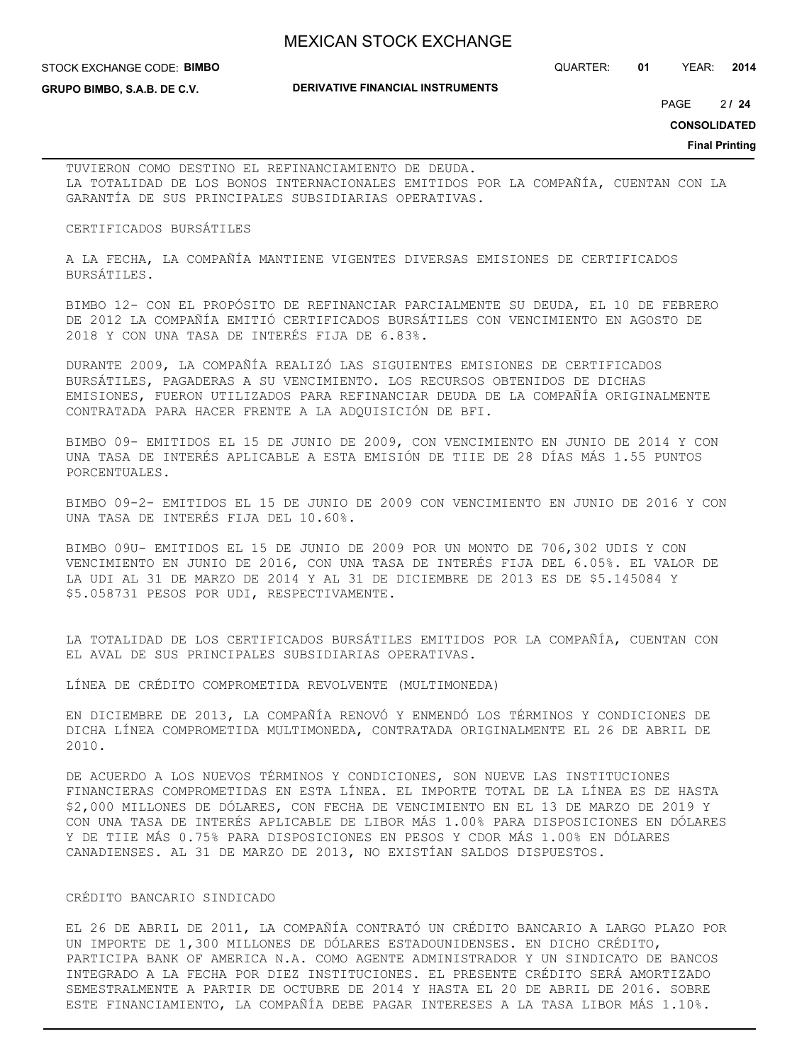TUVIERON COMO DESTINO EL REFINANCIAMIENTO DE DEUDA.
LA TOTALIDAD DE LOS BONOS INTERNACIONALES EMITIDOS POR LA COMPAÑÍA, CUENTAN CON LA GARANTÍA DE SUS PRINCIPALES SUBSIDIARIAS OPERATIVAS.

CERTIFICADOS BURSÁTILES

A LA FECHA, LA COMPAÑÍA MANTIENE VIGENTES DIVERSAS EMISIONES DE CERTIFICADOS BURSÁTILES.

BIMBO 12- CON EL PROPÓSITO DE REFINANCIAR PARCIALMENTE SU DEUDA, EL 10 DE FEBRERO DE 2012 LA COMPAÑÍA EMITIÓ CERTIFICADOS BURSÁTILES CON VENCIMIENTO EN AGOSTO DE 2018 Y CON UNA TASA DE INTERÉS FIJA DE 6.83%.

DURANTE 2009, LA COMPAÑÍA REALIZÓ LAS SIGUIENTES EMISIONES DE CERTIFICADOS BURSÁTILES, PAGADERAS A SU VENCIMIENTO. LOS RECURSOS OBTENIDOS DE DICHAS EMISIONES, FUERON UTILIZADOS PARA REFINANCIAR DEUDA DE LA COMPAÑÍA ORIGINALMENTE CONTRATADA PARA HACER FRENTE A LA ADQUISICIÓN DE BFI.

BIMBO 09- EMITIDOS EL 15 DE JUNIO DE 2009, CON VENCIMIENTO EN JUNIO DE 2014 Y CON UNA TASA DE INTERÉS APLICABLE A ESTA EMISIÓN DE TIIE DE 28 DÍAS MÁS 1.55 PUNTOS PORCENTUALES.

BIMBO 09-2- EMITIDOS EL 15 DE JUNIO DE 2009 CON VENCIMIENTO EN JUNIO DE 2016 Y CON UNA TASA DE INTERÉS FIJA DEL 10.60%.

BIMBO 09U- EMITIDOS EL 15 DE JUNIO DE 2009 POR UN MONTO DE 706,302 UDIS Y CON VENCIMIENTO EN JUNIO DE 2016, CON UNA TASA DE INTERÉS FIJA DEL 6.05%. EL VALOR DE LA UDI AL 31 DE MARZO DE 2014 Y AL 31 DE DICIEMBRE DE 2013 ES DE $5.145084 Y $5.058731 PESOS POR UDI, RESPECTIVAMENTE.

LA TOTALIDAD DE LOS CERTIFICADOS BURSÁTILES EMITIDOS POR LA COMPAÑÍA, CUENTAN CON EL AVAL DE SUS PRINCIPALES SUBSIDIARIAS OPERATIVAS.

LÍNEA DE CRÉDITO COMPROMETIDA REVOLVENTE (MULTIMONEDA)

EN DICIEMBRE DE 2013, LA COMPAÑÍA RENOVÓ Y ENMENDÓ LOS TÉRMINOS Y CONDICIONES DE DICHA LÍNEA COMPROMETIDA MULTIMONEDA, CONTRATADA ORIGINALMENTE EL 26 DE ABRIL DE 2010.

DE ACUERDO A LOS NUEVOS TÉRMINOS Y CONDICIONES, SON NUEVE LAS INSTITUCIONES FINANCIERAS COMPROMETIDAS EN ESTA LÍNEA. EL IMPORTE TOTAL DE LA LÍNEA ES DE HASTA $2,000 MILLONES DE DÓLARES, CON FECHA DE VENCIMIENTO EN EL 13 DE MARZO DE 2019 Y CON UNA TASA DE INTERÉS APLICABLE DE LIBOR MÁS 1.00% PARA DISPOSICIONES EN DÓLARES Y DE TIIE MÁS 0.75% PARA DISPOSICIONES EN PESOS Y CDOR MÁS 1.00% EN DÓLARES CANADIENSES. AL 31 DE MARZO DE 2013, NO EXISTÍAN SALDOS DISPUESTOS.

CRÉDITO BANCARIO SINDICADO

EL 26 DE ABRIL DE 2011, LA COMPAÑÍA CONTRATÓ UN CRÉDITO BANCARIO A LARGO PLAZO POR UN IMPORTE DE 1,300 MILLONES DE DÓLARES ESTADOUNIDENSES. EN DICHO CRÉDITO, PARTICIPA BANK OF AMERICA N.A. COMO AGENTE ADMINISTRADOR Y UN SINDICATO DE BANCOS INTEGRADO A LA FECHA POR DIEZ INSTITUCIONES. EL PRESENTE CRÉDITO SERÁ AMORTIZADO SEMESTRALMENTE A PARTIR DE OCTUBRE DE 2014 Y HASTA EL 20 DE ABRIL DE 2016. SOBRE ESTE FINANCIAMIENTO, LA COMPAÑÍA DEBE PAGAR INTERESES A LA TASA LIBOR MÁS 1.10%.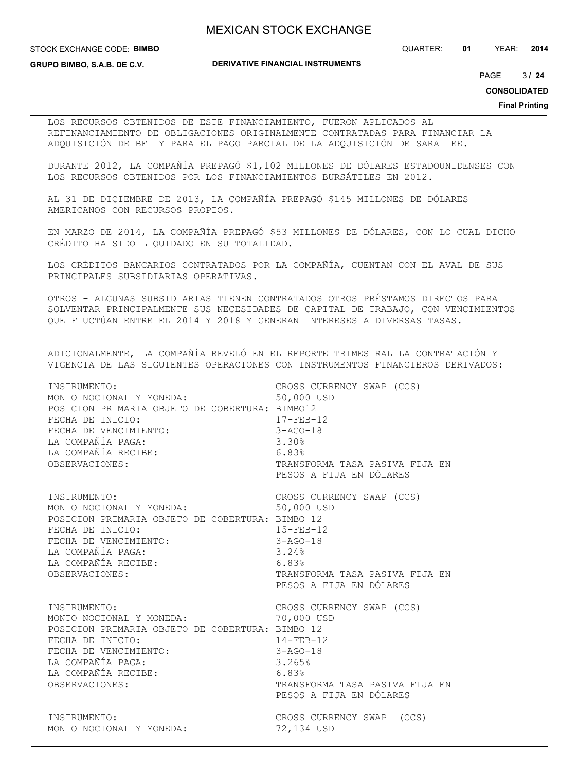LOS RECURSOS OBTENIDOS DE ESTE FINANCIAMIENTO, FUERON APLICADOS AL REFINANCIAMIENTO DE OBLIGACIONES ORIGINALMENTE CONTRATADAS PARA FINANCIAR LA ADQUISICIÓN DE BFI Y PARA EL PAGO PARCIAL DE LA ADQUISICIÓN DE SARA LEE.

DURANTE 2012, LA COMPAÑÍA PREPAGÓ $1,102 MILLONES DE DÓLARES ESTADOUNIDENSES CON LOS RECURSOS OBTENIDOS POR LOS FINANCIAMIENTOS BURSÁTILES EN 2012.

AL 31 DE DICIEMBRE DE 2013, LA COMPAÑÍA PREPAGÓ $145 MILLONES DE DÓLARES AMERICANOS CON RECURSOS PROPIOS.

EN MARZO DE 2014, LA COMPAÑÍA PREPAGÓ $53 MILLONES DE DÓLARES, CON LO CUAL DICHO CRÉDITO HA SIDO LIQUIDADO EN SU TOTALIDAD.

LOS CRÉDITOS BANCARIOS CONTRATADOS POR LA COMPAÑÍA, CUENTAN CON EL AVAL DE SUS PRINCIPALES SUBSIDIARIAS OPERATIVAS.

OTROS - ALGUNAS SUBSIDIARIAS TIENEN CONTRATADOS OTROS PRÉSTAMOS DIRECTOS PARA SOLVENTAR PRINCIPALMENTE SUS NECESIDADES DE CAPITAL DE TRABAJO, CON VENCIMIENTOS QUE FLUCTÚAN ENTRE EL 2014 Y 2018 Y GENERAN INTERESES A DIVERSAS TASAS.

ADICIONALMENTE, LA COMPAÑÍA REVELÓ EN EL REPORTE TRIMESTRAL LA CONTRATACIÓN Y VIGENCIA DE LAS SIGUIENTES OPERACIONES CON INSTRUMENTOS FINANCIEROS DERIVADOS:

| | |
|---|---|
| INSTRUMENTO: | CROSS CURRENCY SWAP (CCS) |
| MONTO NOCIONAL Y MONEDA: | 50,000 USD |
| POSICION PRIMARIA OBJETO DE COBERTURA: | BIMBO12 |
| FECHA DE INICIO: | 17-FEB-12 |
| FECHA DE VENCIMIENTO: | 3-AGO-18 |
| LA COMPAÑÍA PAGA: | 3.30% |
| LA COMPAÑÍA RECIBE: | 6.83% |
| OBSERVACIONES: | TRANSFORMA TASA PASIVA FIJA EN PESOS A FIJA EN DÓLARES |

| | |
|---|---|
| INSTRUMENTO: | CROSS CURRENCY SWAP (CCS) |
| MONTO NOCIONAL Y MONEDA: | 50,000 USD |
| POSICION PRIMARIA OBJETO DE COBERTURA: | BIMBO 12 |
| FECHA DE INICIO: | 15-FEB-12 |
| FECHA DE VENCIMIENTO: | 3-AGO-18 |
| LA COMPAÑÍA PAGA: | 3.24% |
| LA COMPAÑÍA RECIBE: | 6.83% |
| OBSERVACIONES: | TRANSFORMA TASA PASIVA FIJA EN PESOS A FIJA EN DÓLARES |

| | |
|---|---|
| INSTRUMENTO: | CROSS CURRENCY SWAP (CCS) |
| MONTO NOCIONAL Y MONEDA: | 70,000 USD |
| POSICION PRIMARIA OBJETO DE COBERTURA: | BIMBO 12 |
| FECHA DE INICIO: | 14-FEB-12 |
| FECHA DE VENCIMIENTO: | 3-AGO-18 |
| LA COMPAÑÍA PAGA: | 3.265% |
| LA COMPAÑÍA RECIBE: | 6.83% |
| OBSERVACIONES: | TRANSFORMA TASA PASIVA FIJA EN PESOS A FIJA EN DÓLARES |

| | |
|---|---|
| INSTRUMENTO: | CROSS CURRENCY SWAP (CCS) |
| MONTO NOCIONAL Y MONEDA: | 72,134 USD |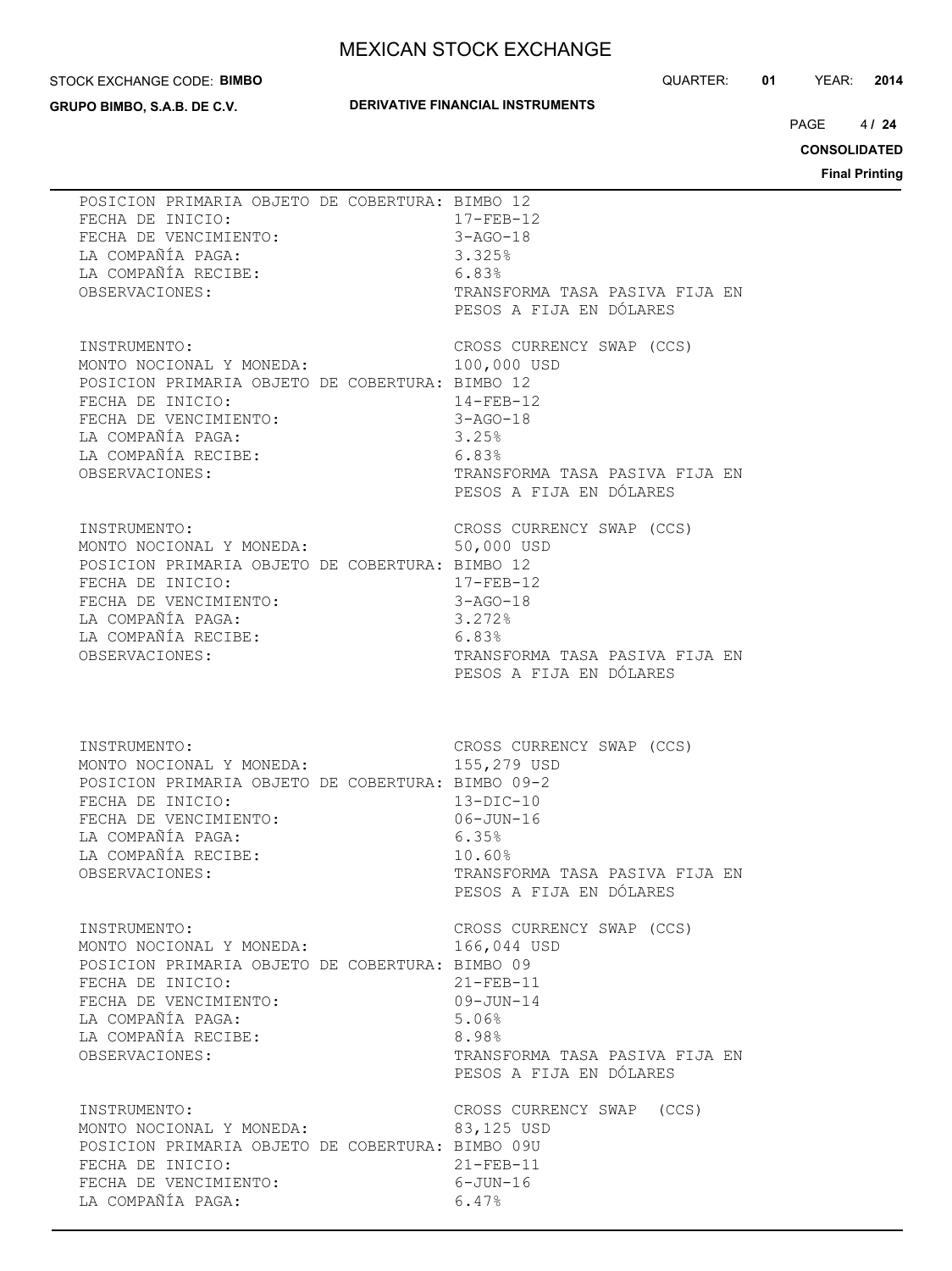POSICION PRIMARIA OBJETO DE COBERTURA: BIMBO 12
FECHA DE INICIO: 17-FEB-12
FECHA DE VENCIMIENTO: 3-AGO-18
LA COMPAÑÍA PAGA: 3.325%
LA COMPAÑÍA RECIBE: 6.83%
OBSERVACIONES: TRANSFORMA TASA PASIVA FIJA EN PESOS A FIJA EN DÓLARES

INSTRUMENTO: CROSS CURRENCY SWAP (CCS)
MONTO NOCIONAL Y MONEDA: 100,000 USD
POSICION PRIMARIA OBJETO DE COBERTURA: BIMBO 12
FECHA DE INICIO: 14-FEB-12
FECHA DE VENCIMIENTO: 3-AGO-18
LA COMPAÑÍA PAGA: 3.25%
LA COMPAÑÍA RECIBE: 6.83%
OBSERVACIONES: TRANSFORMA TASA PASIVA FIJA EN PESOS A FIJA EN DÓLARES

INSTRUMENTO: CROSS CURRENCY SWAP (CCS)
MONTO NOCIONAL Y MONEDA: 50,000 USD
POSICION PRIMARIA OBJETO DE COBERTURA: BIMBO 12
FECHA DE INICIO: 17-FEB-12
FECHA DE VENCIMIENTO: 3-AGO-18
LA COMPAÑÍA PAGA: 3.272%
LA COMPAÑÍA RECIBE: 6.83%
OBSERVACIONES: TRANSFORMA TASA PASIVA FIJA EN PESOS A FIJA EN DÓLARES

INSTRUMENTO: CROSS CURRENCY SWAP (CCS)
MONTO NOCIONAL Y MONEDA: 155,279 USD
POSICION PRIMARIA OBJETO DE COBERTURA: BIMBO 09-2
FECHA DE INICIO: 13-DIC-10
FECHA DE VENCIMIENTO: 06-JUN-16
LA COMPAÑÍA PAGA: 6.35%
LA COMPAÑÍA RECIBE: 10.60%
OBSERVACIONES: TRANSFORMA TASA PASIVA FIJA EN PESOS A FIJA EN DÓLARES

INSTRUMENTO: CROSS CURRENCY SWAP (CCS)
MONTO NOCIONAL Y MONEDA: 166,044 USD
POSICION PRIMARIA OBJETO DE COBERTURA: BIMBO 09
FECHA DE INICIO: 21-FEB-11
FECHA DE VENCIMIENTO: 09-JUN-14
LA COMPAÑÍA PAGA: 5.06%
LA COMPAÑÍA RECIBE: 8.98%
OBSERVACIONES: TRANSFORMA TASA PASIVA FIJA EN PESOS A FIJA EN DÓLARES

INSTRUMENTO: CROSS CURRENCY SWAP (CCS)
MONTO NOCIONAL Y MONEDA: 83,125 USD
POSICION PRIMARIA OBJETO DE COBERTURA: BIMBO 09U
FECHA DE INICIO: 21-FEB-11
FECHA DE VENCIMIENTO: 6-JUN-16
LA COMPAÑÍA PAGA: 6.47%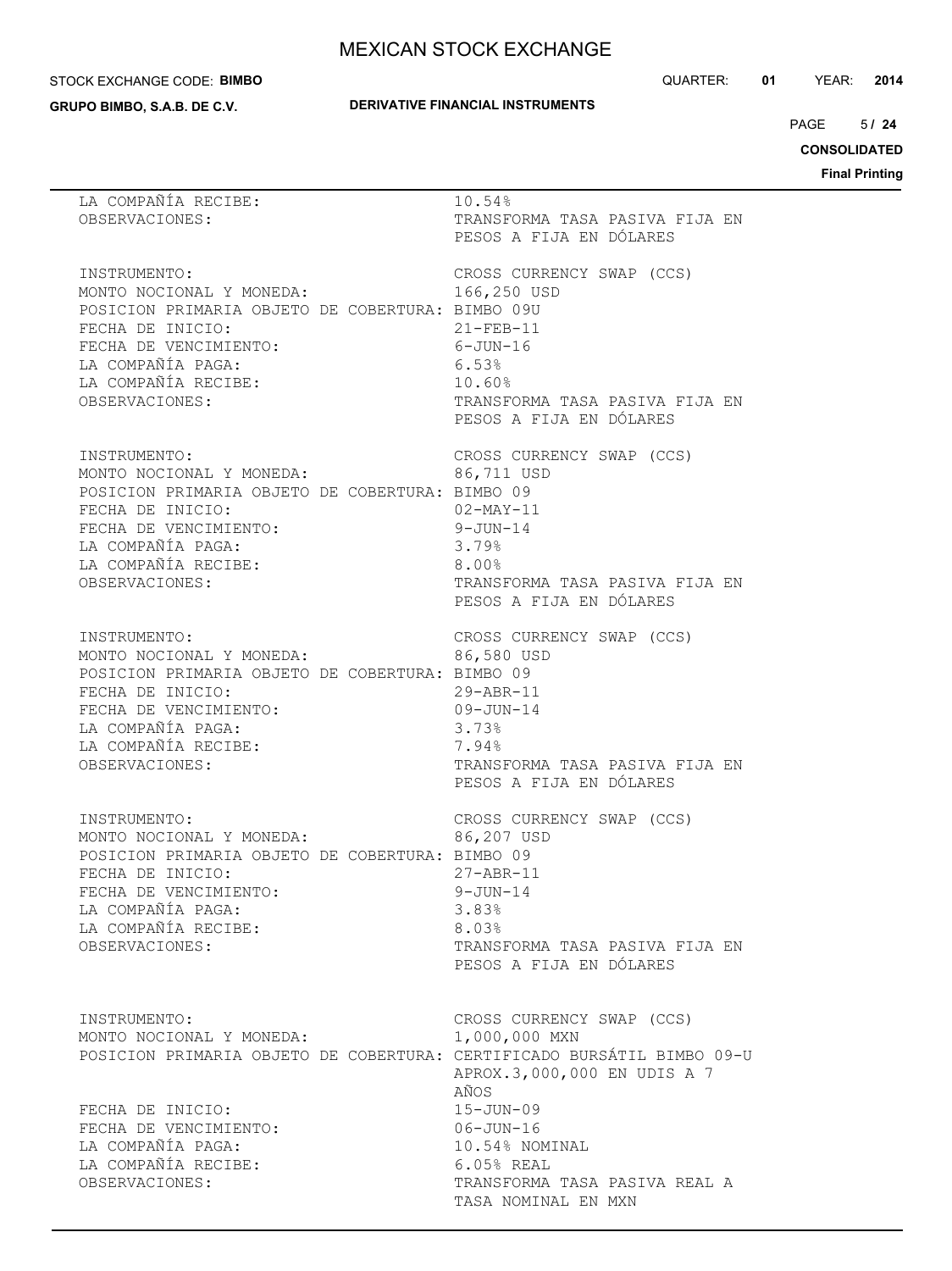LA COMPAÑÍA RECIBE: 10.54%
OBSERVACIONES: TRANSFORMA TASA PASIVA FIJA EN PESOS A FIJA EN DÓLARES

INSTRUMENTO: CROSS CURRENCY SWAP (CCS)
MONTO NOCIONAL Y MONEDA: 166,250 USD
POSICION PRIMARIA OBJETO DE COBERTURA: BIMBO 09U
FECHA DE INICIO: 21-FEB-11
FECHA DE VENCIMIENTO: 6-JUN-16
LA COMPAÑÍA PAGA: 6.53%
LA COMPAÑÍA RECIBE: 10.60%
OBSERVACIONES: TRANSFORMA TASA PASIVA FIJA EN PESOS A FIJA EN DÓLARES

INSTRUMENTO: CROSS CURRENCY SWAP (CCS)
MONTO NOCIONAL Y MONEDA: 86,711 USD
POSICION PRIMARIA OBJETO DE COBERTURA: BIMBO 09
FECHA DE INICIO: 02-MAY-11
FECHA DE VENCIMIENTO: 9-JUN-14
LA COMPAÑÍA PAGA: 3.79%
LA COMPAÑÍA RECIBE: 8.00%
OBSERVACIONES: TRANSFORMA TASA PASIVA FIJA EN PESOS A FIJA EN DÓLARES

INSTRUMENTO: CROSS CURRENCY SWAP (CCS)
MONTO NOCIONAL Y MONEDA: 86,580 USD
POSICION PRIMARIA OBJETO DE COBERTURA: BIMBO 09
FECHA DE INICIO: 29-ABR-11
FECHA DE VENCIMIENTO: 09-JUN-14
LA COMPAÑÍA PAGA: 3.73%
LA COMPAÑÍA RECIBE: 7.94%
OBSERVACIONES: TRANSFORMA TASA PASIVA FIJA EN PESOS A FIJA EN DÓLARES

INSTRUMENTO: CROSS CURRENCY SWAP (CCS)
MONTO NOCIONAL Y MONEDA: 86,207 USD
POSICION PRIMARIA OBJETO DE COBERTURA: BIMBO 09
FECHA DE INICIO: 27-ABR-11
FECHA DE VENCIMIENTO: 9-JUN-14
LA COMPAÑÍA PAGA: 3.83%
LA COMPAÑÍA RECIBE: 8.03%
OBSERVACIONES: TRANSFORMA TASA PASIVA FIJA EN PESOS A FIJA EN DÓLARES

INSTRUMENTO: CROSS CURRENCY SWAP (CCS)
MONTO NOCIONAL Y MONEDA: 1,000,000 MXN
POSICION PRIMARIA OBJETO DE COBERTURA: CERTIFICADO BURSÁTIL BIMBO 09-U APROX.3,000,000 EN UDIS A 7 AÑOS
FECHA DE INICIO: 15-JUN-09
FECHA DE VENCIMIENTO: 06-JUN-16
LA COMPAÑÍA PAGA: 10.54% NOMINAL
LA COMPAÑÍA RECIBE: 6.05% REAL
OBSERVACIONES: TRANSFORMA TASA PASIVA REAL A TASA NOMINAL EN MXN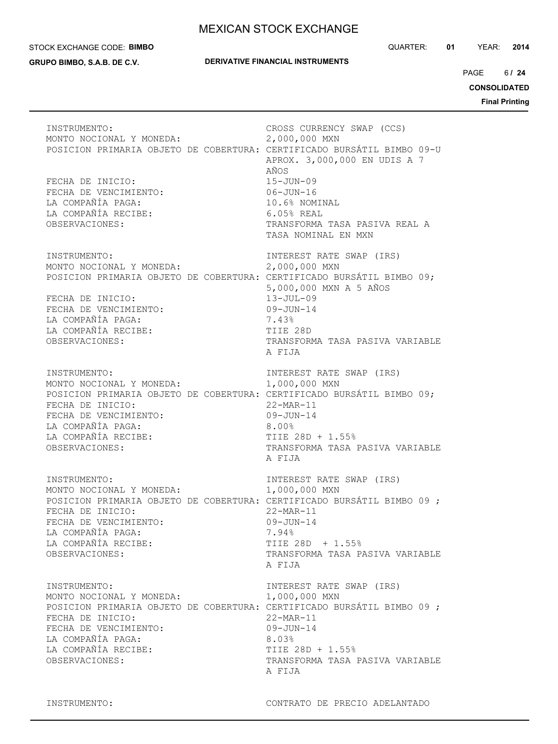| | |
|---|---|
| INSTRUMENTO: | CROSS CURRENCY SWAP (CCS) |
| MONTO NOCIONAL Y MONEDA: | 2,000,000 MXN |
| POSICION PRIMARIA OBJETO DE COBERTURA: | CERTIFICADO BURSÁTIL BIMBO 09-U APROX. 3,000,000 EN UDIS A 7 AÑOS |
| FECHA DE INICIO: | 15-JUN-09 |
| FECHA DE VENCIMIENTO: | 06-JUN-16 |
| LA COMPAÑÍA PAGA: | 10.6% NOMINAL |
| LA COMPAÑÍA RECIBE: | 6.05% REAL |
| OBSERVACIONES: | TRANSFORMA TASA PASIVA REAL A TASA NOMINAL EN MXN |

| | |
|---|---|
| INSTRUMENTO: | INTEREST RATE SWAP (IRS) |
| MONTO NOCIONAL Y MONEDA: | 2,000,000 MXN |
| POSICION PRIMARIA OBJETO DE COBERTURA: | CERTIFICADO BURSÁTIL BIMBO 09; 5,000,000 MXN A 5 AÑOS |
| FECHA DE INICIO: | 13-JUL-09 |
| FECHA DE VENCIMIENTO: | 09-JUN-14 |
| LA COMPAÑÍA PAGA: | 7.43% |
| LA COMPAÑÍA RECIBE: | TIIE 28D |
| OBSERVACIONES: | TRANSFORMA TASA PASIVA VARIABLE A FIJA |

| | |
|---|---|
| INSTRUMENTO: | INTEREST RATE SWAP (IRS) |
| MONTO NOCIONAL Y MONEDA: | 1,000,000 MXN |
| POSICION PRIMARIA OBJETO DE COBERTURA: | CERTIFICADO BURSÁTIL BIMBO 09; |
| FECHA DE INICIO: | 22-MAR-11 |
| FECHA DE VENCIMIENTO: | 09-JUN-14 |
| LA COMPAÑÍA PAGA: | 8.00% |
| LA COMPAÑÍA RECIBE: | TIIE 28D + 1.55% |
| OBSERVACIONES: | TRANSFORMA TASA PASIVA VARIABLE A FIJA |

| | |
|---|---|
| INSTRUMENTO: | INTEREST RATE SWAP (IRS) |
| MONTO NOCIONAL Y MONEDA: | 1,000,000 MXN |
| POSICION PRIMARIA OBJETO DE COBERTURA: | CERTIFICADO BURSÁTIL BIMBO 09 ; |
| FECHA DE INICIO: | 22-MAR-11 |
| FECHA DE VENCIMIENTO: | 09-JUN-14 |
| LA COMPAÑÍA PAGA: | 7.94% |
| LA COMPAÑÍA RECIBE: | TIIE 28D + 1.55% |
| OBSERVACIONES: | TRANSFORMA TASA PASIVA VARIABLE A FIJA |

| | |
|---|---|
| INSTRUMENTO: | INTEREST RATE SWAP (IRS) |
| MONTO NOCIONAL Y MONEDA: | 1,000,000 MXN |
| POSICION PRIMARIA OBJETO DE COBERTURA: | CERTIFICADO BURSÁTIL BIMBO 09 ; |
| FECHA DE INICIO: | 22-MAR-11 |
| FECHA DE VENCIMIENTO: | 09-JUN-14 |
| LA COMPAÑÍA PAGA: | 8.03% |
| LA COMPAÑÍA RECIBE: | TIIE 28D + 1.55% |
| OBSERVACIONES: | TRANSFORMA TASA PASIVA VARIABLE A FIJA |

| | |
|---|---|
| INSTRUMENTO: | CONTRATO DE PRECIO ADELANTADO |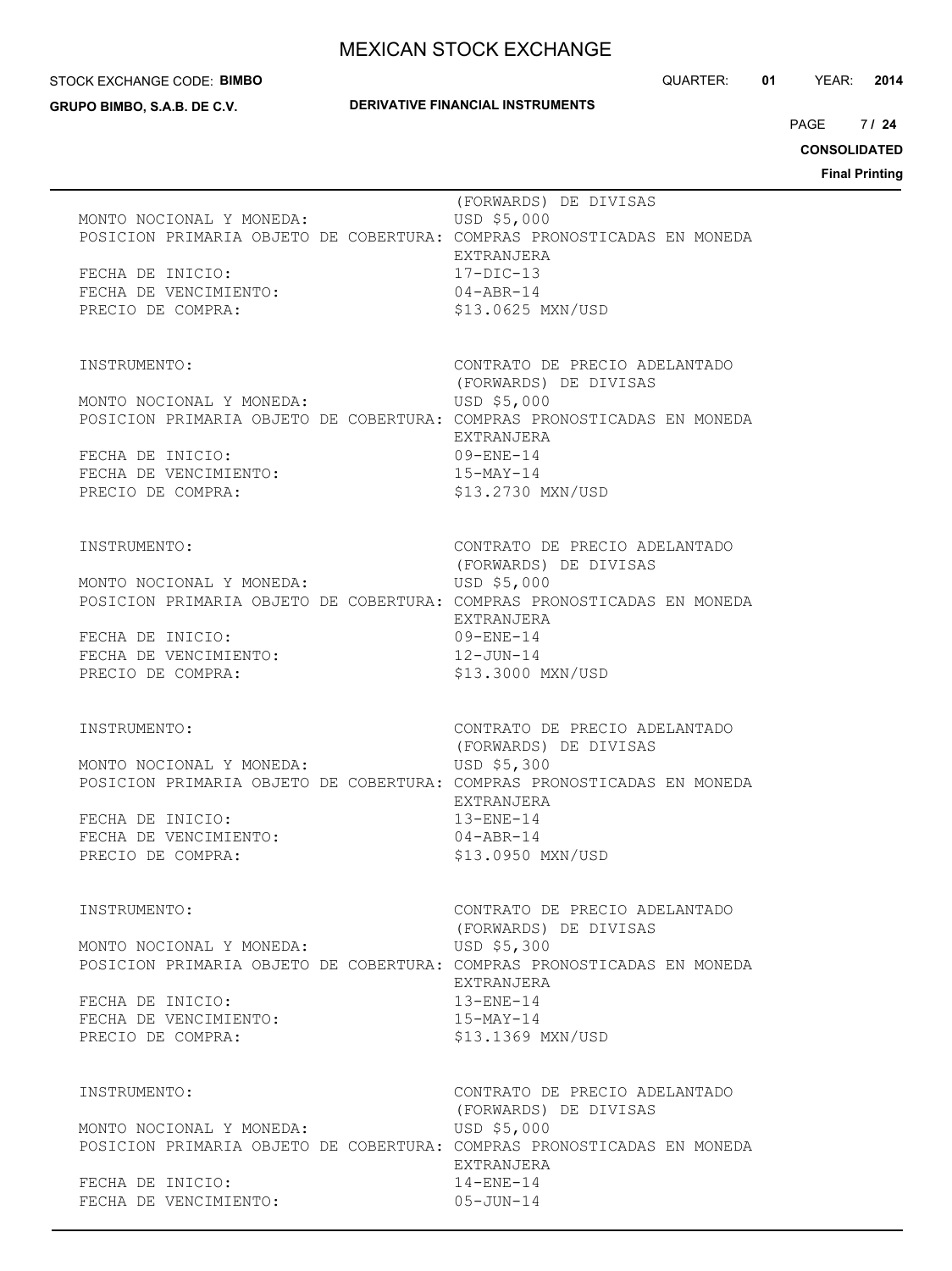(FORWARDS) DE DIVISAS
MONTO NOCIONAL Y MONEDA: USD $5,000
POSICION PRIMARIA OBJETO DE COBERTURA: COMPRAS PRONOSTICADAS EN MONEDA EXTRANJERA
FECHA DE INICIO: 17-DIC-13
FECHA DE VENCIMIENTO: 04-ABR-14
PRECIO DE COMPRA: $13.0625 MXN/USD

INSTRUMENTO: CONTRATO DE PRECIO ADELANTADO (FORWARDS) DE DIVISAS
MONTO NOCIONAL Y MONEDA: USD $5,000
POSICION PRIMARIA OBJETO DE COBERTURA: COMPRAS PRONOSTICADAS EN MONEDA EXTRANJERA
FECHA DE INICIO: 09-ENE-14
FECHA DE VENCIMIENTO: 15-MAY-14
PRECIO DE COMPRA: $13.2730 MXN/USD

INSTRUMENTO: CONTRATO DE PRECIO ADELANTADO (FORWARDS) DE DIVISAS
MONTO NOCIONAL Y MONEDA: USD $5,000
POSICION PRIMARIA OBJETO DE COBERTURA: COMPRAS PRONOSTICADAS EN MONEDA EXTRANJERA
FECHA DE INICIO: 09-ENE-14
FECHA DE VENCIMIENTO: 12-JUN-14
PRECIO DE COMPRA: $13.3000 MXN/USD

INSTRUMENTO: CONTRATO DE PRECIO ADELANTADO (FORWARDS) DE DIVISAS
MONTO NOCIONAL Y MONEDA: USD $5,300
POSICION PRIMARIA OBJETO DE COBERTURA: COMPRAS PRONOSTICADAS EN MONEDA EXTRANJERA
FECHA DE INICIO: 13-ENE-14
FECHA DE VENCIMIENTO: 04-ABR-14
PRECIO DE COMPRA: $13.0950 MXN/USD

INSTRUMENTO: CONTRATO DE PRECIO ADELANTADO (FORWARDS) DE DIVISAS
MONTO NOCIONAL Y MONEDA: USD $5,300
POSICION PRIMARIA OBJETO DE COBERTURA: COMPRAS PRONOSTICADAS EN MONEDA EXTRANJERA
FECHA DE INICIO: 13-ENE-14
FECHA DE VENCIMIENTO: 15-MAY-14
PRECIO DE COMPRA: $13.1369 MXN/USD

INSTRUMENTO: CONTRATO DE PRECIO ADELANTADO (FORWARDS) DE DIVISAS
MONTO NOCIONAL Y MONEDA: USD $5,000
POSICION PRIMARIA OBJETO DE COBERTURA: COMPRAS PRONOSTICADAS EN MONEDA EXTRANJERA
FECHA DE INICIO: 14-ENE-14
FECHA DE VENCIMIENTO: 05-JUN-14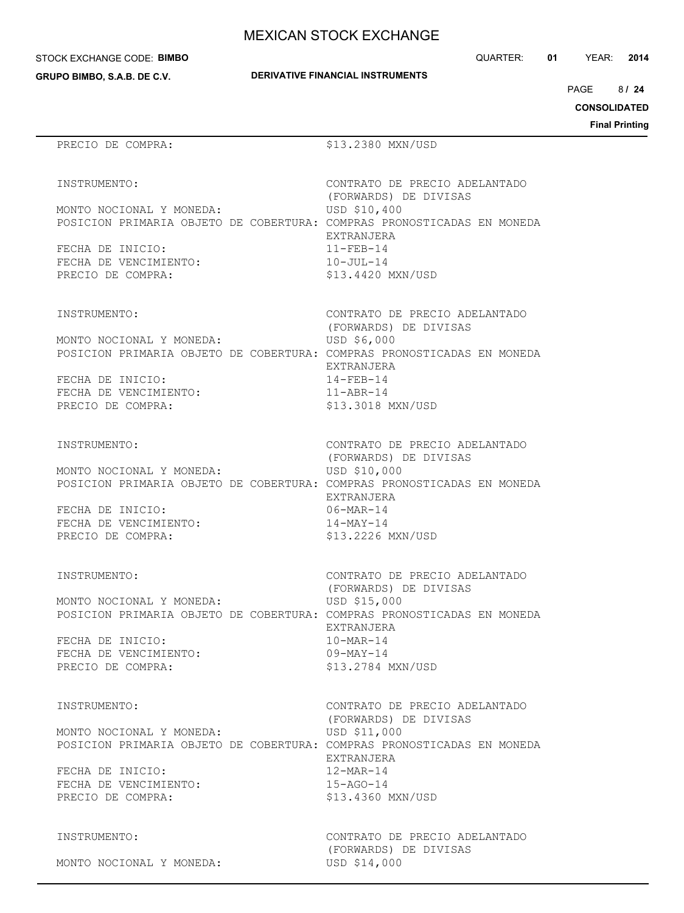PRECIO DE COMPRA: $13.2380 MXN/USD

INSTRUMENTO: CONTRATO DE PRECIO ADELANTADO (FORWARDS) DE DIVISAS
MONTO NOCIONAL Y MONEDA: USD $10,400
POSICION PRIMARIA OBJETO DE COBERTURA: COMPRAS PRONOSTICADAS EN MONEDA EXTRANJERA
FECHA DE INICIO: 11-FEB-14
FECHA DE VENCIMIENTO: 10-JUL-14
PRECIO DE COMPRA: $13.4420 MXN/USD

INSTRUMENTO: CONTRATO DE PRECIO ADELANTADO (FORWARDS) DE DIVISAS
MONTO NOCIONAL Y MONEDA: USD $6,000
POSICION PRIMARIA OBJETO DE COBERTURA: COMPRAS PRONOSTICADAS EN MONEDA EXTRANJERA
FECHA DE INICIO: 14-FEB-14
FECHA DE VENCIMIENTO: 11-ABR-14
PRECIO DE COMPRA: $13.3018 MXN/USD

INSTRUMENTO: CONTRATO DE PRECIO ADELANTADO (FORWARDS) DE DIVISAS
MONTO NOCIONAL Y MONEDA: USD $10,000
POSICION PRIMARIA OBJETO DE COBERTURA: COMPRAS PRONOSTICADAS EN MONEDA EXTRANJERA
FECHA DE INICIO: 06-MAR-14
FECHA DE VENCIMIENTO: 14-MAY-14
PRECIO DE COMPRA: $13.2226 MXN/USD

INSTRUMENTO: CONTRATO DE PRECIO ADELANTADO (FORWARDS) DE DIVISAS
MONTO NOCIONAL Y MONEDA: USD $15,000
POSICION PRIMARIA OBJETO DE COBERTURA: COMPRAS PRONOSTICADAS EN MONEDA EXTRANJERA
FECHA DE INICIO: 10-MAR-14
FECHA DE VENCIMIENTO: 09-MAY-14
PRECIO DE COMPRA: $13.2784 MXN/USD

INSTRUMENTO: CONTRATO DE PRECIO ADELANTADO (FORWARDS) DE DIVISAS
MONTO NOCIONAL Y MONEDA: USD $11,000
POSICION PRIMARIA OBJETO DE COBERTURA: COMPRAS PRONOSTICADAS EN MONEDA EXTRANJERA
FECHA DE INICIO: 12-MAR-14
FECHA DE VENCIMIENTO: 15-AGO-14
PRECIO DE COMPRA: $13.4360 MXN/USD

INSTRUMENTO: CONTRATO DE PRECIO ADELANTADO (FORWARDS) DE DIVISAS
MONTO NOCIONAL Y MONEDA: USD $14,000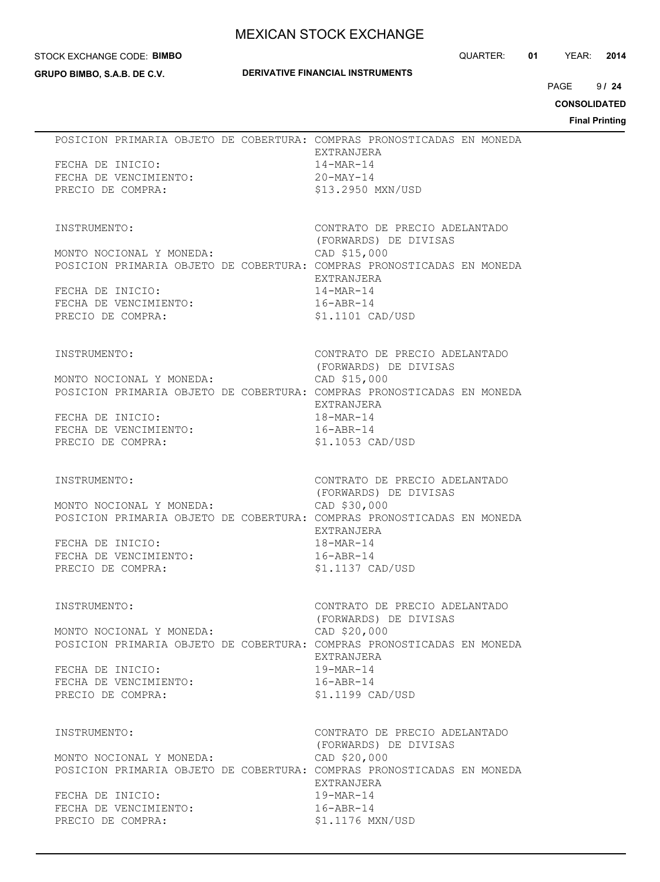POSICION PRIMARIA OBJETO DE COBERTURA: COMPRAS PRONOSTICADAS EN MONEDA EXTRANJERA
FECHA DE INICIO: 14-MAR-14
FECHA DE VENCIMIENTO: 20-MAY-14
PRECIO DE COMPRA: $13.2950 MXN/USD

INSTRUMENTO: CONTRATO DE PRECIO ADELANTADO (FORWARDS) DE DIVISAS
MONTO NOCIONAL Y MONEDA: CAD $15,000
POSICION PRIMARIA OBJETO DE COBERTURA: COMPRAS PRONOSTICADAS EN MONEDA EXTRANJERA
FECHA DE INICIO: 14-MAR-14
FECHA DE VENCIMIENTO: 16-ABR-14
PRECIO DE COMPRA: $1.1101 CAD/USD

INSTRUMENTO: CONTRATO DE PRECIO ADELANTADO (FORWARDS) DE DIVISAS
MONTO NOCIONAL Y MONEDA: CAD $15,000
POSICION PRIMARIA OBJETO DE COBERTURA: COMPRAS PRONOSTICADAS EN MONEDA EXTRANJERA
FECHA DE INICIO: 18-MAR-14
FECHA DE VENCIMIENTO: 16-ABR-14
PRECIO DE COMPRA: $1.1053 CAD/USD

INSTRUMENTO: CONTRATO DE PRECIO ADELANTADO (FORWARDS) DE DIVISAS
MONTO NOCIONAL Y MONEDA: CAD $30,000
POSICION PRIMARIA OBJETO DE COBERTURA: COMPRAS PRONOSTICADAS EN MONEDA EXTRANJERA
FECHA DE INICIO: 18-MAR-14
FECHA DE VENCIMIENTO: 16-ABR-14
PRECIO DE COMPRA: $1.1137 CAD/USD

INSTRUMENTO: CONTRATO DE PRECIO ADELANTADO (FORWARDS) DE DIVISAS
MONTO NOCIONAL Y MONEDA: CAD $20,000
POSICION PRIMARIA OBJETO DE COBERTURA: COMPRAS PRONOSTICADAS EN MONEDA EXTRANJERA
FECHA DE INICIO: 19-MAR-14
FECHA DE VENCIMIENTO: 16-ABR-14
PRECIO DE COMPRA: $1.1199 CAD/USD

INSTRUMENTO: CONTRATO DE PRECIO ADELANTADO (FORWARDS) DE DIVISAS
MONTO NOCIONAL Y MONEDA: CAD $20,000
POSICION PRIMARIA OBJETO DE COBERTURA: COMPRAS PRONOSTICADAS EN MONEDA EXTRANJERA
FECHA DE INICIO: 19-MAR-14
FECHA DE VENCIMIENTO: 16-ABR-14
PRECIO DE COMPRA: $1.1176 MXN/USD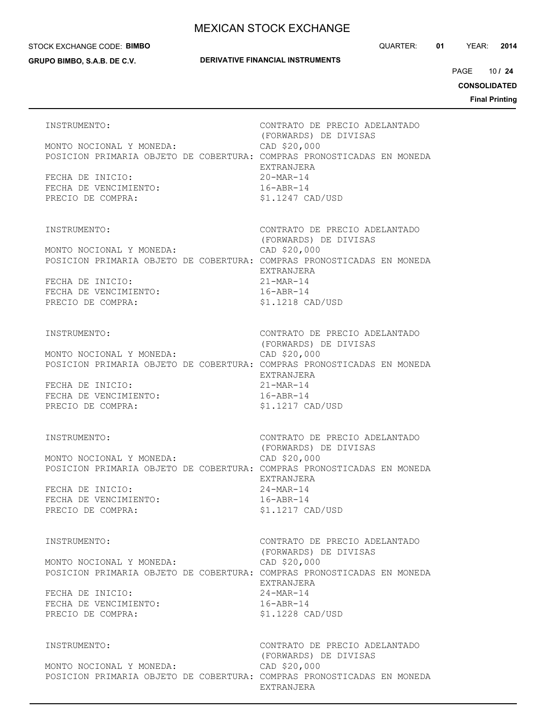INSTRUMENTO: CONTRATO DE PRECIO ADELANTADO (FORWARDS) DE DIVISAS
MONTO NOCIONAL Y MONEDA: CAD $20,000
POSICION PRIMARIA OBJETO DE COBERTURA: COMPRAS PRONOSTICADAS EN MONEDA EXTRANJERA
FECHA DE INICIO: 20-MAR-14
FECHA DE VENCIMIENTO: 16-ABR-14
PRECIO DE COMPRA: $1.1247 CAD/USD

INSTRUMENTO: CONTRATO DE PRECIO ADELANTADO (FORWARDS) DE DIVISAS
MONTO NOCIONAL Y MONEDA: CAD $20,000
POSICION PRIMARIA OBJETO DE COBERTURA: COMPRAS PRONOSTICADAS EN MONEDA EXTRANJERA
FECHA DE INICIO: 21-MAR-14
FECHA DE VENCIMIENTO: 16-ABR-14
PRECIO DE COMPRA: $1.1218 CAD/USD

INSTRUMENTO: CONTRATO DE PRECIO ADELANTADO (FORWARDS) DE DIVISAS
MONTO NOCIONAL Y MONEDA: CAD $20,000
POSICION PRIMARIA OBJETO DE COBERTURA: COMPRAS PRONOSTICADAS EN MONEDA EXTRANJERA
FECHA DE INICIO: 21-MAR-14
FECHA DE VENCIMIENTO: 16-ABR-14
PRECIO DE COMPRA: $1.1217 CAD/USD

INSTRUMENTO: CONTRATO DE PRECIO ADELANTADO (FORWARDS) DE DIVISAS
MONTO NOCIONAL Y MONEDA: CAD $20,000
POSICION PRIMARIA OBJETO DE COBERTURA: COMPRAS PRONOSTICADAS EN MONEDA EXTRANJERA
FECHA DE INICIO: 24-MAR-14
FECHA DE VENCIMIENTO: 16-ABR-14
PRECIO DE COMPRA: $1.1217 CAD/USD

INSTRUMENTO: CONTRATO DE PRECIO ADELANTADO (FORWARDS) DE DIVISAS
MONTO NOCIONAL Y MONEDA: CAD $20,000
POSICION PRIMARIA OBJETO DE COBERTURA: COMPRAS PRONOSTICADAS EN MONEDA EXTRANJERA
FECHA DE INICIO: 24-MAR-14
FECHA DE VENCIMIENTO: 16-ABR-14
PRECIO DE COMPRA: $1.1228 CAD/USD

INSTRUMENTO: CONTRATO DE PRECIO ADELANTADO (FORWARDS) DE DIVISAS
MONTO NOCIONAL Y MONEDA: CAD $20,000
POSICION PRIMARIA OBJETO DE COBERTURA: COMPRAS PRONOSTICADAS EN MONEDA EXTRANJERA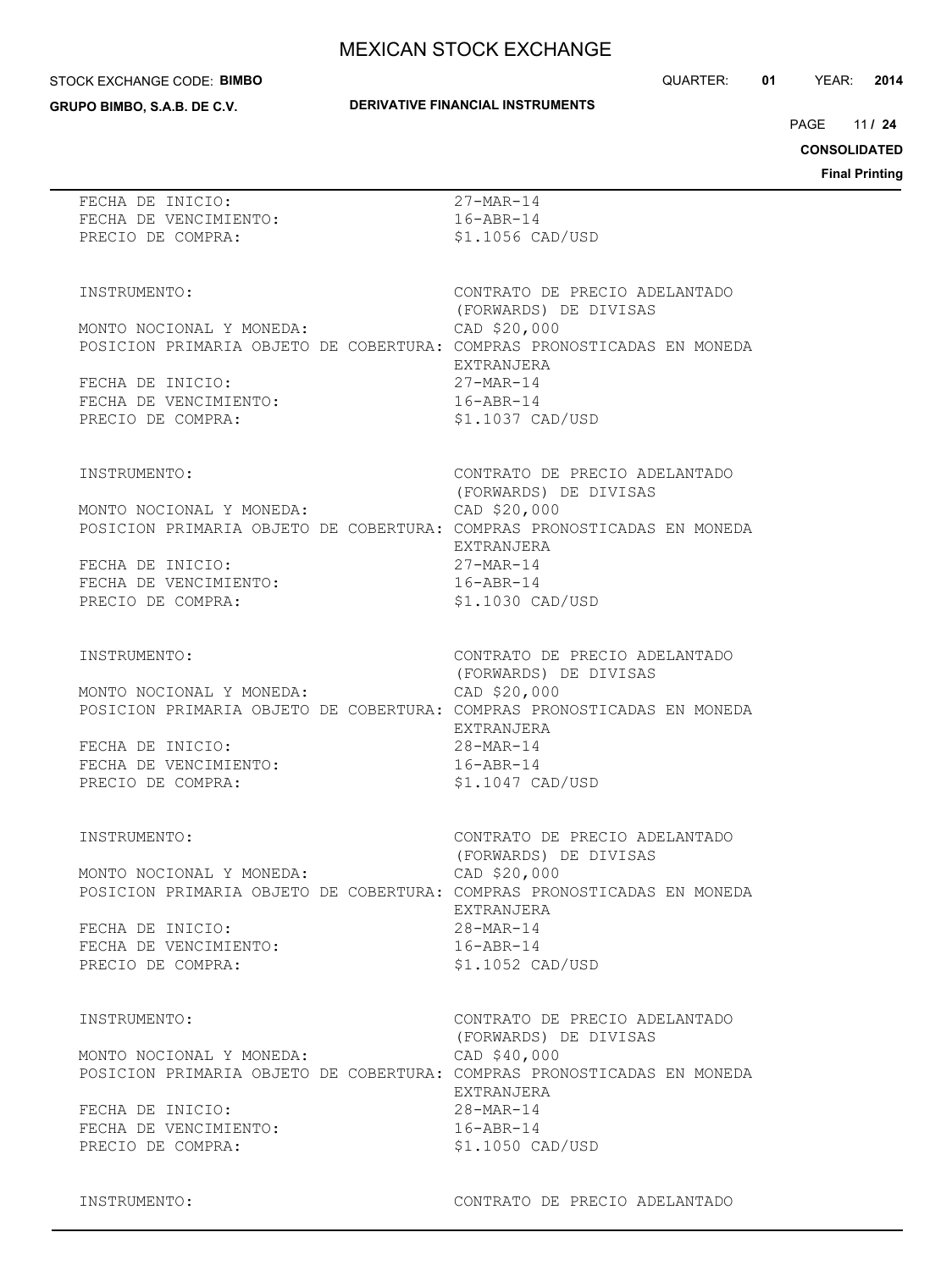FECHA DE INICIO: 27-MAR-14
FECHA DE VENCIMIENTO: 16-ABR-14
PRECIO DE COMPRA: $1.1056 CAD/USD

INSTRUMENTO: CONTRATO DE PRECIO ADELANTADO (FORWARDS) DE DIVISAS
MONTO NOCIONAL Y MONEDA: CAD $20,000
POSICION PRIMARIA OBJETO DE COBERTURA: COMPRAS PRONOSTICADAS EN MONEDA EXTRANJERA
FECHA DE INICIO: 27-MAR-14
FECHA DE VENCIMIENTO: 16-ABR-14
PRECIO DE COMPRA: $1.1037 CAD/USD

INSTRUMENTO: CONTRATO DE PRECIO ADELANTADO (FORWARDS) DE DIVISAS
MONTO NOCIONAL Y MONEDA: CAD $20,000
POSICION PRIMARIA OBJETO DE COBERTURA: COMPRAS PRONOSTICADAS EN MONEDA EXTRANJERA
FECHA DE INICIO: 27-MAR-14
FECHA DE VENCIMIENTO: 16-ABR-14
PRECIO DE COMPRA: $1.1030 CAD/USD

INSTRUMENTO: CONTRATO DE PRECIO ADELANTADO (FORWARDS) DE DIVISAS
MONTO NOCIONAL Y MONEDA: CAD $20,000
POSICION PRIMARIA OBJETO DE COBERTURA: COMPRAS PRONOSTICADAS EN MONEDA EXTRANJERA
FECHA DE INICIO: 28-MAR-14
FECHA DE VENCIMIENTO: 16-ABR-14
PRECIO DE COMPRA: $1.1047 CAD/USD

INSTRUMENTO: CONTRATO DE PRECIO ADELANTADO (FORWARDS) DE DIVISAS
MONTO NOCIONAL Y MONEDA: CAD $20,000
POSICION PRIMARIA OBJETO DE COBERTURA: COMPRAS PRONOSTICADAS EN MONEDA EXTRANJERA
FECHA DE INICIO: 28-MAR-14
FECHA DE VENCIMIENTO: 16-ABR-14
PRECIO DE COMPRA: $1.1052 CAD/USD

INSTRUMENTO: CONTRATO DE PRECIO ADELANTADO (FORWARDS) DE DIVISAS
MONTO NOCIONAL Y MONEDA: CAD $40,000
POSICION PRIMARIA OBJETO DE COBERTURA: COMPRAS PRONOSTICADAS EN MONEDA EXTRANJERA
FECHA DE INICIO: 28-MAR-14
FECHA DE VENCIMIENTO: 16-ABR-14
PRECIO DE COMPRA: $1.1050 CAD/USD

INSTRUMENTO: CONTRATO DE PRECIO ADELANTADO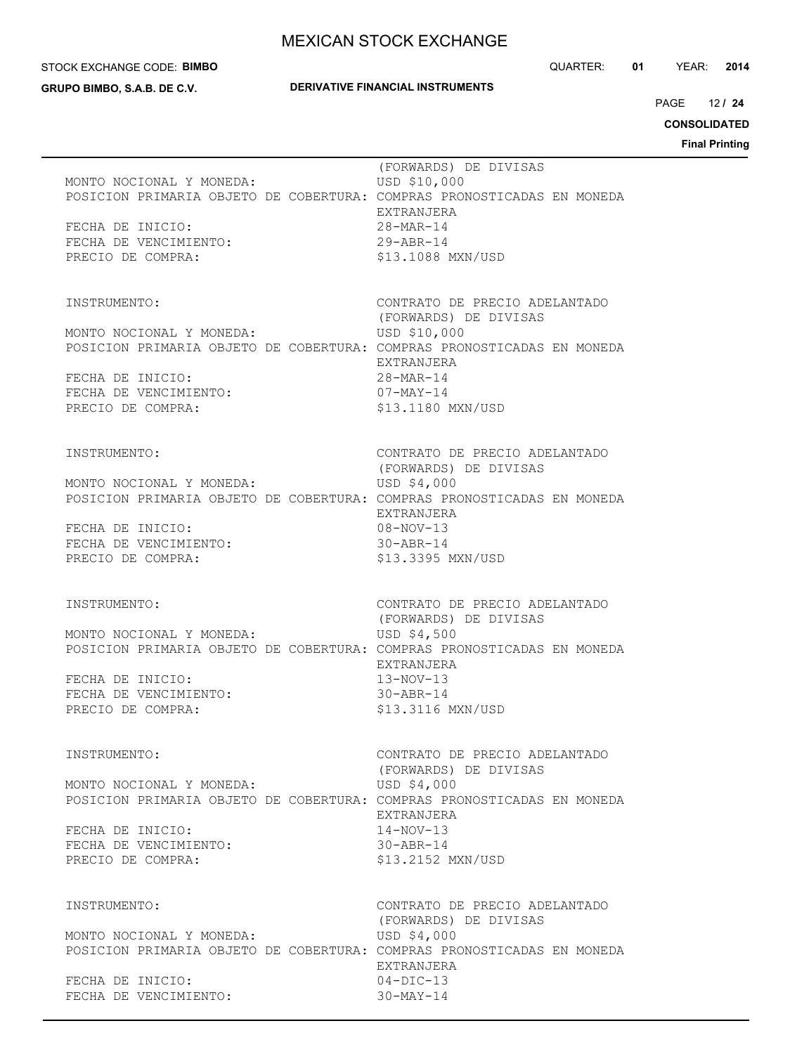(FORWARDS) DE DIVISAS

MONTO NOCIONAL Y MONEDA: USD $10,000
POSICION PRIMARIA OBJETO DE COBERTURA: COMPRAS PRONOSTICADAS EN MONEDA EXTRANJERA
FECHA DE INICIO: 28-MAR-14
FECHA DE VENCIMIENTO: 29-ABR-14
PRECIO DE COMPRA: $13.1088 MXN/USD

INSTRUMENTO: CONTRATO DE PRECIO ADELANTADO (FORWARDS) DE DIVISAS
MONTO NOCIONAL Y MONEDA: USD $10,000
POSICION PRIMARIA OBJETO DE COBERTURA: COMPRAS PRONOSTICADAS EN MONEDA EXTRANJERA
FECHA DE INICIO: 28-MAR-14
FECHA DE VENCIMIENTO: 07-MAY-14
PRECIO DE COMPRA: $13.1180 MXN/USD

INSTRUMENTO: CONTRATO DE PRECIO ADELANTADO (FORWARDS) DE DIVISAS
MONTO NOCIONAL Y MONEDA: USD $4,000
POSICION PRIMARIA OBJETO DE COBERTURA: COMPRAS PRONOSTICADAS EN MONEDA EXTRANJERA
FECHA DE INICIO: 08-NOV-13
FECHA DE VENCIMIENTO: 30-ABR-14
PRECIO DE COMPRA: $13.3395 MXN/USD

INSTRUMENTO: CONTRATO DE PRECIO ADELANTADO (FORWARDS) DE DIVISAS
MONTO NOCIONAL Y MONEDA: USD $4,500
POSICION PRIMARIA OBJETO DE COBERTURA: COMPRAS PRONOSTICADAS EN MONEDA EXTRANJERA
FECHA DE INICIO: 13-NOV-13
FECHA DE VENCIMIENTO: 30-ABR-14
PRECIO DE COMPRA: $13.3116 MXN/USD

INSTRUMENTO: CONTRATO DE PRECIO ADELANTADO (FORWARDS) DE DIVISAS
MONTO NOCIONAL Y MONEDA: USD $4,000
POSICION PRIMARIA OBJETO DE COBERTURA: COMPRAS PRONOSTICADAS EN MONEDA EXTRANJERA
FECHA DE INICIO: 14-NOV-13
FECHA DE VENCIMIENTO: 30-ABR-14
PRECIO DE COMPRA: $13.2152 MXN/USD

INSTRUMENTO: CONTRATO DE PRECIO ADELANTADO (FORWARDS) DE DIVISAS
MONTO NOCIONAL Y MONEDA: USD $4,000
POSICION PRIMARIA OBJETO DE COBERTURA: COMPRAS PRONOSTICADAS EN MONEDA EXTRANJERA
FECHA DE INICIO: 04-DIC-13
FECHA DE VENCIMIENTO: 30-MAY-14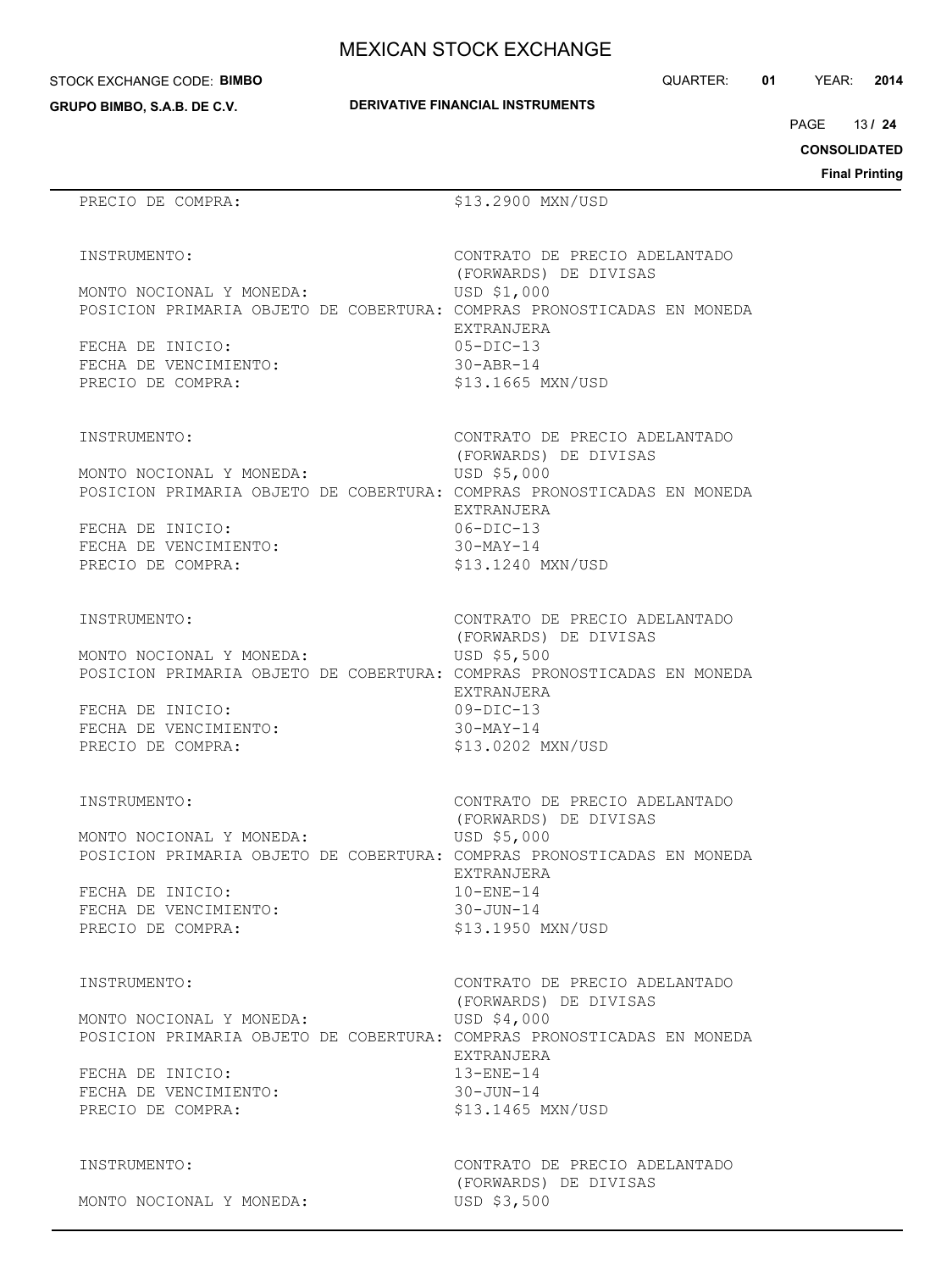PRECIO DE COMPRA: $13.2900 MXN/USD

INSTRUMENTO: CONTRATO DE PRECIO ADELANTADO (FORWARDS) DE DIVISAS
MONTO NOCIONAL Y MONEDA: USD $1,000
POSICION PRIMARIA OBJETO DE COBERTURA: COMPRAS PRONOSTICADAS EN MONEDA EXTRANJERA
FECHA DE INICIO: 05-DIC-13
FECHA DE VENCIMIENTO: 30-ABR-14
PRECIO DE COMPRA: $13.1665 MXN/USD

INSTRUMENTO: CONTRATO DE PRECIO ADELANTADO (FORWARDS) DE DIVISAS
MONTO NOCIONAL Y MONEDA: USD $5,000
POSICION PRIMARIA OBJETO DE COBERTURA: COMPRAS PRONOSTICADAS EN MONEDA EXTRANJERA
FECHA DE INICIO: 06-DIC-13
FECHA DE VENCIMIENTO: 30-MAY-14
PRECIO DE COMPRA: $13.1240 MXN/USD

INSTRUMENTO: CONTRATO DE PRECIO ADELANTADO (FORWARDS) DE DIVISAS
MONTO NOCIONAL Y MONEDA: USD $5,500
POSICION PRIMARIA OBJETO DE COBERTURA: COMPRAS PRONOSTICADAS EN MONEDA EXTRANJERA
FECHA DE INICIO: 09-DIC-13
FECHA DE VENCIMIENTO: 30-MAY-14
PRECIO DE COMPRA: $13.0202 MXN/USD

INSTRUMENTO: CONTRATO DE PRECIO ADELANTADO (FORWARDS) DE DIVISAS
MONTO NOCIONAL Y MONEDA: USD $5,000
POSICION PRIMARIA OBJETO DE COBERTURA: COMPRAS PRONOSTICADAS EN MONEDA EXTRANJERA
FECHA DE INICIO: 10-ENE-14
FECHA DE VENCIMIENTO: 30-JUN-14
PRECIO DE COMPRA: $13.1950 MXN/USD

INSTRUMENTO: CONTRATO DE PRECIO ADELANTADO (FORWARDS) DE DIVISAS
MONTO NOCIONAL Y MONEDA: USD $4,000
POSICION PRIMARIA OBJETO DE COBERTURA: COMPRAS PRONOSTICADAS EN MONEDA EXTRANJERA
FECHA DE INICIO: 13-ENE-14
FECHA DE VENCIMIENTO: 30-JUN-14
PRECIO DE COMPRA: $13.1465 MXN/USD

INSTRUMENTO: CONTRATO DE PRECIO ADELANTADO (FORWARDS) DE DIVISAS
MONTO NOCIONAL Y MONEDA: USD $3,500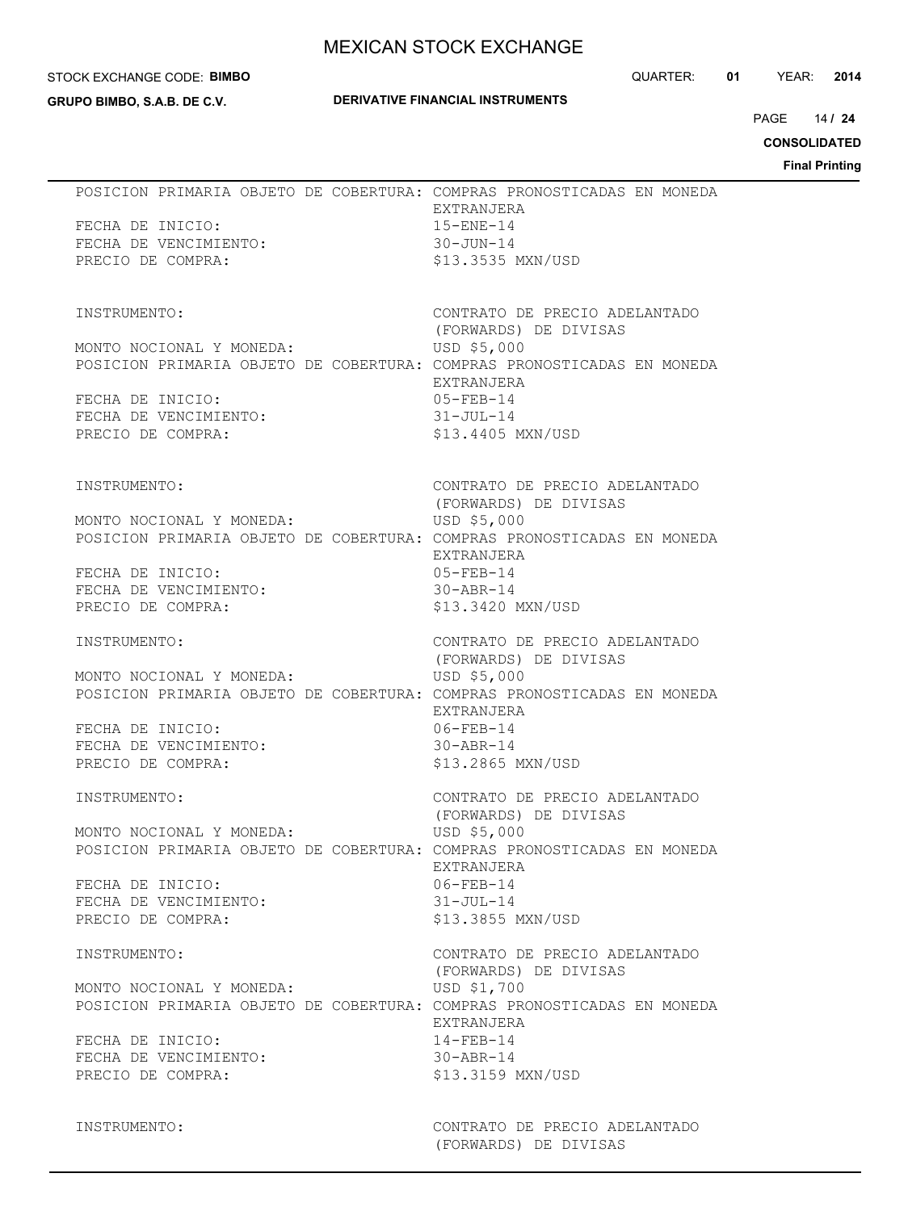POSICION PRIMARIA OBJETO DE COBERTURA: COMPRAS PRONOSTICADAS EN MONEDA EXTRANJERA
FECHA DE INICIO: 15-ENE-14
FECHA DE VENCIMIENTO: 30-JUN-14
PRECIO DE COMPRA: $13.3535 MXN/USD

INSTRUMENTO: CONTRATO DE PRECIO ADELANTADO (FORWARDS) DE DIVISAS
MONTO NOCIONAL Y MONEDA: USD $5,000
POSICION PRIMARIA OBJETO DE COBERTURA: COMPRAS PRONOSTICADAS EN MONEDA EXTRANJERA
FECHA DE INICIO: 05-FEB-14
FECHA DE VENCIMIENTO: 31-JUL-14
PRECIO DE COMPRA: $13.4405 MXN/USD

INSTRUMENTO: CONTRATO DE PRECIO ADELANTADO (FORWARDS) DE DIVISAS
MONTO NOCIONAL Y MONEDA: USD $5,000
POSICION PRIMARIA OBJETO DE COBERTURA: COMPRAS PRONOSTICADAS EN MONEDA EXTRANJERA
FECHA DE INICIO: 05-FEB-14
FECHA DE VENCIMIENTO: 30-ABR-14
PRECIO DE COMPRA: $13.3420 MXN/USD

INSTRUMENTO: CONTRATO DE PRECIO ADELANTADO (FORWARDS) DE DIVISAS
MONTO NOCIONAL Y MONEDA: USD $5,000
POSICION PRIMARIA OBJETO DE COBERTURA: COMPRAS PRONOSTICADAS EN MONEDA EXTRANJERA
FECHA DE INICIO: 06-FEB-14
FECHA DE VENCIMIENTO: 30-ABR-14
PRECIO DE COMPRA: $13.2865 MXN/USD

INSTRUMENTO: CONTRATO DE PRECIO ADELANTADO (FORWARDS) DE DIVISAS
MONTO NOCIONAL Y MONEDA: USD $5,000
POSICION PRIMARIA OBJETO DE COBERTURA: COMPRAS PRONOSTICADAS EN MONEDA EXTRANJERA
FECHA DE INICIO: 06-FEB-14
FECHA DE VENCIMIENTO: 31-JUL-14
PRECIO DE COMPRA: $13.3855 MXN/USD

INSTRUMENTO: CONTRATO DE PRECIO ADELANTADO (FORWARDS) DE DIVISAS
MONTO NOCIONAL Y MONEDA: USD $1,700
POSICION PRIMARIA OBJETO DE COBERTURA: COMPRAS PRONOSTICADAS EN MONEDA EXTRANJERA
FECHA DE INICIO: 14-FEB-14
FECHA DE VENCIMIENTO: 30-ABR-14
PRECIO DE COMPRA: $13.3159 MXN/USD

INSTRUMENTO: CONTRATO DE PRECIO ADELANTADO (FORWARDS) DE DIVISAS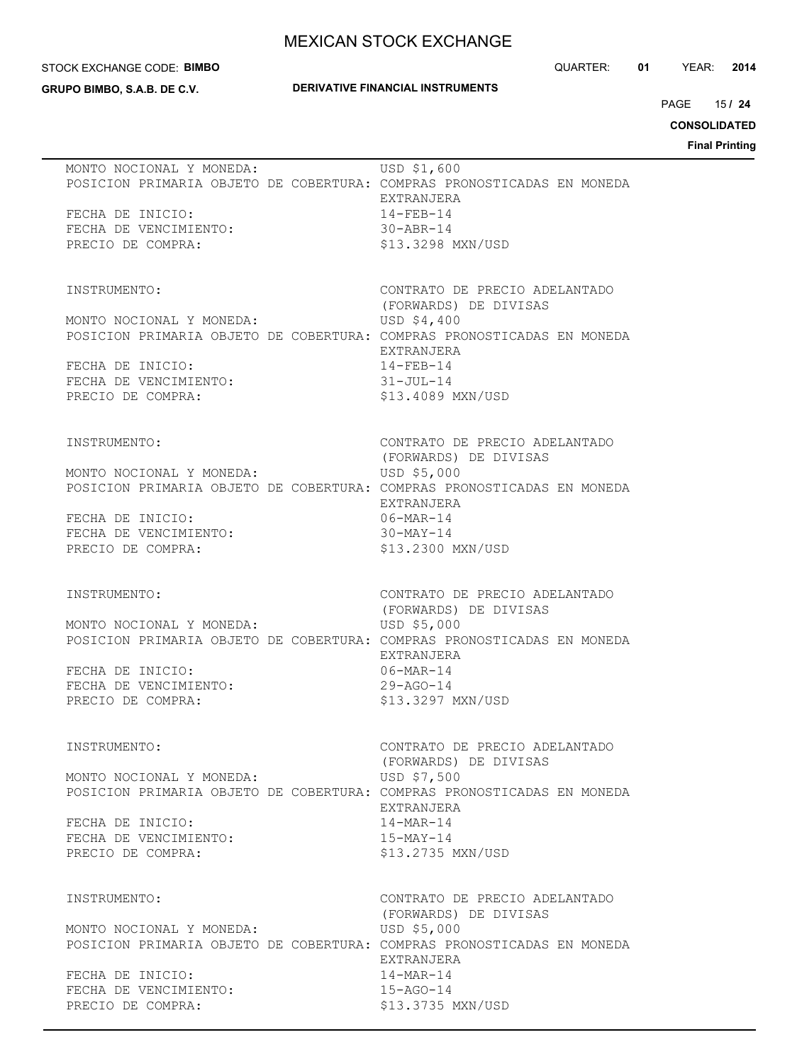MONTO NOCIONAL Y MONEDA: USD $1,600
POSICION PRIMARIA OBJETO DE COBERTURA: COMPRAS PRONOSTICADAS EN MONEDA EXTRANJERA
FECHA DE INICIO: 14-FEB-14
FECHA DE VENCIMIENTO: 30-ABR-14
PRECIO DE COMPRA: $13.3298 MXN/USD

INSTRUMENTO: CONTRATO DE PRECIO ADELANTADO (FORWARDS) DE DIVISAS
MONTO NOCIONAL Y MONEDA: USD $4,400
POSICION PRIMARIA OBJETO DE COBERTURA: COMPRAS PRONOSTICADAS EN MONEDA EXTRANJERA
FECHA DE INICIO: 14-FEB-14
FECHA DE VENCIMIENTO: 31-JUL-14
PRECIO DE COMPRA: $13.4089 MXN/USD

INSTRUMENTO: CONTRATO DE PRECIO ADELANTADO (FORWARDS) DE DIVISAS
MONTO NOCIONAL Y MONEDA: USD $5,000
POSICION PRIMARIA OBJETO DE COBERTURA: COMPRAS PRONOSTICADAS EN MONEDA EXTRANJERA
FECHA DE INICIO: 06-MAR-14
FECHA DE VENCIMIENTO: 30-MAY-14
PRECIO DE COMPRA: $13.2300 MXN/USD

INSTRUMENTO: CONTRATO DE PRECIO ADELANTADO (FORWARDS) DE DIVISAS
MONTO NOCIONAL Y MONEDA: USD $5,000
POSICION PRIMARIA OBJETO DE COBERTURA: COMPRAS PRONOSTICADAS EN MONEDA EXTRANJERA
FECHA DE INICIO: 06-MAR-14
FECHA DE VENCIMIENTO: 29-AGO-14
PRECIO DE COMPRA: $13.3297 MXN/USD

INSTRUMENTO: CONTRATO DE PRECIO ADELANTADO (FORWARDS) DE DIVISAS
MONTO NOCIONAL Y MONEDA: USD $7,500
POSICION PRIMARIA OBJETO DE COBERTURA: COMPRAS PRONOSTICADAS EN MONEDA EXTRANJERA
FECHA DE INICIO: 14-MAR-14
FECHA DE VENCIMIENTO: 15-MAY-14
PRECIO DE COMPRA: $13.2735 MXN/USD

INSTRUMENTO: CONTRATO DE PRECIO ADELANTADO (FORWARDS) DE DIVISAS
MONTO NOCIONAL Y MONEDA: USD $5,000
POSICION PRIMARIA OBJETO DE COBERTURA: COMPRAS PRONOSTICADAS EN MONEDA EXTRANJERA
FECHA DE INICIO: 14-MAR-14
FECHA DE VENCIMIENTO: 15-AGO-14
PRECIO DE COMPRA: $13.3735 MXN/USD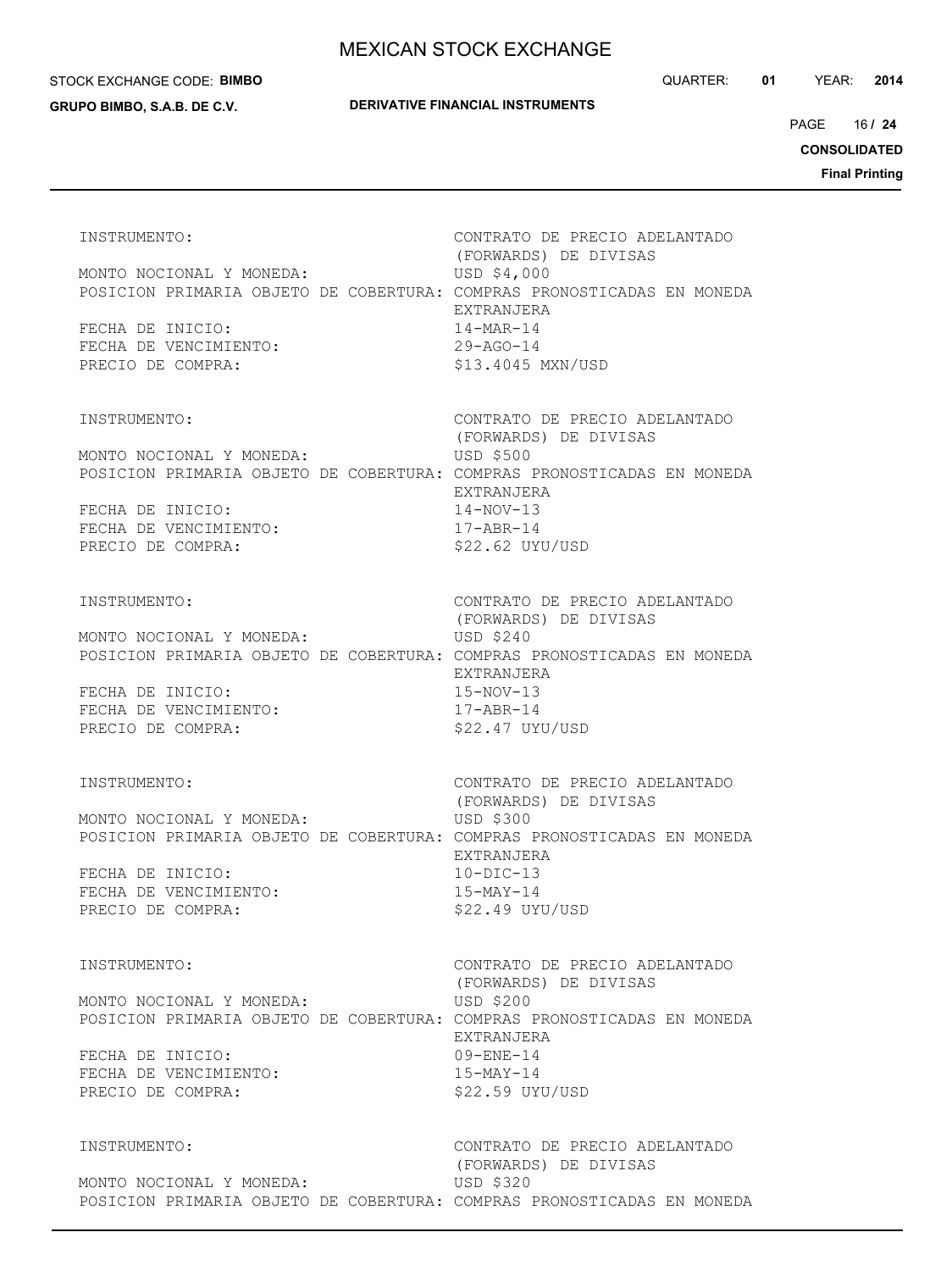INSTRUMENTO: CONTRATO DE PRECIO ADELANTADO (FORWARDS) DE DIVISAS
MONTO NOCIONAL Y MONEDA: USD $4,000
POSICION PRIMARIA OBJETO DE COBERTURA: COMPRAS PRONOSTICADAS EN MONEDA EXTRANJERA
FECHA DE INICIO: 14-MAR-14
FECHA DE VENCIMIENTO: 29-AGO-14
PRECIO DE COMPRA: $13.4045 MXN/USD

INSTRUMENTO: CONTRATO DE PRECIO ADELANTADO (FORWARDS) DE DIVISAS
MONTO NOCIONAL Y MONEDA: USD $500
POSICION PRIMARIA OBJETO DE COBERTURA: COMPRAS PRONOSTICADAS EN MONEDA EXTRANJERA
FECHA DE INICIO: 14-NOV-13
FECHA DE VENCIMIENTO: 17-ABR-14
PRECIO DE COMPRA: $22.62 UYU/USD

INSTRUMENTO: CONTRATO DE PRECIO ADELANTADO (FORWARDS) DE DIVISAS
MONTO NOCIONAL Y MONEDA: USD $240
POSICION PRIMARIA OBJETO DE COBERTURA: COMPRAS PRONOSTICADAS EN MONEDA EXTRANJERA
FECHA DE INICIO: 15-NOV-13
FECHA DE VENCIMIENTO: 17-ABR-14
PRECIO DE COMPRA: $22.47 UYU/USD

INSTRUMENTO: CONTRATO DE PRECIO ADELANTADO (FORWARDS) DE DIVISAS
MONTO NOCIONAL Y MONEDA: USD $300
POSICION PRIMARIA OBJETO DE COBERTURA: COMPRAS PRONOSTICADAS EN MONEDA EXTRANJERA
FECHA DE INICIO: 10-DIC-13
FECHA DE VENCIMIENTO: 15-MAY-14
PRECIO DE COMPRA: $22.49 UYU/USD

INSTRUMENTO: CONTRATO DE PRECIO ADELANTADO (FORWARDS) DE DIVISAS
MONTO NOCIONAL Y MONEDA: USD $200
POSICION PRIMARIA OBJETO DE COBERTURA: COMPRAS PRONOSTICADAS EN MONEDA EXTRANJERA
FECHA DE INICIO: 09-ENE-14
FECHA DE VENCIMIENTO: 15-MAY-14
PRECIO DE COMPRA: $22.59 UYU/USD

INSTRUMENTO: CONTRATO DE PRECIO ADELANTADO (FORWARDS) DE DIVISAS
MONTO NOCIONAL Y MONEDA: USD $320
POSICION PRIMARIA OBJETO DE COBERTURA: COMPRAS PRONOSTICADAS EN MONEDA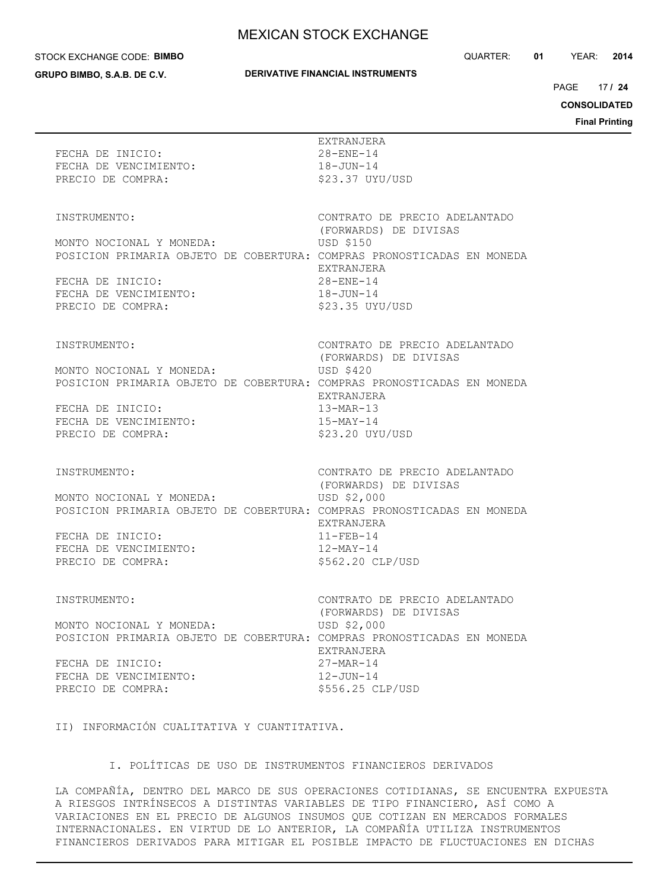EXTRANJERA

FECHA DE INICIO: 28-ENE-14
FECHA DE VENCIMIENTO: 18-JUN-14
PRECIO DE COMPRA: $23.37 UYU/USD

INSTRUMENTO: CONTRATO DE PRECIO ADELANTADO (FORWARDS) DE DIVISAS
MONTO NOCIONAL Y MONEDA: USD $150
POSICION PRIMARIA OBJETO DE COBERTURA: COMPRAS PRONOSTICADAS EN MONEDA EXTRANJERA
FECHA DE INICIO: 28-ENE-14
FECHA DE VENCIMIENTO: 18-JUN-14
PRECIO DE COMPRA: $23.35 UYU/USD

INSTRUMENTO: CONTRATO DE PRECIO ADELANTADO (FORWARDS) DE DIVISAS
MONTO NOCIONAL Y MONEDA: USD $420
POSICION PRIMARIA OBJETO DE COBERTURA: COMPRAS PRONOSTICADAS EN MONEDA EXTRANJERA
FECHA DE INICIO: 13-MAR-13
FECHA DE VENCIMIENTO: 15-MAY-14
PRECIO DE COMPRA: $23.20 UYU/USD

INSTRUMENTO: CONTRATO DE PRECIO ADELANTADO (FORWARDS) DE DIVISAS
MONTO NOCIONAL Y MONEDA: USD $2,000
POSICION PRIMARIA OBJETO DE COBERTURA: COMPRAS PRONOSTICADAS EN MONEDA EXTRANJERA
FECHA DE INICIO: 11-FEB-14
FECHA DE VENCIMIENTO: 12-MAY-14
PRECIO DE COMPRA: $562.20 CLP/USD

INSTRUMENTO: CONTRATO DE PRECIO ADELANTADO (FORWARDS) DE DIVISAS
MONTO NOCIONAL Y MONEDA: USD $2,000
POSICION PRIMARIA OBJETO DE COBERTURA: COMPRAS PRONOSTICADAS EN MONEDA EXTRANJERA
FECHA DE INICIO: 27-MAR-14
FECHA DE VENCIMIENTO: 12-JUN-14
PRECIO DE COMPRA: $556.25 CLP/USD

## II) INFORMACIÓN CUALITATIVA Y CUANTITATIVA.

### I. POLÍTICAS DE USO DE INSTRUMENTOS FINANCIEROS DERIVADOS

LA COMPAÑÍA, DENTRO DEL MARCO DE SUS OPERACIONES COTIDIANAS, SE ENCUENTRA EXPUESTA A RIESGOS INTRÍNSECOS A DISTINTAS VARIABLES DE TIPO FINANCIERO, ASÍ COMO A VARIACIONES EN EL PRECIO DE ALGUNOS INSUMOS QUE COTIZAN EN MERCADOS FORMALES INTERNACIONALES. EN VIRTUD DE LO ANTERIOR, LA COMPAÑÍA UTILIZA INSTRUMENTOS FINANCIEROS DERIVADOS PARA MITIGAR EL POSIBLE IMPACTO DE FLUCTUACIONES EN DICHAS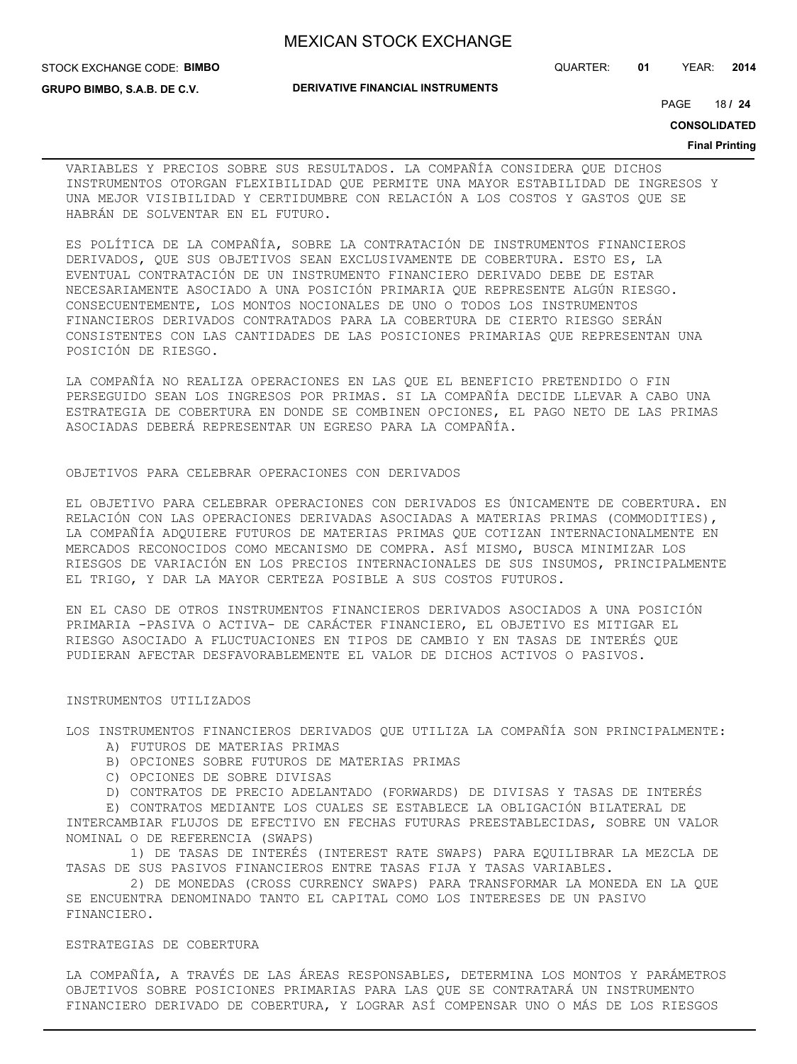VARIABLES Y PRECIOS SOBRE SUS RESULTADOS. LA COMPAÑÍA CONSIDERA QUE DICHOS INSTRUMENTOS OTORGAN FLEXIBILIDAD QUE PERMITE UNA MAYOR ESTABILIDAD DE INGRESOS Y UNA MEJOR VISIBILIDAD Y CERTIDUMBRE CON RELACIÓN A LOS COSTOS Y GASTOS QUE SE HABRÁN DE SOLVENTAR EN EL FUTURO.

ES POLÍTICA DE LA COMPAÑÍA, SOBRE LA CONTRATACIÓN DE INSTRUMENTOS FINANCIEROS DERIVADOS, QUE SUS OBJETIVOS SEAN EXCLUSIVAMENTE DE COBERTURA. ESTO ES, LA EVENTUAL CONTRATACIÓN DE UN INSTRUMENTO FINANCIERO DERIVADO DEBE DE ESTAR NECESARIAMENTE ASOCIADO A UNA POSICIÓN PRIMARIA QUE REPRESENTE ALGÚN RIESGO. CONSECUENTEMENTE, LOS MONTOS NOCIONALES DE UNO O TODOS LOS INSTRUMENTOS FINANCIEROS DERIVADOS CONTRATADOS PARA LA COBERTURA DE CIERTO RIESGO SERÁN CONSISTENTES CON LAS CANTIDADES DE LAS POSICIONES PRIMARIAS QUE REPRESENTAN UNA POSICIÓN DE RIESGO.

LA COMPAÑÍA NO REALIZA OPERACIONES EN LAS QUE EL BENEFICIO PRETENDIDO O FIN PERSEGUIDO SEAN LOS INGRESOS POR PRIMAS. SI LA COMPAÑÍA DECIDE LLEVAR A CABO UNA ESTRATEGIA DE COBERTURA EN DONDE SE COMBINEN OPCIONES, EL PAGO NETO DE LAS PRIMAS ASOCIADAS DEBERÁ REPRESENTAR UN EGRESO PARA LA COMPAÑÍA.

OBJETIVOS PARA CELEBRAR OPERACIONES CON DERIVADOS

EL OBJETIVO PARA CELEBRAR OPERACIONES CON DERIVADOS ES ÚNICAMENTE DE COBERTURA. EN RELACIÓN CON LAS OPERACIONES DERIVADAS ASOCIADAS A MATERIAS PRIMAS (COMMODITIES), LA COMPAÑÍA ADQUIERE FUTUROS DE MATERIAS PRIMAS QUE COTIZAN INTERNACIONALMENTE EN MERCADOS RECONOCIDOS COMO MECANISMO DE COMPRA. ASÍ MISMO, BUSCA MINIMIZAR LOS RIESGOS DE VARIACIÓN EN LOS PRECIOS INTERNACIONALES DE SUS INSUMOS, PRINCIPALMENTE EL TRIGO, Y DAR LA MAYOR CERTEZA POSIBLE A SUS COSTOS FUTUROS.

EN EL CASO DE OTROS INSTRUMENTOS FINANCIEROS DERIVADOS ASOCIADOS A UNA POSICIÓN PRIMARIA -PASIVA O ACTIVA- DE CARÁCTER FINANCIERO, EL OBJETIVO ES MITIGAR EL RIESGO ASOCIADO A FLUCTUACIONES EN TIPOS DE CAMBIO Y EN TASAS DE INTERÉS QUE PUDIERAN AFECTAR DESFAVORABLEMENTE EL VALOR DE DICHOS ACTIVOS O PASIVOS.

INSTRUMENTOS UTILIZADOS

LOS INSTRUMENTOS FINANCIEROS DERIVADOS QUE UTILIZA LA COMPAÑÍA SON PRINCIPALMENTE:

A) FUTUROS DE MATERIAS PRIMAS

B) OPCIONES SOBRE FUTUROS DE MATERIAS PRIMAS

C) OPCIONES DE SOBRE DIVISAS

D) CONTRATOS DE PRECIO ADELANTADO (FORWARDS) DE DIVISAS Y TASAS DE INTERÉS

E) CONTRATOS MEDIANTE LOS CUALES SE ESTABLECE LA OBLIGACIÓN BILATERAL DE INTERCAMBIAR FLUJOS DE EFECTIVO EN FECHAS FUTURAS PREESTABLECIDAS, SOBRE UN VALOR NOMINAL O DE REFERENCIA (SWAPS)

1) DE TASAS DE INTERÉS (INTEREST RATE SWAPS) PARA EQUILIBRAR LA MEZCLA DE TASAS DE SUS PASIVOS FINANCIEROS ENTRE TASAS FIJA Y TASAS VARIABLES.

2) DE MONEDAS (CROSS CURRENCY SWAPS) PARA TRANSFORMAR LA MONEDA EN LA QUE SE ENCUENTRA DENOMINADO TANTO EL CAPITAL COMO LOS INTERESES DE UN PASIVO FINANCIERO.

ESTRATEGIAS DE COBERTURA

LA COMPAÑÍA, A TRAVÉS DE LAS ÁREAS RESPONSABLES, DETERMINA LOS MONTOS Y PARÁMETROS OBJETIVOS SOBRE POSICIONES PRIMARIAS PARA LAS QUE SE CONTRATARÁ UN INSTRUMENTO FINANCIERO DERIVADO DE COBERTURA, Y LOGRAR ASÍ COMPENSAR UNO O MÁS DE LOS RIESGOS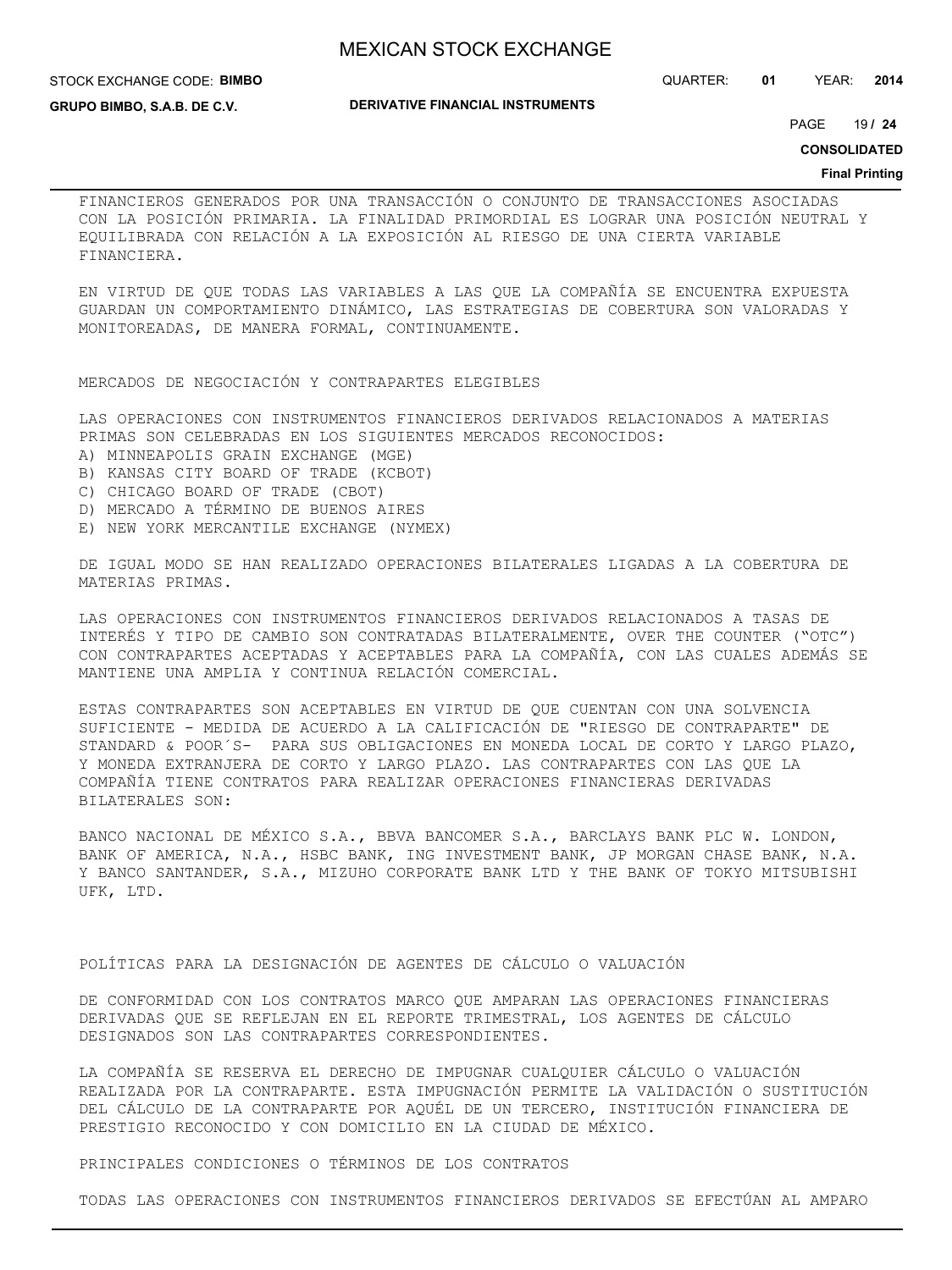FINANCIEROS GENERADOS POR UNA TRANSACCIÓN O CONJUNTO DE TRANSACCIONES ASOCIADAS CON LA POSICIÓN PRIMARIA. LA FINALIDAD PRIMORDIAL ES LOGRAR UNA POSICIÓN NEUTRAL Y EQUILIBRADA CON RELACIÓN A LA EXPOSICIÓN AL RIESGO DE UNA CIERTA VARIABLE FINANCIERA.

EN VIRTUD DE QUE TODAS LAS VARIABLES A LAS QUE LA COMPAÑÍA SE ENCUENTRA EXPUESTA GUARDAN UN COMPORTAMIENTO DINÁMICO, LAS ESTRATEGIAS DE COBERTURA SON VALORADAS Y MONITOREADAS, DE MANERA FORMAL, CONTINUAMENTE.

MERCADOS DE NEGOCIACIÓN Y CONTRAPARTES ELEGIBLES

LAS OPERACIONES CON INSTRUMENTOS FINANCIEROS DERIVADOS RELACIONADOS A MATERIAS PRIMAS SON CELEBRADAS EN LOS SIGUIENTES MERCADOS RECONOCIDOS:

A) MINNEAPOLIS GRAIN EXCHANGE (MGE)
B) KANSAS CITY BOARD OF TRADE (KCBOT)
C) CHICAGO BOARD OF TRADE (CBOT)
D) MERCADO A TÉRMINO DE BUENOS AIRES
E) NEW YORK MERCANTILE EXCHANGE (NYMEX)

DE IGUAL MODO SE HAN REALIZADO OPERACIONES BILATERALES LIGADAS A LA COBERTURA DE MATERIAS PRIMAS.

LAS OPERACIONES CON INSTRUMENTOS FINANCIEROS DERIVADOS RELACIONADOS A TASAS DE INTERÉS Y TIPO DE CAMBIO SON CONTRATADAS BILATERALMENTE, OVER THE COUNTER ("OTC") CON CONTRAPARTES ACEPTADAS Y ACEPTABLES PARA LA COMPAÑÍA, CON LAS CUALES ADEMÁS SE MANTIENE UNA AMPLIA Y CONTINUA RELACIÓN COMERCIAL.

ESTAS CONTRAPARTES SON ACEPTABLES EN VIRTUD DE QUE CUENTAN CON UNA SOLVENCIA SUFICIENTE - MEDIDA DE ACUERDO A LA CALIFICACIÓN DE "RIESGO DE CONTRAPARTE" DE STANDARD & POOR´S- PARA SUS OBLIGACIONES EN MONEDA LOCAL DE CORTO Y LARGO PLAZO, Y MONEDA EXTRANJERA DE CORTO Y LARGO PLAZO. LAS CONTRAPARTES CON LAS QUE LA COMPAÑÍA TIENE CONTRATOS PARA REALIZAR OPERACIONES FINANCIERAS DERIVADAS BILATERALES SON:

BANCO NACIONAL DE MÉXICO S.A., BBVA BANCOMER S.A., BARCLAYS BANK PLC W. LONDON, BANK OF AMERICA, N.A., HSBC BANK, ING INVESTMENT BANK, JP MORGAN CHASE BANK, N.A. Y BANCO SANTANDER, S.A., MIZUHO CORPORATE BANK LTD Y THE BANK OF TOKYO MITSUBISHI UFK, LTD.

POLÍTICAS PARA LA DESIGNACIÓN DE AGENTES DE CÁLCULO O VALUACIÓN

DE CONFORMIDAD CON LOS CONTRATOS MARCO QUE AMPARAN LAS OPERACIONES FINANCIERAS DERIVADAS QUE SE REFLEJAN EN EL REPORTE TRIMESTRAL, LOS AGENTES DE CÁLCULO DESIGNADOS SON LAS CONTRAPARTES CORRESPONDIENTES.

LA COMPAÑÍA SE RESERVA EL DERECHO DE IMPUGNAR CUALQUIER CÁLCULO O VALUACIÓN REALIZADA POR LA CONTRAPARTE. ESTA IMPUGNACIÓN PERMITE LA VALIDACIÓN O SUSTITUCIÓN DEL CÁLCULO DE LA CONTRAPARTE POR AQUÉL DE UN TERCERO, INSTITUCIÓN FINANCIERA DE PRESTIGIO RECONOCIDO Y CON DOMICILIO EN LA CIUDAD DE MÉXICO.

PRINCIPALES CONDICIONES O TÉRMINOS DE LOS CONTRATOS

TODAS LAS OPERACIONES CON INSTRUMENTOS FINANCIEROS DERIVADOS SE EFECTÚAN AL AMPARO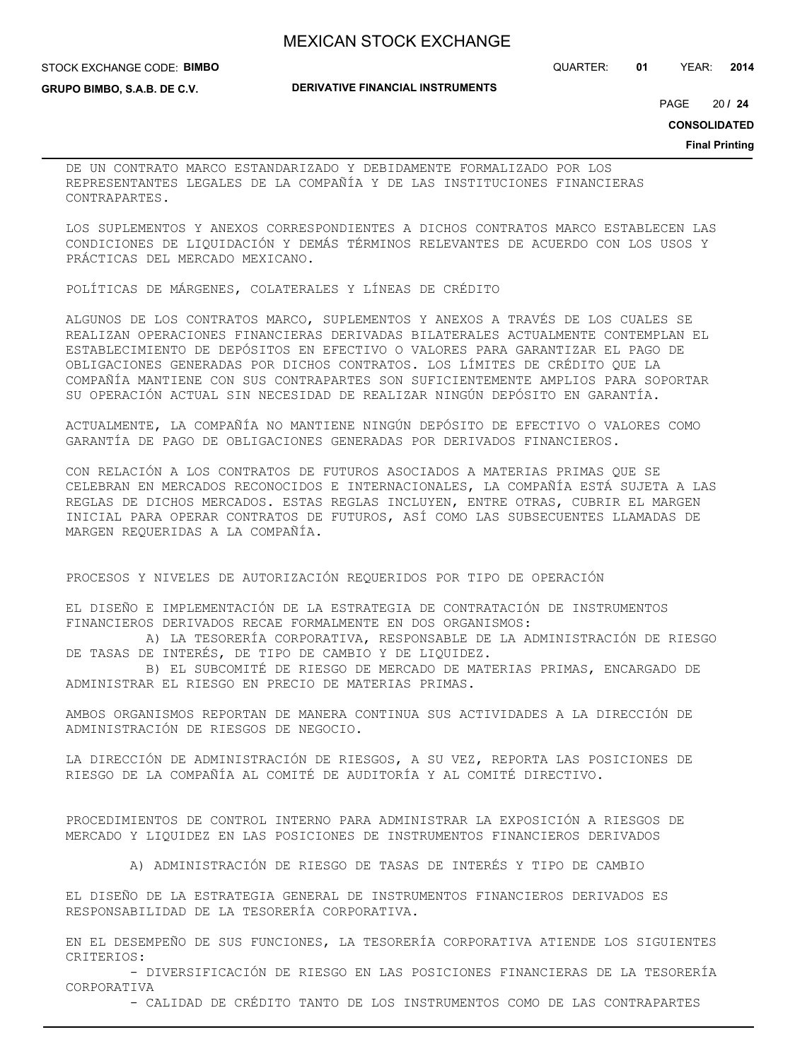DE UN CONTRATO MARCO ESTANDARIZADO Y DEBIDAMENTE FORMALIZADO POR LOS REPRESENTANTES LEGALES DE LA COMPAÑÍA Y DE LAS INSTITUCIONES FINANCIERAS CONTRAPARTES.

LOS SUPLEMENTOS Y ANEXOS CORRESPONDIENTES A DICHOS CONTRATOS MARCO ESTABLECEN LAS CONDICIONES DE LIQUIDACIÓN Y DEMÁS TÉRMINOS RELEVANTES DE ACUERDO CON LOS USOS Y PRÁCTICAS DEL MERCADO MEXICANO.

POLÍTICAS DE MÁRGENES, COLATERALES Y LÍNEAS DE CRÉDITO

ALGUNOS DE LOS CONTRATOS MARCO, SUPLEMENTOS Y ANEXOS A TRAVÉS DE LOS CUALES SE REALIZAN OPERACIONES FINANCIERAS DERIVADAS BILATERALES ACTUALMENTE CONTEMPLAN EL ESTABLECIMIENTO DE DEPÓSITOS EN EFECTIVO O VALORES PARA GARANTIZAR EL PAGO DE OBLIGACIONES GENERADAS POR DICHOS CONTRATOS. LOS LÍMITES DE CRÉDITO QUE LA COMPAÑÍA MANTIENE CON SUS CONTRAPARTES SON SUFICIENTEMENTE AMPLIOS PARA SOPORTAR SU OPERACIÓN ACTUAL SIN NECESIDAD DE REALIZAR NINGÚN DEPÓSITO EN GARANTÍA.

ACTUALMENTE, LA COMPAÑÍA NO MANTIENE NINGÚN DEPÓSITO DE EFECTIVO O VALORES COMO GARANTÍA DE PAGO DE OBLIGACIONES GENERADAS POR DERIVADOS FINANCIEROS.

CON RELACIÓN A LOS CONTRATOS DE FUTUROS ASOCIADOS A MATERIAS PRIMAS QUE SE CELEBRAN EN MERCADOS RECONOCIDOS E INTERNACIONALES, LA COMPAÑÍA ESTÁ SUJETA A LAS REGLAS DE DICHOS MERCADOS. ESTAS REGLAS INCLUYEN, ENTRE OTRAS, CUBRIR EL MARGEN INICIAL PARA OPERAR CONTRATOS DE FUTUROS, ASÍ COMO LAS SUBSECUENTES LLAMADAS DE MARGEN REQUERIDAS A LA COMPAÑÍA.

PROCESOS Y NIVELES DE AUTORIZACIÓN REQUERIDOS POR TIPO DE OPERACIÓN

EL DISEÑO E IMPLEMENTACIÓN DE LA ESTRATEGIA DE CONTRATACIÓN DE INSTRUMENTOS FINANCIEROS DERIVADOS RECAE FORMALMENTE EN DOS ORGANISMOS:

A) LA TESORERÍA CORPORATIVA, RESPONSABLE DE LA ADMINISTRACIÓN DE RIESGO DE TASAS DE INTERÉS, DE TIPO DE CAMBIO Y DE LIQUIDEZ.

B) EL SUBCOMITÉ DE RIESGO DE MERCADO DE MATERIAS PRIMAS, ENCARGADO DE ADMINISTRAR EL RIESGO EN PRECIO DE MATERIAS PRIMAS.

AMBOS ORGANISMOS REPORTAN DE MANERA CONTINUA SUS ACTIVIDADES A LA DIRECCIÓN DE ADMINISTRACIÓN DE RIESGOS DE NEGOCIO.

LA DIRECCIÓN DE ADMINISTRACIÓN DE RIESGOS, A SU VEZ, REPORTA LAS POSICIONES DE RIESGO DE LA COMPAÑÍA AL COMITÉ DE AUDITORÍA Y AL COMITÉ DIRECTIVO.

PROCEDIMIENTOS DE CONTROL INTERNO PARA ADMINISTRAR LA EXPOSICIÓN A RIESGOS DE MERCADO Y LIQUIDEZ EN LAS POSICIONES DE INSTRUMENTOS FINANCIEROS DERIVADOS

A) ADMINISTRACIÓN DE RIESGO DE TASAS DE INTERÉS Y TIPO DE CAMBIO

EL DISEÑO DE LA ESTRATEGIA GENERAL DE INSTRUMENTOS FINANCIEROS DERIVADOS ES RESPONSABILIDAD DE LA TESORERÍA CORPORATIVA.

EN EL DESEMPEÑO DE SUS FUNCIONES, LA TESORERÍA CORPORATIVA ATIENDE LOS SIGUIENTES CRITERIOS:

- DIVERSIFICACIÓN DE RIESGO EN LAS POSICIONES FINANCIERAS DE LA TESORERÍA CORPORATIVA
- CALIDAD DE CRÉDITO TANTO DE LOS INSTRUMENTOS COMO DE LAS CONTRAPARTES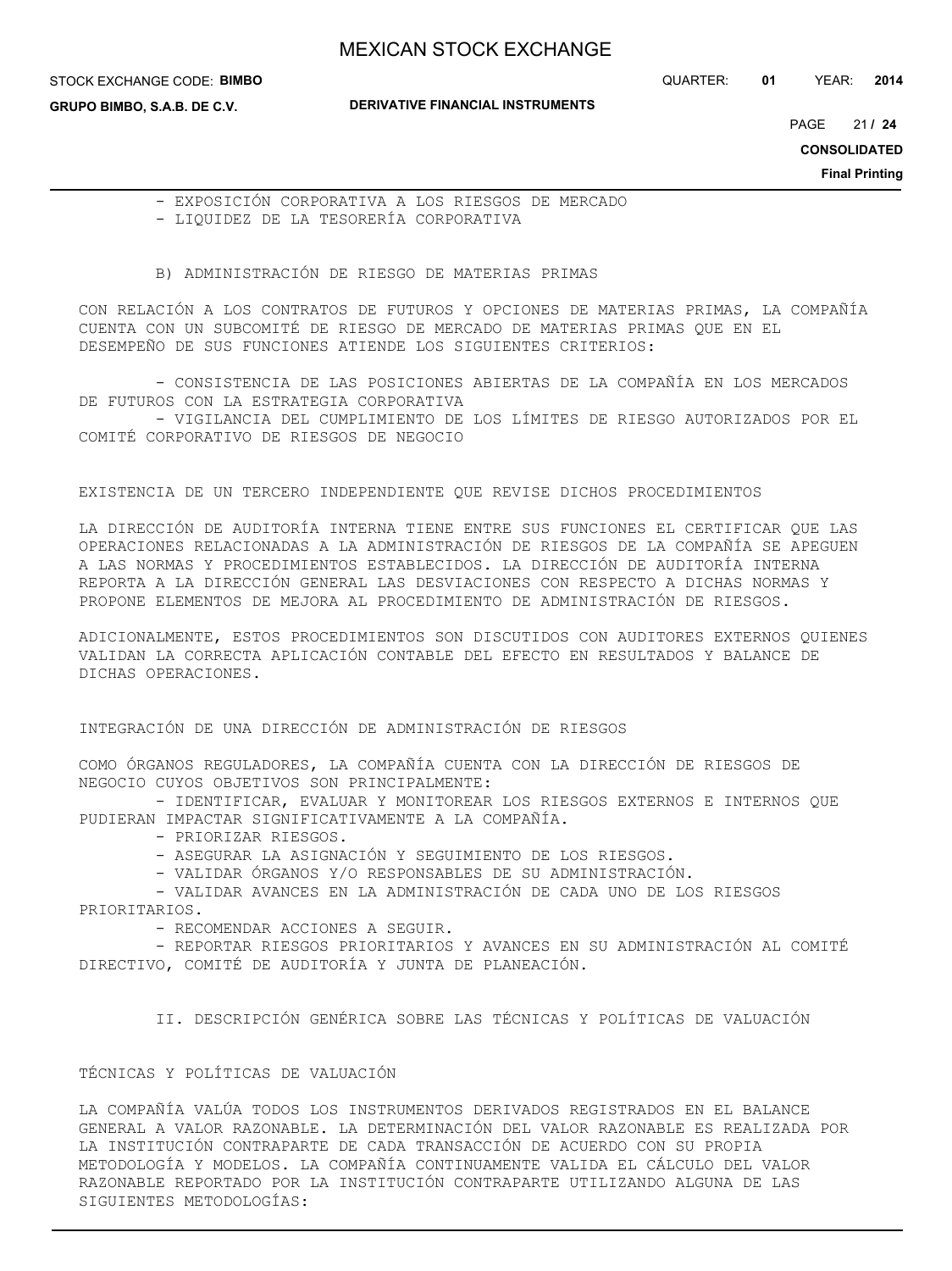- EXPOSICIÓN CORPORATIVA A LOS RIESGOS DE MERCADO
- LIQUIDEZ DE LA TESORERÍA CORPORATIVA

B) ADMINISTRACIÓN DE RIESGO DE MATERIAS PRIMAS

CON RELACIÓN A LOS CONTRATOS DE FUTUROS Y OPCIONES DE MATERIAS PRIMAS, LA COMPAÑÍA CUENTA CON UN SUBCOMITÉ DE RIESGO DE MERCADO DE MATERIAS PRIMAS QUE EN EL DESEMPEÑO DE SUS FUNCIONES ATIENDE LOS SIGUIENTES CRITERIOS:

- CONSISTENCIA DE LAS POSICIONES ABIERTAS DE LA COMPAÑÍA EN LOS MERCADOS DE FUTUROS CON LA ESTRATEGIA CORPORATIVA
- VIGILANCIA DEL CUMPLIMIENTO DE LOS LÍMITES DE RIESGO AUTORIZADOS POR EL COMITÉ CORPORATIVO DE RIESGOS DE NEGOCIO

EXISTENCIA DE UN TERCERO INDEPENDIENTE QUE REVISE DICHOS PROCEDIMIENTOS

LA DIRECCIÓN DE AUDITORÍA INTERNA TIENE ENTRE SUS FUNCIONES EL CERTIFICAR QUE LAS OPERACIONES RELACIONADAS A LA ADMINISTRACIÓN DE RIESGOS DE LA COMPAÑÍA SE APEGUEN A LAS NORMAS Y PROCEDIMIENTOS ESTABLECIDOS. LA DIRECCIÓN DE AUDITORÍA INTERNA REPORTA A LA DIRECCIÓN GENERAL LAS DESVIACIONES CON RESPECTO A DICHAS NORMAS Y PROPONE ELEMENTOS DE MEJORA AL PROCEDIMIENTO DE ADMINISTRACIÓN DE RIESGOS.

ADICIONALMENTE, ESTOS PROCEDIMIENTOS SON DISCUTIDOS CON AUDITORES EXTERNOS QUIENES VALIDAN LA CORRECTA APLICACIÓN CONTABLE DEL EFECTO EN RESULTADOS Y BALANCE DE DICHAS OPERACIONES.

INTEGRACIÓN DE UNA DIRECCIÓN DE ADMINISTRACIÓN DE RIESGOS

COMO ÓRGANOS REGULADORES, LA COMPAÑÍA CUENTA CON LA DIRECCIÓN DE RIESGOS DE NEGOCIO CUYOS OBJETIVOS SON PRINCIPALMENTE:

- IDENTIFICAR, EVALUAR Y MONITOREAR LOS RIESGOS EXTERNOS E INTERNOS QUE PUDIERAN IMPACTAR SIGNIFICATIVAMENTE A LA COMPAÑÍA.
- PRIORIZAR RIESGOS.
- ASEGURAR LA ASIGNACIÓN Y SEGUIMIENTO DE LOS RIESGOS.
- VALIDAR ÓRGANOS Y/O RESPONSABLES DE SU ADMINISTRACIÓN.
- VALIDAR AVANCES EN LA ADMINISTRACIÓN DE CADA UNO DE LOS RIESGOS PRIORITARIOS.
- RECOMENDAR ACCIONES A SEGUIR.
- REPORTAR RIESGOS PRIORITARIOS Y AVANCES EN SU ADMINISTRACIÓN AL COMITÉ DIRECTIVO, COMITÉ DE AUDITORÍA Y JUNTA DE PLANEACIÓN.

II. DESCRIPCIÓN GENÉRICA SOBRE LAS TÉCNICAS Y POLÍTICAS DE VALUACIÓN

TÉCNICAS Y POLÍTICAS DE VALUACIÓN

LA COMPAÑÍA VALÚA TODOS LOS INSTRUMENTOS DERIVADOS REGISTRADOS EN EL BALANCE GENERAL A VALOR RAZONABLE. LA DETERMINACIÓN DEL VALOR RAZONABLE ES REALIZADA POR LA INSTITUCIÓN CONTRAPARTE DE CADA TRANSACCIÓN DE ACUERDO CON SU PROPIA METODOLOGÍA Y MODELOS. LA COMPAÑÍA CONTINUAMENTE VALIDA EL CÁLCULO DEL VALOR RAZONABLE REPORTADO POR LA INSTITUCIÓN CONTRAPARTE UTILIZANDO ALGUNA DE LAS SIGUIENTES METODOLOGÍAS: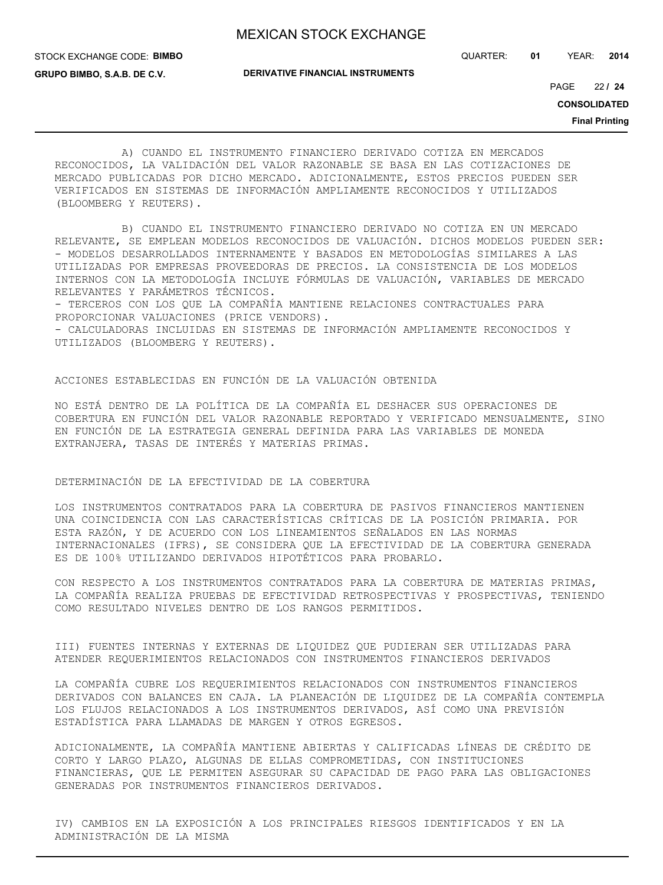A) CUANDO EL INSTRUMENTO FINANCIERO DERIVADO COTIZA EN MERCADOS RECONOCIDOS, LA VALIDACIÓN DEL VALOR RAZONABLE SE BASA EN LAS COTIZACIONES DE MERCADO PUBLICADAS POR DICHO MERCADO. ADICIONALMENTE, ESTOS PRECIOS PUEDEN SER VERIFICADOS EN SISTEMAS DE INFORMACIÓN AMPLIAMENTE RECONOCIDOS Y UTILIZADOS (BLOOMBERG Y REUTERS).

B) CUANDO EL INSTRUMENTO FINANCIERO DERIVADO NO COTIZA EN UN MERCADO RELEVANTE, SE EMPLEAN MODELOS RECONOCIDOS DE VALUACIÓN. DICHOS MODELOS PUEDEN SER:
- MODELOS DESARROLLADOS INTERNAMENTE Y BASADOS EN METODOLOGÍAS SIMILARES A LAS UTILIZADAS POR EMPRESAS PROVEEDORAS DE PRECIOS. LA CONSISTENCIA DE LOS MODELOS INTERNOS CON LA METODOLOGÍA INCLUYE FÓRMULAS DE VALUACIÓN, VARIABLES DE MERCADO RELEVANTES Y PARÁMETROS TÉCNICOS.
- TERCEROS CON LOS QUE LA COMPAÑÍA MANTIENE RELACIONES CONTRACTUALES PARA PROPORCIONAR VALUACIONES (PRICE VENDORS).
- CALCULADORAS INCLUIDAS EN SISTEMAS DE INFORMACIÓN AMPLIAMENTE RECONOCIDOS Y UTILIZADOS (BLOOMBERG Y REUTERS).

ACCIONES ESTABLECIDAS EN FUNCIÓN DE LA VALUACIÓN OBTENIDA

NO ESTÁ DENTRO DE LA POLÍTICA DE LA COMPAÑÍA EL DESHACER SUS OPERACIONES DE COBERTURA EN FUNCIÓN DEL VALOR RAZONABLE REPORTADO Y VERIFICADO MENSUALMENTE, SINO EN FUNCIÓN DE LA ESTRATEGIA GENERAL DEFINIDA PARA LAS VARIABLES DE MONEDA EXTRANJERA, TASAS DE INTERÉS Y MATERIAS PRIMAS.

DETERMINACIÓN DE LA EFECTIVIDAD DE LA COBERTURA

LOS INSTRUMENTOS CONTRATADOS PARA LA COBERTURA DE PASIVOS FINANCIEROS MANTIENEN UNA COINCIDENCIA CON LAS CARACTERÍSTICAS CRÍTICAS DE LA POSICIÓN PRIMARIA. POR ESTA RAZÓN, Y DE ACUERDO CON LOS LINEAMIENTOS SEÑALADOS EN LAS NORMAS INTERNACIONALES (IFRS), SE CONSIDERA QUE LA EFECTIVIDAD DE LA COBERTURA GENERADA ES DE 100% UTILIZANDO DERIVADOS HIPOTÉTICOS PARA PROBARLO.

CON RESPECTO A LOS INSTRUMENTOS CONTRATADOS PARA LA COBERTURA DE MATERIAS PRIMAS, LA COMPAÑÍA REALIZA PRUEBAS DE EFECTIVIDAD RETROSPECTIVAS Y PROSPECTIVAS, TENIENDO COMO RESULTADO NIVELES DENTRO DE LOS RANGOS PERMITIDOS.

III) FUENTES INTERNAS Y EXTERNAS DE LIQUIDEZ QUE PUDIERAN SER UTILIZADAS PARA ATENDER REQUERIMIENTOS RELACIONADOS CON INSTRUMENTOS FINANCIEROS DERIVADOS

LA COMPAÑÍA CUBRE LOS REQUERIMIENTOS RELACIONADOS CON INSTRUMENTOS FINANCIEROS DERIVADOS CON BALANCES EN CAJA. LA PLANEACIÓN DE LIQUIDEZ DE LA COMPAÑÍA CONTEMPLA LOS FLUJOS RELACIONADOS A LOS INSTRUMENTOS DERIVADOS, ASÍ COMO UNA PREVISIÓN ESTADÍSTICA PARA LLAMADAS DE MARGEN Y OTROS EGRESOS.

ADICIONALMENTE, LA COMPAÑÍA MANTIENE ABIERTAS Y CALIFICADAS LÍNEAS DE CRÉDITO DE CORTO Y LARGO PLAZO, ALGUNAS DE ELLAS COMPROMETIDAS, CON INSTITUCIONES FINANCIERAS, QUE LE PERMITEN ASEGURAR SU CAPACIDAD DE PAGO PARA LAS OBLIGACIONES GENERADAS POR INSTRUMENTOS FINANCIEROS DERIVADOS.

IV) CAMBIOS EN LA EXPOSICIÓN A LOS PRINCIPALES RIESGOS IDENTIFICADOS Y EN LA ADMINISTRACIÓN DE LA MISMA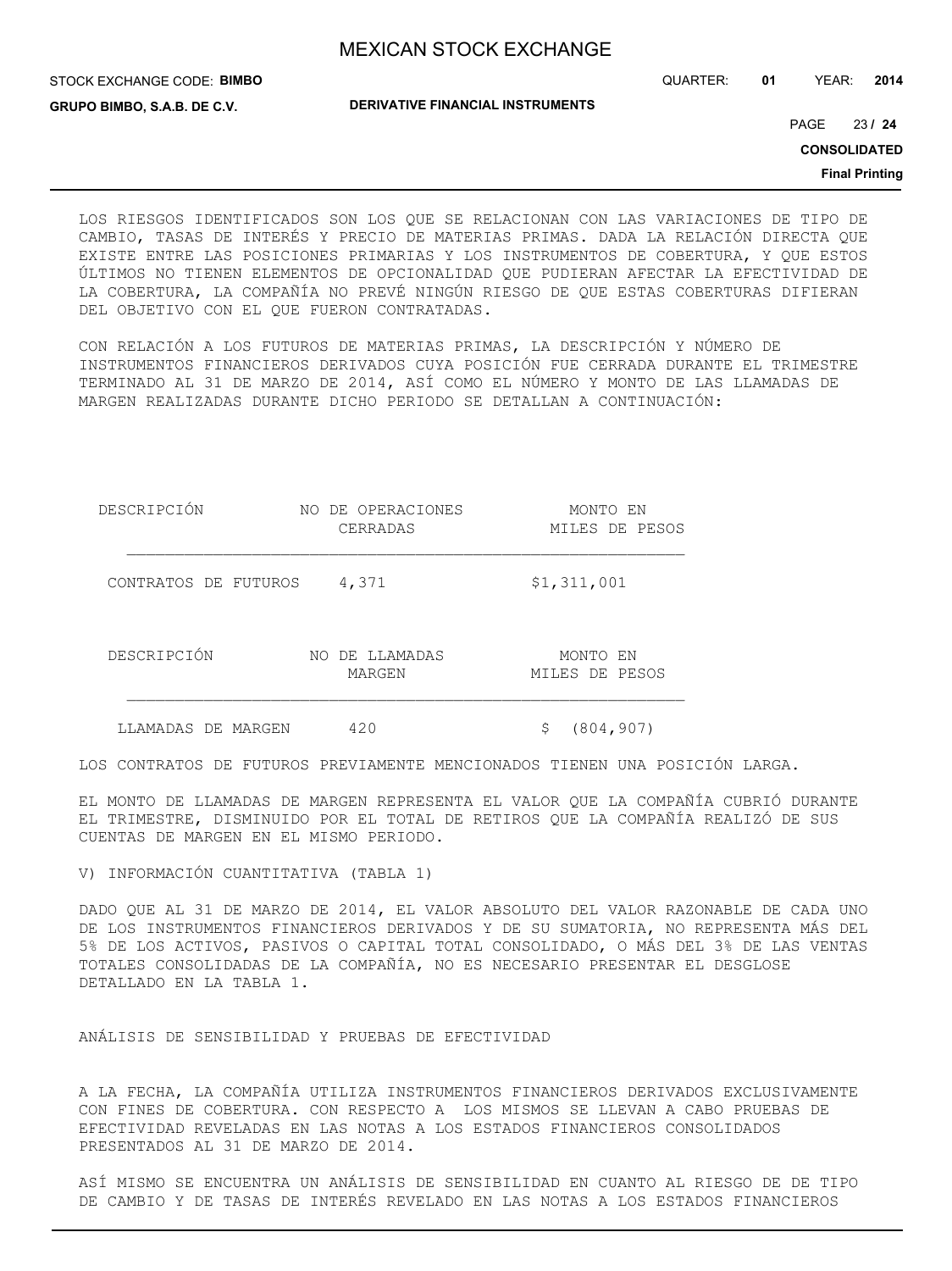LOS RIESGOS IDENTIFICADOS SON LOS QUE SE RELACIONAN CON LAS VARIACIONES DE TIPO DE CAMBIO, TASAS DE INTERÉS Y PRECIO DE MATERIAS PRIMAS. DADA LA RELACIÓN DIRECTA QUE EXISTE ENTRE LAS POSICIONES PRIMARIAS Y LOS INSTRUMENTOS DE COBERTURA, Y QUE ESTOS ÚLTIMOS NO TIENEN ELEMENTOS DE OPCIONALIDAD QUE PUDIERAN AFECTAR LA EFECTIVIDAD DE LA COBERTURA, LA COMPAÑÍA NO PREVÉ NINGÚN RIESGO DE QUE ESTAS COBERTURAS DIFIERAN DEL OBJETIVO CON EL QUE FUERON CONTRATADAS.

CON RELACIÓN A LOS FUTUROS DE MATERIAS PRIMAS, LA DESCRIPCIÓN Y NÚMERO DE INSTRUMENTOS FINANCIEROS DERIVADOS CUYA POSICIÓN FUE CERRADA DURANTE EL TRIMESTRE TERMINADO AL 31 DE MARZO DE 2014, ASÍ COMO EL NÚMERO Y MONTO DE LAS LLAMADAS DE MARGEN REALIZADAS DURANTE DICHO PERIODO SE DETALLAN A CONTINUACIÓN:

| DESCRIPCIÓN | NO DE OPERACIONES CERRADAS | MONTO EN MILES DE PESOS |
|---|---|---|
| CONTRATOS DE FUTUROS | 4,371 | $1,311,001 |

| DESCRIPCIÓN | NO DE LLAMADAS MARGEN | MONTO EN MILES DE PESOS |
|---|---|---|
| LLAMADAS DE MARGEN | 420 | $ (804,907) |

LOS CONTRATOS DE FUTUROS PREVIAMENTE MENCIONADOS TIENEN UNA POSICIÓN LARGA.

EL MONTO DE LLAMADAS DE MARGEN REPRESENTA EL VALOR QUE LA COMPAÑÍA CUBRIÓ DURANTE EL TRIMESTRE, DISMINUIDO POR EL TOTAL DE RETIROS QUE LA COMPAÑÍA REALIZÓ DE SUS CUENTAS DE MARGEN EN EL MISMO PERIODO.

V) INFORMACIÓN CUANTITATIVA (TABLA 1)

DADO QUE AL 31 DE MARZO DE 2014, EL VALOR ABSOLUTO DEL VALOR RAZONABLE DE CADA UNO DE LOS INSTRUMENTOS FINANCIEROS DERIVADOS Y DE SU SUMATORIA, NO REPRESENTA MÁS DEL 5% DE LOS ACTIVOS, PASIVOS O CAPITAL TOTAL CONSOLIDADO, O MÁS DEL 3% DE LAS VENTAS TOTALES CONSOLIDADAS DE LA COMPAÑÍA, NO ES NECESARIO PRESENTAR EL DESGLOSE DETALLADO EN LA TABLA 1.

ANÁLISIS DE SENSIBILIDAD Y PRUEBAS DE EFECTIVIDAD

A LA FECHA, LA COMPAÑÍA UTILIZA INSTRUMENTOS FINANCIEROS DERIVADOS EXCLUSIVAMENTE CON FINES DE COBERTURA. CON RESPECTO A LOS MISMOS SE LLEVAN A CABO PRUEBAS DE EFECTIVIDAD REVELADAS EN LAS NOTAS A LOS ESTADOS FINANCIEROS CONSOLIDADOS PRESENTADOS AL 31 DE MARZO DE 2014.

ASÍ MISMO SE ENCUENTRA UN ANÁLISIS DE SENSIBILIDAD EN CUANTO AL RIESGO DE DE TIPO DE CAMBIO Y DE TASAS DE INTERÉS REVELADO EN LAS NOTAS A LOS ESTADOS FINANCIEROS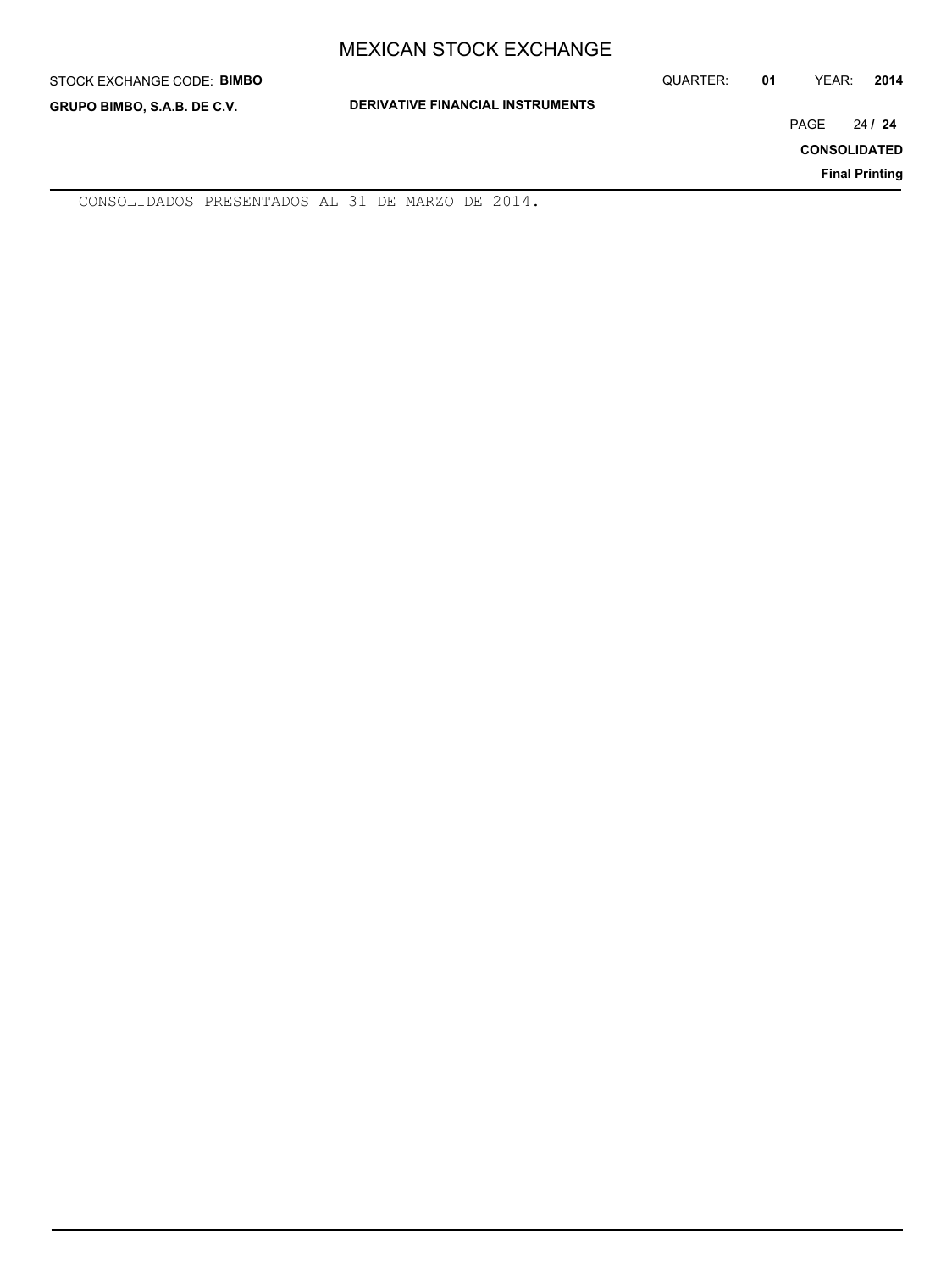CONSOLIDADOS PRESENTADOS AL 31 DE MARZO DE 2014.